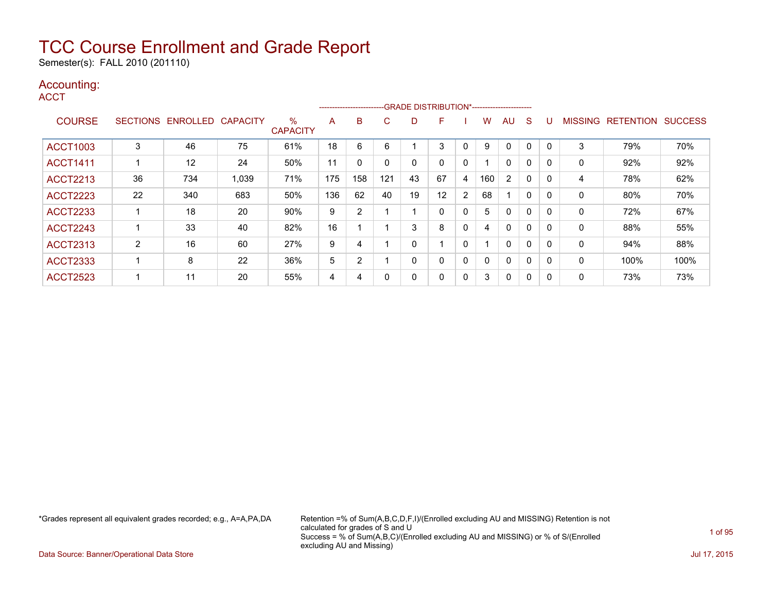# TCC Course Enrollment and Grade Report

Semester(s): FALL 2010 (201110)

## Accounting:

### ACCT

| COURSE | SECTIONS | ENROLLED | CAPACITY | % CAPACITY | A | B | C | D | F | I | W | AU | S | U | MISSING | RETENTION | SUCCESS |
|---|---|---|---|---|---|---|---|---|---|---|---|---|---|---|---|---|---|
| | | | | | GRADE DISTRIBUTION* | | | | | | | | | | | | |
| ACCT1003 | 3 | 46 | 75 | 61% | 18 | 6 | 6 | 1 | 3 | 0 | 9 | 0 | 0 | 0 | 3 | 79% | 70% |
| ACCT1411 | 1 | 12 | 24 | 50% | 11 | 0 | 0 | 0 | 0 | 0 | 1 | 0 | 0 | 0 | 0 | 92% | 92% |
| ACCT2213 | 36 | 734 | 1,039 | 71% | 175 | 158 | 121 | 43 | 67 | 4 | 160 | 2 | 0 | 0 | 4 | 78% | 62% |
| ACCT2223 | 22 | 340 | 683 | 50% | 136 | 62 | 40 | 19 | 12 | 2 | 68 | 1 | 0 | 0 | 0 | 80% | 70% |
| ACCT2233 | 1 | 18 | 20 | 90% | 9 | 2 | 1 | 1 | 0 | 0 | 5 | 0 | 0 | 0 | 0 | 72% | 67% |
| ACCT2243 | 1 | 33 | 40 | 82% | 16 | 1 | 1 | 3 | 8 | 0 | 4 | 0 | 0 | 0 | 0 | 88% | 55% |
| ACCT2313 | 2 | 16 | 60 | 27% | 9 | 4 | 1 | 0 | 1 | 0 | 1 | 0 | 0 | 0 | 0 | 94% | 88% |
| ACCT2333 | 1 | 8 | 22 | 36% | 5 | 2 | 1 | 0 | 0 | 0 | 0 | 0 | 0 | 0 | 0 | 100% | 100% |
| ACCT2523 | 1 | 11 | 20 | 55% | 4 | 4 | 0 | 0 | 0 | 0 | 3 | 0 | 0 | 0 | 0 | 73% | 73% |

*Grades represent all equivalent grades recorded; e.g., A=A,PA,DA

Retention =% of Sum(A,B,C,D,F,I)/(Enrolled excluding AU and MISSING) Retention is not calculated for grades of S and U
Success = % of Sum(A,B,C)/(Enrolled excluding AU and MISSING) or % of S/(Enrolled excluding AU and Missing)

Data Source: Banner/Operational Data Store

Jul 17, 2015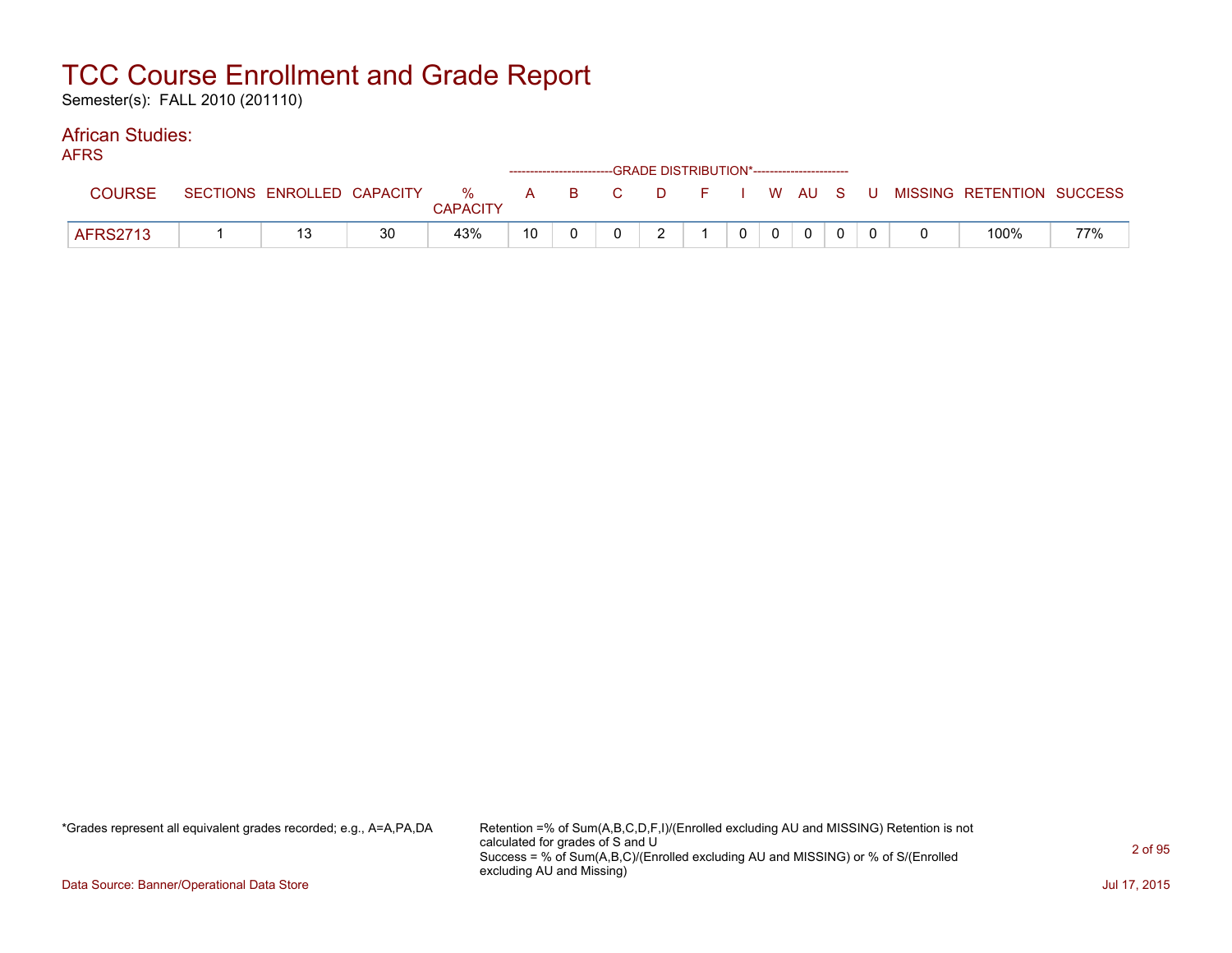# TCC Course Enrollment and Grade Report

Semester(s): FALL 2010 (201110)

## African Studies:

AFRS

| COURSE | SECTIONS | ENROLLED | CAPACITY | % CAPACITY | A | B | C | D | F | I | W | AU | S | U | MISSING | RETENTION | SUCCESS |
|---|---|---|---|---|---|---|---|---|---|---|---|---|---|---|---|---|---|
| | | | | | GRADE DISTRIBUTION* | | | | | | | | | | | | |
| AFRS2713 | 1 | 13 | 30 | 43% | 10 | 0 | 0 | 2 | 1 | 0 | 0 | 0 | 0 | 0 | 0 | 100% | 77% |

*Grades represent all equivalent grades recorded; e.g., A=A,PA,DA

Retention =% of Sum(A,B,C,D,F,I)/(Enrolled excluding AU and MISSING) Retention is not calculated for grades of S and U
Success = % of Sum(A,B,C)/(Enrolled excluding AU and MISSING) or % of S/(Enrolled excluding AU and Missing)

Data Source: Banner/Operational Data Store

Jul 17, 2015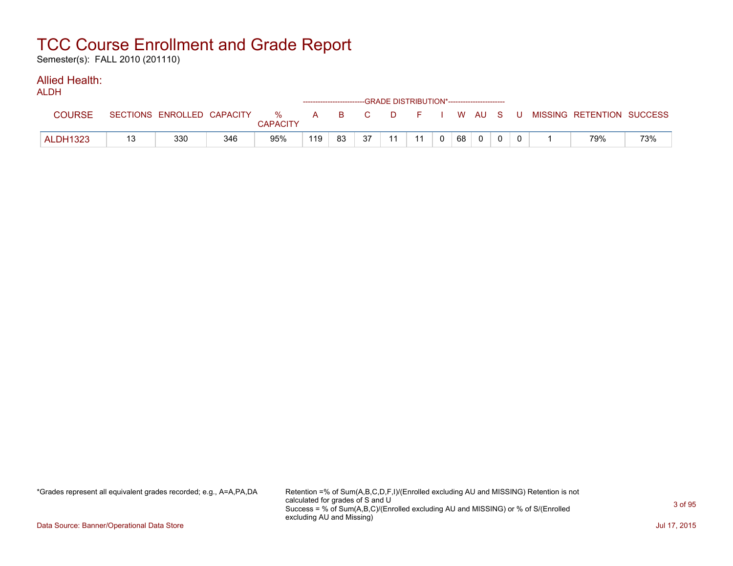# TCC Course Enrollment and Grade Report

Semester(s): FALL 2010 (201110)

## Allied Health:

ALDH

| COURSE | SECTIONS | ENROLLED | CAPACITY | % CAPACITY | A | B | C | D | F | I | W | AU | S | U | MISSING | RETENTION | SUCCESS |
|---|---|---|---|---|---|---|---|---|---|---|---|---|---|---|---|---|---|
| | | | | | GRADE DISTRIBUTION* | | | | | | | | | | | | |
| ALDH1323 | 13 | 330 | 346 | 95% | 119 | 83 | 37 | 11 | 11 | 0 | 68 | 0 | 0 | 0 | 1 | 79% | 73% |

*Grades represent all equivalent grades recorded; e.g., A=A,PA,DA

Retention =% of Sum(A,B,C,D,F,I)/(Enrolled excluding AU and MISSING) Retention is not calculated for grades of S and U
Success = % of Sum(A,B,C)/(Enrolled excluding AU and MISSING) or % of S/(Enrolled excluding AU and Missing)

Data Source: Banner/Operational Data Store

Jul 17, 2015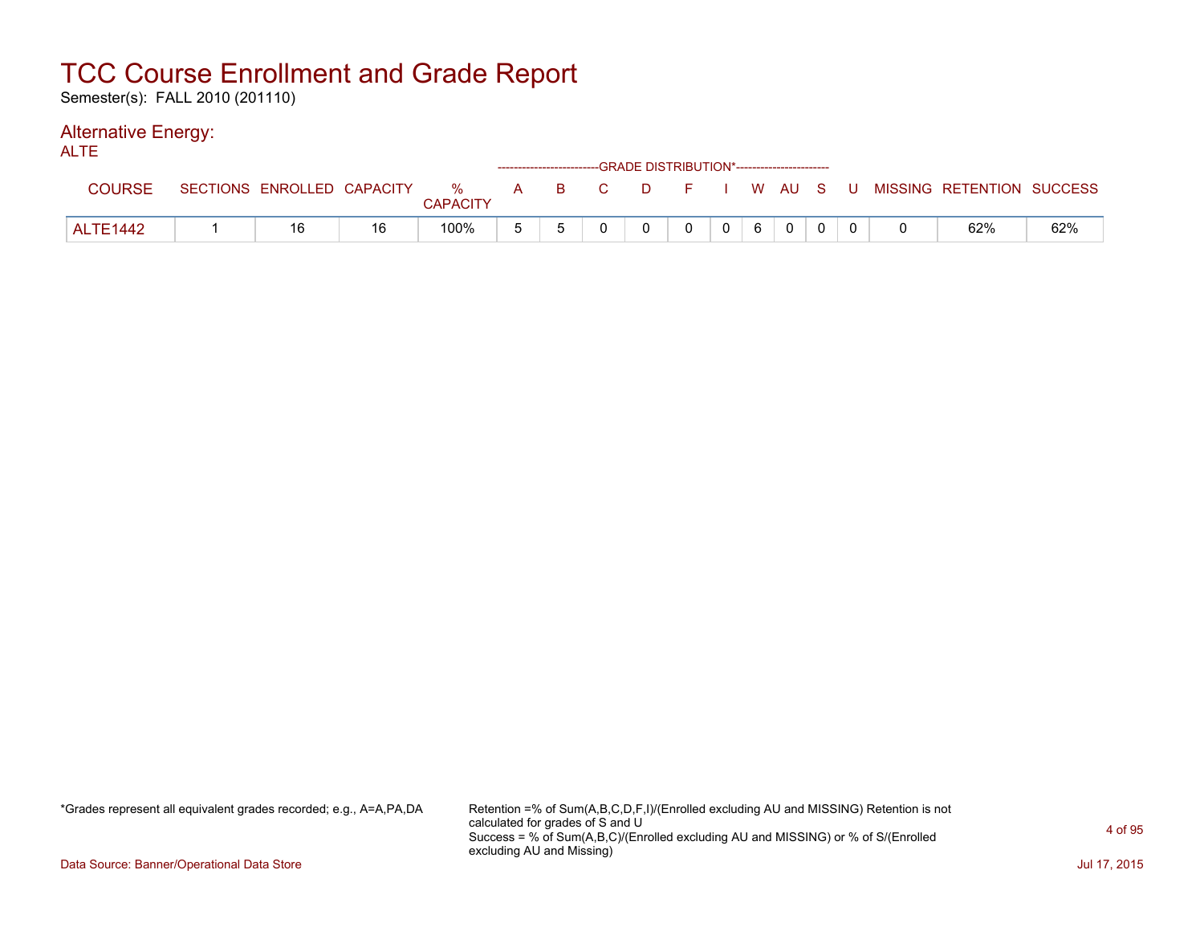# TCC Course Enrollment and Grade Report

Semester(s): FALL 2010 (201110)

## Alternative Energy:

ALTE

| COURSE | SECTIONS | ENROLLED | CAPACITY | % CAPACITY | A | B | C | D | F | I | W | AU | S | U | MISSING | RETENTION | SUCCESS |
|---|---|---|---|---|---|---|---|---|---|---|---|---|---|---|---|---|---|
| | | | | | GRADE DISTRIBUTION* | | | | | | | | | | | | |
| ALTE1442 | 1 | 16 | 16 | 100% | 5 | 5 | 0 | 0 | 0 | 0 | 6 | 0 | 0 | 0 | 0 | 62% | 62% |

*Grades represent all equivalent grades recorded; e.g., A=A,PA,DA

Retention =% of Sum(A,B,C,D,F,I)/(Enrolled excluding AU and MISSING) Retention is not calculated for grades of S and U
Success = % of Sum(A,B,C)/(Enrolled excluding AU and MISSING) or % of S/(Enrolled excluding AU and Missing)

Data Source: Banner/Operational Data Store

Jul 17, 2015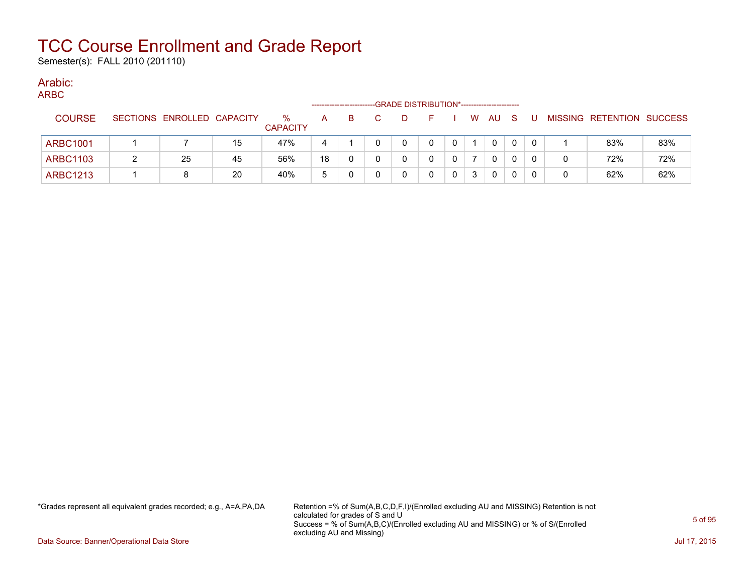# TCC Course Enrollment and Grade Report

Semester(s): FALL 2010 (201110)

## Arabic:

ARBC

| COURSE | SECTIONS | ENROLLED | CAPACITY | % CAPACITY | A | B | C | D | F | I | W | AU | S | U | MISSING | RETENTION | SUCCESS |
|---|---|---|---|---|---|---|---|---|---|---|---|---|---|---|---|---|---|
| | | | | | GRADE DISTRIBUTION* | | | | | | | | | | | | |
| ARBC1001 | 1 | 7 | 15 | 47% | 4 | 1 | 0 | 0 | 0 | 0 | 1 | 0 | 0 | 0 | 1 | 83% | 83% |
| ARBC1103 | 2 | 25 | 45 | 56% | 18 | 0 | 0 | 0 | 0 | 0 | 7 | 0 | 0 | 0 | 0 | 72% | 72% |
| ARBC1213 | 1 | 8 | 20 | 40% | 5 | 0 | 0 | 0 | 0 | 0 | 3 | 0 | 0 | 0 | 0 | 62% | 62% |

*Grades represent all equivalent grades recorded; e.g., A=A,PA,DA

Retention =% of Sum(A,B,C,D,F,I)/(Enrolled excluding AU and MISSING) Retention is not calculated for grades of S and U
Success = % of Sum(A,B,C)/(Enrolled excluding AU and MISSING) or % of S/(Enrolled excluding AU and Missing)

Data Source: Banner/Operational Data Store

Jul 17, 2015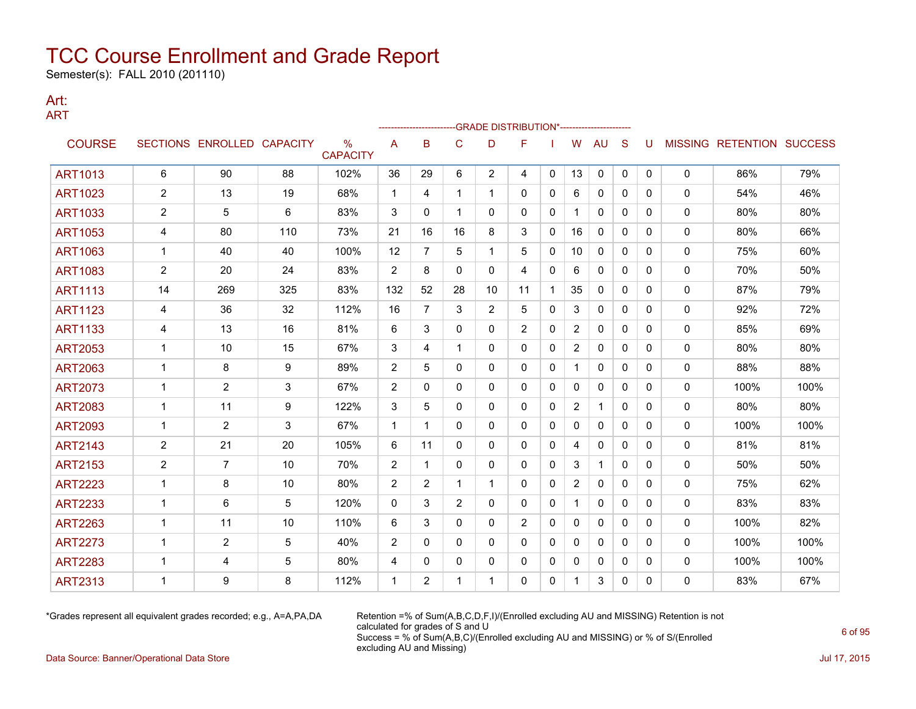# TCC Course Enrollment and Grade Report

Semester(s): FALL 2010 (201110)

## Art:

### ART

| COURSE | SECTIONS | ENROLLED | CAPACITY | % CAPACITY | A | B | C | D | F | I | W | AU | S | U | MISSING | RETENTION | SUCCESS |
|---|---|---|---|---|---|---|---|---|---|---|---|---|---|---|---|---|---|
| | | | | | GRADE DISTRIBUTION* | | | | | | | | | | | | |
| ART1013 | 6 | 90 | 88 | 102% | 36 | 29 | 6 | 2 | 4 | 0 | 13 | 0 | 0 | 0 | 0 | 86% | 79% |
| ART1023 | 2 | 13 | 19 | 68% | 1 | 4 | 1 | 1 | 0 | 0 | 6 | 0 | 0 | 0 | 0 | 54% | 46% |
| ART1033 | 2 | 5 | 6 | 83% | 3 | 0 | 1 | 0 | 0 | 0 | 1 | 0 | 0 | 0 | 0 | 80% | 80% |
| ART1053 | 4 | 80 | 110 | 73% | 21 | 16 | 16 | 8 | 3 | 0 | 16 | 0 | 0 | 0 | 0 | 80% | 66% |
| ART1063 | 1 | 40 | 40 | 100% | 12 | 7 | 5 | 1 | 5 | 0 | 10 | 0 | 0 | 0 | 0 | 75% | 60% |
| ART1083 | 2 | 20 | 24 | 83% | 2 | 8 | 0 | 0 | 4 | 0 | 6 | 0 | 0 | 0 | 0 | 70% | 50% |
| ART1113 | 14 | 269 | 325 | 83% | 132 | 52 | 28 | 10 | 11 | 1 | 35 | 0 | 0 | 0 | 0 | 87% | 79% |
| ART1123 | 4 | 36 | 32 | 112% | 16 | 7 | 3 | 2 | 5 | 0 | 3 | 0 | 0 | 0 | 0 | 92% | 72% |
| ART1133 | 4 | 13 | 16 | 81% | 6 | 3 | 0 | 0 | 2 | 0 | 2 | 0 | 0 | 0 | 0 | 85% | 69% |
| ART2053 | 1 | 10 | 15 | 67% | 3 | 4 | 1 | 0 | 0 | 0 | 2 | 0 | 0 | 0 | 0 | 80% | 80% |
| ART2063 | 1 | 8 | 9 | 89% | 2 | 5 | 0 | 0 | 0 | 0 | 1 | 0 | 0 | 0 | 0 | 88% | 88% |
| ART2073 | 1 | 2 | 3 | 67% | 2 | 0 | 0 | 0 | 0 | 0 | 0 | 0 | 0 | 0 | 0 | 100% | 100% |
| ART2083 | 1 | 11 | 9 | 122% | 3 | 5 | 0 | 0 | 0 | 0 | 2 | 1 | 0 | 0 | 0 | 80% | 80% |
| ART2093 | 1 | 2 | 3 | 67% | 1 | 1 | 0 | 0 | 0 | 0 | 0 | 0 | 0 | 0 | 0 | 100% | 100% |
| ART2143 | 2 | 21 | 20 | 105% | 6 | 11 | 0 | 0 | 0 | 0 | 4 | 0 | 0 | 0 | 0 | 81% | 81% |
| ART2153 | 2 | 7 | 10 | 70% | 2 | 1 | 0 | 0 | 0 | 0 | 3 | 1 | 0 | 0 | 0 | 50% | 50% |
| ART2223 | 1 | 8 | 10 | 80% | 2 | 2 | 1 | 1 | 0 | 0 | 2 | 0 | 0 | 0 | 0 | 75% | 62% |
| ART2233 | 1 | 6 | 5 | 120% | 0 | 3 | 2 | 0 | 0 | 0 | 1 | 0 | 0 | 0 | 0 | 83% | 83% |
| ART2263 | 1 | 11 | 10 | 110% | 6 | 3 | 0 | 0 | 2 | 0 | 0 | 0 | 0 | 0 | 0 | 100% | 82% |
| ART2273 | 1 | 2 | 5 | 40% | 2 | 0 | 0 | 0 | 0 | 0 | 0 | 0 | 0 | 0 | 0 | 100% | 100% |
| ART2283 | 1 | 4 | 5 | 80% | 4 | 0 | 0 | 0 | 0 | 0 | 0 | 0 | 0 | 0 | 0 | 100% | 100% |
| ART2313 | 1 | 9 | 8 | 112% | 1 | 2 | 1 | 1 | 0 | 0 | 1 | 3 | 0 | 0 | 0 | 83% | 67% |

*Grades represent all equivalent grades recorded; e.g., A=A,PA,DA

Retention =% of Sum(A,B,C,D,F,I)/(Enrolled excluding AU and MISSING) Retention is not calculated for grades of S and U
Success = % of Sum(A,B,C)/(Enrolled excluding AU and MISSING) or % of S/(Enrolled excluding AU and Missing)

Data Source: Banner/Operational Data Store

Jul 17, 2015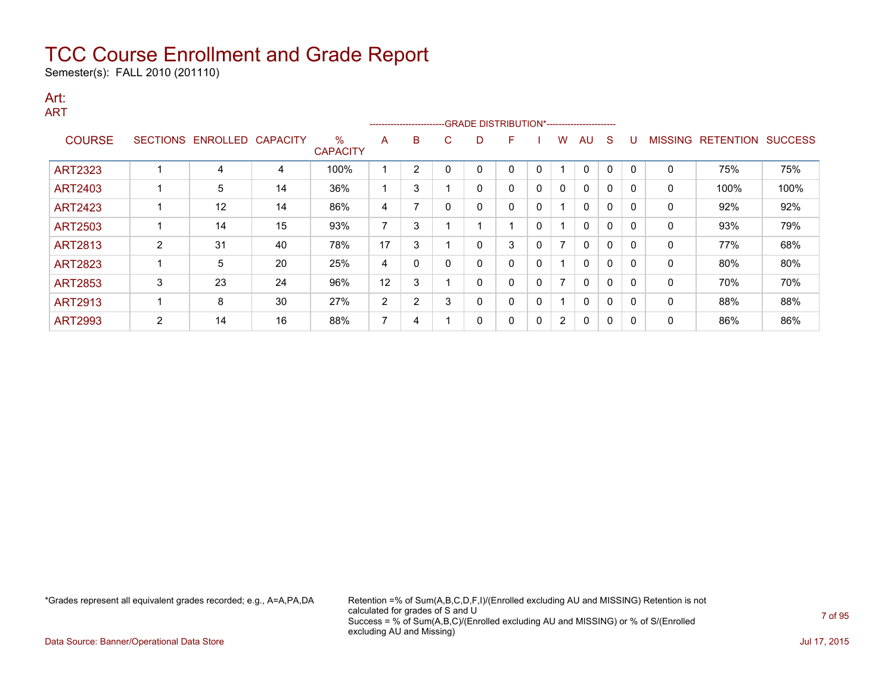# TCC Course Enrollment and Grade Report

Semester(s): FALL 2010 (201110)

## Art:

ART

| COURSE | SECTIONS | ENROLLED | CAPACITY | % CAPACITY | A | B | C | D | F | I | W | AU | S | U | MISSING | RETENTION | SUCCESS |
|---|---|---|---|---|---|---|---|---|---|---|---|---|---|---|---|---|---|
| | | | | | GRADE DISTRIBUTION* | | | | | | | | | | | | |
| ART2323 | 1 | 4 | 4 | 100% | 1 | 2 | 0 | 0 | 0 | 0 | 1 | 0 | 0 | 0 | 0 | 75% | 75% |
| ART2403 | 1 | 5 | 14 | 36% | 1 | 3 | 1 | 0 | 0 | 0 | 0 | 0 | 0 | 0 | 0 | 100% | 100% |
| ART2423 | 1 | 12 | 14 | 86% | 4 | 7 | 0 | 0 | 0 | 0 | 1 | 0 | 0 | 0 | 0 | 92% | 92% |
| ART2503 | 1 | 14 | 15 | 93% | 7 | 3 | 1 | 1 | 1 | 0 | 1 | 0 | 0 | 0 | 0 | 93% | 79% |
| ART2813 | 2 | 31 | 40 | 78% | 17 | 3 | 1 | 0 | 3 | 0 | 7 | 0 | 0 | 0 | 0 | 77% | 68% |
| ART2823 | 1 | 5 | 20 | 25% | 4 | 0 | 0 | 0 | 0 | 0 | 1 | 0 | 0 | 0 | 0 | 80% | 80% |
| ART2853 | 3 | 23 | 24 | 96% | 12 | 3 | 1 | 0 | 0 | 0 | 7 | 0 | 0 | 0 | 0 | 70% | 70% |
| ART2913 | 1 | 8 | 30 | 27% | 2 | 2 | 3 | 0 | 0 | 0 | 1 | 0 | 0 | 0 | 0 | 88% | 88% |
| ART2993 | 2 | 14 | 16 | 88% | 7 | 4 | 1 | 0 | 0 | 0 | 2 | 0 | 0 | 0 | 0 | 86% | 86% |

*Grades represent all equivalent grades recorded; e.g., A=A,PA,DA

Retention =% of Sum(A,B,C,D,F,I)/(Enrolled excluding AU and MISSING) Retention is not calculated for grades of S and U
Success = % of Sum(A,B,C)/(Enrolled excluding AU and MISSING) or % of S/(Enrolled excluding AU and Missing)

Data Source: Banner/Operational Data Store

Jul 17, 2015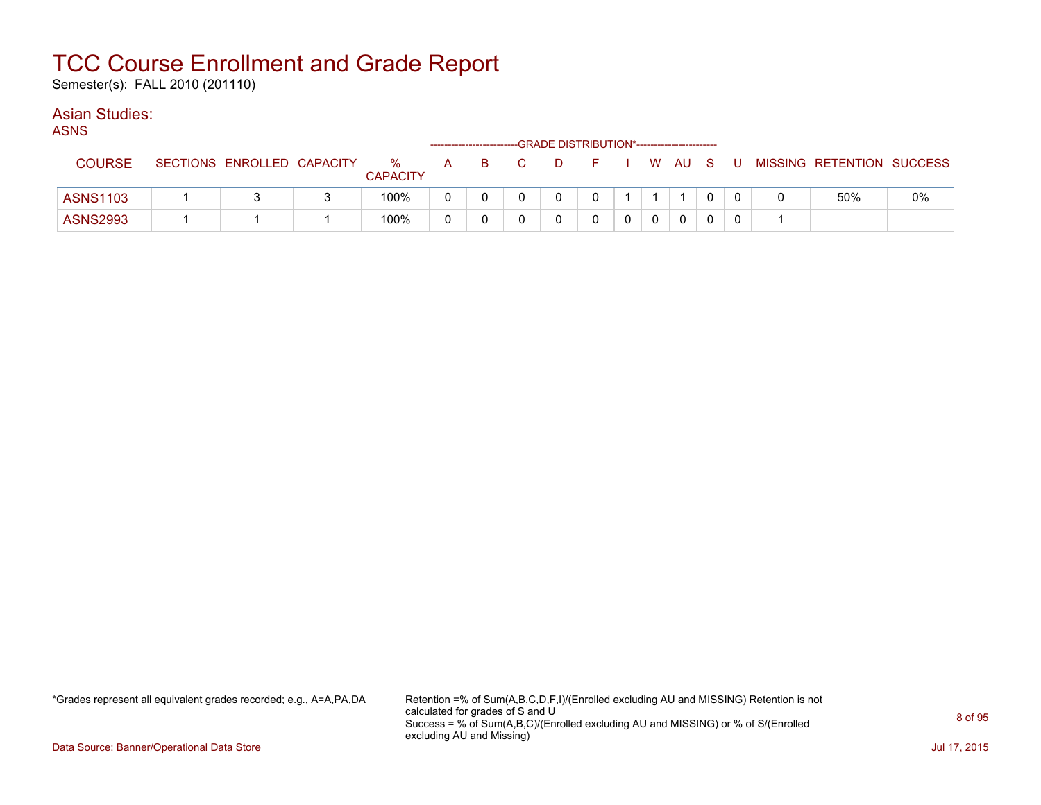# TCC Course Enrollment and Grade Report

Semester(s): FALL 2010 (201110)

## Asian Studies:

### ASNS

| COURSE | SECTIONS | ENROLLED | CAPACITY | % CAPACITY | A | B | C | D | F | I | W | AU | S | U | MISSING | RETENTION | SUCCESS |
|---|---|---|---|---|---|---|---|---|---|---|---|---|---|---|---|---|---|
| | | | | | GRADE DISTRIBUTION* | | | | | | | | | | | | |
| ASNS1103 | 1 | 3 | 3 | 100% | 0 | 0 | 0 | 0 | 0 | 1 | 1 | 1 | 0 | 0 | 0 | 50% | 0% |
| ASNS2993 | 1 | 1 | 1 | 100% | 0 | 0 | 0 | 0 | 0 | 0 | 0 | 0 | 0 | 0 | 1 | | |

*Grades represent all equivalent grades recorded; e.g., A=A,PA,DA

Retention =% of Sum(A,B,C,D,F,I)/(Enrolled excluding AU and MISSING) Retention is not calculated for grades of S and U
Success = % of Sum(A,B,C)/(Enrolled excluding AU and MISSING) or % of S/(Enrolled excluding AU and Missing)

Data Source: Banner/Operational Data Store

Jul 17, 2015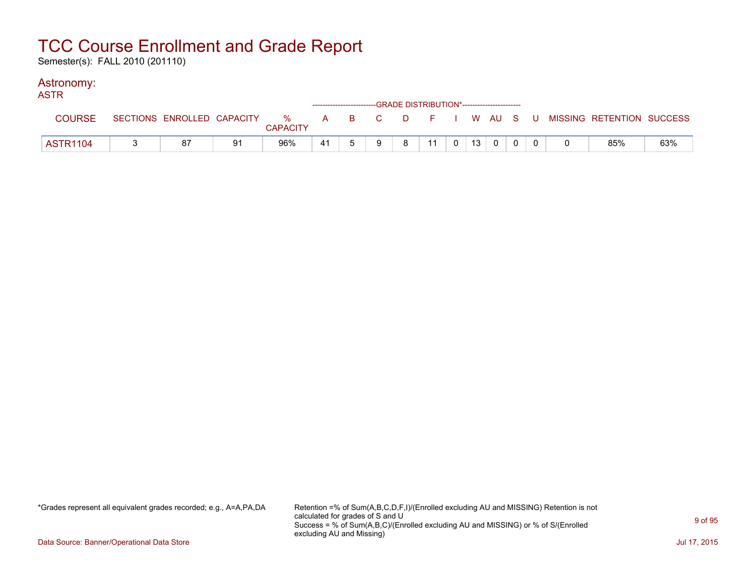# TCC Course Enrollment and Grade Report

Semester(s): FALL 2010 (201110)

## Astronomy:

ASTR

| COURSE | SECTIONS | ENROLLED | CAPACITY | % CAPACITY | A | B | C | D | F | I | W | AU | S | U | MISSING | RETENTION | SUCCESS |
|---|---|---|---|---|---|---|---|---|---|---|---|---|---|---|---|---|---|
| | | | | | GRADE DISTRIBUTION* | | | | | | | | | | | | |
| ASTR1104 | 3 | 87 | 91 | 96% | 41 | 5 | 9 | 8 | 11 | 0 | 13 | 0 | 0 | 0 | 0 | 85% | 63% |

*Grades represent all equivalent grades recorded; e.g., A=A,PA,DA

Retention =% of Sum(A,B,C,D,F,I)/(Enrolled excluding AU and MISSING) Retention is not calculated for grades of S and U
Success = % of Sum(A,B,C)/(Enrolled excluding AU and MISSING) or % of S/(Enrolled excluding AU and Missing)

Data Source: Banner/Operational Data Store

Jul 17, 2015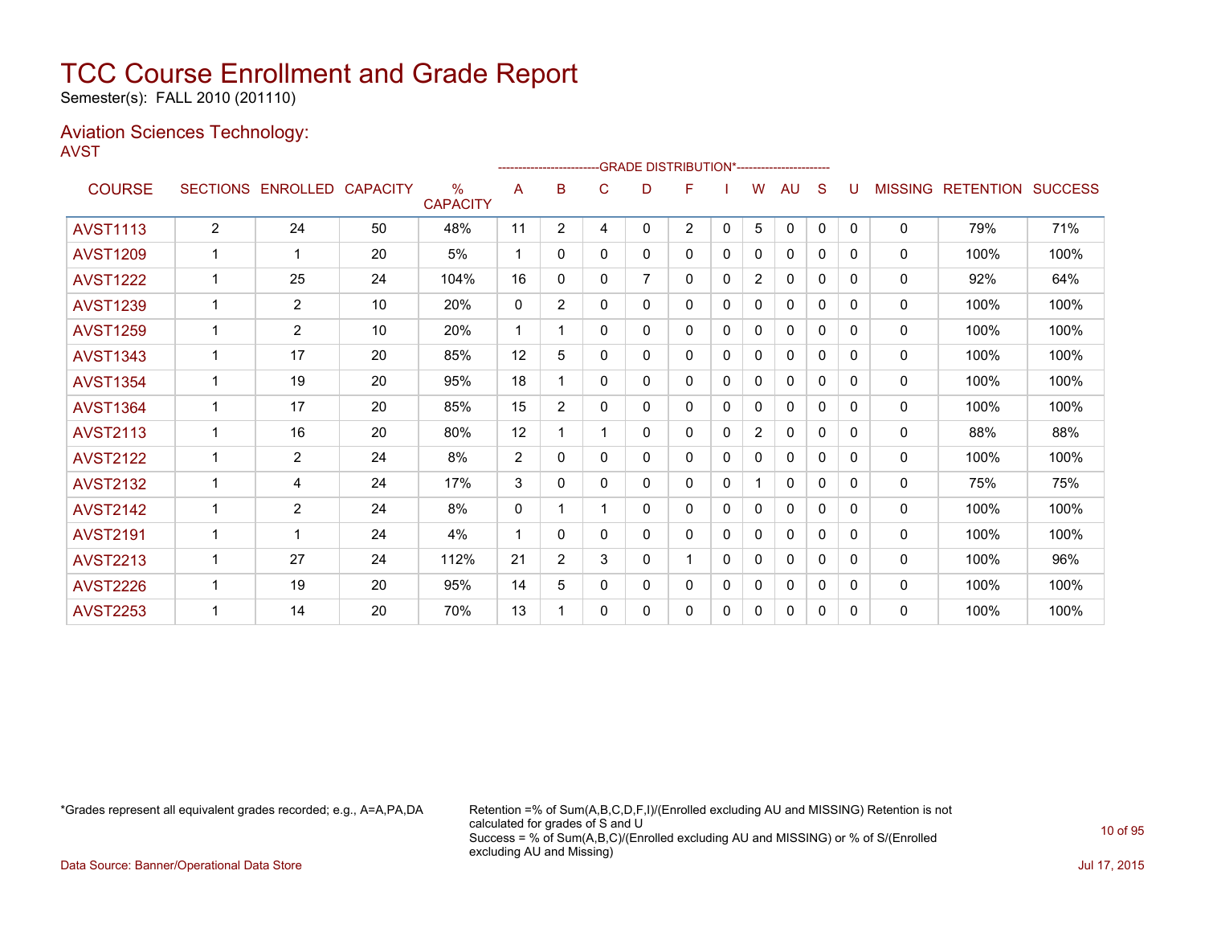# TCC Course Enrollment and Grade Report

Semester(s): FALL 2010 (201110)

## Aviation Sciences Technology:

AVST

| COURSE | SECTIONS | ENROLLED | CAPACITY | % CAPACITY | A | B | C | D | F | I | W | AU | S | U | MISSING | RETENTION | SUCCESS |
|---|---|---|---|---|---|---|---|---|---|---|---|---|---|---|---|---|---|
| | | | | | GRADE DISTRIBUTION* | | | | | | | | | | | | |
| AVST1113 | 2 | 24 | 50 | 48% | 11 | 2 | 4 | 0 | 2 | 0 | 5 | 0 | 0 | 0 | 0 | 79% | 71% |
| AVST1209 | 1 | 1 | 20 | 5% | 1 | 0 | 0 | 0 | 0 | 0 | 0 | 0 | 0 | 0 | 0 | 100% | 100% |
| AVST1222 | 1 | 25 | 24 | 104% | 16 | 0 | 0 | 7 | 0 | 0 | 2 | 0 | 0 | 0 | 0 | 92% | 64% |
| AVST1239 | 1 | 2 | 10 | 20% | 0 | 2 | 0 | 0 | 0 | 0 | 0 | 0 | 0 | 0 | 0 | 100% | 100% |
| AVST1259 | 1 | 2 | 10 | 20% | 1 | 1 | 0 | 0 | 0 | 0 | 0 | 0 | 0 | 0 | 0 | 100% | 100% |
| AVST1343 | 1 | 17 | 20 | 85% | 12 | 5 | 0 | 0 | 0 | 0 | 0 | 0 | 0 | 0 | 0 | 100% | 100% |
| AVST1354 | 1 | 19 | 20 | 95% | 18 | 1 | 0 | 0 | 0 | 0 | 0 | 0 | 0 | 0 | 0 | 100% | 100% |
| AVST1364 | 1 | 17 | 20 | 85% | 15 | 2 | 0 | 0 | 0 | 0 | 0 | 0 | 0 | 0 | 0 | 100% | 100% |
| AVST2113 | 1 | 16 | 20 | 80% | 12 | 1 | 1 | 0 | 0 | 0 | 2 | 0 | 0 | 0 | 0 | 88% | 88% |
| AVST2122 | 1 | 2 | 24 | 8% | 2 | 0 | 0 | 0 | 0 | 0 | 0 | 0 | 0 | 0 | 0 | 100% | 100% |
| AVST2132 | 1 | 4 | 24 | 17% | 3 | 0 | 0 | 0 | 0 | 0 | 1 | 0 | 0 | 0 | 0 | 75% | 75% |
| AVST2142 | 1 | 2 | 24 | 8% | 0 | 1 | 1 | 0 | 0 | 0 | 0 | 0 | 0 | 0 | 0 | 100% | 100% |
| AVST2191 | 1 | 1 | 24 | 4% | 1 | 0 | 0 | 0 | 0 | 0 | 0 | 0 | 0 | 0 | 0 | 100% | 100% |
| AVST2213 | 1 | 27 | 24 | 112% | 21 | 2 | 3 | 0 | 1 | 0 | 0 | 0 | 0 | 0 | 0 | 100% | 96% |
| AVST2226 | 1 | 19 | 20 | 95% | 14 | 5 | 0 | 0 | 0 | 0 | 0 | 0 | 0 | 0 | 0 | 100% | 100% |
| AVST2253 | 1 | 14 | 20 | 70% | 13 | 1 | 0 | 0 | 0 | 0 | 0 | 0 | 0 | 0 | 0 | 100% | 100% |

*Grades represent all equivalent grades recorded; e.g., A=A,PA,DA

Retention =% of Sum(A,B,C,D,F,I)/(Enrolled excluding AU and MISSING) Retention is not calculated for grades of S and U
Success = % of Sum(A,B,C)/(Enrolled excluding AU and MISSING) or % of S/(Enrolled excluding AU and Missing)

Data Source: Banner/Operational Data Store

Jul 17, 2015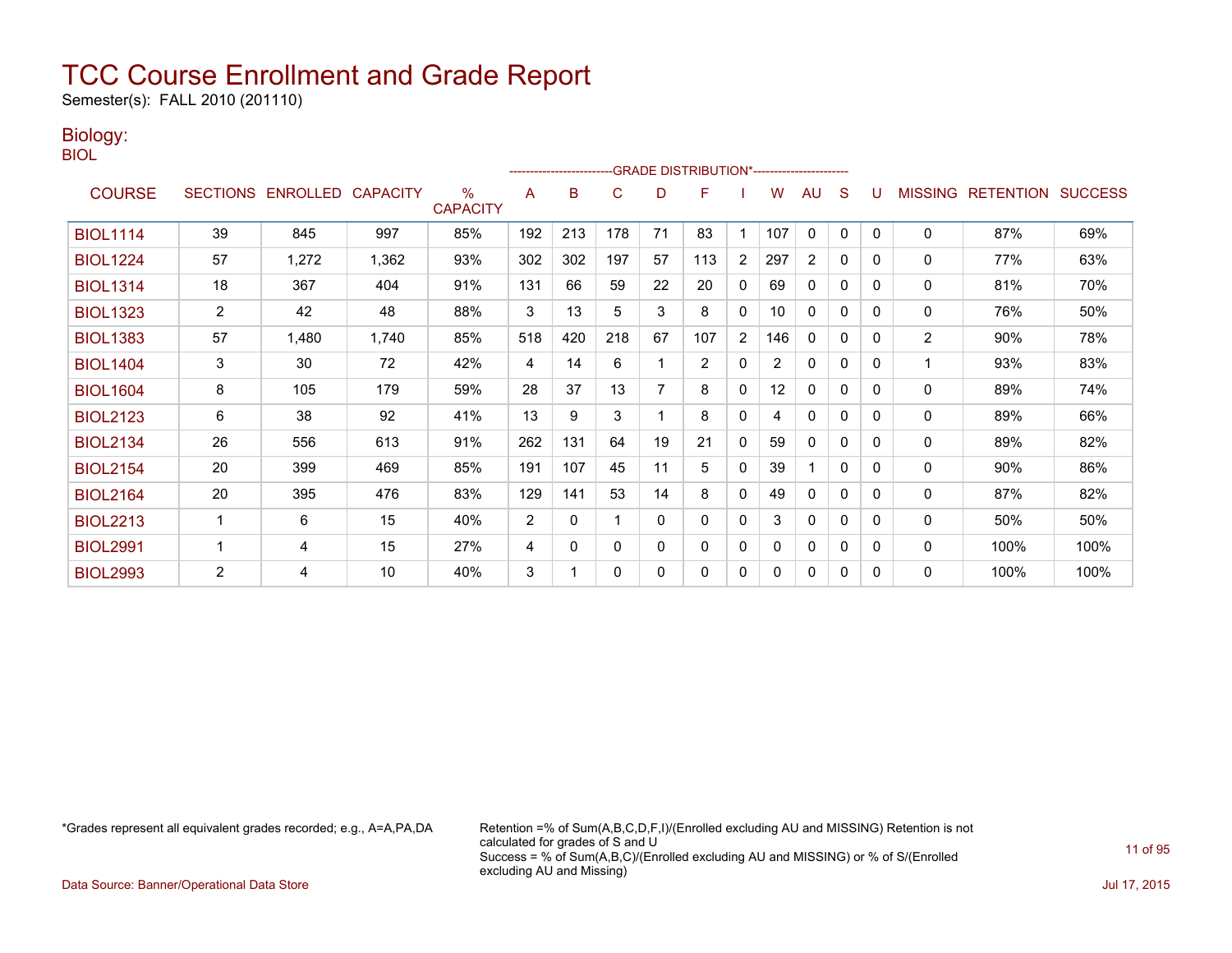# TCC Course Enrollment and Grade Report

Semester(s): FALL 2010 (201110)

## Biology:

BIOL

| COURSE | SECTIONS | ENROLLED | CAPACITY | % CAPACITY | A | B | C | D | F | I | W | AU | S | U | MISSING | RETENTION | SUCCESS |
|---|---|---|---|---|---|---|---|---|---|---|---|---|---|---|---|---|---|
| | | | | | GRADE DISTRIBUTION* | | | | | | | | | | | | |
| BIOL1114 | 39 | 845 | 997 | 85% | 192 | 213 | 178 | 71 | 83 | 1 | 107 | 0 | 0 | 0 | 0 | 87% | 69% |
| BIOL1224 | 57 | 1,272 | 1,362 | 93% | 302 | 302 | 197 | 57 | 113 | 2 | 297 | 2 | 0 | 0 | 0 | 77% | 63% |
| BIOL1314 | 18 | 367 | 404 | 91% | 131 | 66 | 59 | 22 | 20 | 0 | 69 | 0 | 0 | 0 | 0 | 81% | 70% |
| BIOL1323 | 2 | 42 | 48 | 88% | 3 | 13 | 5 | 3 | 8 | 0 | 10 | 0 | 0 | 0 | 0 | 76% | 50% |
| BIOL1383 | 57 | 1,480 | 1,740 | 85% | 518 | 420 | 218 | 67 | 107 | 2 | 146 | 0 | 0 | 0 | 2 | 90% | 78% |
| BIOL1404 | 3 | 30 | 72 | 42% | 4 | 14 | 6 | 1 | 2 | 0 | 2 | 0 | 0 | 0 | 1 | 93% | 83% |
| BIOL1604 | 8 | 105 | 179 | 59% | 28 | 37 | 13 | 7 | 8 | 0 | 12 | 0 | 0 | 0 | 0 | 89% | 74% |
| BIOL2123 | 6 | 38 | 92 | 41% | 13 | 9 | 3 | 1 | 8 | 0 | 4 | 0 | 0 | 0 | 0 | 89% | 66% |
| BIOL2134 | 26 | 556 | 613 | 91% | 262 | 131 | 64 | 19 | 21 | 0 | 59 | 0 | 0 | 0 | 0 | 89% | 82% |
| BIOL2154 | 20 | 399 | 469 | 85% | 191 | 107 | 45 | 11 | 5 | 0 | 39 | 1 | 0 | 0 | 0 | 90% | 86% |
| BIOL2164 | 20 | 395 | 476 | 83% | 129 | 141 | 53 | 14 | 8 | 0 | 49 | 0 | 0 | 0 | 0 | 87% | 82% |
| BIOL2213 | 1 | 6 | 15 | 40% | 2 | 0 | 1 | 0 | 0 | 0 | 3 | 0 | 0 | 0 | 0 | 50% | 50% |
| BIOL2991 | 1 | 4 | 15 | 27% | 4 | 0 | 0 | 0 | 0 | 0 | 0 | 0 | 0 | 0 | 0 | 100% | 100% |
| BIOL2993 | 2 | 4 | 10 | 40% | 3 | 1 | 0 | 0 | 0 | 0 | 0 | 0 | 0 | 0 | 0 | 100% | 100% |

*Grades represent all equivalent grades recorded; e.g., A=A,PA,DA

Retention =% of Sum(A,B,C,D,F,I)/(Enrolled excluding AU and MISSING) Retention is not calculated for grades of S and U
Success = % of Sum(A,B,C)/(Enrolled excluding AU and MISSING) or % of S/(Enrolled excluding AU and Missing)

Data Source: Banner/Operational Data Store

Jul 17, 2015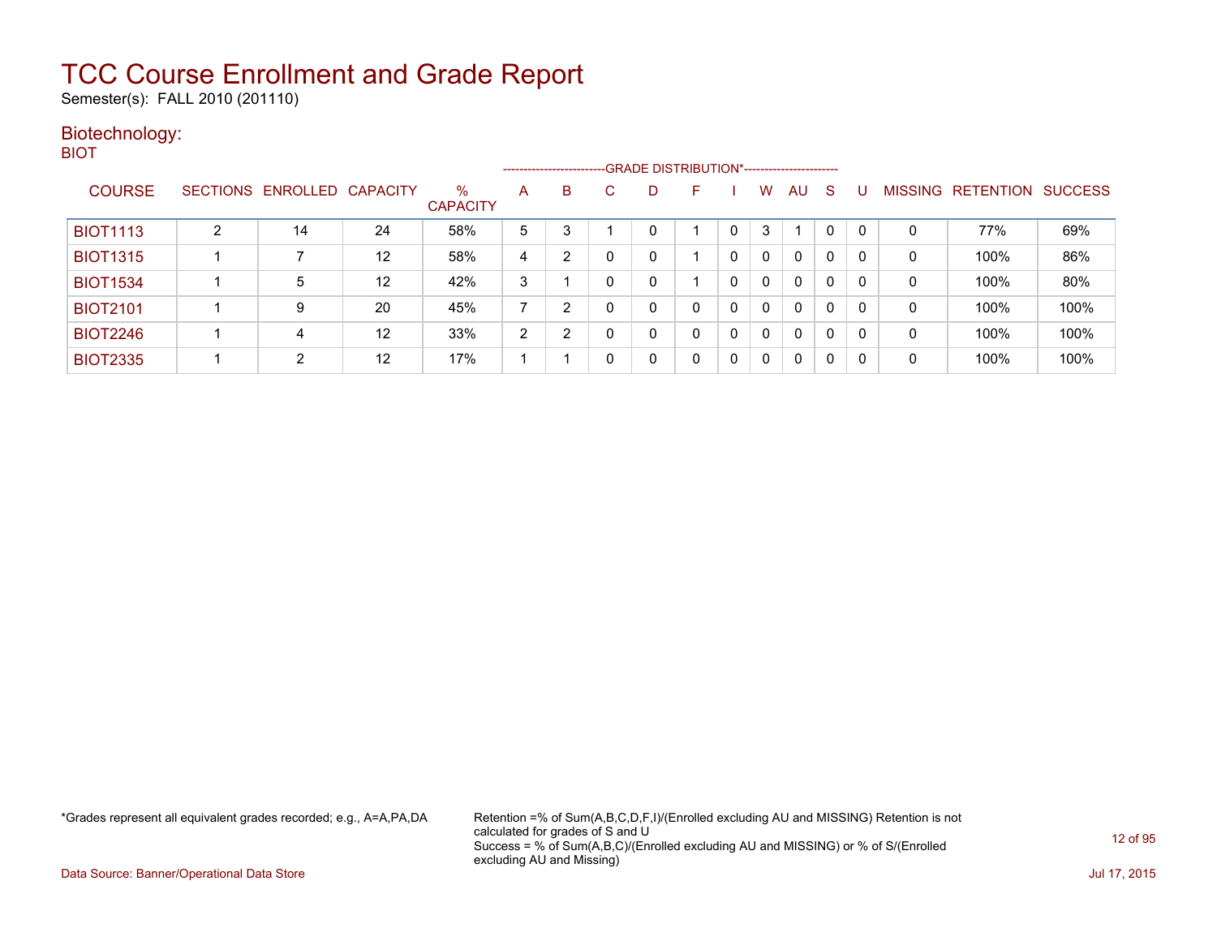# TCC Course Enrollment and Grade Report

Semester(s): FALL 2010 (201110)

## Biotechnology:

BIOT

| COURSE | SECTIONS | ENROLLED | CAPACITY | % CAPACITY | A | B | C | D | F | I | W | AU | S | U | MISSING | RETENTION | SUCCESS |
|---|---|---|---|---|---|---|---|---|---|---|---|---|---|---|---|---|---|
| | | | | | GRADE DISTRIBUTION* | | | | | | | | | | | | |
| BIOT1113 | 2 | 14 | 24 | 58% | 5 | 3 | 1 | 0 | 1 | 0 | 3 | 1 | 0 | 0 | 0 | 77% | 69% |
| BIOT1315 | 1 | 7 | 12 | 58% | 4 | 2 | 0 | 0 | 1 | 0 | 0 | 0 | 0 | 0 | 0 | 100% | 86% |
| BIOT1534 | 1 | 5 | 12 | 42% | 3 | 1 | 0 | 0 | 1 | 0 | 0 | 0 | 0 | 0 | 0 | 100% | 80% |
| BIOT2101 | 1 | 9 | 20 | 45% | 7 | 2 | 0 | 0 | 0 | 0 | 0 | 0 | 0 | 0 | 0 | 100% | 100% |
| BIOT2246 | 1 | 4 | 12 | 33% | 2 | 2 | 0 | 0 | 0 | 0 | 0 | 0 | 0 | 0 | 0 | 100% | 100% |
| BIOT2335 | 1 | 2 | 12 | 17% | 1 | 1 | 0 | 0 | 0 | 0 | 0 | 0 | 0 | 0 | 0 | 100% | 100% |

*Grades represent all equivalent grades recorded; e.g., A=A,PA,DA

Retention =% of Sum(A,B,C,D,F,I)/(Enrolled excluding AU and MISSING) Retention is not calculated for grades of S and U
Success = % of Sum(A,B,C)/(Enrolled excluding AU and MISSING) or % of S/(Enrolled excluding AU and Missing)

Data Source: Banner/Operational Data Store

Jul 17, 2015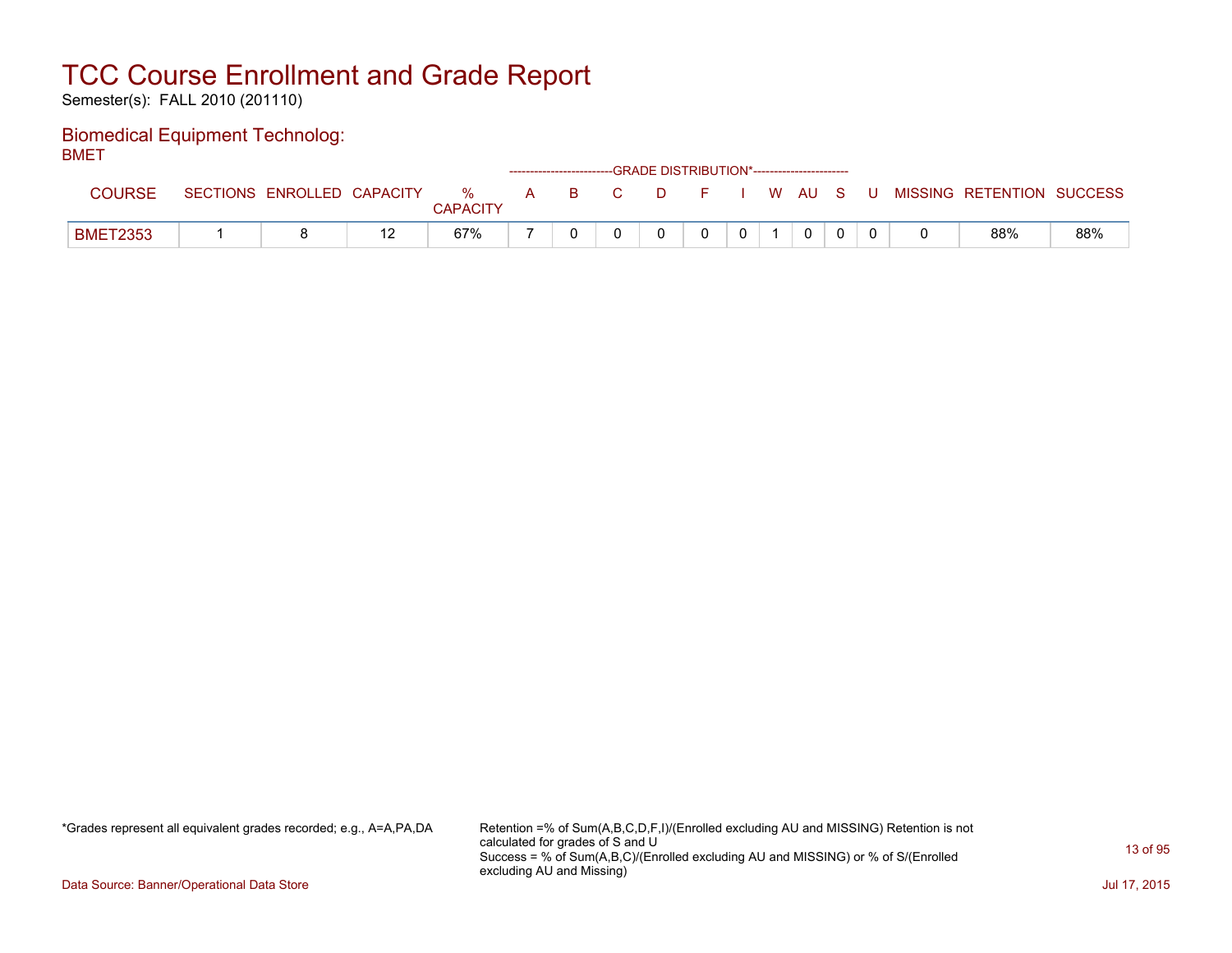# TCC Course Enrollment and Grade Report

Semester(s): FALL 2010 (201110)

## Biomedical Equipment Technolog:

BMET

| COURSE | SECTIONS | ENROLLED | CAPACITY | % CAPACITY | A | B | C | D | F | I | W | AU | S | U | MISSING | RETENTION | SUCCESS |
|---|---|---|---|---|---|---|---|---|---|---|---|---|---|---|---|---|---|
| | | | | | GRADE DISTRIBUTION* | | | | | | | | | | | | |
| BMET2353 | 1 | 8 | 12 | 67% | 7 | 0 | 0 | 0 | 0 | 0 | 1 | 0 | 0 | 0 | 0 | 88% | 88% |

*Grades represent all equivalent grades recorded; e.g., A=A,PA,DA

Retention =% of Sum(A,B,C,D,F,I)/(Enrolled excluding AU and MISSING) Retention is not calculated for grades of S and U
Success = % of Sum(A,B,C)/(Enrolled excluding AU and MISSING) or % of S/(Enrolled excluding AU and Missing)

Data Source: Banner/Operational Data Store

Jul 17, 2015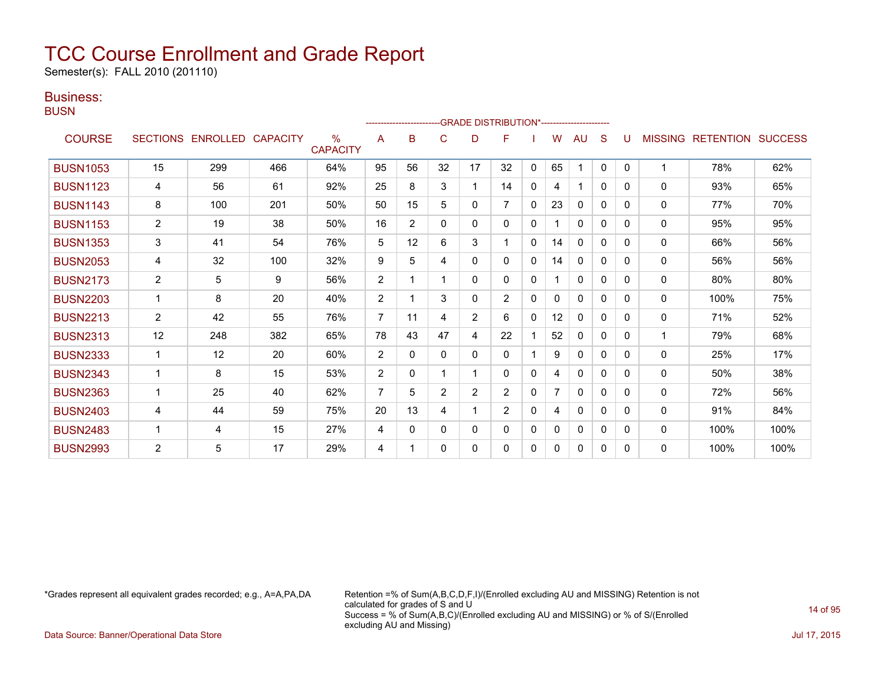# TCC Course Enrollment and Grade Report

Semester(s): FALL 2010 (201110)

## Business:

### BUSN

| COURSE | SECTIONS | ENROLLED | CAPACITY | % CAPACITY | A | B | C | D | F | I | W | AU | S | U | MISSING | RETENTION | SUCCESS |
|---|---|---|---|---|---|---|---|---|---|---|---|---|---|---|---|---|---|
| | | | | | GRADE DISTRIBUTION* | | | | | | | | | | | | |
| BUSN1053 | 15 | 299 | 466 | 64% | 95 | 56 | 32 | 17 | 32 | 0 | 65 | 1 | 0 | 0 | 1 | 78% | 62% |
| BUSN1123 | 4 | 56 | 61 | 92% | 25 | 8 | 3 | 1 | 14 | 0 | 4 | 1 | 0 | 0 | 0 | 93% | 65% |
| BUSN1143 | 8 | 100 | 201 | 50% | 50 | 15 | 5 | 0 | 7 | 0 | 23 | 0 | 0 | 0 | 0 | 77% | 70% |
| BUSN1153 | 2 | 19 | 38 | 50% | 16 | 2 | 0 | 0 | 0 | 0 | 1 | 0 | 0 | 0 | 0 | 95% | 95% |
| BUSN1353 | 3 | 41 | 54 | 76% | 5 | 12 | 6 | 3 | 1 | 0 | 14 | 0 | 0 | 0 | 0 | 66% | 56% |
| BUSN2053 | 4 | 32 | 100 | 32% | 9 | 5 | 4 | 0 | 0 | 0 | 14 | 0 | 0 | 0 | 0 | 56% | 56% |
| BUSN2173 | 2 | 5 | 9 | 56% | 2 | 1 | 1 | 0 | 0 | 0 | 1 | 0 | 0 | 0 | 0 | 80% | 80% |
| BUSN2203 | 1 | 8 | 20 | 40% | 2 | 1 | 3 | 0 | 2 | 0 | 0 | 0 | 0 | 0 | 0 | 100% | 75% |
| BUSN2213 | 2 | 42 | 55 | 76% | 7 | 11 | 4 | 2 | 6 | 0 | 12 | 0 | 0 | 0 | 0 | 71% | 52% |
| BUSN2313 | 12 | 248 | 382 | 65% | 78 | 43 | 47 | 4 | 22 | 1 | 52 | 0 | 0 | 0 | 1 | 79% | 68% |
| BUSN2333 | 1 | 12 | 20 | 60% | 2 | 0 | 0 | 0 | 0 | 1 | 9 | 0 | 0 | 0 | 0 | 25% | 17% |
| BUSN2343 | 1 | 8 | 15 | 53% | 2 | 0 | 1 | 1 | 0 | 0 | 4 | 0 | 0 | 0 | 0 | 50% | 38% |
| BUSN2363 | 1 | 25 | 40 | 62% | 7 | 5 | 2 | 2 | 2 | 0 | 7 | 0 | 0 | 0 | 0 | 72% | 56% |
| BUSN2403 | 4 | 44 | 59 | 75% | 20 | 13 | 4 | 1 | 2 | 0 | 4 | 0 | 0 | 0 | 0 | 91% | 84% |
| BUSN2483 | 1 | 4 | 15 | 27% | 4 | 0 | 0 | 0 | 0 | 0 | 0 | 0 | 0 | 0 | 0 | 100% | 100% |
| BUSN2993 | 2 | 5 | 17 | 29% | 4 | 1 | 0 | 0 | 0 | 0 | 0 | 0 | 0 | 0 | 0 | 100% | 100% |

*Grades represent all equivalent grades recorded; e.g., A=A,PA,DA

Retention =% of Sum(A,B,C,D,F,I)/(Enrolled excluding AU and MISSING) Retention is not calculated for grades of S and U
Success = % of Sum(A,B,C)/(Enrolled excluding AU and MISSING) or % of S/(Enrolled excluding AU and Missing)

Data Source: Banner/Operational Data Store

Jul 17, 2015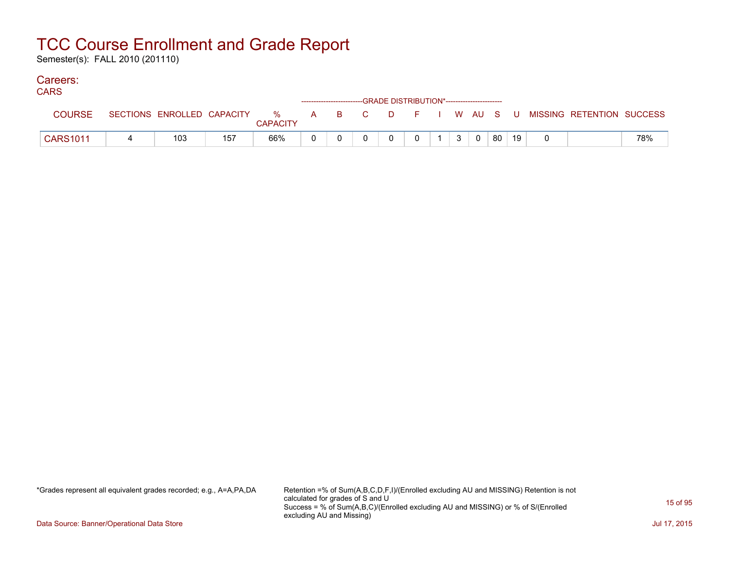# TCC Course Enrollment and Grade Report

Semester(s): FALL 2010 (201110)

## Careers:

CARS

| COURSE | SECTIONS | ENROLLED | CAPACITY | % CAPACITY | A | B | C | D | F | I | W | AU | S | U | MISSING | RETENTION | SUCCESS |
|---|---|---|---|---|---|---|---|---|---|---|---|---|---|---|---|---|---|
| | | | | | GRADE DISTRIBUTION* | | | | | | | | | | | | |
| CARS1011 | 4 | 103 | 157 | 66% | 0 | 0 | 0 | 0 | 0 | 1 | 3 | 0 | 80 | 19 | 0 | | 78% |

*Grades represent all equivalent grades recorded; e.g., A=A,PA,DA

Retention =% of Sum(A,B,C,D,F,I)/(Enrolled excluding AU and MISSING) Retention is not calculated for grades of S and U
Success = % of Sum(A,B,C)/(Enrolled excluding AU and MISSING) or % of S/(Enrolled excluding AU and Missing)

Data Source: Banner/Operational Data Store

Jul 17, 2015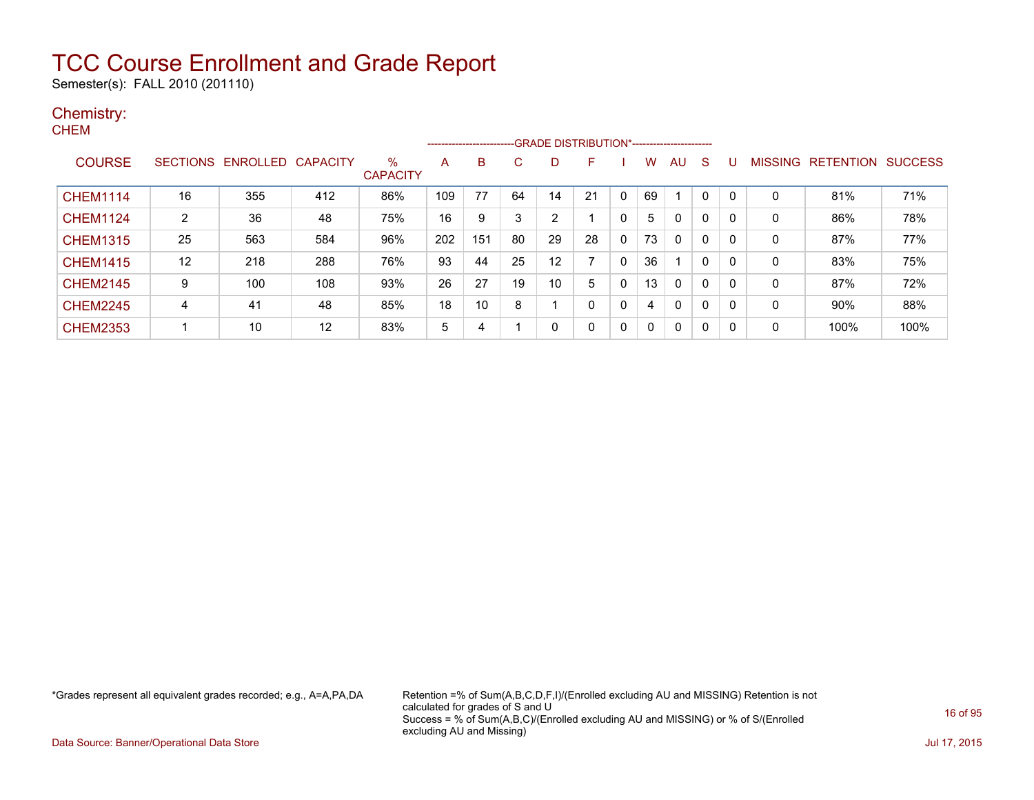# TCC Course Enrollment and Grade Report

Semester(s): FALL 2010 (201110)

## Chemistry:

### CHEM

| COURSE | SECTIONS | ENROLLED | CAPACITY | % CAPACITY | A | B | C | D | F | I | W | AU | S | U | MISSING | RETENTION | SUCCESS |
|---|---|---|---|---|---|---|---|---|---|---|---|---|---|---|---|---|---|
| | | | | | GRADE DISTRIBUTION* | | | | | | | | | | | | |
| CHEM1114 | 16 | 355 | 412 | 86% | 109 | 77 | 64 | 14 | 21 | 0 | 69 | 1 | 0 | 0 | 0 | 81% | 71% |
| CHEM1124 | 2 | 36 | 48 | 75% | 16 | 9 | 3 | 2 | 1 | 0 | 5 | 0 | 0 | 0 | 0 | 86% | 78% |
| CHEM1315 | 25 | 563 | 584 | 96% | 202 | 151 | 80 | 29 | 28 | 0 | 73 | 0 | 0 | 0 | 0 | 87% | 77% |
| CHEM1415 | 12 | 218 | 288 | 76% | 93 | 44 | 25 | 12 | 7 | 0 | 36 | 1 | 0 | 0 | 0 | 83% | 75% |
| CHEM2145 | 9 | 100 | 108 | 93% | 26 | 27 | 19 | 10 | 5 | 0 | 13 | 0 | 0 | 0 | 0 | 87% | 72% |
| CHEM2245 | 4 | 41 | 48 | 85% | 18 | 10 | 8 | 1 | 0 | 0 | 4 | 0 | 0 | 0 | 0 | 90% | 88% |
| CHEM2353 | 1 | 10 | 12 | 83% | 5 | 4 | 1 | 0 | 0 | 0 | 0 | 0 | 0 | 0 | 0 | 100% | 100% |

*Grades represent all equivalent grades recorded; e.g., A=A,PA,DA

Retention =% of Sum(A,B,C,D,F,I)/(Enrolled excluding AU and MISSING) Retention is not calculated for grades of S and U
Success = % of Sum(A,B,C)/(Enrolled excluding AU and MISSING) or % of S/(Enrolled excluding AU and Missing)

Data Source: Banner/Operational Data Store

Jul 17, 2015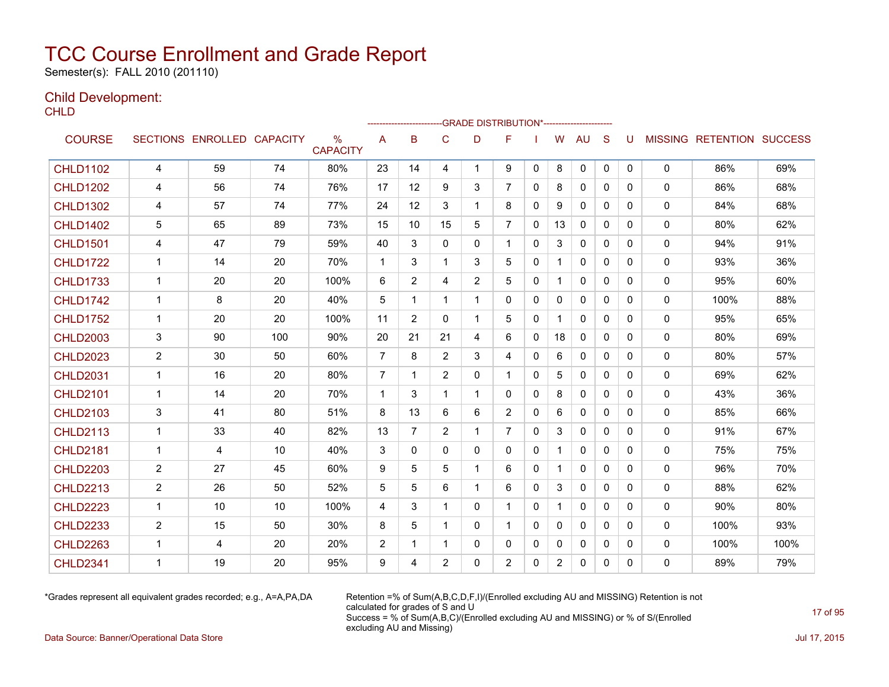# TCC Course Enrollment and Grade Report

Semester(s): FALL 2010 (201110)

## Child Development:

CHLD

| COURSE | SECTIONS | ENROLLED | CAPACITY | % CAPACITY | A | B | C | D | F | I | W | AU | S | U | MISSING | RETENTION | SUCCESS |
|---|---|---|---|---|---|---|---|---|---|---|---|---|---|---|---|---|---|
| | | | | | GRADE DISTRIBUTION* | | | | | | | | | | | | |
| CHLD1102 | 4 | 59 | 74 | 80% | 23 | 14 | 4 | 1 | 9 | 0 | 8 | 0 | 0 | 0 | 0 | 86% | 69% |
| CHLD1202 | 4 | 56 | 74 | 76% | 17 | 12 | 9 | 3 | 7 | 0 | 8 | 0 | 0 | 0 | 0 | 86% | 68% |
| CHLD1302 | 4 | 57 | 74 | 77% | 24 | 12 | 3 | 1 | 8 | 0 | 9 | 0 | 0 | 0 | 0 | 84% | 68% |
| CHLD1402 | 5 | 65 | 89 | 73% | 15 | 10 | 15 | 5 | 7 | 0 | 13 | 0 | 0 | 0 | 0 | 80% | 62% |
| CHLD1501 | 4 | 47 | 79 | 59% | 40 | 3 | 0 | 0 | 1 | 0 | 3 | 0 | 0 | 0 | 0 | 94% | 91% |
| CHLD1722 | 1 | 14 | 20 | 70% | 1 | 3 | 1 | 3 | 5 | 0 | 1 | 0 | 0 | 0 | 0 | 93% | 36% |
| CHLD1733 | 1 | 20 | 20 | 100% | 6 | 2 | 4 | 2 | 5 | 0 | 1 | 0 | 0 | 0 | 0 | 95% | 60% |
| CHLD1742 | 1 | 8 | 20 | 40% | 5 | 1 | 1 | 1 | 0 | 0 | 0 | 0 | 0 | 0 | 0 | 100% | 88% |
| CHLD1752 | 1 | 20 | 20 | 100% | 11 | 2 | 0 | 1 | 5 | 0 | 1 | 0 | 0 | 0 | 0 | 95% | 65% |
| CHLD2003 | 3 | 90 | 100 | 90% | 20 | 21 | 21 | 4 | 6 | 0 | 18 | 0 | 0 | 0 | 0 | 80% | 69% |
| CHLD2023 | 2 | 30 | 50 | 60% | 7 | 8 | 2 | 3 | 4 | 0 | 6 | 0 | 0 | 0 | 0 | 80% | 57% |
| CHLD2031 | 1 | 16 | 20 | 80% | 7 | 1 | 2 | 0 | 1 | 0 | 5 | 0 | 0 | 0 | 0 | 69% | 62% |
| CHLD2101 | 1 | 14 | 20 | 70% | 1 | 3 | 1 | 1 | 0 | 0 | 8 | 0 | 0 | 0 | 0 | 43% | 36% |
| CHLD2103 | 3 | 41 | 80 | 51% | 8 | 13 | 6 | 6 | 2 | 0 | 6 | 0 | 0 | 0 | 0 | 85% | 66% |
| CHLD2113 | 1 | 33 | 40 | 82% | 13 | 7 | 2 | 1 | 7 | 0 | 3 | 0 | 0 | 0 | 0 | 91% | 67% |
| CHLD2181 | 1 | 4 | 10 | 40% | 3 | 0 | 0 | 0 | 0 | 0 | 1 | 0 | 0 | 0 | 0 | 75% | 75% |
| CHLD2203 | 2 | 27 | 45 | 60% | 9 | 5 | 5 | 1 | 6 | 0 | 1 | 0 | 0 | 0 | 0 | 96% | 70% |
| CHLD2213 | 2 | 26 | 50 | 52% | 5 | 5 | 6 | 1 | 6 | 0 | 3 | 0 | 0 | 0 | 0 | 88% | 62% |
| CHLD2223 | 1 | 10 | 10 | 100% | 4 | 3 | 1 | 0 | 1 | 0 | 1 | 0 | 0 | 0 | 0 | 90% | 80% |
| CHLD2233 | 2 | 15 | 50 | 30% | 8 | 5 | 1 | 0 | 1 | 0 | 0 | 0 | 0 | 0 | 0 | 100% | 93% |
| CHLD2263 | 1 | 4 | 20 | 20% | 2 | 1 | 1 | 0 | 0 | 0 | 0 | 0 | 0 | 0 | 0 | 100% | 100% |
| CHLD2341 | 1 | 19 | 20 | 95% | 9 | 4 | 2 | 0 | 2 | 0 | 2 | 0 | 0 | 0 | 0 | 89% | 79% |

*Grades represent all equivalent grades recorded; e.g., A=A,PA,DA

Retention =% of Sum(A,B,C,D,F,I)/(Enrolled excluding AU and MISSING) Retention is not calculated for grades of S and U

Success = % of Sum(A,B,C)/(Enrolled excluding AU and MISSING) or % of S/(Enrolled excluding AU and Missing)

Data Source: Banner/Operational Data Store

Jul 17, 2015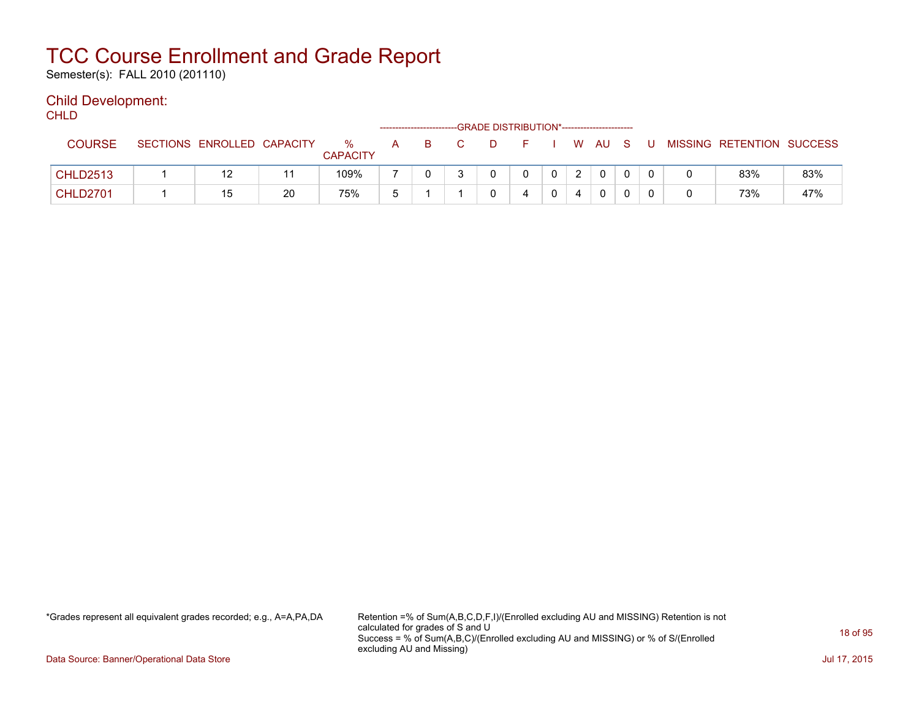# TCC Course Enrollment and Grade Report

Semester(s): FALL 2010 (201110)

## Child Development:

CHLD

| COURSE | SECTIONS | ENROLLED | CAPACITY | % CAPACITY | A | B | C | D | F | I | W | AU | S | U | MISSING | RETENTION | SUCCESS |
|---|---|---|---|---|---|---|---|---|---|---|---|---|---|---|---|---|---|
| | | | | | GRADE DISTRIBUTION* | | | | | | | | | | | | |
| CHLD2513 | 1 | 12 | 11 | 109% | 7 | 0 | 3 | 0 | 0 | 0 | 2 | 0 | 0 | 0 | 0 | 83% | 83% |
| CHLD2701 | 1 | 15 | 20 | 75% | 5 | 1 | 1 | 0 | 4 | 0 | 4 | 0 | 0 | 0 | 0 | 73% | 47% |

*Grades represent all equivalent grades recorded; e.g., A=A,PA,DA

Retention =% of Sum(A,B,C,D,F,I)/(Enrolled excluding AU and MISSING) Retention is not calculated for grades of S and U
Success = % of Sum(A,B,C)/(Enrolled excluding AU and MISSING) or % of S/(Enrolled excluding AU and Missing)

Data Source: Banner/Operational Data Store

Jul 17, 2015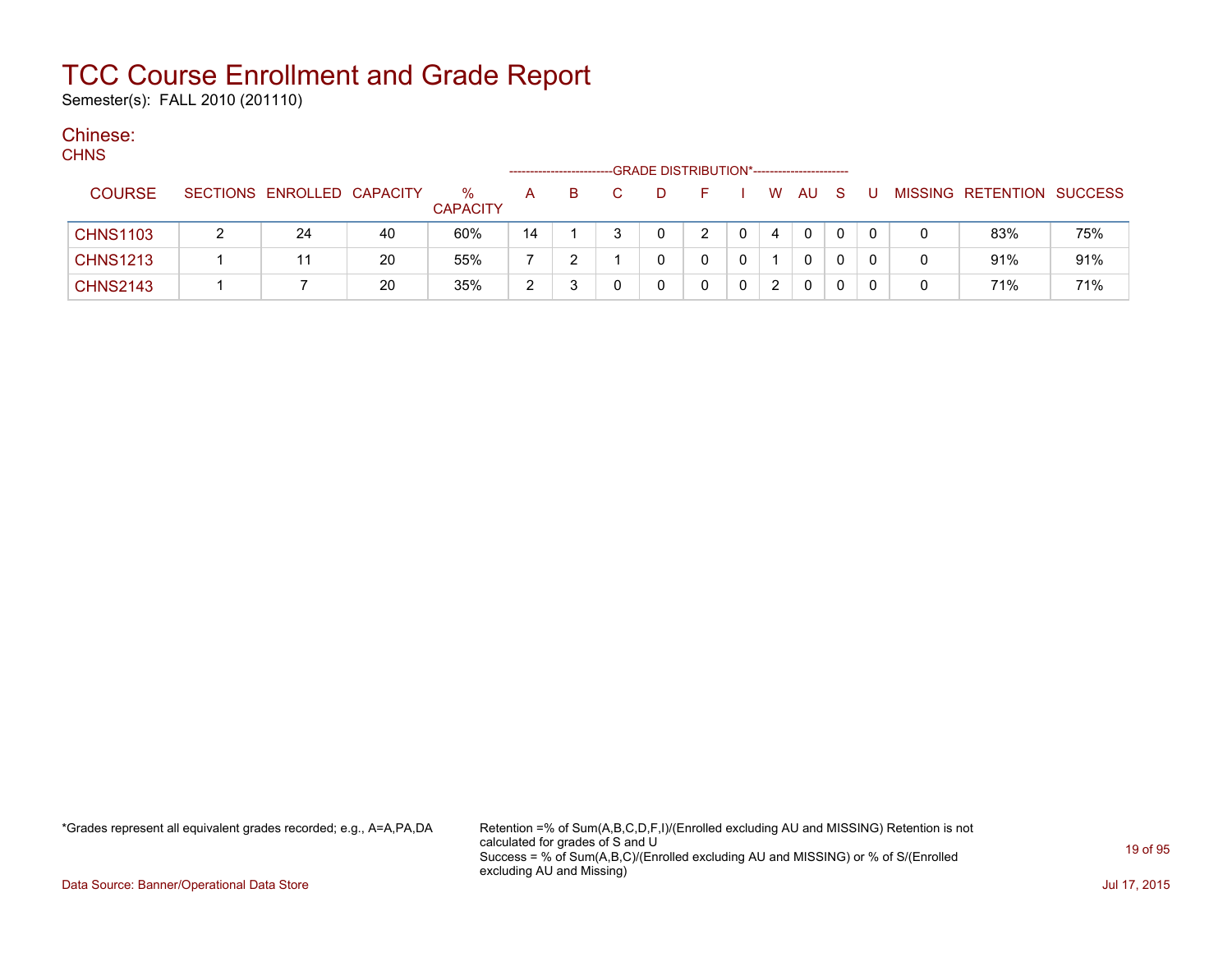# TCC Course Enrollment and Grade Report

Semester(s): FALL 2010 (201110)

## Chinese:

CHNS

| COURSE | SECTIONS | ENROLLED | CAPACITY | % CAPACITY | A | B | C | D | F | I | W | AU | S | U | MISSING | RETENTION | SUCCESS |
|---|---|---|---|---|---|---|---|---|---|---|---|---|---|---|---|---|---|
| | | | | | GRADE DISTRIBUTION* | | | | | | | | | | | | |
| CHNS1103 | 2 | 24 | 40 | 60% | 14 | 1 | 3 | 0 | 2 | 0 | 4 | 0 | 0 | 0 | 0 | 83% | 75% |
| CHNS1213 | 1 | 11 | 20 | 55% | 7 | 2 | 1 | 0 | 0 | 0 | 1 | 0 | 0 | 0 | 0 | 91% | 91% |
| CHNS2143 | 1 | 7 | 20 | 35% | 2 | 3 | 0 | 0 | 0 | 0 | 2 | 0 | 0 | 0 | 0 | 71% | 71% |

*Grades represent all equivalent grades recorded; e.g., A=A,PA,DA

Retention =% of Sum(A,B,C,D,F,I)/(Enrolled excluding AU and MISSING) Retention is not calculated for grades of S and U
Success = % of Sum(A,B,C)/(Enrolled excluding AU and MISSING) or % of S/(Enrolled excluding AU and Missing)

Data Source: Banner/Operational Data Store

Jul 17, 2015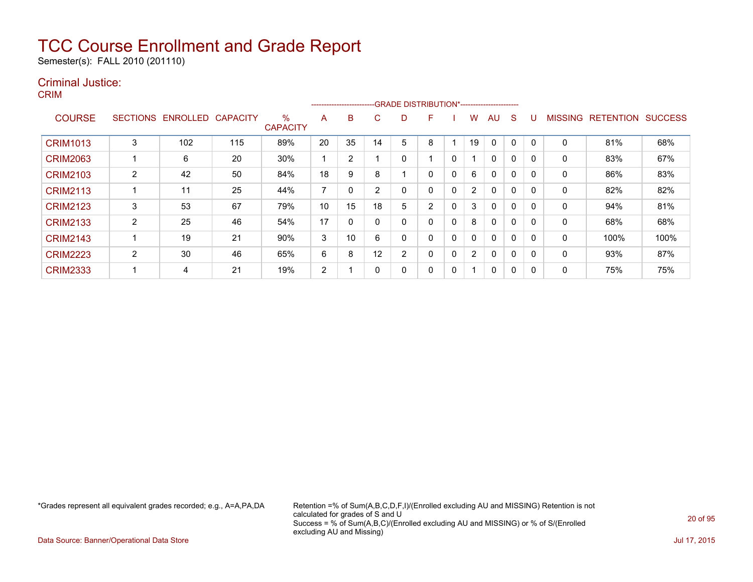# TCC Course Enrollment and Grade Report

Semester(s): FALL 2010 (201110)

## Criminal Justice:

### CRIM

| COURSE | SECTIONS | ENROLLED | CAPACITY | % CAPACITY | A | B | C | D | F | I | W | AU | S | U | MISSING | RETENTION | SUCCESS |
|---|---|---|---|---|---|---|---|---|---|---|---|---|---|---|---|---|---|
| | | | | | GRADE DISTRIBUTION* | | | | | | | | | | | | |
| CRIM1013 | 3 | 102 | 115 | 89% | 20 | 35 | 14 | 5 | 8 | 1 | 19 | 0 | 0 | 0 | 0 | 81% | 68% |
| CRIM2063 | 1 | 6 | 20 | 30% | 1 | 2 | 1 | 0 | 1 | 0 | 1 | 0 | 0 | 0 | 0 | 83% | 67% |
| CRIM2103 | 2 | 42 | 50 | 84% | 18 | 9 | 8 | 1 | 0 | 0 | 6 | 0 | 0 | 0 | 0 | 86% | 83% |
| CRIM2113 | 1 | 11 | 25 | 44% | 7 | 0 | 2 | 0 | 0 | 0 | 2 | 0 | 0 | 0 | 0 | 82% | 82% |
| CRIM2123 | 3 | 53 | 67 | 79% | 10 | 15 | 18 | 5 | 2 | 0 | 3 | 0 | 0 | 0 | 0 | 94% | 81% |
| CRIM2133 | 2 | 25 | 46 | 54% | 17 | 0 | 0 | 0 | 0 | 0 | 8 | 0 | 0 | 0 | 0 | 68% | 68% |
| CRIM2143 | 1 | 19 | 21 | 90% | 3 | 10 | 6 | 0 | 0 | 0 | 0 | 0 | 0 | 0 | 0 | 100% | 100% |
| CRIM2223 | 2 | 30 | 46 | 65% | 6 | 8 | 12 | 2 | 0 | 0 | 2 | 0 | 0 | 0 | 0 | 93% | 87% |
| CRIM2333 | 1 | 4 | 21 | 19% | 2 | 1 | 0 | 0 | 0 | 0 | 1 | 0 | 0 | 0 | 0 | 75% | 75% |

*Grades represent all equivalent grades recorded; e.g., A=A,PA,DA

Retention =% of Sum(A,B,C,D,F,I)/(Enrolled excluding AU and MISSING) Retention is not calculated for grades of S and U
Success = % of Sum(A,B,C)/(Enrolled excluding AU and MISSING) or % of S/(Enrolled excluding AU and Missing)

Data Source: Banner/Operational Data Store

Jul 17, 2015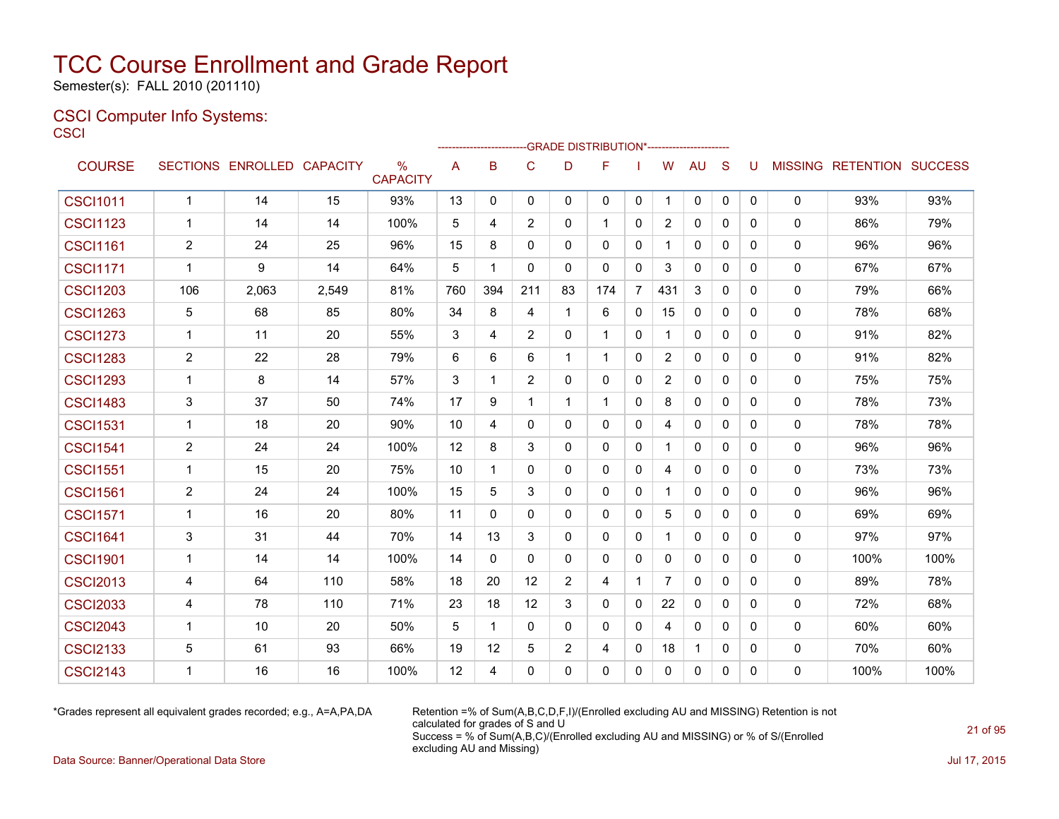# TCC Course Enrollment and Grade Report

Semester(s): FALL 2010 (201110)

## CSCI Computer Info Systems:

### CSCI

| COURSE | SECTIONS | ENROLLED | CAPACITY | % CAPACITY | A | B | C | D | F | I | W | AU | S | U | MISSING | RETENTION | SUCCESS |
|---|---|---|---|---|---|---|---|---|---|---|---|---|---|---|---|---|---|
| | | | | | GRADE DISTRIBUTION* | | | | | | | | | | | | |
| CSCI1011 | 1 | 14 | 15 | 93% | 13 | 0 | 0 | 0 | 0 | 0 | 1 | 0 | 0 | 0 | 0 | 93% | 93% |
| CSCI1123 | 1 | 14 | 14 | 100% | 5 | 4 | 2 | 0 | 1 | 0 | 2 | 0 | 0 | 0 | 0 | 86% | 79% |
| CSCI1161 | 2 | 24 | 25 | 96% | 15 | 8 | 0 | 0 | 0 | 0 | 1 | 0 | 0 | 0 | 0 | 96% | 96% |
| CSCI1171 | 1 | 9 | 14 | 64% | 5 | 1 | 0 | 0 | 0 | 0 | 3 | 0 | 0 | 0 | 0 | 67% | 67% |
| CSCI1203 | 106 | 2,063 | 2,549 | 81% | 760 | 394 | 211 | 83 | 174 | 7 | 431 | 3 | 0 | 0 | 0 | 79% | 66% |
| CSCI1263 | 5 | 68 | 85 | 80% | 34 | 8 | 4 | 1 | 6 | 0 | 15 | 0 | 0 | 0 | 0 | 78% | 68% |
| CSCI1273 | 1 | 11 | 20 | 55% | 3 | 4 | 2 | 0 | 1 | 0 | 1 | 0 | 0 | 0 | 0 | 91% | 82% |
| CSCI1283 | 2 | 22 | 28 | 79% | 6 | 6 | 6 | 1 | 1 | 0 | 2 | 0 | 0 | 0 | 0 | 91% | 82% |
| CSCI1293 | 1 | 8 | 14 | 57% | 3 | 1 | 2 | 0 | 0 | 0 | 2 | 0 | 0 | 0 | 0 | 75% | 75% |
| CSCI1483 | 3 | 37 | 50 | 74% | 17 | 9 | 1 | 1 | 1 | 0 | 8 | 0 | 0 | 0 | 0 | 78% | 73% |
| CSCI1531 | 1 | 18 | 20 | 90% | 10 | 4 | 0 | 0 | 0 | 0 | 4 | 0 | 0 | 0 | 0 | 78% | 78% |
| CSCI1541 | 2 | 24 | 24 | 100% | 12 | 8 | 3 | 0 | 0 | 0 | 1 | 0 | 0 | 0 | 0 | 96% | 96% |
| CSCI1551 | 1 | 15 | 20 | 75% | 10 | 1 | 0 | 0 | 0 | 0 | 4 | 0 | 0 | 0 | 0 | 73% | 73% |
| CSCI1561 | 2 | 24 | 24 | 100% | 15 | 5 | 3 | 0 | 0 | 0 | 1 | 0 | 0 | 0 | 0 | 96% | 96% |
| CSCI1571 | 1 | 16 | 20 | 80% | 11 | 0 | 0 | 0 | 0 | 0 | 5 | 0 | 0 | 0 | 0 | 69% | 69% |
| CSCI1641 | 3 | 31 | 44 | 70% | 14 | 13 | 3 | 0 | 0 | 0 | 1 | 0 | 0 | 0 | 0 | 97% | 97% |
| CSCI1901 | 1 | 14 | 14 | 100% | 14 | 0 | 0 | 0 | 0 | 0 | 0 | 0 | 0 | 0 | 0 | 100% | 100% |
| CSCI2013 | 4 | 64 | 110 | 58% | 18 | 20 | 12 | 2 | 4 | 1 | 7 | 0 | 0 | 0 | 0 | 89% | 78% |
| CSCI2033 | 4 | 78 | 110 | 71% | 23 | 18 | 12 | 3 | 0 | 0 | 22 | 0 | 0 | 0 | 0 | 72% | 68% |
| CSCI2043 | 1 | 10 | 20 | 50% | 5 | 1 | 0 | 0 | 0 | 0 | 4 | 0 | 0 | 0 | 0 | 60% | 60% |
| CSCI2133 | 5 | 61 | 93 | 66% | 19 | 12 | 5 | 2 | 4 | 0 | 18 | 1 | 0 | 0 | 0 | 70% | 60% |
| CSCI2143 | 1 | 16 | 16 | 100% | 12 | 4 | 0 | 0 | 0 | 0 | 0 | 0 | 0 | 0 | 0 | 100% | 100% |

*Grades represent all equivalent grades recorded; e.g., A=A,PA,DA

Retention =% of Sum(A,B,C,D,F,I)/(Enrolled excluding AU and MISSING) Retention is not calculated for grades of S and U
Success = % of Sum(A,B,C)/(Enrolled excluding AU and MISSING) or % of S/(Enrolled excluding AU and Missing)

Data Source: Banner/Operational Data Store

Jul 17, 2015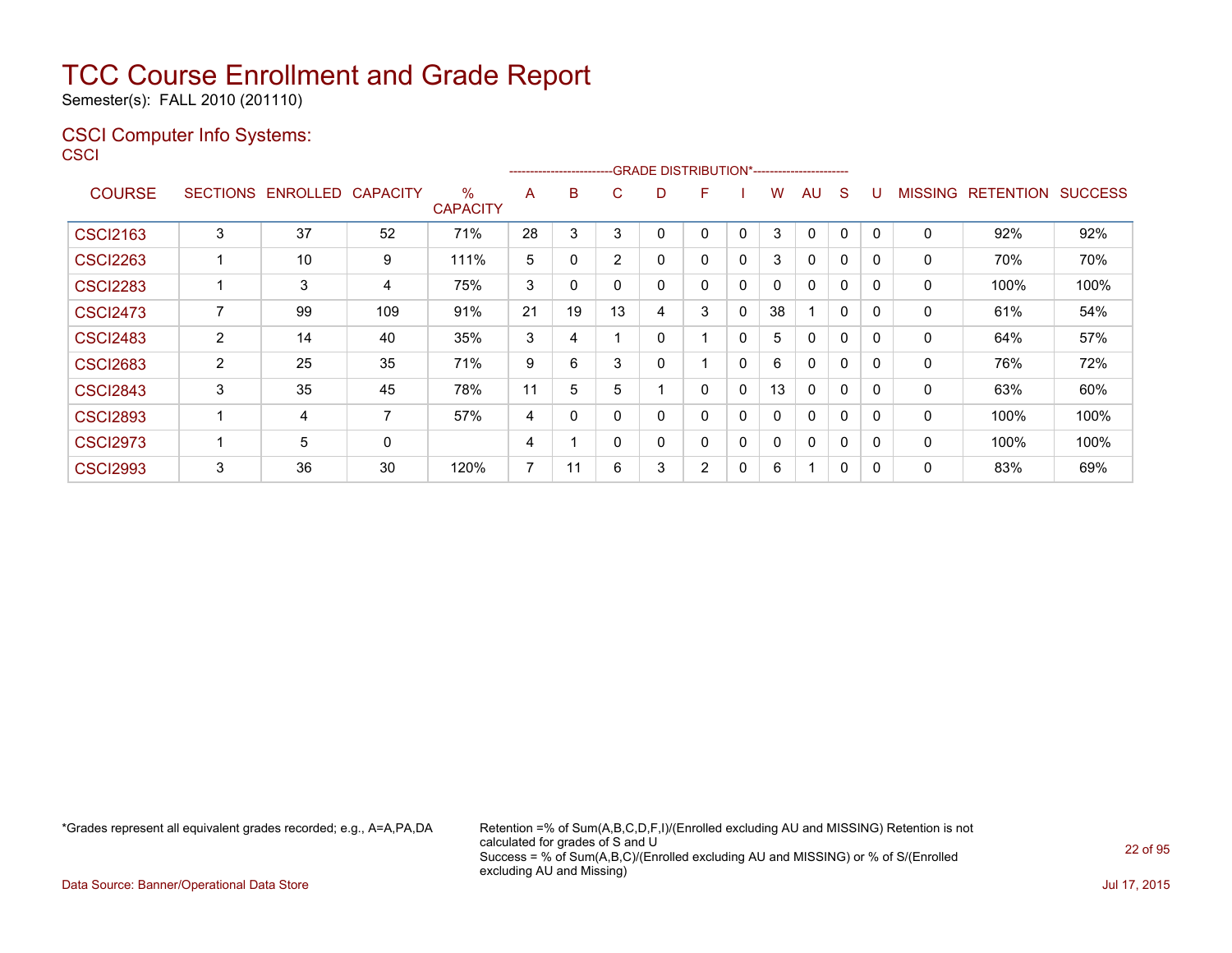# TCC Course Enrollment and Grade Report

Semester(s): FALL 2010 (201110)

## CSCI Computer Info Systems:

CSCI

| COURSE | SECTIONS | ENROLLED | CAPACITY | % CAPACITY | A | B | C | D | F | I | W | AU | S | U | MISSING | RETENTION | SUCCESS |
|---|---|---|---|---|---|---|---|---|---|---|---|---|---|---|---|---|---|
| | | | | | GRADE DISTRIBUTION* | | | | | | | | | | | | |
| CSCI2163 | 3 | 37 | 52 | 71% | 28 | 3 | 3 | 0 | 0 | 0 | 3 | 0 | 0 | 0 | 0 | 92% | 92% |
| CSCI2263 | 1 | 10 | 9 | 111% | 5 | 0 | 2 | 0 | 0 | 0 | 3 | 0 | 0 | 0 | 0 | 70% | 70% |
| CSCI2283 | 1 | 3 | 4 | 75% | 3 | 0 | 0 | 0 | 0 | 0 | 0 | 0 | 0 | 0 | 0 | 100% | 100% |
| CSCI2473 | 7 | 99 | 109 | 91% | 21 | 19 | 13 | 4 | 3 | 0 | 38 | 1 | 0 | 0 | 0 | 61% | 54% |
| CSCI2483 | 2 | 14 | 40 | 35% | 3 | 4 | 1 | 0 | 1 | 0 | 5 | 0 | 0 | 0 | 0 | 64% | 57% |
| CSCI2683 | 2 | 25 | 35 | 71% | 9 | 6 | 3 | 0 | 1 | 0 | 6 | 0 | 0 | 0 | 0 | 76% | 72% |
| CSCI2843 | 3 | 35 | 45 | 78% | 11 | 5 | 5 | 1 | 0 | 0 | 13 | 0 | 0 | 0 | 0 | 63% | 60% |
| CSCI2893 | 1 | 4 | 7 | 57% | 4 | 0 | 0 | 0 | 0 | 0 | 0 | 0 | 0 | 0 | 0 | 100% | 100% |
| CSCI2973 | 1 | 5 | 0 | | 4 | 1 | 0 | 0 | 0 | 0 | 0 | 0 | 0 | 0 | 0 | 100% | 100% |
| CSCI2993 | 3 | 36 | 30 | 120% | 7 | 11 | 6 | 3 | 2 | 0 | 6 | 1 | 0 | 0 | 0 | 83% | 69% |

*Grades represent all equivalent grades recorded; e.g., A=A,PA,DA

Retention =% of Sum(A,B,C,D,F,I)/(Enrolled excluding AU and MISSING) Retention is not calculated for grades of S and U
Success = % of Sum(A,B,C)/(Enrolled excluding AU and MISSING) or % of S/(Enrolled excluding AU and Missing)

Data Source: Banner/Operational Data Store

Jul 17, 2015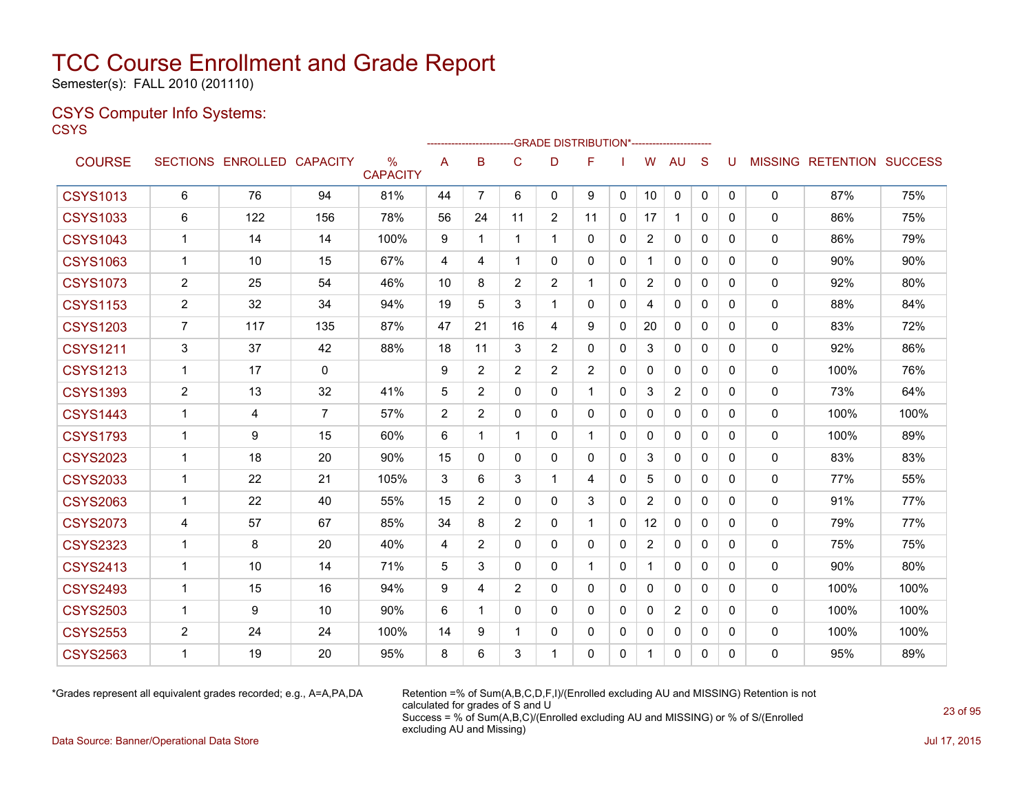# TCC Course Enrollment and Grade Report

Semester(s): FALL 2010 (201110)

## CSYS Computer Info Systems:

CSYS

| COURSE | SECTIONS | ENROLLED | CAPACITY | % CAPACITY | A | B | C | D | F | I | W | AU | S | U | MISSING | RETENTION | SUCCESS |
|---|---|---|---|---|---|---|---|---|---|---|---|---|---|---|---|---|---|
| | | | | | GRADE DISTRIBUTION* | | | | | | | | | | | | |
| CSYS1013 | 6 | 76 | 94 | 81% | 44 | 7 | 6 | 0 | 9 | 0 | 10 | 0 | 0 | 0 | 0 | 87% | 75% |
| CSYS1033 | 6 | 122 | 156 | 78% | 56 | 24 | 11 | 2 | 11 | 0 | 17 | 1 | 0 | 0 | 0 | 86% | 75% |
| CSYS1043 | 1 | 14 | 14 | 100% | 9 | 1 | 1 | 1 | 0 | 0 | 2 | 0 | 0 | 0 | 0 | 86% | 79% |
| CSYS1063 | 1 | 10 | 15 | 67% | 4 | 4 | 1 | 0 | 0 | 0 | 1 | 0 | 0 | 0 | 0 | 90% | 90% |
| CSYS1073 | 2 | 25 | 54 | 46% | 10 | 8 | 2 | 2 | 1 | 0 | 2 | 0 | 0 | 0 | 0 | 92% | 80% |
| CSYS1153 | 2 | 32 | 34 | 94% | 19 | 5 | 3 | 1 | 0 | 0 | 4 | 0 | 0 | 0 | 0 | 88% | 84% |
| CSYS1203 | 7 | 117 | 135 | 87% | 47 | 21 | 16 | 4 | 9 | 0 | 20 | 0 | 0 | 0 | 0 | 83% | 72% |
| CSYS1211 | 3 | 37 | 42 | 88% | 18 | 11 | 3 | 2 | 0 | 0 | 3 | 0 | 0 | 0 | 0 | 92% | 86% |
| CSYS1213 | 1 | 17 | 0 | | 9 | 2 | 2 | 2 | 2 | 0 | 0 | 0 | 0 | 0 | 0 | 100% | 76% |
| CSYS1393 | 2 | 13 | 32 | 41% | 5 | 2 | 0 | 0 | 1 | 0 | 3 | 2 | 0 | 0 | 0 | 73% | 64% |
| CSYS1443 | 1 | 4 | 7 | 57% | 2 | 2 | 0 | 0 | 0 | 0 | 0 | 0 | 0 | 0 | 0 | 100% | 100% |
| CSYS1793 | 1 | 9 | 15 | 60% | 6 | 1 | 1 | 0 | 1 | 0 | 0 | 0 | 0 | 0 | 0 | 100% | 89% |
| CSYS2023 | 1 | 18 | 20 | 90% | 15 | 0 | 0 | 0 | 0 | 0 | 3 | 0 | 0 | 0 | 0 | 83% | 83% |
| CSYS2033 | 1 | 22 | 21 | 105% | 3 | 6 | 3 | 1 | 4 | 0 | 5 | 0 | 0 | 0 | 0 | 77% | 55% |
| CSYS2063 | 1 | 22 | 40 | 55% | 15 | 2 | 0 | 0 | 3 | 0 | 2 | 0 | 0 | 0 | 0 | 91% | 77% |
| CSYS2073 | 4 | 57 | 67 | 85% | 34 | 8 | 2 | 0 | 1 | 0 | 12 | 0 | 0 | 0 | 0 | 79% | 77% |
| CSYS2323 | 1 | 8 | 20 | 40% | 4 | 2 | 0 | 0 | 0 | 0 | 2 | 0 | 0 | 0 | 0 | 75% | 75% |
| CSYS2413 | 1 | 10 | 14 | 71% | 5 | 3 | 0 | 0 | 1 | 0 | 1 | 0 | 0 | 0 | 0 | 90% | 80% |
| CSYS2493 | 1 | 15 | 16 | 94% | 9 | 4 | 2 | 0 | 0 | 0 | 0 | 0 | 0 | 0 | 0 | 100% | 100% |
| CSYS2503 | 1 | 9 | 10 | 90% | 6 | 1 | 0 | 0 | 0 | 0 | 0 | 2 | 0 | 0 | 0 | 100% | 100% |
| CSYS2553 | 2 | 24 | 24 | 100% | 14 | 9 | 1 | 0 | 0 | 0 | 0 | 0 | 0 | 0 | 0 | 100% | 100% |
| CSYS2563 | 1 | 19 | 20 | 95% | 8 | 6 | 3 | 1 | 0 | 0 | 1 | 0 | 0 | 0 | 0 | 95% | 89% |

*Grades represent all equivalent grades recorded; e.g., A=A,PA,DA

Retention =% of Sum(A,B,C,D,F,I)/(Enrolled excluding AU and MISSING) Retention is not calculated for grades of S and U

Success = % of Sum(A,B,C)/(Enrolled excluding AU and MISSING) or % of S/(Enrolled excluding AU and Missing)

Data Source: Banner/Operational Data Store

Jul 17, 2015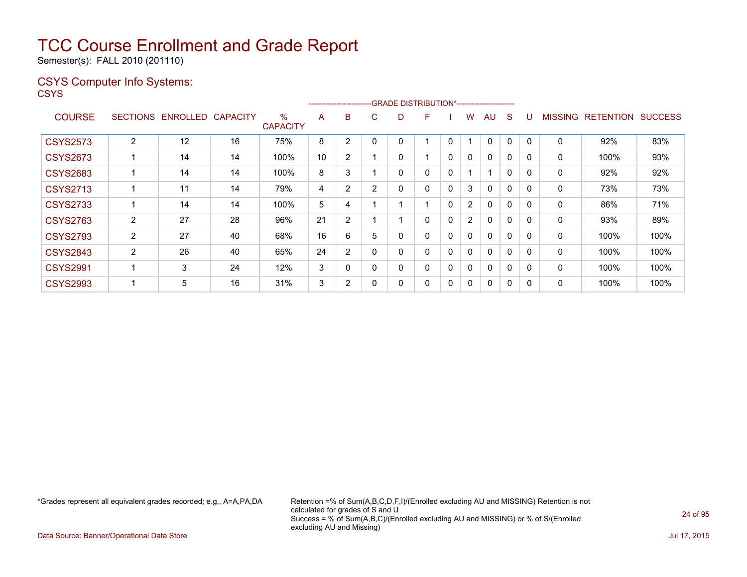# TCC Course Enrollment and Grade Report

Semester(s): FALL 2010 (201110)

## CSYS Computer Info Systems:

### CSYS

| COURSE | SECTIONS | ENROLLED | CAPACITY | % CAPACITY | A | B | C | D | F | I | W | AU | S | U | MISSING | RETENTION | SUCCESS |
|---|---|---|---|---|---|---|---|---|---|---|---|---|---|---|---|---|---|
| CSYS2573 | 2 | 12 | 16 | 75% | 8 | 2 | 0 | 0 | 1 | 0 | 1 | 0 | 0 | 0 | 0 | 92% | 83% |
| CSYS2673 | 1 | 14 | 14 | 100% | 10 | 2 | 1 | 0 | 1 | 0 | 0 | 0 | 0 | 0 | 0 | 100% | 93% |
| CSYS2683 | 1 | 14 | 14 | 100% | 8 | 3 | 1 | 0 | 0 | 0 | 1 | 1 | 0 | 0 | 0 | 92% | 92% |
| CSYS2713 | 1 | 11 | 14 | 79% | 4 | 2 | 2 | 0 | 0 | 0 | 3 | 0 | 0 | 0 | 0 | 73% | 73% |
| CSYS2733 | 1 | 14 | 14 | 100% | 5 | 4 | 1 | 1 | 1 | 0 | 2 | 0 | 0 | 0 | 0 | 86% | 71% |
| CSYS2763 | 2 | 27 | 28 | 96% | 21 | 2 | 1 | 1 | 0 | 0 | 2 | 0 | 0 | 0 | 0 | 93% | 89% |
| CSYS2793 | 2 | 27 | 40 | 68% | 16 | 6 | 5 | 0 | 0 | 0 | 0 | 0 | 0 | 0 | 0 | 100% | 100% |
| CSYS2843 | 2 | 26 | 40 | 65% | 24 | 2 | 0 | 0 | 0 | 0 | 0 | 0 | 0 | 0 | 0 | 100% | 100% |
| CSYS2991 | 1 | 3 | 24 | 12% | 3 | 0 | 0 | 0 | 0 | 0 | 0 | 0 | 0 | 0 | 0 | 100% | 100% |
| CSYS2993 | 1 | 5 | 16 | 31% | 3 | 2 | 0 | 0 | 0 | 0 | 0 | 0 | 0 | 0 | 0 | 100% | 100% |

*Grades represent all equivalent grades recorded; e.g., A=A,PA,DA

Retention =% of Sum(A,B,C,D,F,I)/(Enrolled excluding AU and MISSING) Retention is not calculated for grades of S and U
Success = % of Sum(A,B,C)/(Enrolled excluding AU and MISSING) or % of S/(Enrolled excluding AU and Missing)

Data Source: Banner/Operational Data Store

Jul 17, 2015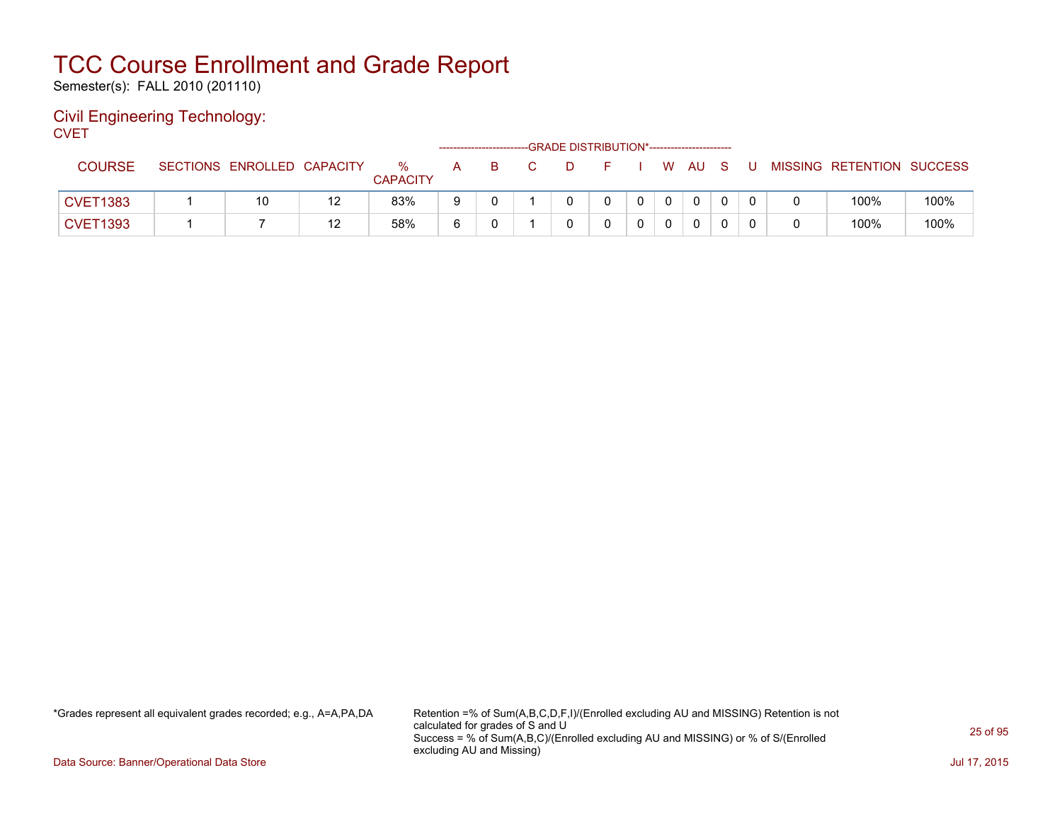# TCC Course Enrollment and Grade Report

Semester(s): FALL 2010 (201110)

## Civil Engineering Technology:

CVET

| COURSE | SECTIONS | ENROLLED | CAPACITY | % CAPACITY | A | B | C | D | F | I | W | AU | S | U | MISSING | RETENTION | SUCCESS |
|---|---|---|---|---|---|---|---|---|---|---|---|---|---|---|---|---|---|
| | | | | | GRADE DISTRIBUTION* | | | | | | | | | | | | |
| CVET1383 | 1 | 10 | 12 | 83% | 9 | 0 | 1 | 0 | 0 | 0 | 0 | 0 | 0 | 0 | 0 | 100% | 100% |
| CVET1393 | 1 | 7 | 12 | 58% | 6 | 0 | 1 | 0 | 0 | 0 | 0 | 0 | 0 | 0 | 0 | 100% | 100% |

*Grades represent all equivalent grades recorded; e.g., A=A,PA,DA

Retention =% of Sum(A,B,C,D,F,I)/(Enrolled excluding AU and MISSING) Retention is not calculated for grades of S and U

Success = % of Sum(A,B,C)/(Enrolled excluding AU and MISSING) or % of S/(Enrolled excluding AU and Missing)

Data Source: Banner/Operational Data Store

Jul 17, 2015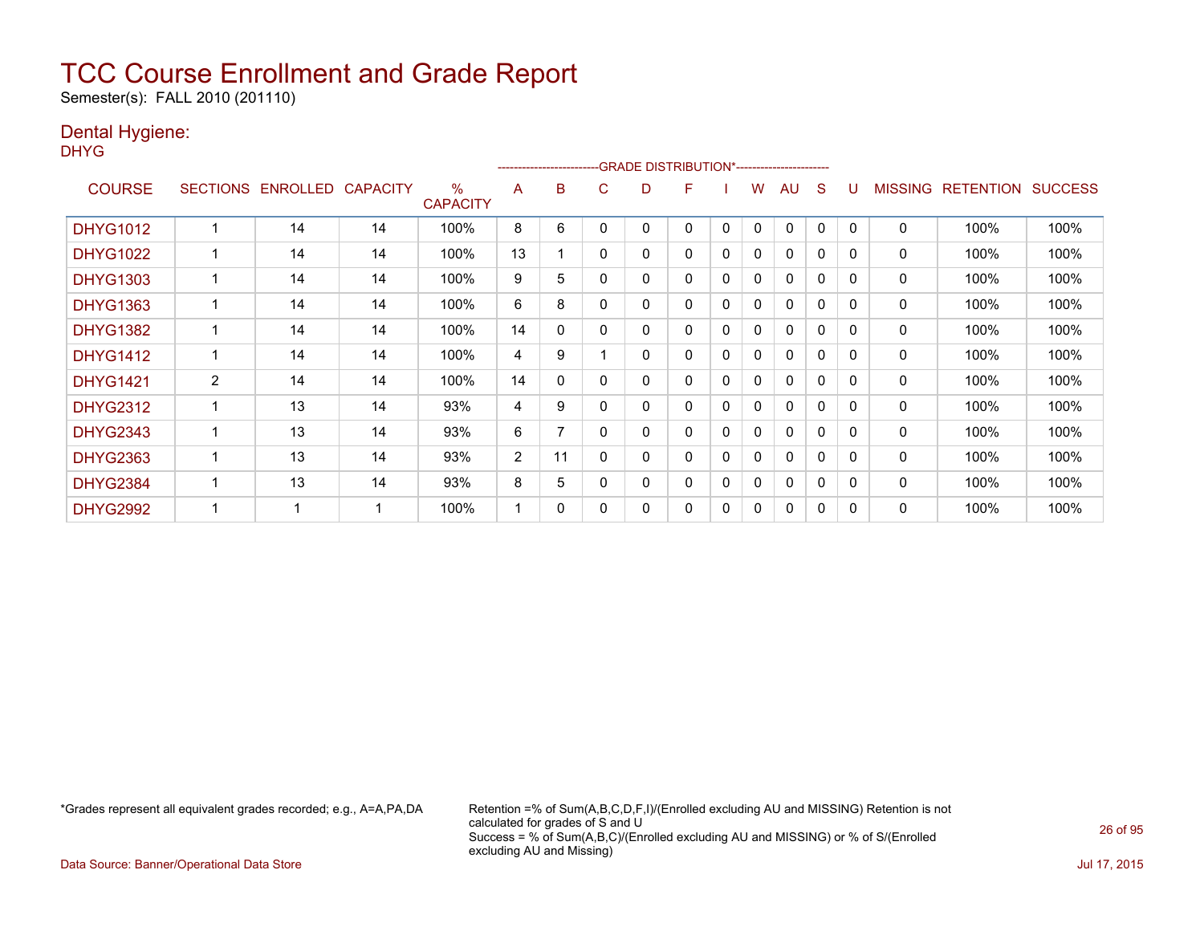# TCC Course Enrollment and Grade Report

Semester(s): FALL 2010 (201110)

## Dental Hygiene:

DHYG

| COURSE | SECTIONS | ENROLLED | CAPACITY | % CAPACITY | A | B | C | D | F | I | W | AU | S | U | MISSING | RETENTION | SUCCESS |
|---|---|---|---|---|---|---|---|---|---|---|---|---|---|---|---|---|---|
| | | | | | GRADE DISTRIBUTION* | | | | | | | | | | | | |
| DHYG1012 | 1 | 14 | 14 | 100% | 8 | 6 | 0 | 0 | 0 | 0 | 0 | 0 | 0 | 0 | 0 | 100% | 100% |
| DHYG1022 | 1 | 14 | 14 | 100% | 13 | 1 | 0 | 0 | 0 | 0 | 0 | 0 | 0 | 0 | 0 | 100% | 100% |
| DHYG1303 | 1 | 14 | 14 | 100% | 9 | 5 | 0 | 0 | 0 | 0 | 0 | 0 | 0 | 0 | 0 | 100% | 100% |
| DHYG1363 | 1 | 14 | 14 | 100% | 6 | 8 | 0 | 0 | 0 | 0 | 0 | 0 | 0 | 0 | 0 | 100% | 100% |
| DHYG1382 | 1 | 14 | 14 | 100% | 14 | 0 | 0 | 0 | 0 | 0 | 0 | 0 | 0 | 0 | 0 | 100% | 100% |
| DHYG1412 | 1 | 14 | 14 | 100% | 4 | 9 | 1 | 0 | 0 | 0 | 0 | 0 | 0 | 0 | 0 | 100% | 100% |
| DHYG1421 | 2 | 14 | 14 | 100% | 14 | 0 | 0 | 0 | 0 | 0 | 0 | 0 | 0 | 0 | 0 | 100% | 100% |
| DHYG2312 | 1 | 13 | 14 | 93% | 4 | 9 | 0 | 0 | 0 | 0 | 0 | 0 | 0 | 0 | 0 | 100% | 100% |
| DHYG2343 | 1 | 13 | 14 | 93% | 6 | 7 | 0 | 0 | 0 | 0 | 0 | 0 | 0 | 0 | 0 | 100% | 100% |
| DHYG2363 | 1 | 13 | 14 | 93% | 2 | 11 | 0 | 0 | 0 | 0 | 0 | 0 | 0 | 0 | 0 | 100% | 100% |
| DHYG2384 | 1 | 13 | 14 | 93% | 8 | 5 | 0 | 0 | 0 | 0 | 0 | 0 | 0 | 0 | 0 | 100% | 100% |
| DHYG2992 | 1 | 1 | 1 | 100% | 1 | 0 | 0 | 0 | 0 | 0 | 0 | 0 | 0 | 0 | 0 | 100% | 100% |

*Grades represent all equivalent grades recorded; e.g., A=A,PA,DA

Retention =% of Sum(A,B,C,D,F,I)/(Enrolled excluding AU and MISSING) Retention is not calculated for grades of S and U
Success = % of Sum(A,B,C)/(Enrolled excluding AU and MISSING) or % of S/(Enrolled excluding AU and Missing)

Data Source: Banner/Operational Data Store

Jul 17, 2015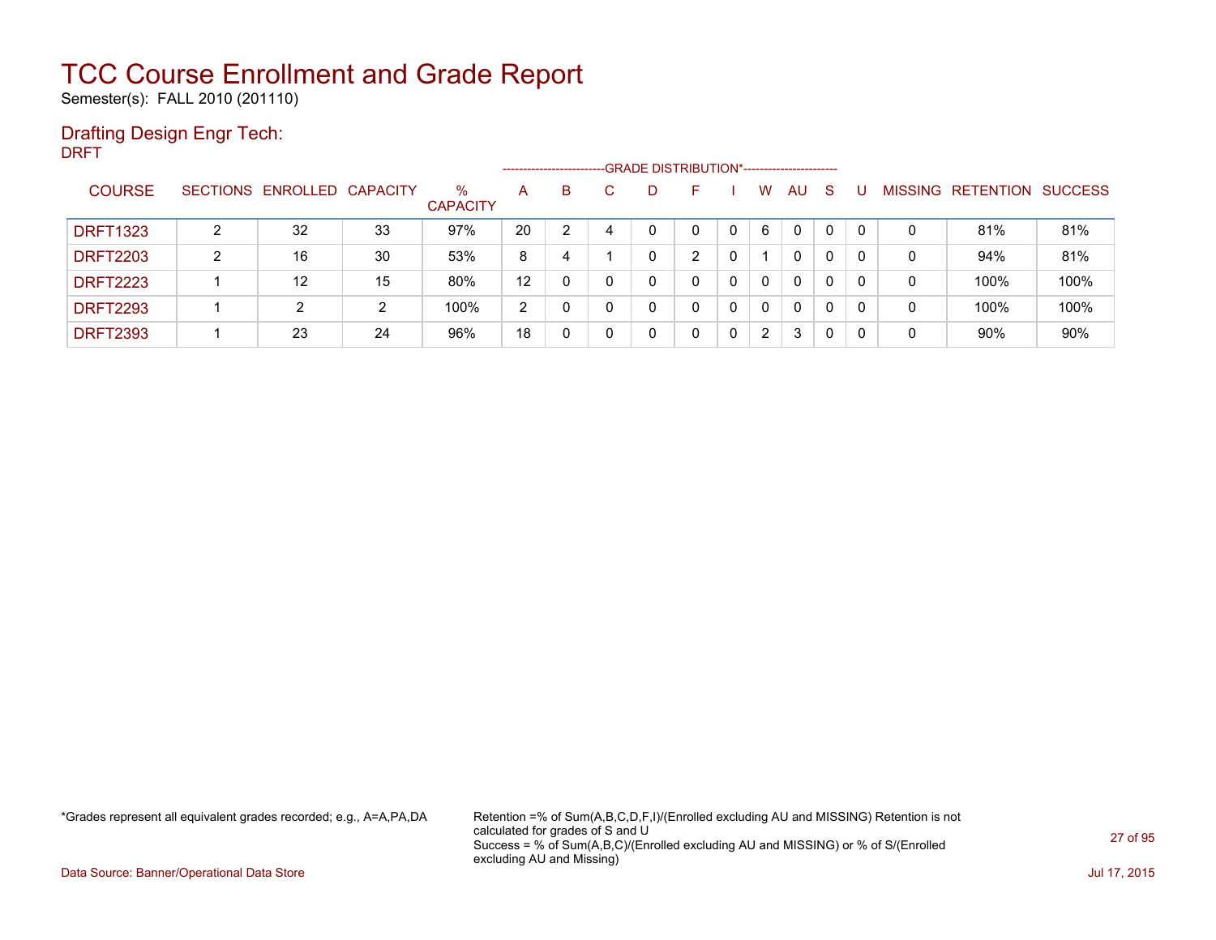# TCC Course Enrollment and Grade Report

Semester(s): FALL 2010 (201110)

## Drafting Design Engr Tech:

DRFT

| COURSE | SECTIONS | ENROLLED | CAPACITY | % CAPACITY | A | B | C | D | F | I | W | AU | S | U | MISSING | RETENTION | SUCCESS |
|---|---|---|---|---|---|---|---|---|---|---|---|---|---|---|---|---|---|
| | | | | | GRADE DISTRIBUTION* | | | | | | | | | | | | |
| DRFT1323 | 2 | 32 | 33 | 97% | 20 | 2 | 4 | 0 | 0 | 0 | 6 | 0 | 0 | 0 | 0 | 81% | 81% |
| DRFT2203 | 2 | 16 | 30 | 53% | 8 | 4 | 1 | 0 | 2 | 0 | 1 | 0 | 0 | 0 | 0 | 94% | 81% |
| DRFT2223 | 1 | 12 | 15 | 80% | 12 | 0 | 0 | 0 | 0 | 0 | 0 | 0 | 0 | 0 | 0 | 100% | 100% |
| DRFT2293 | 1 | 2 | 2 | 100% | 2 | 0 | 0 | 0 | 0 | 0 | 0 | 0 | 0 | 0 | 0 | 100% | 100% |
| DRFT2393 | 1 | 23 | 24 | 96% | 18 | 0 | 0 | 0 | 0 | 0 | 2 | 3 | 0 | 0 | 0 | 90% | 90% |

*Grades represent all equivalent grades recorded; e.g., A=A,PA,DA

Retention =% of Sum(A,B,C,D,F,I)/(Enrolled excluding AU and MISSING) Retention is not calculated for grades of S and U

Success = % of Sum(A,B,C)/(Enrolled excluding AU and MISSING) or % of S/(Enrolled excluding AU and Missing)

Data Source: Banner/Operational Data Store

Jul 17, 2015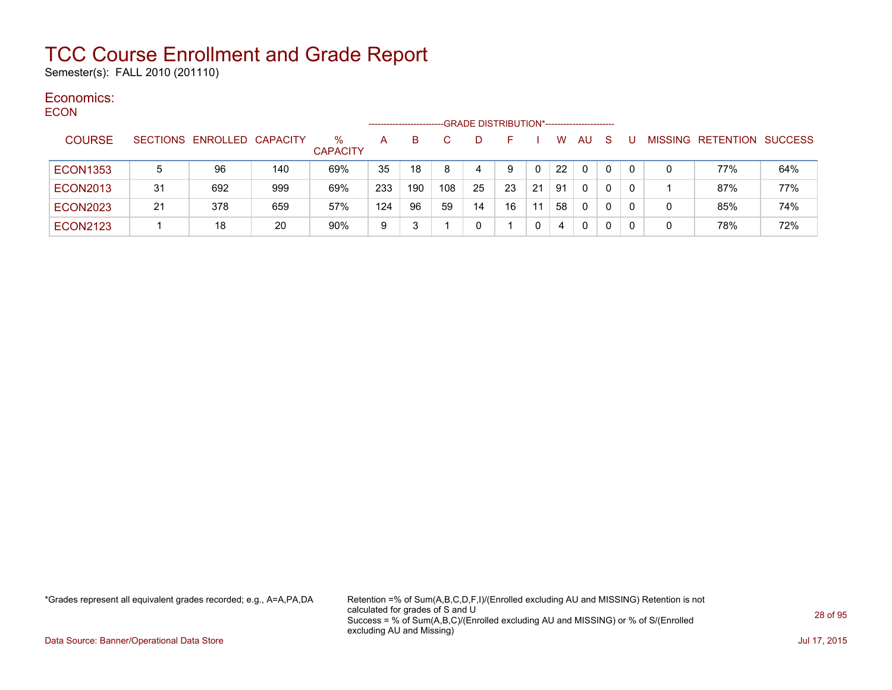# TCC Course Enrollment and Grade Report

Semester(s): FALL 2010 (201110)

## Economics:

### ECON

| COURSE | SECTIONS | ENROLLED | CAPACITY | % CAPACITY | A | B | C | D | F | I | W | AU | S | U | MISSING | RETENTION | SUCCESS |
|---|---|---|---|---|---|---|---|---|---|---|---|---|---|---|---|---|---|
| | | | | | GRADE DISTRIBUTION* | | | | | | | | | | | | |
| ECON1353 | 5 | 96 | 140 | 69% | 35 | 18 | 8 | 4 | 9 | 0 | 22 | 0 | 0 | 0 | 0 | 77% | 64% |
| ECON2013 | 31 | 692 | 999 | 69% | 233 | 190 | 108 | 25 | 23 | 21 | 91 | 0 | 0 | 0 | 1 | 87% | 77% |
| ECON2023 | 21 | 378 | 659 | 57% | 124 | 96 | 59 | 14 | 16 | 11 | 58 | 0 | 0 | 0 | 0 | 85% | 74% |
| ECON2123 | 1 | 18 | 20 | 90% | 9 | 3 | 1 | 0 | 1 | 0 | 4 | 0 | 0 | 0 | 0 | 78% | 72% |

*Grades represent all equivalent grades recorded; e.g., A=A,PA,DA

Retention =% of Sum(A,B,C,D,F,I)/(Enrolled excluding AU and MISSING) Retention is not calculated for grades of S and U
Success = % of Sum(A,B,C)/(Enrolled excluding AU and MISSING) or % of S/(Enrolled excluding AU and Missing)

Data Source: Banner/Operational Data Store

Jul 17, 2015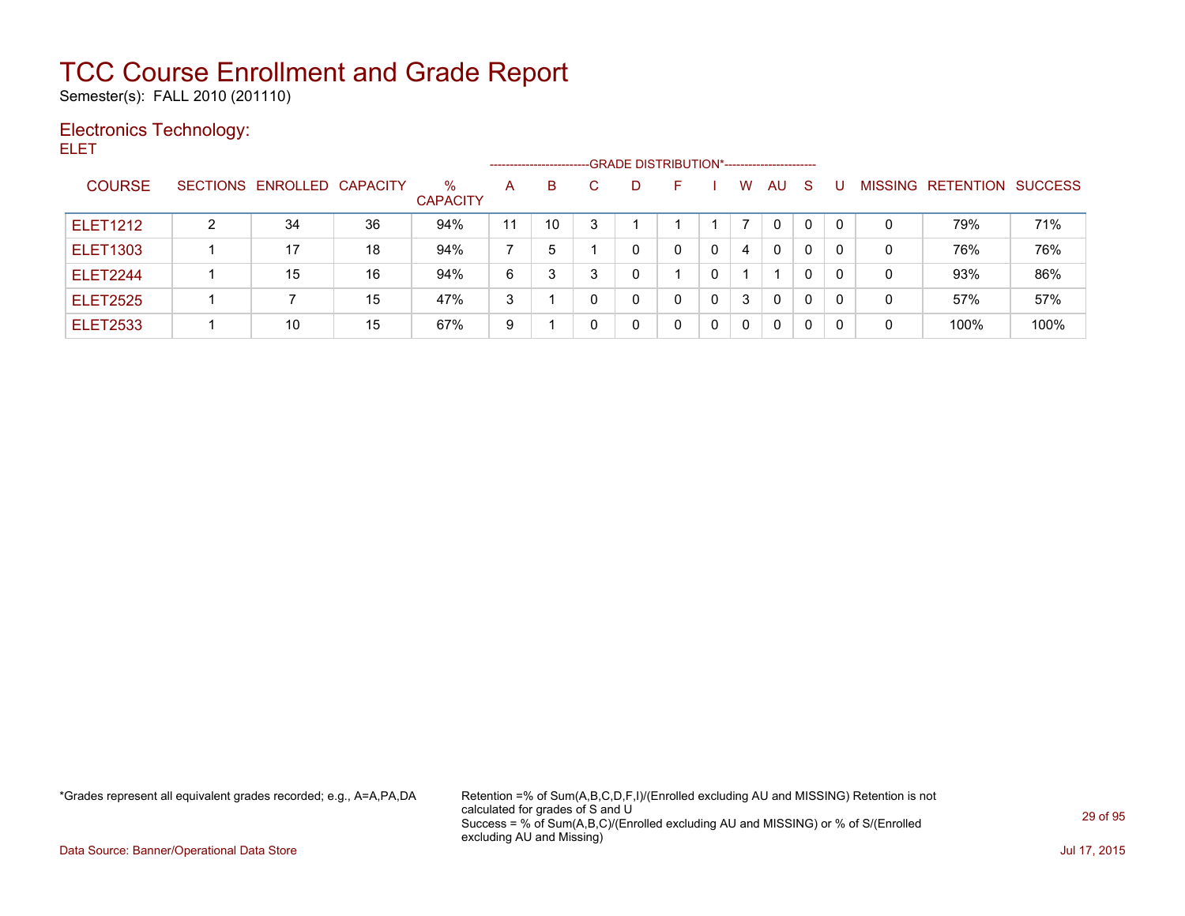# TCC Course Enrollment and Grade Report

Semester(s): FALL 2010 (201110)

## Electronics Technology:

ELET

| COURSE | SECTIONS | ENROLLED | CAPACITY | % CAPACITY | A | B | C | D | F | I | W | AU | S | U | MISSING | RETENTION | SUCCESS |
|---|---|---|---|---|---|---|---|---|---|---|---|---|---|---|---|---|---|
| | | | | | GRADE DISTRIBUTION* | | | | | | | | | | | | |
| ELET1212 | 2 | 34 | 36 | 94% | 11 | 10 | 3 | 1 | 1 | 1 | 7 | 0 | 0 | 0 | 0 | 79% | 71% |
| ELET1303 | 1 | 17 | 18 | 94% | 7 | 5 | 1 | 0 | 0 | 0 | 4 | 0 | 0 | 0 | 0 | 76% | 76% |
| ELET2244 | 1 | 15 | 16 | 94% | 6 | 3 | 3 | 0 | 1 | 0 | 1 | 1 | 0 | 0 | 0 | 93% | 86% |
| ELET2525 | 1 | 7 | 15 | 47% | 3 | 1 | 0 | 0 | 0 | 0 | 3 | 0 | 0 | 0 | 0 | 57% | 57% |
| ELET2533 | 1 | 10 | 15 | 67% | 9 | 1 | 0 | 0 | 0 | 0 | 0 | 0 | 0 | 0 | 0 | 100% | 100% |

*Grades represent all equivalent grades recorded; e.g., A=A,PA,DA

Retention =% of Sum(A,B,C,D,F,I)/(Enrolled excluding AU and MISSING) Retention is not calculated for grades of S and U
Success = % of Sum(A,B,C)/(Enrolled excluding AU and MISSING) or % of S/(Enrolled excluding AU and Missing)

Data Source: Banner/Operational Data Store

Jul 17, 2015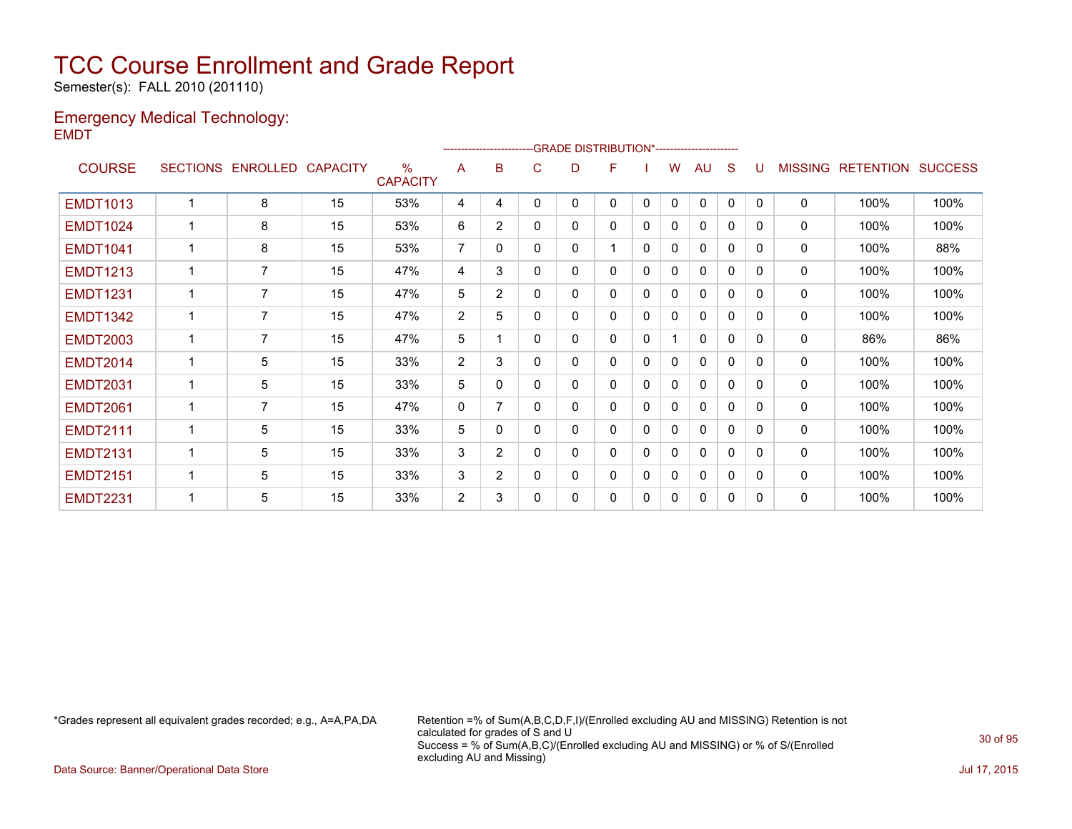# TCC Course Enrollment and Grade Report

Semester(s): FALL 2010 (201110)

## Emergency Medical Technology:

EMDT

| COURSE | SECTIONS | ENROLLED | CAPACITY | % CAPACITY | A | B | C | D | F | I | W | AU | S | U | MISSING | RETENTION | SUCCESS |
|---|---|---|---|---|---|---|---|---|---|---|---|---|---|---|---|---|---|
| | | | | | GRADE DISTRIBUTION* | | | | | | | | | | | | |
| EMDT1013 | 1 | 8 | 15 | 53% | 4 | 4 | 0 | 0 | 0 | 0 | 0 | 0 | 0 | 0 | 0 | 100% | 100% |
| EMDT1024 | 1 | 8 | 15 | 53% | 6 | 2 | 0 | 0 | 0 | 0 | 0 | 0 | 0 | 0 | 0 | 100% | 100% |
| EMDT1041 | 1 | 8 | 15 | 53% | 7 | 0 | 0 | 0 | 1 | 0 | 0 | 0 | 0 | 0 | 0 | 100% | 88% |
| EMDT1213 | 1 | 7 | 15 | 47% | 4 | 3 | 0 | 0 | 0 | 0 | 0 | 0 | 0 | 0 | 0 | 100% | 100% |
| EMDT1231 | 1 | 7 | 15 | 47% | 5 | 2 | 0 | 0 | 0 | 0 | 0 | 0 | 0 | 0 | 0 | 100% | 100% |
| EMDT1342 | 1 | 7 | 15 | 47% | 2 | 5 | 0 | 0 | 0 | 0 | 0 | 0 | 0 | 0 | 0 | 100% | 100% |
| EMDT2003 | 1 | 7 | 15 | 47% | 5 | 1 | 0 | 0 | 0 | 0 | 1 | 0 | 0 | 0 | 0 | 86% | 86% |
| EMDT2014 | 1 | 5 | 15 | 33% | 2 | 3 | 0 | 0 | 0 | 0 | 0 | 0 | 0 | 0 | 0 | 100% | 100% |
| EMDT2031 | 1 | 5 | 15 | 33% | 5 | 0 | 0 | 0 | 0 | 0 | 0 | 0 | 0 | 0 | 0 | 100% | 100% |
| EMDT2061 | 1 | 7 | 15 | 47% | 0 | 7 | 0 | 0 | 0 | 0 | 0 | 0 | 0 | 0 | 0 | 100% | 100% |
| EMDT2111 | 1 | 5 | 15 | 33% | 5 | 0 | 0 | 0 | 0 | 0 | 0 | 0 | 0 | 0 | 0 | 100% | 100% |
| EMDT2131 | 1 | 5 | 15 | 33% | 3 | 2 | 0 | 0 | 0 | 0 | 0 | 0 | 0 | 0 | 0 | 100% | 100% |
| EMDT2151 | 1 | 5 | 15 | 33% | 3 | 2 | 0 | 0 | 0 | 0 | 0 | 0 | 0 | 0 | 0 | 100% | 100% |
| EMDT2231 | 1 | 5 | 15 | 33% | 2 | 3 | 0 | 0 | 0 | 0 | 0 | 0 | 0 | 0 | 0 | 100% | 100% |

*Grades represent all equivalent grades recorded; e.g., A=A,PA,DA

Retention =% of Sum(A,B,C,D,F,I)/(Enrolled excluding AU and MISSING) Retention is not calculated for grades of S and U
Success = % of Sum(A,B,C)/(Enrolled excluding AU and MISSING) or % of S/(Enrolled excluding AU and Missing)

Data Source: Banner/Operational Data Store

Jul 17, 2015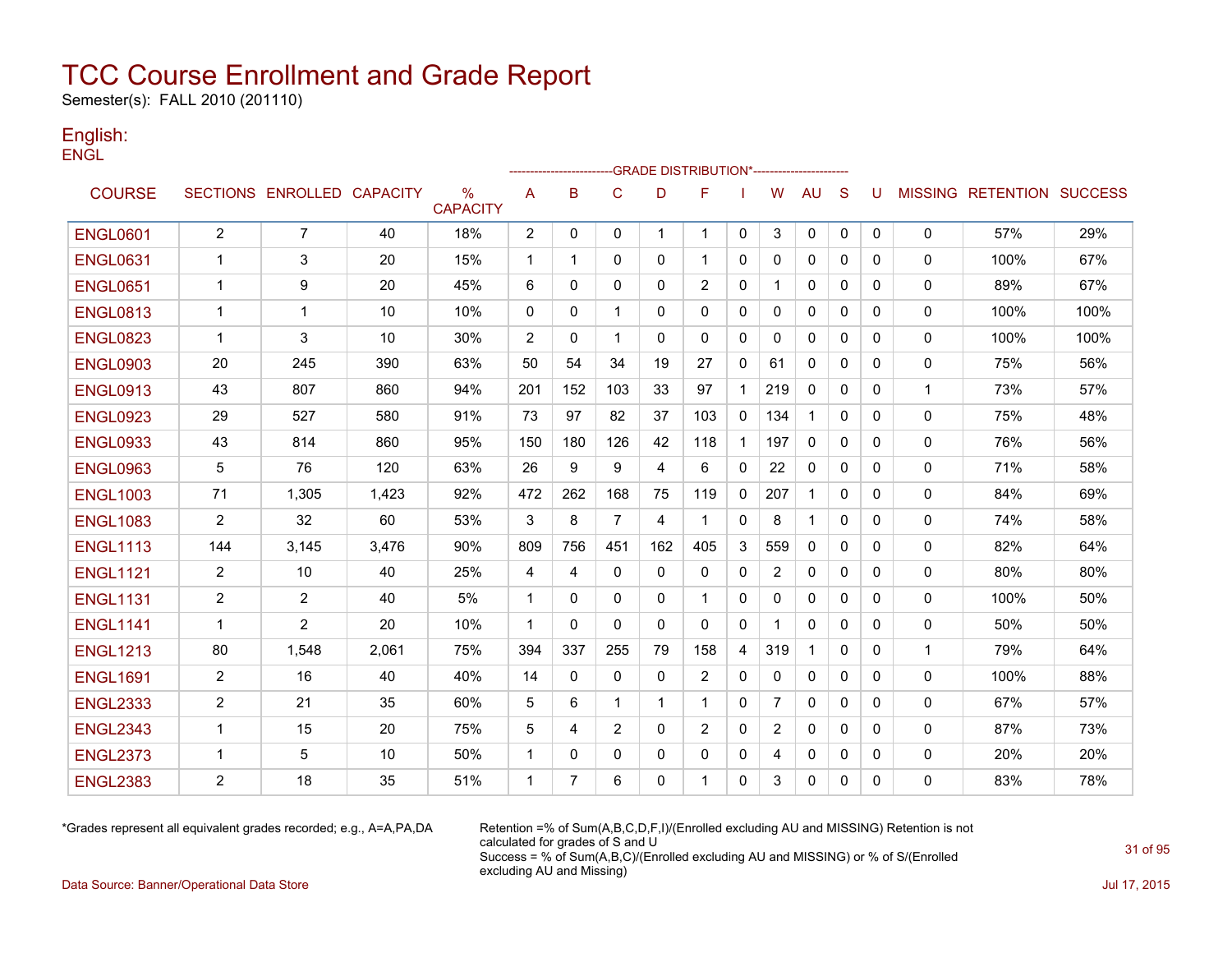# TCC Course Enrollment and Grade Report

Semester(s): FALL 2010 (201110)

## English:

ENGL

| COURSE | SECTIONS | ENROLLED | CAPACITY | % CAPACITY | A | B | C | D | F | I | W | AU | S | U | MISSING | RETENTION | SUCCESS |
|---|---|---|---|---|---|---|---|---|---|---|---|---|---|---|---|---|---|
| | | | | | GRADE DISTRIBUTION* | | | | | | | | | | | | |
| ENGL0601 | 2 | 7 | 40 | 18% | 2 | 0 | 0 | 1 | 1 | 0 | 3 | 0 | 0 | 0 | 0 | 57% | 29% |
| ENGL0631 | 1 | 3 | 20 | 15% | 1 | 1 | 0 | 0 | 1 | 0 | 0 | 0 | 0 | 0 | 0 | 100% | 67% |
| ENGL0651 | 1 | 9 | 20 | 45% | 6 | 0 | 0 | 0 | 2 | 0 | 1 | 0 | 0 | 0 | 0 | 89% | 67% |
| ENGL0813 | 1 | 1 | 10 | 10% | 0 | 0 | 1 | 0 | 0 | 0 | 0 | 0 | 0 | 0 | 0 | 100% | 100% |
| ENGL0823 | 1 | 3 | 10 | 30% | 2 | 0 | 1 | 0 | 0 | 0 | 0 | 0 | 0 | 0 | 0 | 100% | 100% |
| ENGL0903 | 20 | 245 | 390 | 63% | 50 | 54 | 34 | 19 | 27 | 0 | 61 | 0 | 0 | 0 | 0 | 75% | 56% |
| ENGL0913 | 43 | 807 | 860 | 94% | 201 | 152 | 103 | 33 | 97 | 1 | 219 | 0 | 0 | 0 | 1 | 73% | 57% |
| ENGL0923 | 29 | 527 | 580 | 91% | 73 | 97 | 82 | 37 | 103 | 0 | 134 | 1 | 0 | 0 | 0 | 75% | 48% |
| ENGL0933 | 43 | 814 | 860 | 95% | 150 | 180 | 126 | 42 | 118 | 1 | 197 | 0 | 0 | 0 | 0 | 76% | 56% |
| ENGL0963 | 5 | 76 | 120 | 63% | 26 | 9 | 9 | 4 | 6 | 0 | 22 | 0 | 0 | 0 | 0 | 71% | 58% |
| ENGL1003 | 71 | 1,305 | 1,423 | 92% | 472 | 262 | 168 | 75 | 119 | 0 | 207 | 1 | 0 | 0 | 0 | 84% | 69% |
| ENGL1083 | 2 | 32 | 60 | 53% | 3 | 8 | 7 | 4 | 1 | 0 | 8 | 1 | 0 | 0 | 0 | 74% | 58% |
| ENGL1113 | 144 | 3,145 | 3,476 | 90% | 809 | 756 | 451 | 162 | 405 | 3 | 559 | 0 | 0 | 0 | 0 | 82% | 64% |
| ENGL1121 | 2 | 10 | 40 | 25% | 4 | 4 | 0 | 0 | 0 | 0 | 2 | 0 | 0 | 0 | 0 | 80% | 80% |
| ENGL1131 | 2 | 2 | 40 | 5% | 1 | 0 | 0 | 0 | 1 | 0 | 0 | 0 | 0 | 0 | 0 | 100% | 50% |
| ENGL1141 | 1 | 2 | 20 | 10% | 1 | 0 | 0 | 0 | 0 | 0 | 1 | 0 | 0 | 0 | 0 | 50% | 50% |
| ENGL1213 | 80 | 1,548 | 2,061 | 75% | 394 | 337 | 255 | 79 | 158 | 4 | 319 | 1 | 0 | 0 | 1 | 79% | 64% |
| ENGL1691 | 2 | 16 | 40 | 40% | 14 | 0 | 0 | 0 | 2 | 0 | 0 | 0 | 0 | 0 | 0 | 100% | 88% |
| ENGL2333 | 2 | 21 | 35 | 60% | 5 | 6 | 1 | 1 | 1 | 0 | 7 | 0 | 0 | 0 | 0 | 67% | 57% |
| ENGL2343 | 1 | 15 | 20 | 75% | 5 | 4 | 2 | 0 | 2 | 0 | 2 | 0 | 0 | 0 | 0 | 87% | 73% |
| ENGL2373 | 1 | 5 | 10 | 50% | 1 | 0 | 0 | 0 | 0 | 0 | 4 | 0 | 0 | 0 | 0 | 20% | 20% |
| ENGL2383 | 2 | 18 | 35 | 51% | 1 | 7 | 6 | 0 | 1 | 0 | 3 | 0 | 0 | 0 | 0 | 83% | 78% |

*Grades represent all equivalent grades recorded; e.g., A=A,PA,DA

Retention =% of Sum(A,B,C,D,F,I)/(Enrolled excluding AU and MISSING) Retention is not calculated for grades of S and U
Success = % of Sum(A,B,C)/(Enrolled excluding AU and MISSING) or % of S/(Enrolled excluding AU and Missing)

Data Source: Banner/Operational Data Store

Jul 17, 2015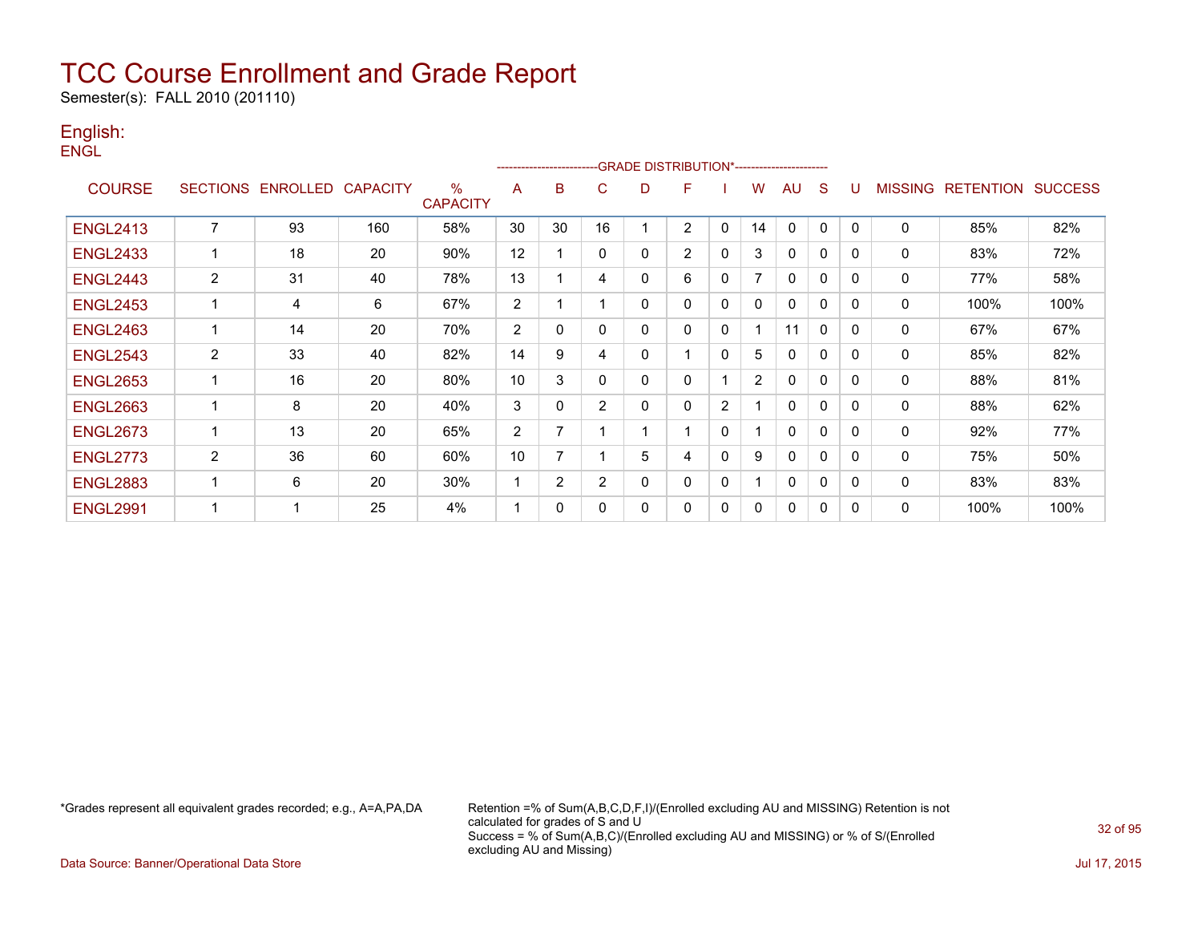# TCC Course Enrollment and Grade Report

Semester(s): FALL 2010 (201110)

## English:

ENGL

| COURSE | SECTIONS | ENROLLED | CAPACITY | % CAPACITY | A | B | C | D | F | I | W | AU | S | U | MISSING | RETENTION | SUCCESS |
|---|---|---|---|---|---|---|---|---|---|---|---|---|---|---|---|---|---|
| | | | | | GRADE DISTRIBUTION* | | | | | | | | | | | | |
| ENGL2413 | 7 | 93 | 160 | 58% | 30 | 30 | 16 | 1 | 2 | 0 | 14 | 0 | 0 | 0 | 0 | 85% | 82% |
| ENGL2433 | 1 | 18 | 20 | 90% | 12 | 1 | 0 | 0 | 2 | 0 | 3 | 0 | 0 | 0 | 0 | 83% | 72% |
| ENGL2443 | 2 | 31 | 40 | 78% | 13 | 1 | 4 | 0 | 6 | 0 | 7 | 0 | 0 | 0 | 0 | 77% | 58% |
| ENGL2453 | 1 | 4 | 6 | 67% | 2 | 1 | 1 | 0 | 0 | 0 | 0 | 0 | 0 | 0 | 0 | 100% | 100% |
| ENGL2463 | 1 | 14 | 20 | 70% | 2 | 0 | 0 | 0 | 0 | 0 | 1 | 11 | 0 | 0 | 0 | 67% | 67% |
| ENGL2543 | 2 | 33 | 40 | 82% | 14 | 9 | 4 | 0 | 1 | 0 | 5 | 0 | 0 | 0 | 0 | 85% | 82% |
| ENGL2653 | 1 | 16 | 20 | 80% | 10 | 3 | 0 | 0 | 0 | 1 | 2 | 0 | 0 | 0 | 0 | 88% | 81% |
| ENGL2663 | 1 | 8 | 20 | 40% | 3 | 0 | 2 | 0 | 0 | 2 | 1 | 0 | 0 | 0 | 0 | 88% | 62% |
| ENGL2673 | 1 | 13 | 20 | 65% | 2 | 7 | 1 | 1 | 1 | 0 | 1 | 0 | 0 | 0 | 0 | 92% | 77% |
| ENGL2773 | 2 | 36 | 60 | 60% | 10 | 7 | 1 | 5 | 4 | 0 | 9 | 0 | 0 | 0 | 0 | 75% | 50% |
| ENGL2883 | 1 | 6 | 20 | 30% | 1 | 2 | 2 | 0 | 0 | 0 | 1 | 0 | 0 | 0 | 0 | 83% | 83% |
| ENGL2991 | 1 | 1 | 25 | 4% | 1 | 0 | 0 | 0 | 0 | 0 | 0 | 0 | 0 | 0 | 0 | 100% | 100% |

*Grades represent all equivalent grades recorded; e.g., A=A,PA,DA

Retention =% of Sum(A,B,C,D,F,I)/(Enrolled excluding AU and MISSING) Retention is not calculated for grades of S and U
Success = % of Sum(A,B,C)/(Enrolled excluding AU and MISSING) or % of S/(Enrolled excluding AU and Missing)

Data Source: Banner/Operational Data Store

Jul 17, 2015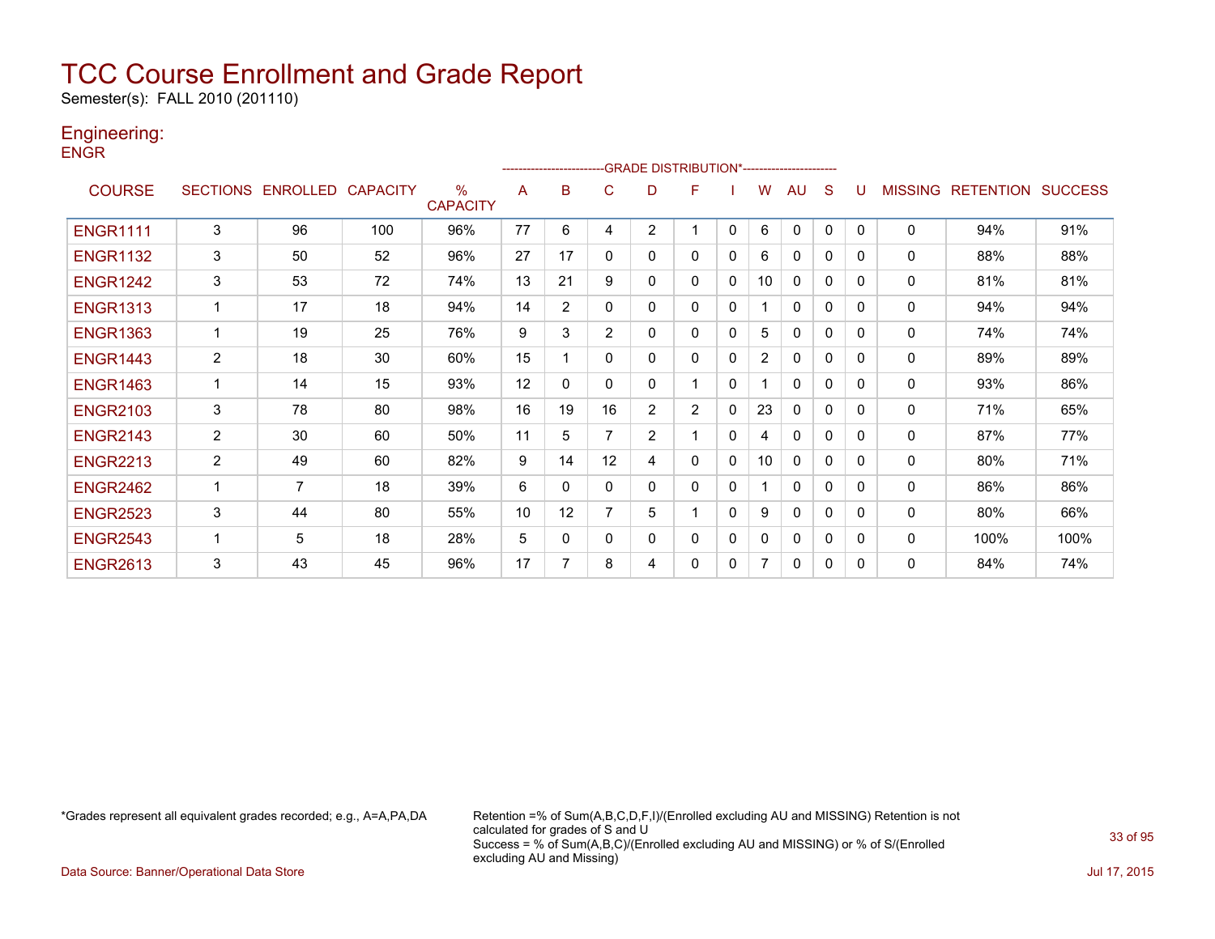# TCC Course Enrollment and Grade Report

Semester(s): FALL 2010 (201110)

## Engineering:

ENGR

| COURSE | SECTIONS | ENROLLED | CAPACITY | % CAPACITY | A | B | C | D | F | I | W | AU | S | U | MISSING | RETENTION | SUCCESS |
|---|---|---|---|---|---|---|---|---|---|---|---|---|---|---|---|---|---|
| | | | | | GRADE DISTRIBUTION* | | | | | | | | | | | | |
| ENGR1111 | 3 | 96 | 100 | 96% | 77 | 6 | 4 | 2 | 1 | 0 | 6 | 0 | 0 | 0 | 0 | 94% | 91% |
| ENGR1132 | 3 | 50 | 52 | 96% | 27 | 17 | 0 | 0 | 0 | 0 | 6 | 0 | 0 | 0 | 0 | 88% | 88% |
| ENGR1242 | 3 | 53 | 72 | 74% | 13 | 21 | 9 | 0 | 0 | 0 | 10 | 0 | 0 | 0 | 0 | 81% | 81% |
| ENGR1313 | 1 | 17 | 18 | 94% | 14 | 2 | 0 | 0 | 0 | 0 | 1 | 0 | 0 | 0 | 0 | 94% | 94% |
| ENGR1363 | 1 | 19 | 25 | 76% | 9 | 3 | 2 | 0 | 0 | 0 | 5 | 0 | 0 | 0 | 0 | 74% | 74% |
| ENGR1443 | 2 | 18 | 30 | 60% | 15 | 1 | 0 | 0 | 0 | 0 | 2 | 0 | 0 | 0 | 0 | 89% | 89% |
| ENGR1463 | 1 | 14 | 15 | 93% | 12 | 0 | 0 | 0 | 1 | 0 | 1 | 0 | 0 | 0 | 0 | 93% | 86% |
| ENGR2103 | 3 | 78 | 80 | 98% | 16 | 19 | 16 | 2 | 2 | 0 | 23 | 0 | 0 | 0 | 0 | 71% | 65% |
| ENGR2143 | 2 | 30 | 60 | 50% | 11 | 5 | 7 | 2 | 1 | 0 | 4 | 0 | 0 | 0 | 0 | 87% | 77% |
| ENGR2213 | 2 | 49 | 60 | 82% | 9 | 14 | 12 | 4 | 0 | 0 | 10 | 0 | 0 | 0 | 0 | 80% | 71% |
| ENGR2462 | 1 | 7 | 18 | 39% | 6 | 0 | 0 | 0 | 0 | 0 | 1 | 0 | 0 | 0 | 0 | 86% | 86% |
| ENGR2523 | 3 | 44 | 80 | 55% | 10 | 12 | 7 | 5 | 1 | 0 | 9 | 0 | 0 | 0 | 0 | 80% | 66% |
| ENGR2543 | 1 | 5 | 18 | 28% | 5 | 0 | 0 | 0 | 0 | 0 | 0 | 0 | 0 | 0 | 0 | 100% | 100% |
| ENGR2613 | 3 | 43 | 45 | 96% | 17 | 7 | 8 | 4 | 0 | 0 | 7 | 0 | 0 | 0 | 0 | 84% | 74% |

*Grades represent all equivalent grades recorded; e.g., A=A,PA,DA

Retention =% of Sum(A,B,C,D,F,I)/(Enrolled excluding AU and MISSING) Retention is not calculated for grades of S and U
Success = % of Sum(A,B,C)/(Enrolled excluding AU and MISSING) or % of S/(Enrolled excluding AU and Missing)

Data Source: Banner/Operational Data Store

Jul 17, 2015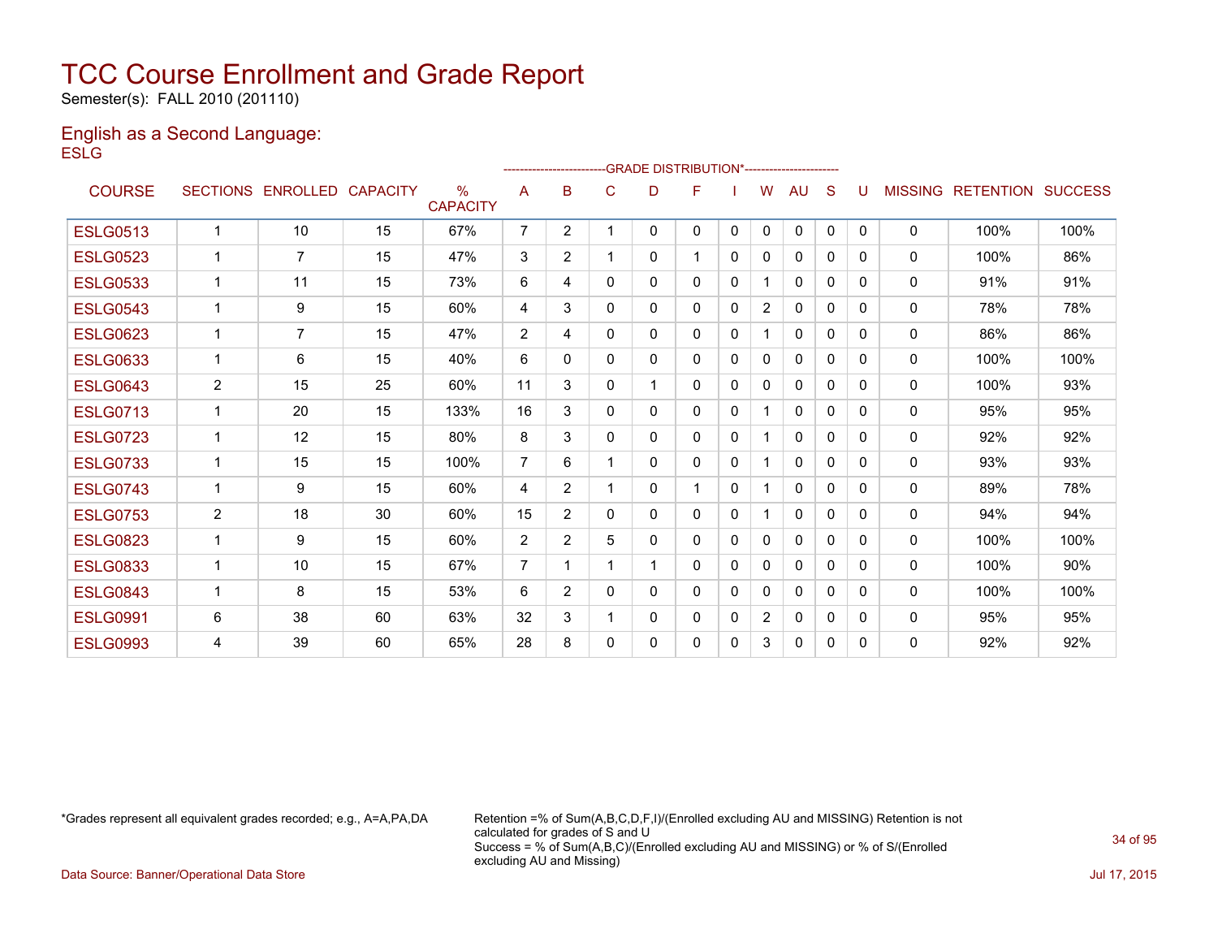# TCC Course Enrollment and Grade Report

Semester(s): FALL 2010 (201110)

## English as a Second Language:

ESLG

| COURSE | SECTIONS | ENROLLED | CAPACITY | % CAPACITY | A | B | C | D | F | I | W | AU | S | U | MISSING | RETENTION | SUCCESS |
|---|---|---|---|---|---|---|---|---|---|---|---|---|---|---|---|---|---|
| | | | | | GRADE DISTRIBUTION* | | | | | | | | | | | | |
| ESLG0513 | 1 | 10 | 15 | 67% | 7 | 2 | 1 | 0 | 0 | 0 | 0 | 0 | 0 | 0 | 0 | 100% | 100% |
| ESLG0523 | 1 | 7 | 15 | 47% | 3 | 2 | 1 | 0 | 1 | 0 | 0 | 0 | 0 | 0 | 0 | 100% | 86% |
| ESLG0533 | 1 | 11 | 15 | 73% | 6 | 4 | 0 | 0 | 0 | 0 | 1 | 0 | 0 | 0 | 0 | 91% | 91% |
| ESLG0543 | 1 | 9 | 15 | 60% | 4 | 3 | 0 | 0 | 0 | 0 | 2 | 0 | 0 | 0 | 0 | 78% | 78% |
| ESLG0623 | 1 | 7 | 15 | 47% | 2 | 4 | 0 | 0 | 0 | 0 | 1 | 0 | 0 | 0 | 0 | 86% | 86% |
| ESLG0633 | 1 | 6 | 15 | 40% | 6 | 0 | 0 | 0 | 0 | 0 | 0 | 0 | 0 | 0 | 0 | 100% | 100% |
| ESLG0643 | 2 | 15 | 25 | 60% | 11 | 3 | 0 | 1 | 0 | 0 | 0 | 0 | 0 | 0 | 0 | 100% | 93% |
| ESLG0713 | 1 | 20 | 15 | 133% | 16 | 3 | 0 | 0 | 0 | 0 | 1 | 0 | 0 | 0 | 0 | 95% | 95% |
| ESLG0723 | 1 | 12 | 15 | 80% | 8 | 3 | 0 | 0 | 0 | 0 | 1 | 0 | 0 | 0 | 0 | 92% | 92% |
| ESLG0733 | 1 | 15 | 15 | 100% | 7 | 6 | 1 | 0 | 0 | 0 | 1 | 0 | 0 | 0 | 0 | 93% | 93% |
| ESLG0743 | 1 | 9 | 15 | 60% | 4 | 2 | 1 | 0 | 1 | 0 | 1 | 0 | 0 | 0 | 0 | 89% | 78% |
| ESLG0753 | 2 | 18 | 30 | 60% | 15 | 2 | 0 | 0 | 0 | 0 | 1 | 0 | 0 | 0 | 0 | 94% | 94% |
| ESLG0823 | 1 | 9 | 15 | 60% | 2 | 2 | 5 | 0 | 0 | 0 | 0 | 0 | 0 | 0 | 0 | 100% | 100% |
| ESLG0833 | 1 | 10 | 15 | 67% | 7 | 1 | 1 | 1 | 0 | 0 | 0 | 0 | 0 | 0 | 0 | 100% | 90% |
| ESLG0843 | 1 | 8 | 15 | 53% | 6 | 2 | 0 | 0 | 0 | 0 | 0 | 0 | 0 | 0 | 0 | 100% | 100% |
| ESLG0991 | 6 | 38 | 60 | 63% | 32 | 3 | 1 | 0 | 0 | 0 | 2 | 0 | 0 | 0 | 0 | 95% | 95% |
| ESLG0993 | 4 | 39 | 60 | 65% | 28 | 8 | 0 | 0 | 0 | 0 | 3 | 0 | 0 | 0 | 0 | 92% | 92% |

*Grades represent all equivalent grades recorded; e.g., A=A,PA,DA

Retention =% of Sum(A,B,C,D,F,I)/(Enrolled excluding AU and MISSING) Retention is not calculated for grades of S and U
Success = % of Sum(A,B,C)/(Enrolled excluding AU and MISSING) or % of S/(Enrolled excluding AU and Missing)

Data Source: Banner/Operational Data Store

Jul 17, 2015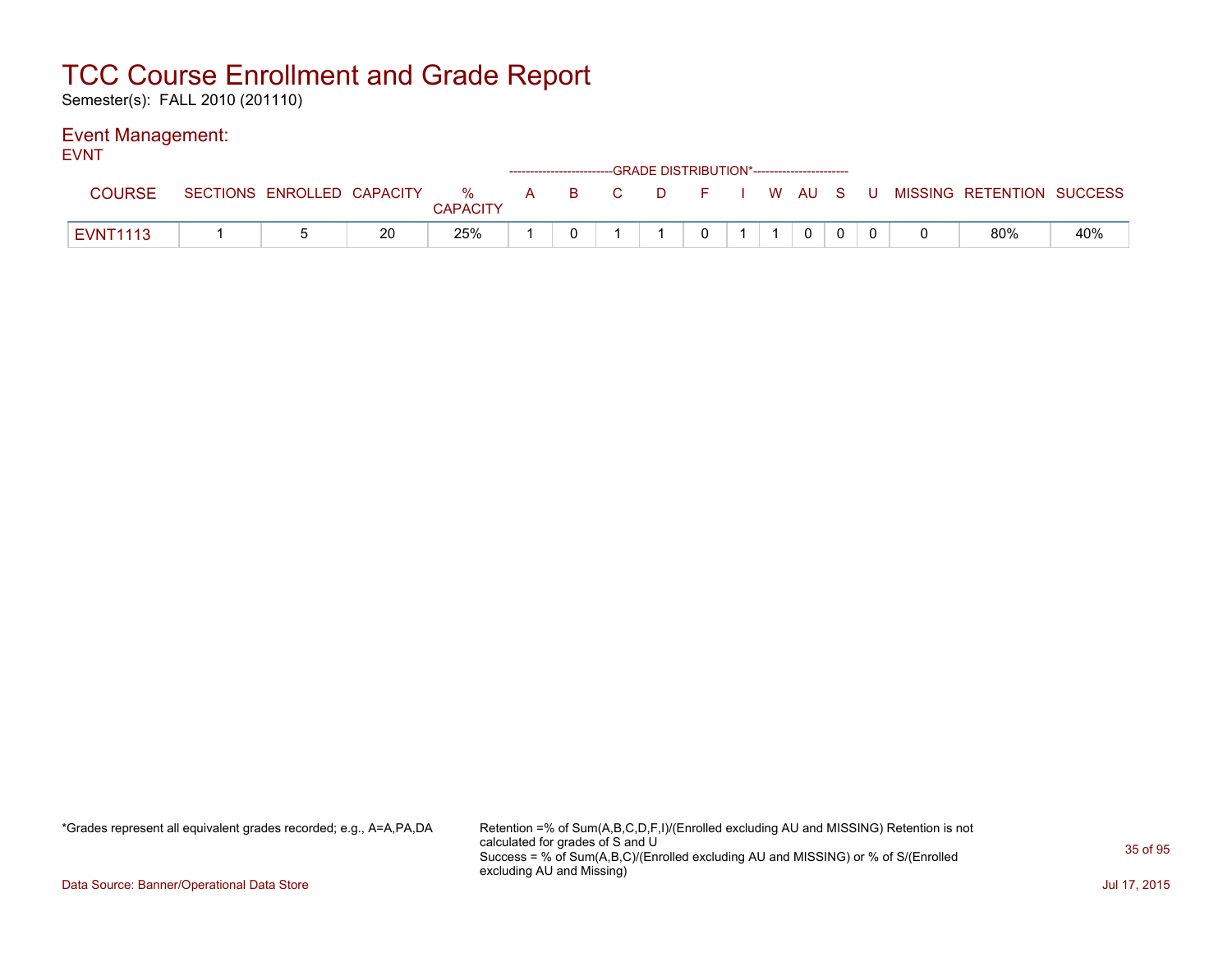# TCC Course Enrollment and Grade Report

Semester(s): FALL 2010 (201110)

## Event Management:

EVNT

| COURSE | SECTIONS | ENROLLED | CAPACITY | % CAPACITY | A | B | C | D | F | I | W | AU | S | U | MISSING | RETENTION | SUCCESS |
|---|---|---|---|---|---|---|---|---|---|---|---|---|---|---|---|---|---|
| | | | | | --------------------------GRADE DISTRIBUTION*----------------------- | | | | | | | | | | | | |
| EVNT1113 | 1 | 5 | 20 | 25% | 1 | 0 | 1 | 1 | 0 | 1 | 1 | 0 | 0 | 0 | 0 | 80% | 40% |

*Grades represent all equivalent grades recorded; e.g., A=A,PA,DA

Retention =% of Sum(A,B,C,D,F,I)/(Enrolled excluding AU and MISSING) Retention is not calculated for grades of S and U
Success = % of Sum(A,B,C)/(Enrolled excluding AU and MISSING) or % of S/(Enrolled excluding AU and Missing)

Data Source: Banner/Operational Data Store

Jul 17, 2015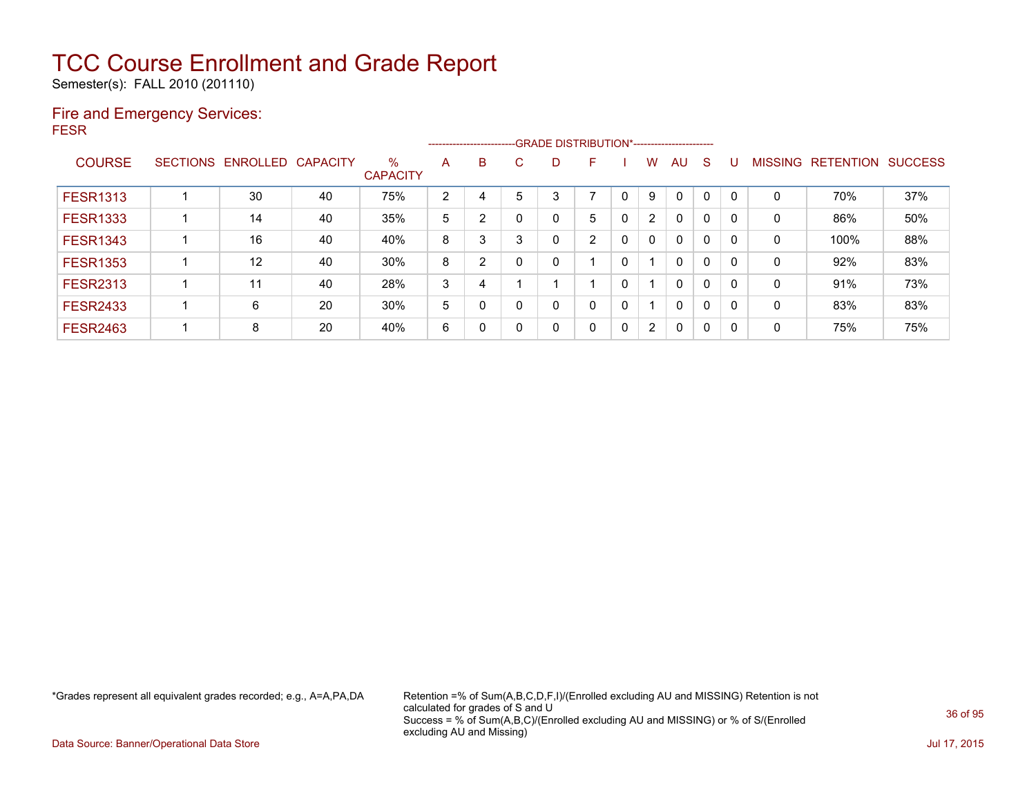# TCC Course Enrollment and Grade Report

Semester(s): FALL 2010 (201110)

## Fire and Emergency Services:

FESR

| COURSE | SECTIONS | ENROLLED | CAPACITY | % CAPACITY | A | B | C | D | F | I | W | AU | S | U | MISSING | RETENTION | SUCCESS |
|---|---|---|---|---|---|---|---|---|---|---|---|---|---|---|---|---|---|
| | | | | | GRADE DISTRIBUTION* | | | | | | | | | | | | |
| FESR1313 | 1 | 30 | 40 | 75% | 2 | 4 | 5 | 3 | 7 | 0 | 9 | 0 | 0 | 0 | 0 | 70% | 37% |
| FESR1333 | 1 | 14 | 40 | 35% | 5 | 2 | 0 | 0 | 5 | 0 | 2 | 0 | 0 | 0 | 0 | 86% | 50% |
| FESR1343 | 1 | 16 | 40 | 40% | 8 | 3 | 3 | 0 | 2 | 0 | 0 | 0 | 0 | 0 | 0 | 100% | 88% |
| FESR1353 | 1 | 12 | 40 | 30% | 8 | 2 | 0 | 0 | 1 | 0 | 1 | 0 | 0 | 0 | 0 | 92% | 83% |
| FESR2313 | 1 | 11 | 40 | 28% | 3 | 4 | 1 | 1 | 1 | 0 | 1 | 0 | 0 | 0 | 0 | 91% | 73% |
| FESR2433 | 1 | 6 | 20 | 30% | 5 | 0 | 0 | 0 | 0 | 0 | 1 | 0 | 0 | 0 | 0 | 83% | 83% |
| FESR2463 | 1 | 8 | 20 | 40% | 6 | 0 | 0 | 0 | 0 | 0 | 2 | 0 | 0 | 0 | 0 | 75% | 75% |

*Grades represent all equivalent grades recorded; e.g., A=A,PA,DA

Retention =% of Sum(A,B,C,D,F,I)/(Enrolled excluding AU and MISSING) Retention is not calculated for grades of S and U
Success = % of Sum(A,B,C)/(Enrolled excluding AU and MISSING) or % of S/(Enrolled excluding AU and Missing)

Data Source: Banner/Operational Data Store

Jul 17, 2015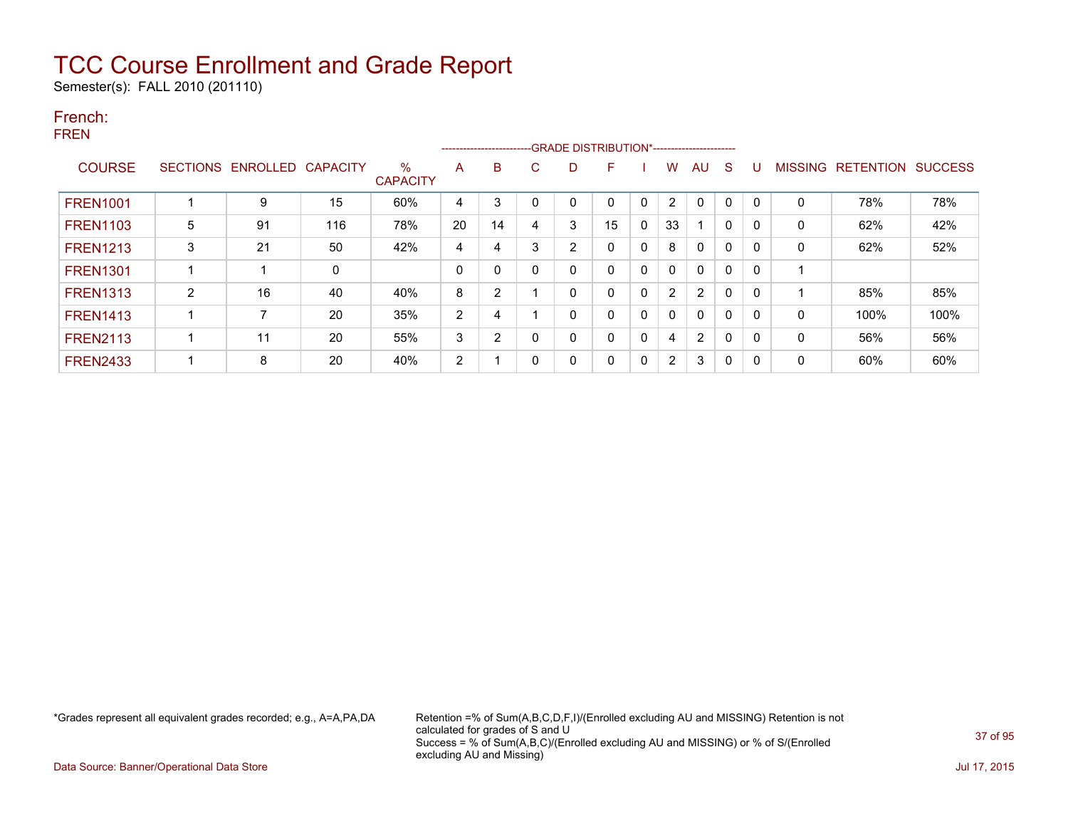# TCC Course Enrollment and Grade Report

Semester(s): FALL 2010 (201110)

## French:

FREN

| COURSE | SECTIONS | ENROLLED | CAPACITY | % CAPACITY | A | B | C | D | F | I | W | AU | S | U | MISSING | RETENTION | SUCCESS |
|---|---|---|---|---|---|---|---|---|---|---|---|---|---|---|---|---|---|
| | | | | | GRADE DISTRIBUTION* | | | | | | | | | | | | |
| FREN1001 | 1 | 9 | 15 | 60% | 4 | 3 | 0 | 0 | 0 | 0 | 2 | 0 | 0 | 0 | 0 | 78% | 78% |
| FREN1103 | 5 | 91 | 116 | 78% | 20 | 14 | 4 | 3 | 15 | 0 | 33 | 1 | 0 | 0 | 0 | 62% | 42% |
| FREN1213 | 3 | 21 | 50 | 42% | 4 | 4 | 3 | 2 | 0 | 0 | 8 | 0 | 0 | 0 | 0 | 62% | 52% |
| FREN1301 | 1 | 1 | 0 | | 0 | 0 | 0 | 0 | 0 | 0 | 0 | 0 | 0 | 0 | 1 | | |
| FREN1313 | 2 | 16 | 40 | 40% | 8 | 2 | 1 | 0 | 0 | 0 | 2 | 2 | 0 | 0 | 1 | 85% | 85% |
| FREN1413 | 1 | 7 | 20 | 35% | 2 | 4 | 1 | 0 | 0 | 0 | 0 | 0 | 0 | 0 | 0 | 100% | 100% |
| FREN2113 | 1 | 11 | 20 | 55% | 3 | 2 | 0 | 0 | 0 | 0 | 4 | 2 | 0 | 0 | 0 | 56% | 56% |
| FREN2433 | 1 | 8 | 20 | 40% | 2 | 1 | 0 | 0 | 0 | 0 | 2 | 3 | 0 | 0 | 0 | 60% | 60% |

*Grades represent all equivalent grades recorded; e.g., A=A,PA,DA

Retention =% of Sum(A,B,C,D,F,I)/(Enrolled excluding AU and MISSING) Retention is not calculated for grades of S and U
Success = % of Sum(A,B,C)/(Enrolled excluding AU and MISSING) or % of S/(Enrolled excluding AU and Missing)

Data Source: Banner/Operational Data Store

Jul 17, 2015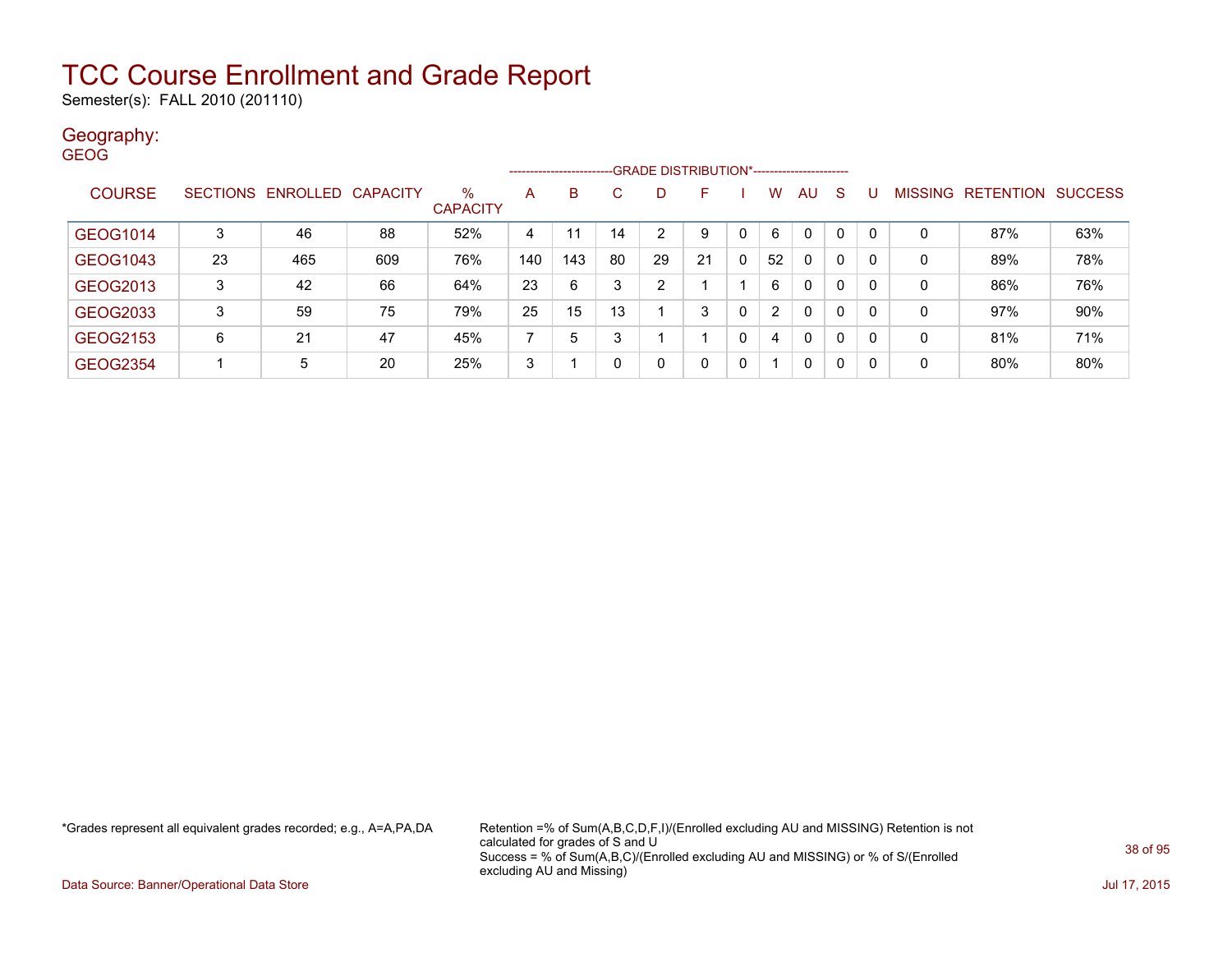# TCC Course Enrollment and Grade Report

Semester(s): FALL 2010 (201110)

## Geography:

GEOG

| COURSE | SECTIONS | ENROLLED | CAPACITY | % CAPACITY | A | B | C | D | F | I | W | AU | S | U | MISSING | RETENTION | SUCCESS |
|---|---|---|---|---|---|---|---|---|---|---|---|---|---|---|---|---|---|
| | | | | | GRADE DISTRIBUTION* | | | | | | | | | | | | |
| GEOG1014 | 3 | 46 | 88 | 52% | 4 | 11 | 14 | 2 | 9 | 0 | 6 | 0 | 0 | 0 | 0 | 87% | 63% |
| GEOG1043 | 23 | 465 | 609 | 76% | 140 | 143 | 80 | 29 | 21 | 0 | 52 | 0 | 0 | 0 | 0 | 89% | 78% |
| GEOG2013 | 3 | 42 | 66 | 64% | 23 | 6 | 3 | 2 | 1 | 1 | 6 | 0 | 0 | 0 | 0 | 86% | 76% |
| GEOG2033 | 3 | 59 | 75 | 79% | 25 | 15 | 13 | 1 | 3 | 0 | 2 | 0 | 0 | 0 | 0 | 97% | 90% |
| GEOG2153 | 6 | 21 | 47 | 45% | 7 | 5 | 3 | 1 | 1 | 0 | 4 | 0 | 0 | 0 | 0 | 81% | 71% |
| GEOG2354 | 1 | 5 | 20 | 25% | 3 | 1 | 0 | 0 | 0 | 0 | 1 | 0 | 0 | 0 | 0 | 80% | 80% |

*Grades represent all equivalent grades recorded; e.g., A=A,PA,DA

Retention =% of Sum(A,B,C,D,F,I)/(Enrolled excluding AU and MISSING) Retention is not calculated for grades of S and U
Success = % of Sum(A,B,C)/(Enrolled excluding AU and MISSING) or % of S/(Enrolled excluding AU and Missing)

Data Source: Banner/Operational Data Store

Jul 17, 2015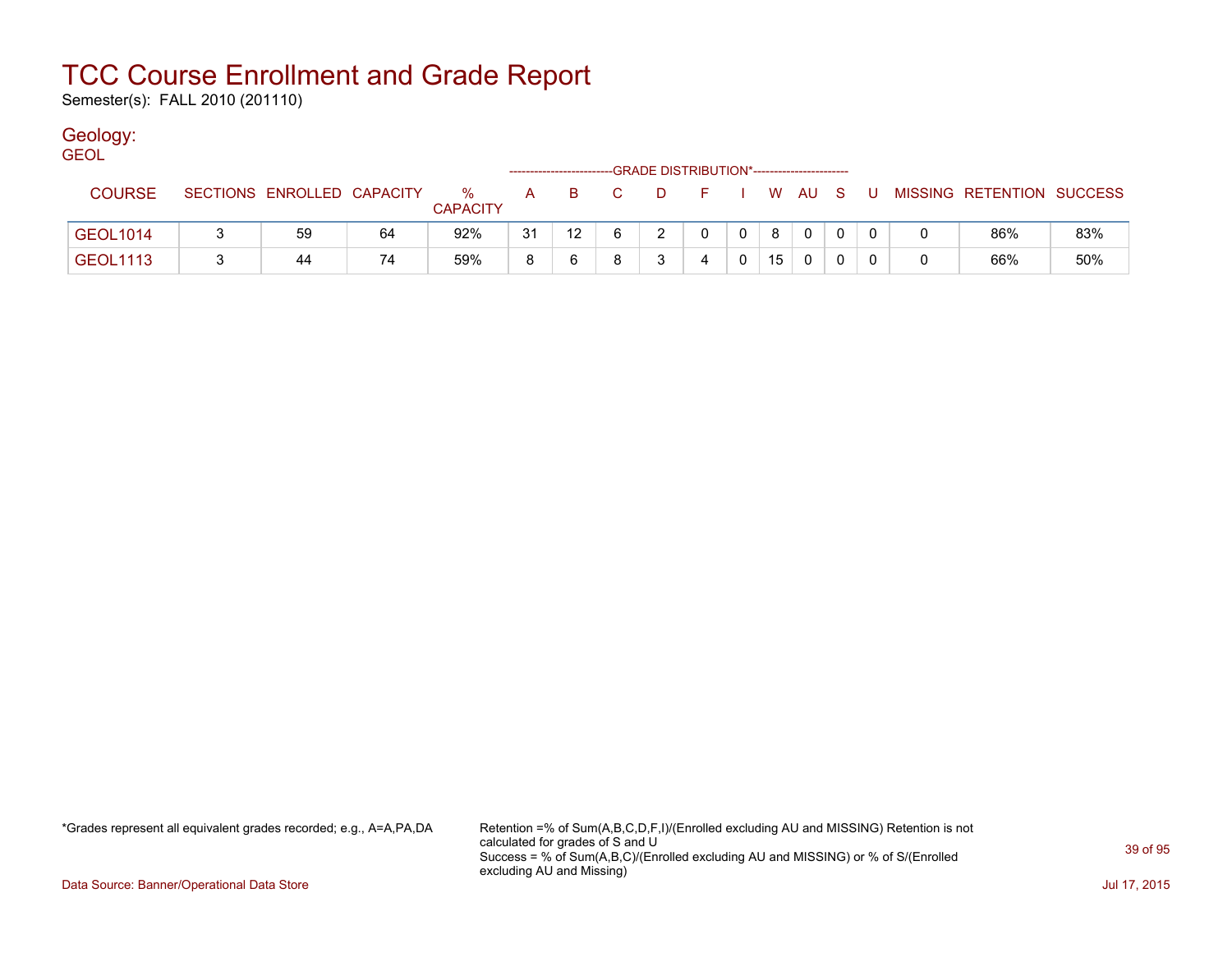# TCC Course Enrollment and Grade Report

Semester(s): FALL 2010 (201110)

## Geology:

GEOL

| | | | | | GRADE DISTRIBUTION* | | | | | | | | | | | | | |
|---|---|---|---|---|---|---|---|---|---|---|---|---|---|---|---|---|---|---|
| COURSE | SECTIONS | ENROLLED | CAPACITY | % CAPACITY | A | B | C | D | F | I | W | AU | S | U | MISSING | RETENTION | SUCCESS |
| GEOL1014 | 3 | 59 | 64 | 92% | 31 | 12 | 6 | 2 | 0 | 0 | 8 | 0 | 0 | 0 | 0 | 86% | 83% |
| GEOL1113 | 3 | 44 | 74 | 59% | 8 | 6 | 8 | 3 | 4 | 0 | 15 | 0 | 0 | 0 | 0 | 66% | 50% |

*Grades represent all equivalent grades recorded; e.g., A=A,PA,DA

Retention =% of Sum(A,B,C,D,F,I)/(Enrolled excluding AU and MISSING) Retention is not calculated for grades of S and U
Success = % of Sum(A,B,C)/(Enrolled excluding AU and MISSING) or % of S/(Enrolled excluding AU and Missing)

Data Source: Banner/Operational Data Store

Jul 17, 2015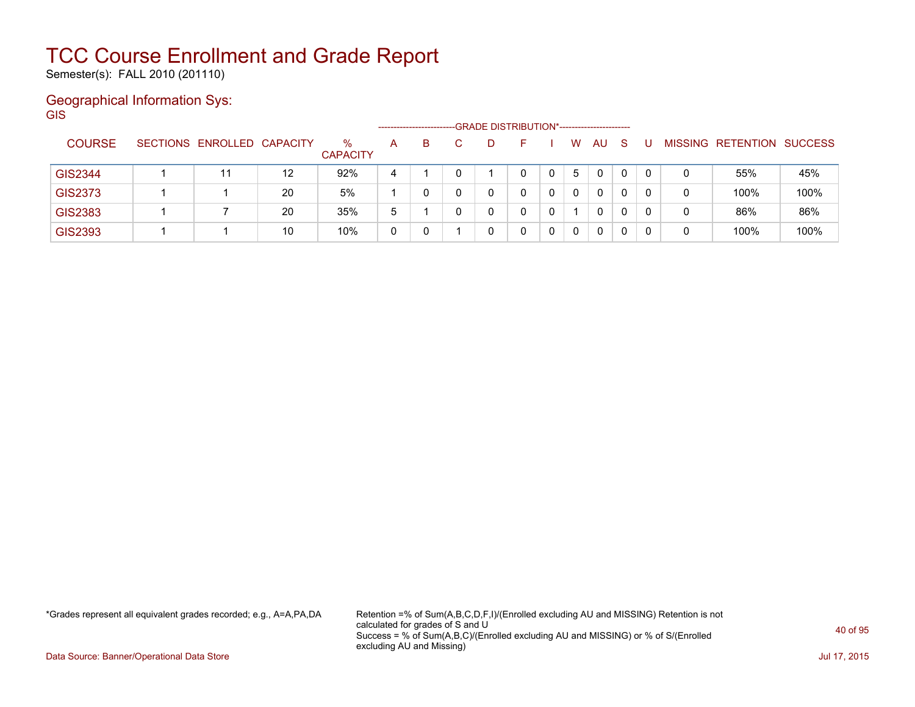# TCC Course Enrollment and Grade Report

Semester(s): FALL 2010 (201110)

## Geographical Information Sys:

GIS

| COURSE | SECTIONS | ENROLLED | CAPACITY | % CAPACITY | A | B | C | D | F | I | W | AU | S | U | MISSING | RETENTION | SUCCESS |
|---|---|---|---|---|---|---|---|---|---|---|---|---|---|---|---|---|---|
| GIS2344 | 1 | 11 | 12 | 92% | 4 | 1 | 0 | 1 | 0 | 0 | 5 | 0 | 0 | 0 | 0 | 55% | 45% |
| GIS2373 | 1 | 1 | 20 | 5% | 1 | 0 | 0 | 0 | 0 | 0 | 0 | 0 | 0 | 0 | 0 | 100% | 100% |
| GIS2383 | 1 | 7 | 20 | 35% | 5 | 1 | 0 | 0 | 0 | 0 | 1 | 0 | 0 | 0 | 0 | 86% | 86% |
| GIS2393 | 1 | 1 | 10 | 10% | 0 | 0 | 1 | 0 | 0 | 0 | 0 | 0 | 0 | 0 | 0 | 100% | 100% |

(A through U columns: GRADE DISTRIBUTION*)

*Grades represent all equivalent grades recorded; e.g., A=A,PA,DA

Retention =% of Sum(A,B,C,D,F,I)/(Enrolled excluding AU and MISSING) Retention is not calculated for grades of S and U
Success = % of Sum(A,B,C)/(Enrolled excluding AU and MISSING) or % of S/(Enrolled excluding AU and Missing)

Data Source: Banner/Operational Data Store

Jul 17, 2015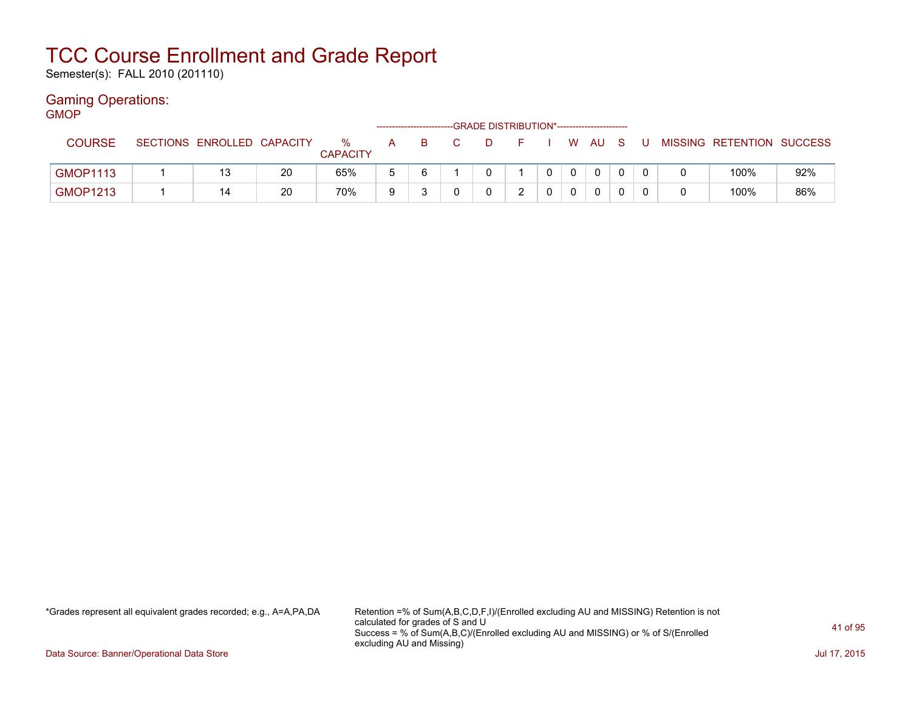# TCC Course Enrollment and Grade Report

Semester(s): FALL 2010 (201110)

## Gaming Operations:

GMOP

| COURSE | SECTIONS | ENROLLED | CAPACITY | % CAPACITY | A | B | C | D | F | I | W | AU | S | U | MISSING | RETENTION | SUCCESS |
|---|---|---|---|---|---|---|---|---|---|---|---|---|---|---|---|---|---|
| | | | | | GRADE DISTRIBUTION* | | | | | | | | | | | | |
| GMOP1113 | 1 | 13 | 20 | 65% | 5 | 6 | 1 | 0 | 1 | 0 | 0 | 0 | 0 | 0 | 0 | 100% | 92% |
| GMOP1213 | 1 | 14 | 20 | 70% | 9 | 3 | 0 | 0 | 2 | 0 | 0 | 0 | 0 | 0 | 0 | 100% | 86% |

*Grades represent all equivalent grades recorded; e.g., A=A,PA,DA

Retention =% of Sum(A,B,C,D,F,I)/(Enrolled excluding AU and MISSING) Retention is not calculated for grades of S and U
Success = % of Sum(A,B,C)/(Enrolled excluding AU and MISSING) or % of S/(Enrolled excluding AU and Missing)

Data Source: Banner/Operational Data Store

Jul 17, 2015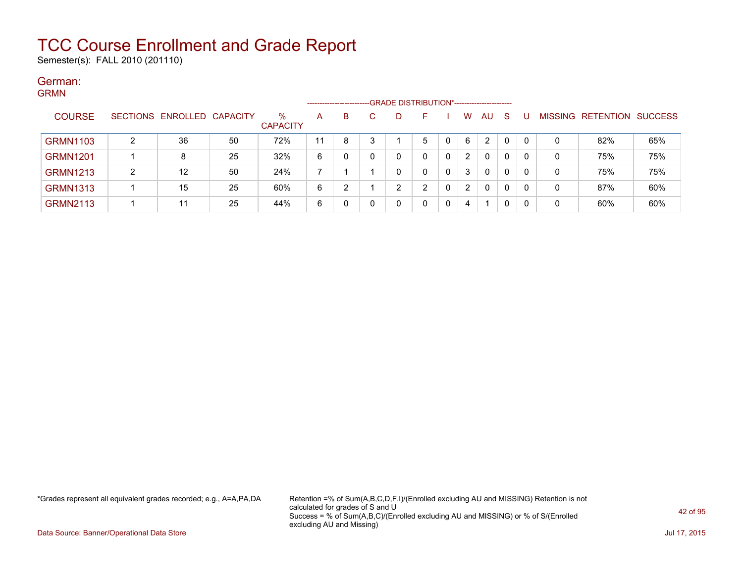# TCC Course Enrollment and Grade Report

Semester(s): FALL 2010 (201110)

## German:

GRMN

| COURSE | SECTIONS | ENROLLED | CAPACITY | % CAPACITY | A | B | C | D | F | I | W | AU | S | U | MISSING | RETENTION | SUCCESS |
|---|---|---|---|---|---|---|---|---|---|---|---|---|---|---|---|---|---|
| | | | | | GRADE DISTRIBUTION* | | | | | | | | | | | | |
| GRMN1103 | 2 | 36 | 50 | 72% | 11 | 8 | 3 | 1 | 5 | 0 | 6 | 2 | 0 | 0 | 0 | 82% | 65% |
| GRMN1201 | 1 | 8 | 25 | 32% | 6 | 0 | 0 | 0 | 0 | 0 | 2 | 0 | 0 | 0 | 0 | 75% | 75% |
| GRMN1213 | 2 | 12 | 50 | 24% | 7 | 1 | 1 | 0 | 0 | 0 | 3 | 0 | 0 | 0 | 0 | 75% | 75% |
| GRMN1313 | 1 | 15 | 25 | 60% | 6 | 2 | 1 | 2 | 2 | 0 | 2 | 0 | 0 | 0 | 0 | 87% | 60% |
| GRMN2113 | 1 | 11 | 25 | 44% | 6 | 0 | 0 | 0 | 0 | 0 | 4 | 1 | 0 | 0 | 0 | 60% | 60% |

*Grades represent all equivalent grades recorded; e.g., A=A,PA,DA

Retention =% of Sum(A,B,C,D,F,I)/(Enrolled excluding AU and MISSING) Retention is not calculated for grades of S and U
Success = % of Sum(A,B,C)/(Enrolled excluding AU and MISSING) or % of S/(Enrolled excluding AU and Missing)

Data Source: Banner/Operational Data Store

Jul 17, 2015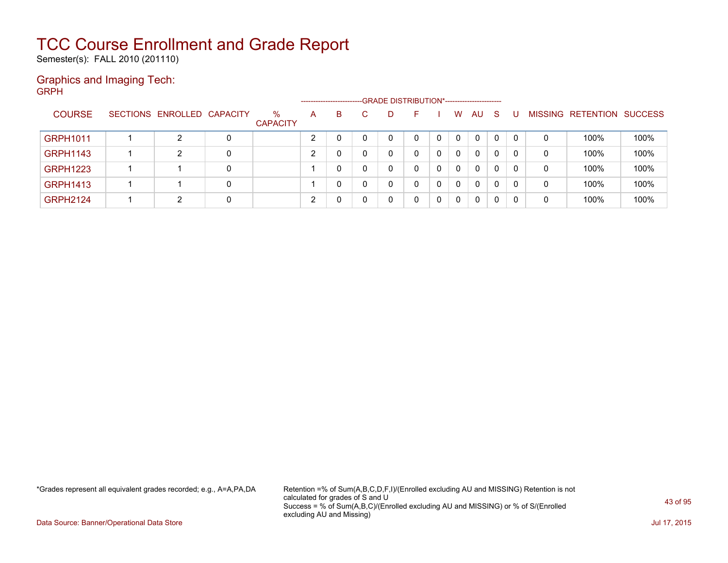# TCC Course Enrollment and Grade Report

Semester(s): FALL 2010 (201110)

## Graphics and Imaging Tech:

GRPH

| COURSE | SECTIONS | ENROLLED | CAPACITY | % CAPACITY | A | B | C | D | F | I | W | AU | S | U | MISSING | RETENTION | SUCCESS |
|---|---|---|---|---|---|---|---|---|---|---|---|---|---|---|---|---|---|
| | | | | | GRADE DISTRIBUTION* | | | | | | | | | | | | |
| GRPH1011 | 1 | 2 | 0 | | 2 | 0 | 0 | 0 | 0 | 0 | 0 | 0 | 0 | 0 | 0 | 100% | 100% |
| GRPH1143 | 1 | 2 | 0 | | 2 | 0 | 0 | 0 | 0 | 0 | 0 | 0 | 0 | 0 | 0 | 100% | 100% |
| GRPH1223 | 1 | 1 | 0 | | 1 | 0 | 0 | 0 | 0 | 0 | 0 | 0 | 0 | 0 | 0 | 100% | 100% |
| GRPH1413 | 1 | 1 | 0 | | 1 | 0 | 0 | 0 | 0 | 0 | 0 | 0 | 0 | 0 | 0 | 100% | 100% |
| GRPH2124 | 1 | 2 | 0 | | 2 | 0 | 0 | 0 | 0 | 0 | 0 | 0 | 0 | 0 | 0 | 100% | 100% |

*Grades represent all equivalent grades recorded; e.g., A=A,PA,DA

Retention =% of Sum(A,B,C,D,F,I)/(Enrolled excluding AU and MISSING) Retention is not calculated for grades of S and U
Success = % of Sum(A,B,C)/(Enrolled excluding AU and MISSING) or % of S/(Enrolled excluding AU and Missing)

Data Source: Banner/Operational Data Store

Jul 17, 2015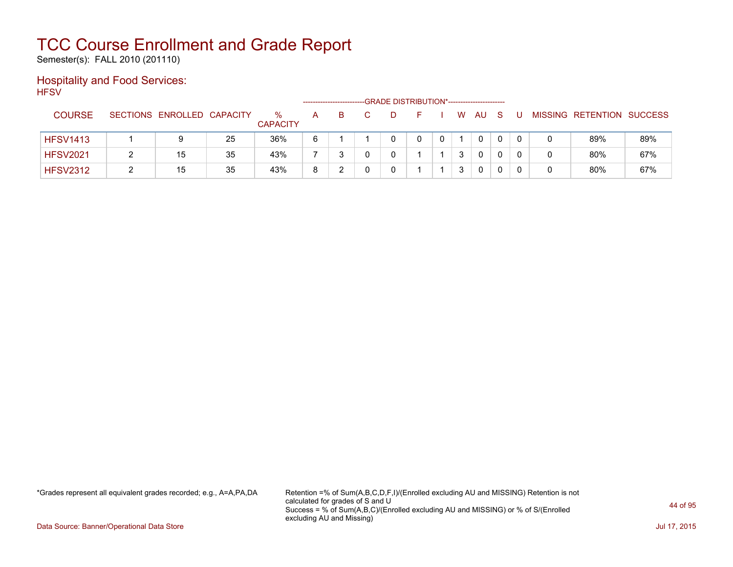# TCC Course Enrollment and Grade Report

Semester(s): FALL 2010 (201110)

## Hospitality and Food Services:

HFSV

| COURSE | SECTIONS | ENROLLED | CAPACITY | % CAPACITY | A | B | C | D | F | I | W | AU | S | U | MISSING | RETENTION | SUCCESS |
|---|---|---|---|---|---|---|---|---|---|---|---|---|---|---|---|---|---|
| | | | | | GRADE DISTRIBUTION* | | | | | | | | | | | | |
| HFSV1413 | 1 | 9 | 25 | 36% | 6 | 1 | 1 | 0 | 0 | 0 | 1 | 0 | 0 | 0 | 0 | 89% | 89% |
| HFSV2021 | 2 | 15 | 35 | 43% | 7 | 3 | 0 | 0 | 1 | 1 | 3 | 0 | 0 | 0 | 0 | 80% | 67% |
| HFSV2312 | 2 | 15 | 35 | 43% | 8 | 2 | 0 | 0 | 1 | 1 | 3 | 0 | 0 | 0 | 0 | 80% | 67% |

*Grades represent all equivalent grades recorded; e.g., A=A,PA,DA

Retention =% of Sum(A,B,C,D,F,I)/(Enrolled excluding AU and MISSING) Retention is not calculated for grades of S and U
Success = % of Sum(A,B,C)/(Enrolled excluding AU and MISSING) or % of S/(Enrolled excluding AU and Missing)

Data Source: Banner/Operational Data Store

Jul 17, 2015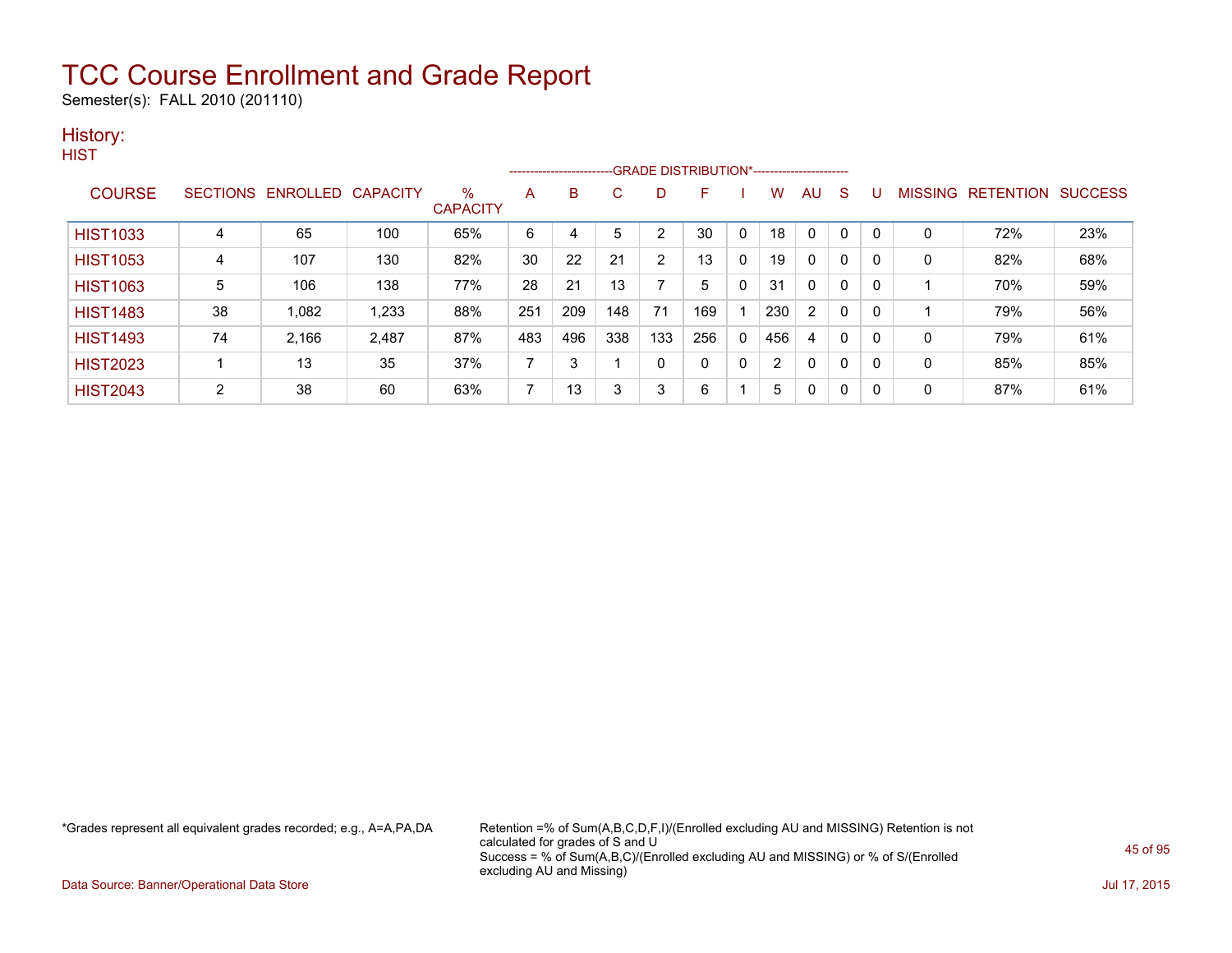# TCC Course Enrollment and Grade Report

Semester(s): FALL 2010 (201110)

## History:

### HIST

| COURSE | SECTIONS | ENROLLED | CAPACITY | % CAPACITY | A | B | C | D | F | I | W | AU | S | U | MISSING | RETENTION | SUCCESS |
|---|---|---|---|---|---|---|---|---|---|---|---|---|---|---|---|---|---|
| | | | | | GRADE DISTRIBUTION* | | | | | | | | | | | | |
| HIST1033 | 4 | 65 | 100 | 65% | 6 | 4 | 5 | 2 | 30 | 0 | 18 | 0 | 0 | 0 | 0 | 72% | 23% |
| HIST1053 | 4 | 107 | 130 | 82% | 30 | 22 | 21 | 2 | 13 | 0 | 19 | 0 | 0 | 0 | 0 | 82% | 68% |
| HIST1063 | 5 | 106 | 138 | 77% | 28 | 21 | 13 | 7 | 5 | 0 | 31 | 0 | 0 | 0 | 1 | 70% | 59% |
| HIST1483 | 38 | 1,082 | 1,233 | 88% | 251 | 209 | 148 | 71 | 169 | 1 | 230 | 2 | 0 | 0 | 1 | 79% | 56% |
| HIST1493 | 74 | 2,166 | 2,487 | 87% | 483 | 496 | 338 | 133 | 256 | 0 | 456 | 4 | 0 | 0 | 0 | 79% | 61% |
| HIST2023 | 1 | 13 | 35 | 37% | 7 | 3 | 1 | 0 | 0 | 0 | 2 | 0 | 0 | 0 | 0 | 85% | 85% |
| HIST2043 | 2 | 38 | 60 | 63% | 7 | 13 | 3 | 3 | 6 | 1 | 5 | 0 | 0 | 0 | 0 | 87% | 61% |

*Grades represent all equivalent grades recorded; e.g., A=A,PA,DA

Retention =% of Sum(A,B,C,D,F,I)/(Enrolled excluding AU and MISSING) Retention is not calculated for grades of S and U
Success = % of Sum(A,B,C)/(Enrolled excluding AU and MISSING) or % of S/(Enrolled excluding AU and Missing)

Data Source: Banner/Operational Data Store

Jul 17, 2015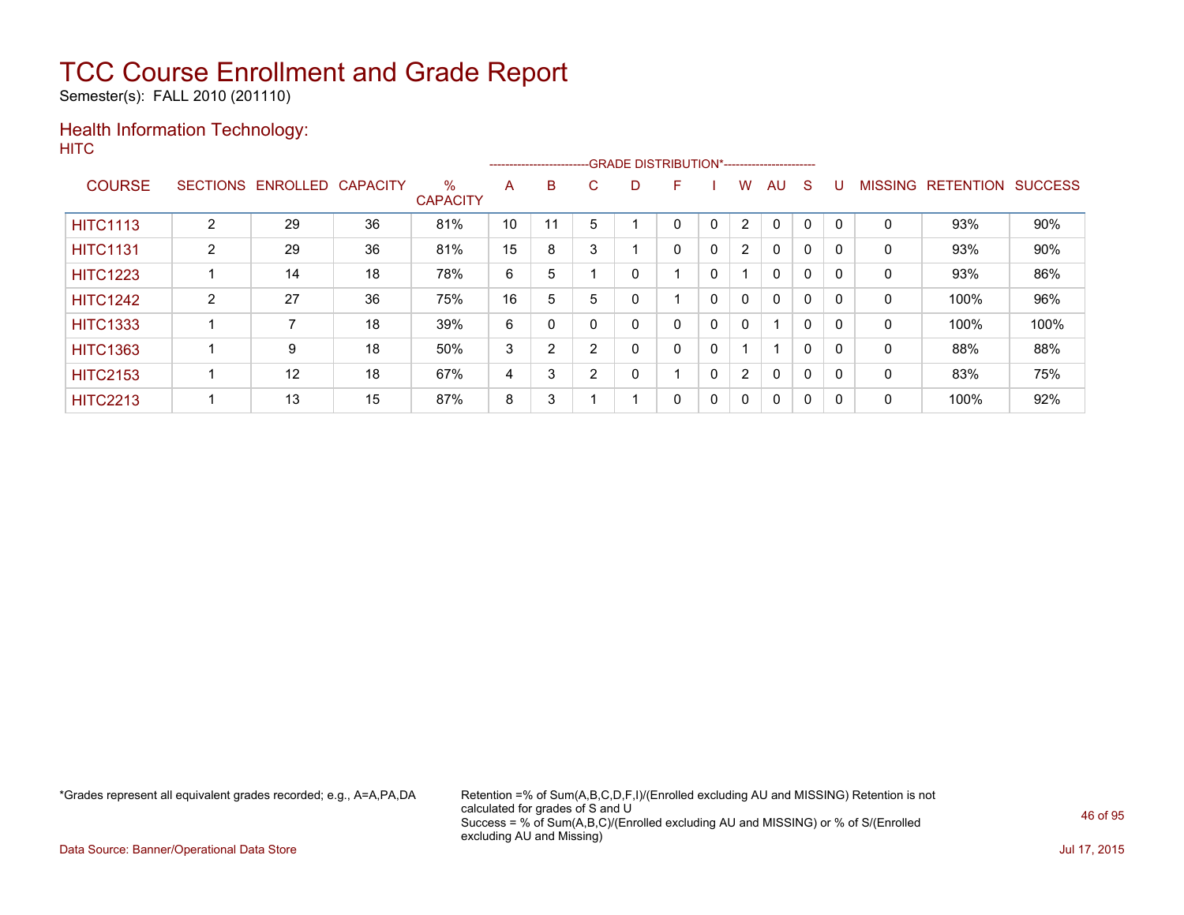# TCC Course Enrollment and Grade Report

Semester(s): FALL 2010 (201110)

## Health Information Technology:

HITC

| COURSE | SECTIONS | ENROLLED | CAPACITY | % CAPACITY | A | B | C | D | F | I | W | AU | S | U | MISSING | RETENTION | SUCCESS |
|---|---|---|---|---|---|---|---|---|---|---|---|---|---|---|---|---|---|
| | | | | | GRADE DISTRIBUTION* | | | | | | | | | | | | |
| HITC1113 | 2 | 29 | 36 | 81% | 10 | 11 | 5 | 1 | 0 | 0 | 2 | 0 | 0 | 0 | 0 | 93% | 90% |
| HITC1131 | 2 | 29 | 36 | 81% | 15 | 8 | 3 | 1 | 0 | 0 | 2 | 0 | 0 | 0 | 0 | 93% | 90% |
| HITC1223 | 1 | 14 | 18 | 78% | 6 | 5 | 1 | 0 | 1 | 0 | 1 | 0 | 0 | 0 | 0 | 93% | 86% |
| HITC1242 | 2 | 27 | 36 | 75% | 16 | 5 | 5 | 0 | 1 | 0 | 0 | 0 | 0 | 0 | 0 | 100% | 96% |
| HITC1333 | 1 | 7 | 18 | 39% | 6 | 0 | 0 | 0 | 0 | 0 | 0 | 1 | 0 | 0 | 0 | 100% | 100% |
| HITC1363 | 1 | 9 | 18 | 50% | 3 | 2 | 2 | 0 | 0 | 0 | 1 | 1 | 0 | 0 | 0 | 88% | 88% |
| HITC2153 | 1 | 12 | 18 | 67% | 4 | 3 | 2 | 0 | 1 | 0 | 2 | 0 | 0 | 0 | 0 | 83% | 75% |
| HITC2213 | 1 | 13 | 15 | 87% | 8 | 3 | 1 | 1 | 0 | 0 | 0 | 0 | 0 | 0 | 0 | 100% | 92% |

*Grades represent all equivalent grades recorded; e.g., A=A,PA,DA

Retention =% of Sum(A,B,C,D,F,I)/(Enrolled excluding AU and MISSING) Retention is not calculated for grades of S and U

Success = % of Sum(A,B,C)/(Enrolled excluding AU and MISSING) or % of S/(Enrolled excluding AU and Missing)

Data Source: Banner/Operational Data Store

Jul 17, 2015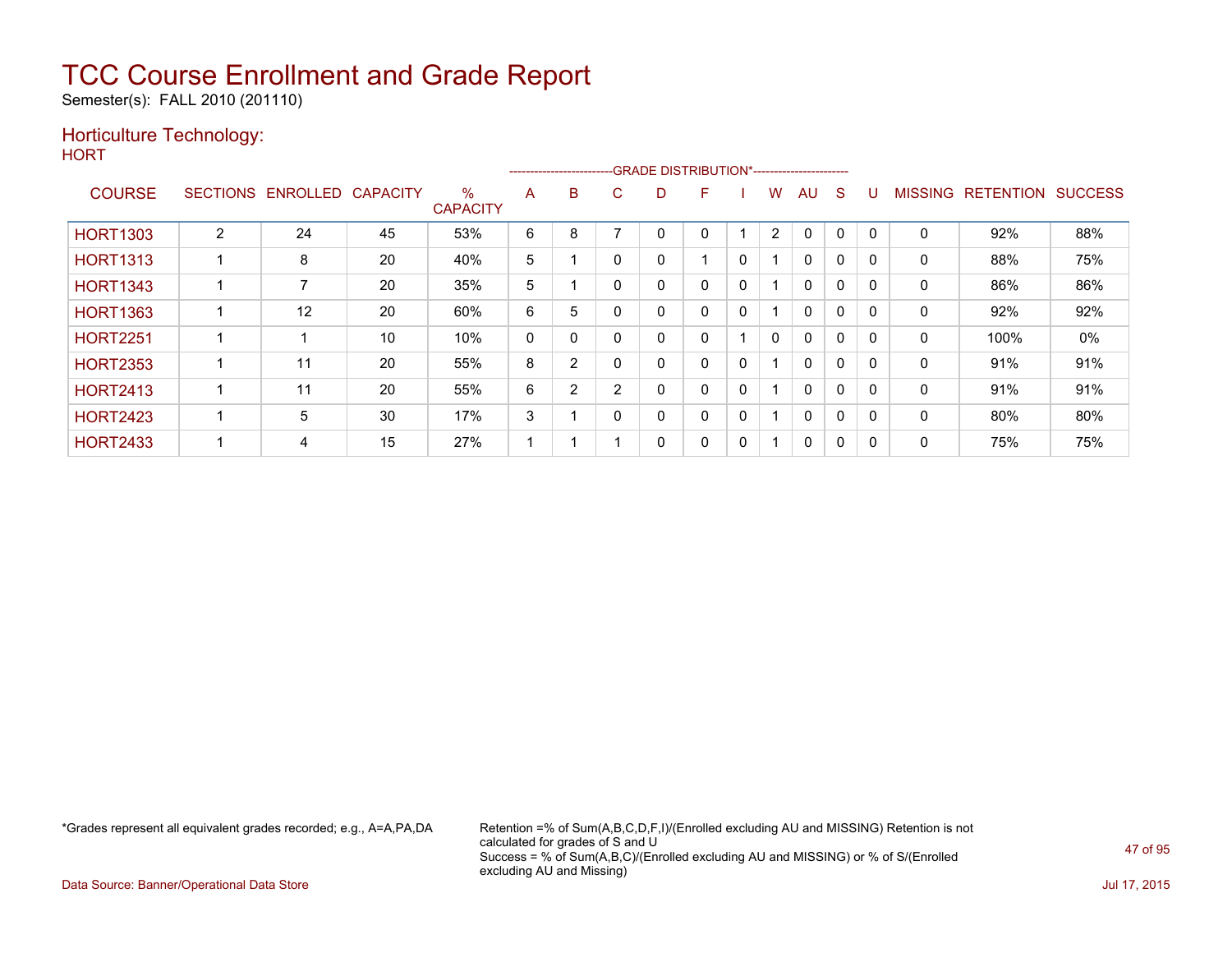# TCC Course Enrollment and Grade Report

Semester(s): FALL 2010 (201110)

## Horticulture Technology:

HORT

| COURSE | SECTIONS | ENROLLED | CAPACITY | % CAPACITY | A | B | C | D | F | I | W | AU | S | U | MISSING | RETENTION | SUCCESS |
|---|---|---|---|---|---|---|---|---|---|---|---|---|---|---|---|---|---|
| | | | | | GRADE DISTRIBUTION* | | | | | | | | | | | | |
| HORT1303 | 2 | 24 | 45 | 53% | 6 | 8 | 7 | 0 | 0 | 1 | 2 | 0 | 0 | 0 | 0 | 92% | 88% |
| HORT1313 | 1 | 8 | 20 | 40% | 5 | 1 | 0 | 0 | 1 | 0 | 1 | 0 | 0 | 0 | 0 | 88% | 75% |
| HORT1343 | 1 | 7 | 20 | 35% | 5 | 1 | 0 | 0 | 0 | 0 | 1 | 0 | 0 | 0 | 0 | 86% | 86% |
| HORT1363 | 1 | 12 | 20 | 60% | 6 | 5 | 0 | 0 | 0 | 0 | 1 | 0 | 0 | 0 | 0 | 92% | 92% |
| HORT2251 | 1 | 1 | 10 | 10% | 0 | 0 | 0 | 0 | 0 | 1 | 0 | 0 | 0 | 0 | 0 | 100% | 0% |
| HORT2353 | 1 | 11 | 20 | 55% | 8 | 2 | 0 | 0 | 0 | 0 | 1 | 0 | 0 | 0 | 0 | 91% | 91% |
| HORT2413 | 1 | 11 | 20 | 55% | 6 | 2 | 2 | 0 | 0 | 0 | 1 | 0 | 0 | 0 | 0 | 91% | 91% |
| HORT2423 | 1 | 5 | 30 | 17% | 3 | 1 | 0 | 0 | 0 | 0 | 1 | 0 | 0 | 0 | 0 | 80% | 80% |
| HORT2433 | 1 | 4 | 15 | 27% | 1 | 1 | 1 | 0 | 0 | 0 | 1 | 0 | 0 | 0 | 0 | 75% | 75% |

*Grades represent all equivalent grades recorded; e.g., A=A,PA,DA

Retention =% of Sum(A,B,C,D,F,I)/(Enrolled excluding AU and MISSING) Retention is not calculated for grades of S and U
Success = % of Sum(A,B,C)/(Enrolled excluding AU and MISSING) or % of S/(Enrolled excluding AU and Missing)

Data Source: Banner/Operational Data Store

Jul 17, 2015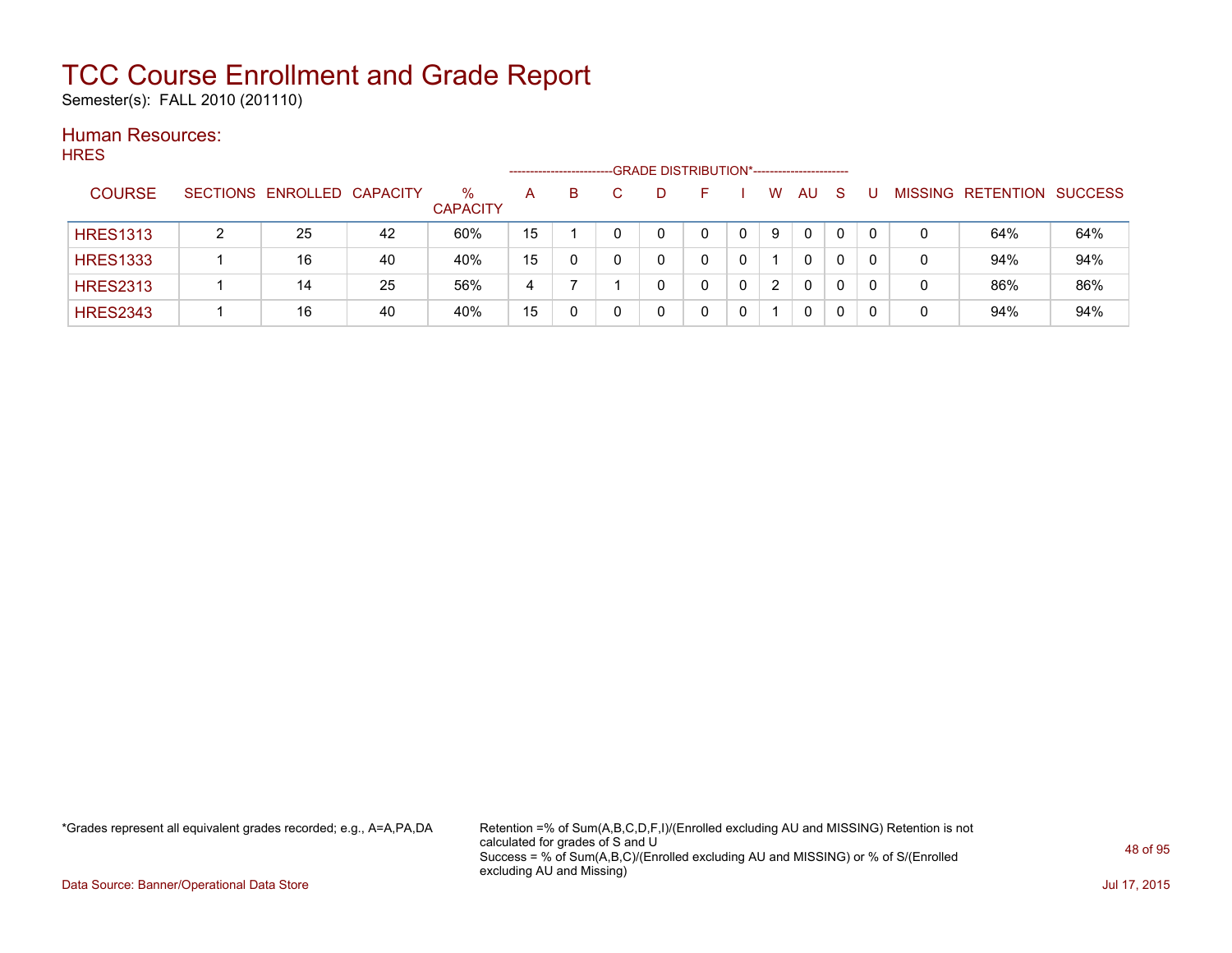# TCC Course Enrollment and Grade Report

Semester(s): FALL 2010 (201110)

## Human Resources:

HRES

| COURSE | SECTIONS | ENROLLED | CAPACITY | % CAPACITY | A | B | C | D | F | I | W | AU | S | U | MISSING | RETENTION | SUCCESS |
|---|---|---|---|---|---|---|---|---|---|---|---|---|---|---|---|---|---|
| | | | | | GRADE DISTRIBUTION* | | | | | | | | | | | | |
| HRES1313 | 2 | 25 | 42 | 60% | 15 | 1 | 0 | 0 | 0 | 0 | 9 | 0 | 0 | 0 | 0 | 64% | 64% |
| HRES1333 | 1 | 16 | 40 | 40% | 15 | 0 | 0 | 0 | 0 | 0 | 1 | 0 | 0 | 0 | 0 | 94% | 94% |
| HRES2313 | 1 | 14 | 25 | 56% | 4 | 7 | 1 | 0 | 0 | 0 | 2 | 0 | 0 | 0 | 0 | 86% | 86% |
| HRES2343 | 1 | 16 | 40 | 40% | 15 | 0 | 0 | 0 | 0 | 0 | 1 | 0 | 0 | 0 | 0 | 94% | 94% |

*Grades represent all equivalent grades recorded; e.g., A=A,PA,DA

Retention =% of Sum(A,B,C,D,F,I)/(Enrolled excluding AU and MISSING) Retention is not calculated for grades of S and U
Success = % of Sum(A,B,C)/(Enrolled excluding AU and MISSING) or % of S/(Enrolled excluding AU and Missing)

Data Source: Banner/Operational Data Store

Jul 17, 2015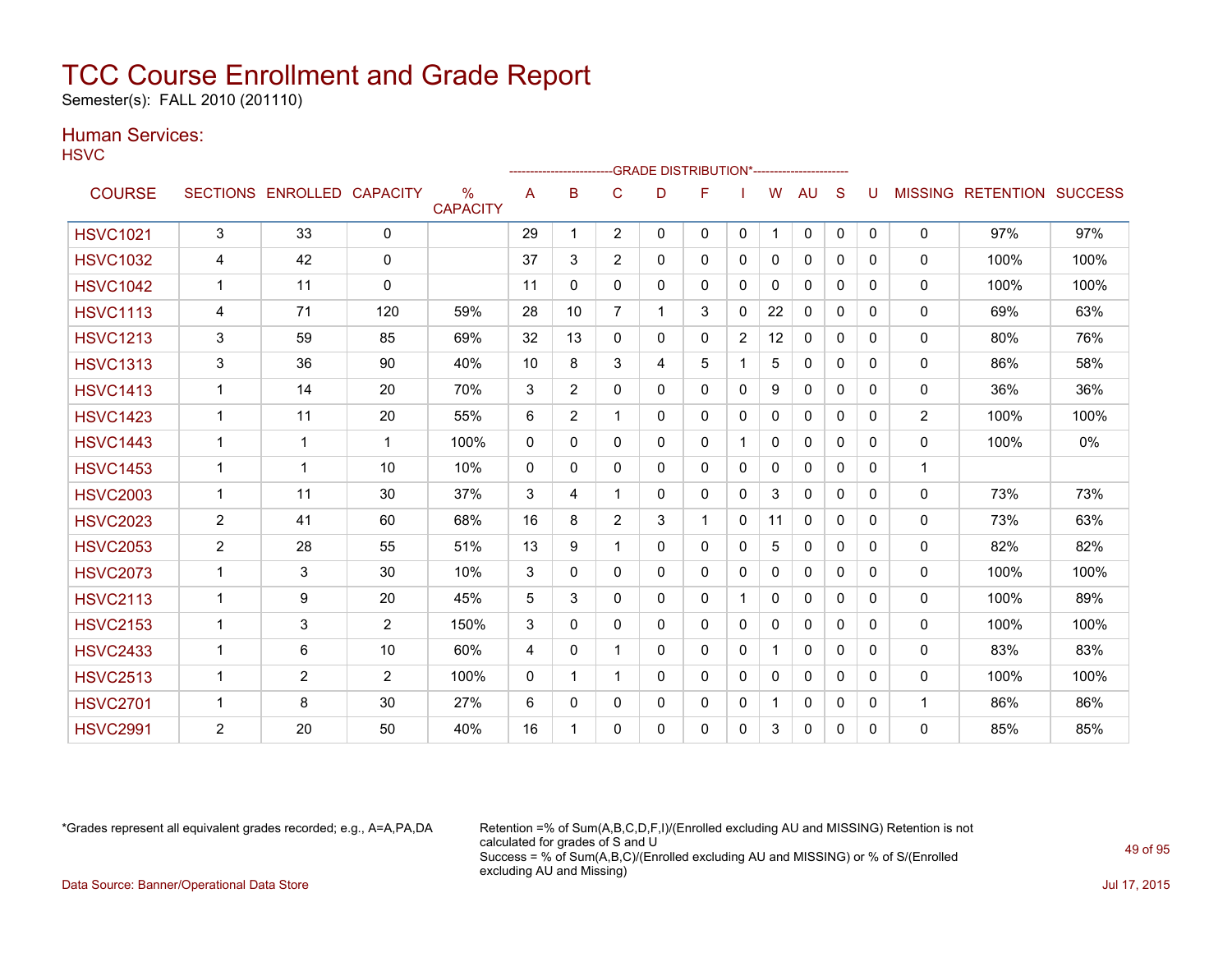# TCC Course Enrollment and Grade Report

Semester(s): FALL 2010 (201110)

## Human Services:

HSVC

| COURSE | SECTIONS | ENROLLED | CAPACITY | % CAPACITY | A | B | C | D | F | I | W | AU | S | U | MISSING | RETENTION | SUCCESS |
|---|---|---|---|---|---|---|---|---|---|---|---|---|---|---|---|---|---|
| HSVC1021 | 3 | 33 | 0 | | 29 | 1 | 2 | 0 | 0 | 0 | 1 | 0 | 0 | 0 | 0 | 97% | 97% |
| HSVC1032 | 4 | 42 | 0 | | 37 | 3 | 2 | 0 | 0 | 0 | 0 | 0 | 0 | 0 | 0 | 100% | 100% |
| HSVC1042 | 1 | 11 | 0 | | 11 | 0 | 0 | 0 | 0 | 0 | 0 | 0 | 0 | 0 | 0 | 100% | 100% |
| HSVC1113 | 4 | 71 | 120 | 59% | 28 | 10 | 7 | 1 | 3 | 0 | 22 | 0 | 0 | 0 | 0 | 69% | 63% |
| HSVC1213 | 3 | 59 | 85 | 69% | 32 | 13 | 0 | 0 | 0 | 2 | 12 | 0 | 0 | 0 | 0 | 80% | 76% |
| HSVC1313 | 3 | 36 | 90 | 40% | 10 | 8 | 3 | 4 | 5 | 1 | 5 | 0 | 0 | 0 | 0 | 86% | 58% |
| HSVC1413 | 1 | 14 | 20 | 70% | 3 | 2 | 0 | 0 | 0 | 0 | 9 | 0 | 0 | 0 | 0 | 36% | 36% |
| HSVC1423 | 1 | 11 | 20 | 55% | 6 | 2 | 1 | 0 | 0 | 0 | 0 | 0 | 0 | 0 | 2 | 100% | 100% |
| HSVC1443 | 1 | 1 | 1 | 100% | 0 | 0 | 0 | 0 | 0 | 1 | 0 | 0 | 0 | 0 | 0 | 100% | 0% |
| HSVC1453 | 1 | 1 | 10 | 10% | 0 | 0 | 0 | 0 | 0 | 0 | 0 | 0 | 0 | 0 | 1 | | |
| HSVC2003 | 1 | 11 | 30 | 37% | 3 | 4 | 1 | 0 | 0 | 0 | 3 | 0 | 0 | 0 | 0 | 73% | 73% |
| HSVC2023 | 2 | 41 | 60 | 68% | 16 | 8 | 2 | 3 | 1 | 0 | 11 | 0 | 0 | 0 | 0 | 73% | 63% |
| HSVC2053 | 2 | 28 | 55 | 51% | 13 | 9 | 1 | 0 | 0 | 0 | 5 | 0 | 0 | 0 | 0 | 82% | 82% |
| HSVC2073 | 1 | 3 | 30 | 10% | 3 | 0 | 0 | 0 | 0 | 0 | 0 | 0 | 0 | 0 | 0 | 100% | 100% |
| HSVC2113 | 1 | 9 | 20 | 45% | 5 | 3 | 0 | 0 | 0 | 1 | 0 | 0 | 0 | 0 | 0 | 100% | 89% |
| HSVC2153 | 1 | 3 | 2 | 150% | 3 | 0 | 0 | 0 | 0 | 0 | 0 | 0 | 0 | 0 | 0 | 100% | 100% |
| HSVC2433 | 1 | 6 | 10 | 60% | 4 | 0 | 1 | 0 | 0 | 0 | 1 | 0 | 0 | 0 | 0 | 83% | 83% |
| HSVC2513 | 1 | 2 | 2 | 100% | 0 | 1 | 1 | 0 | 0 | 0 | 0 | 0 | 0 | 0 | 0 | 100% | 100% |
| HSVC2701 | 1 | 8 | 30 | 27% | 6 | 0 | 0 | 0 | 0 | 0 | 1 | 0 | 0 | 0 | 1 | 86% | 86% |
| HSVC2991 | 2 | 20 | 50 | 40% | 16 | 1 | 0 | 0 | 0 | 0 | 3 | 0 | 0 | 0 | 0 | 85% | 85% |

*Grades represent all equivalent grades recorded; e.g., A=A,PA,DA

Retention =% of Sum(A,B,C,D,F,I)/(Enrolled excluding AU and MISSING) Retention is not calculated for grades of S and U
Success = % of Sum(A,B,C)/(Enrolled excluding AU and MISSING) or % of S/(Enrolled excluding AU and Missing)

Data Source: Banner/Operational Data Store

Jul 17, 2015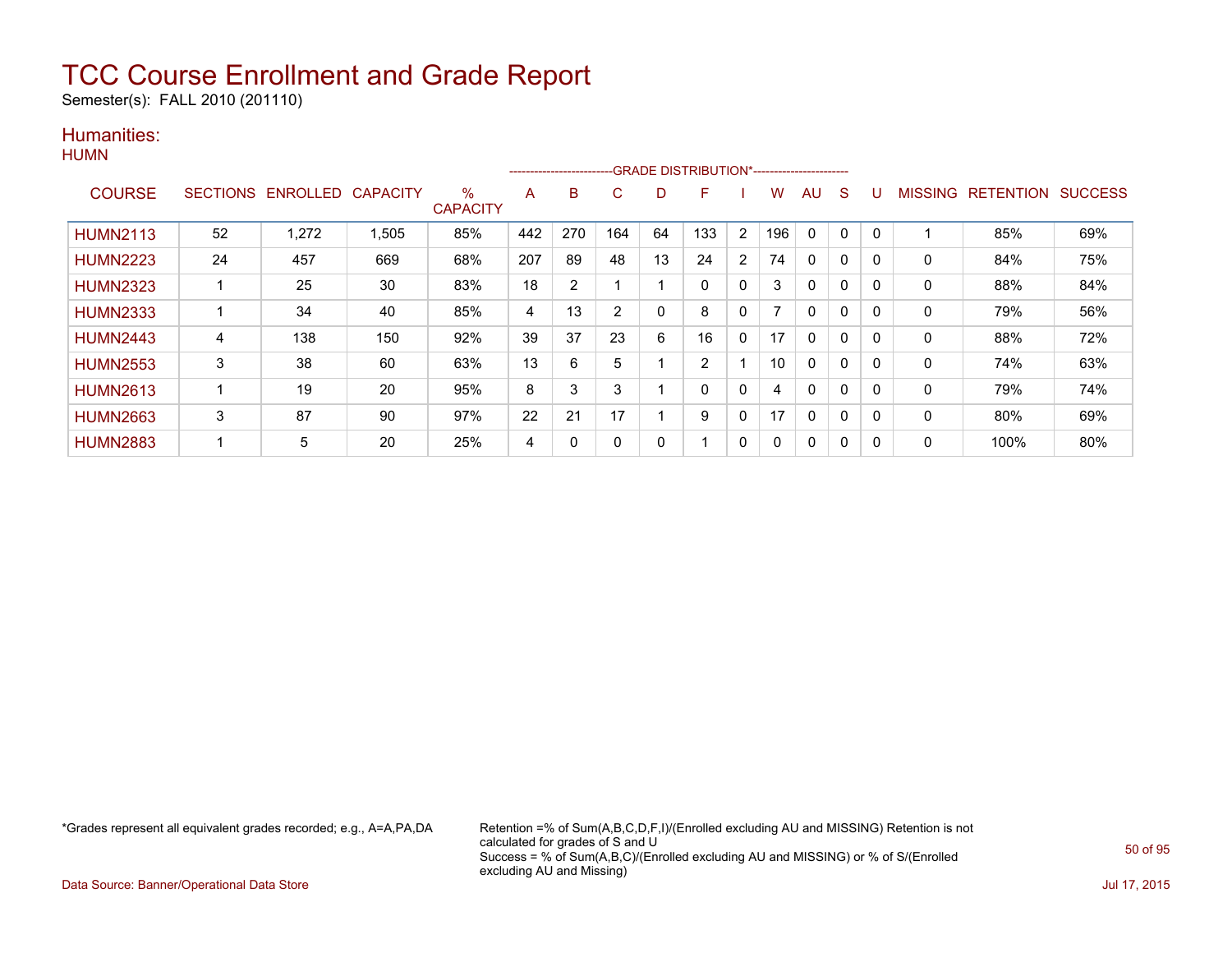# TCC Course Enrollment and Grade Report

Semester(s): FALL 2010 (201110)

## Humanities:

HUMN

| COURSE | SECTIONS | ENROLLED | CAPACITY | % CAPACITY | A | B | C | D | F | I | W | AU | S | U | MISSING | RETENTION | SUCCESS |
|---|---|---|---|---|---|---|---|---|---|---|---|---|---|---|---|---|---|
| | | | | | GRADE DISTRIBUTION* | | | | | | | | | | | | |
| HUMN2113 | 52 | 1,272 | 1,505 | 85% | 442 | 270 | 164 | 64 | 133 | 2 | 196 | 0 | 0 | 0 | 1 | 85% | 69% |
| HUMN2223 | 24 | 457 | 669 | 68% | 207 | 89 | 48 | 13 | 24 | 2 | 74 | 0 | 0 | 0 | 0 | 84% | 75% |
| HUMN2323 | 1 | 25 | 30 | 83% | 18 | 2 | 1 | 1 | 0 | 0 | 3 | 0 | 0 | 0 | 0 | 88% | 84% |
| HUMN2333 | 1 | 34 | 40 | 85% | 4 | 13 | 2 | 0 | 8 | 0 | 7 | 0 | 0 | 0 | 0 | 79% | 56% |
| HUMN2443 | 4 | 138 | 150 | 92% | 39 | 37 | 23 | 6 | 16 | 0 | 17 | 0 | 0 | 0 | 0 | 88% | 72% |
| HUMN2553 | 3 | 38 | 60 | 63% | 13 | 6 | 5 | 1 | 2 | 1 | 10 | 0 | 0 | 0 | 0 | 74% | 63% |
| HUMN2613 | 1 | 19 | 20 | 95% | 8 | 3 | 3 | 1 | 0 | 0 | 4 | 0 | 0 | 0 | 0 | 79% | 74% |
| HUMN2663 | 3 | 87 | 90 | 97% | 22 | 21 | 17 | 1 | 9 | 0 | 17 | 0 | 0 | 0 | 0 | 80% | 69% |
| HUMN2883 | 1 | 5 | 20 | 25% | 4 | 0 | 0 | 0 | 1 | 0 | 0 | 0 | 0 | 0 | 0 | 100% | 80% |

*Grades represent all equivalent grades recorded; e.g., A=A,PA,DA

Retention =% of Sum(A,B,C,D,F,I)/(Enrolled excluding AU and MISSING) Retention is not calculated for grades of S and U
Success = % of Sum(A,B,C)/(Enrolled excluding AU and MISSING) or % of S/(Enrolled excluding AU and Missing)

Data Source: Banner/Operational Data Store

Jul 17, 2015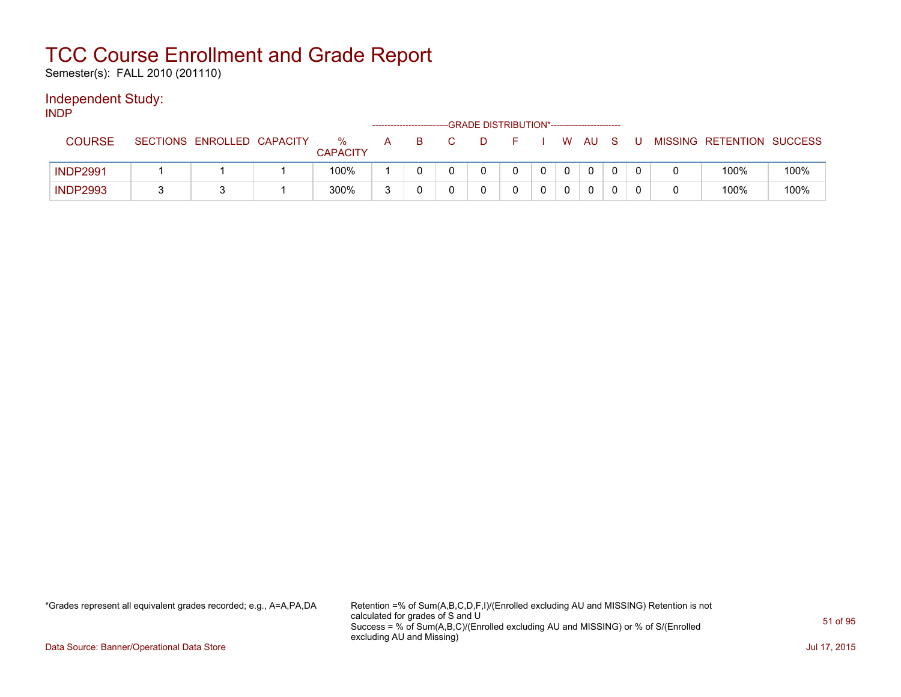# TCC Course Enrollment and Grade Report

Semester(s): FALL 2010 (201110)

## Independent Study:

INDP

| COURSE | SECTIONS | ENROLLED | CAPACITY | % CAPACITY | A | B | C | D | F | I | W | AU | S | U | MISSING | RETENTION | SUCCESS |
|---|---|---|---|---|---|---|---|---|---|---|---|---|---|---|---|---|---|
| | | | | | GRADE DISTRIBUTION* | | | | | | | | | | | | |
| INDP2991 | 1 | 1 | 1 | 100% | 1 | 0 | 0 | 0 | 0 | 0 | 0 | 0 | 0 | 0 | 0 | 100% | 100% |
| INDP2993 | 3 | 3 | 1 | 300% | 3 | 0 | 0 | 0 | 0 | 0 | 0 | 0 | 0 | 0 | 0 | 100% | 100% |

*Grades represent all equivalent grades recorded; e.g., A=A,PA,DA

Retention =% of Sum(A,B,C,D,F,I)/(Enrolled excluding AU and MISSING) Retention is not calculated for grades of S and U
Success = % of Sum(A,B,C)/(Enrolled excluding AU and MISSING) or % of S/(Enrolled excluding AU and Missing)

Data Source: Banner/Operational Data Store

Jul 17, 2015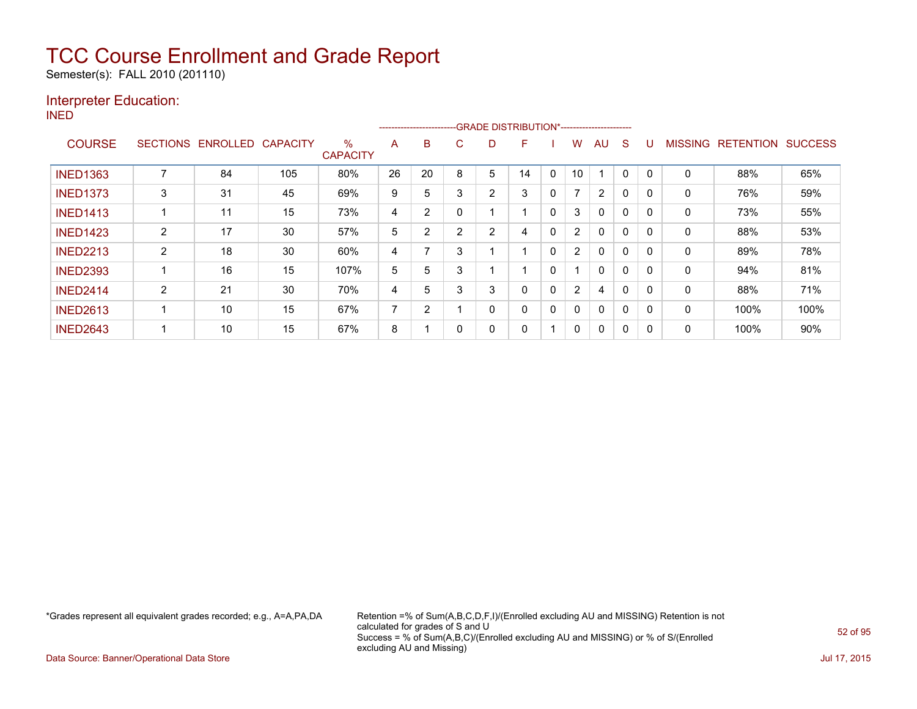# TCC Course Enrollment and Grade Report

Semester(s): FALL 2010 (201110)

## Interpreter Education:

INED

| COURSE | SECTIONS | ENROLLED | CAPACITY | % CAPACITY | A | B | C | D | F | I | W | AU | S | U | MISSING | RETENTION | SUCCESS |
|---|---|---|---|---|---|---|---|---|---|---|---|---|---|---|---|---|---|
| | | | | | GRADE DISTRIBUTION* | | | | | | | | | | | | |
| INED1363 | 7 | 84 | 105 | 80% | 26 | 20 | 8 | 5 | 14 | 0 | 10 | 1 | 0 | 0 | 0 | 88% | 65% |
| INED1373 | 3 | 31 | 45 | 69% | 9 | 5 | 3 | 2 | 3 | 0 | 7 | 2 | 0 | 0 | 0 | 76% | 59% |
| INED1413 | 1 | 11 | 15 | 73% | 4 | 2 | 0 | 1 | 1 | 0 | 3 | 0 | 0 | 0 | 0 | 73% | 55% |
| INED1423 | 2 | 17 | 30 | 57% | 5 | 2 | 2 | 2 | 4 | 0 | 2 | 0 | 0 | 0 | 0 | 88% | 53% |
| INED2213 | 2 | 18 | 30 | 60% | 4 | 7 | 3 | 1 | 1 | 0 | 2 | 0 | 0 | 0 | 0 | 89% | 78% |
| INED2393 | 1 | 16 | 15 | 107% | 5 | 5 | 3 | 1 | 1 | 0 | 1 | 0 | 0 | 0 | 0 | 94% | 81% |
| INED2414 | 2 | 21 | 30 | 70% | 4 | 5 | 3 | 3 | 0 | 0 | 2 | 4 | 0 | 0 | 0 | 88% | 71% |
| INED2613 | 1 | 10 | 15 | 67% | 7 | 2 | 1 | 0 | 0 | 0 | 0 | 0 | 0 | 0 | 0 | 100% | 100% |
| INED2643 | 1 | 10 | 15 | 67% | 8 | 1 | 0 | 0 | 0 | 1 | 0 | 0 | 0 | 0 | 0 | 100% | 90% |

*Grades represent all equivalent grades recorded; e.g., A=A,PA,DA

Retention =% of Sum(A,B,C,D,F,I)/(Enrolled excluding AU and MISSING) Retention is not calculated for grades of S and U
Success = % of Sum(A,B,C)/(Enrolled excluding AU and MISSING) or % of S/(Enrolled excluding AU and Missing)

Data Source: Banner/Operational Data Store

Jul 17, 2015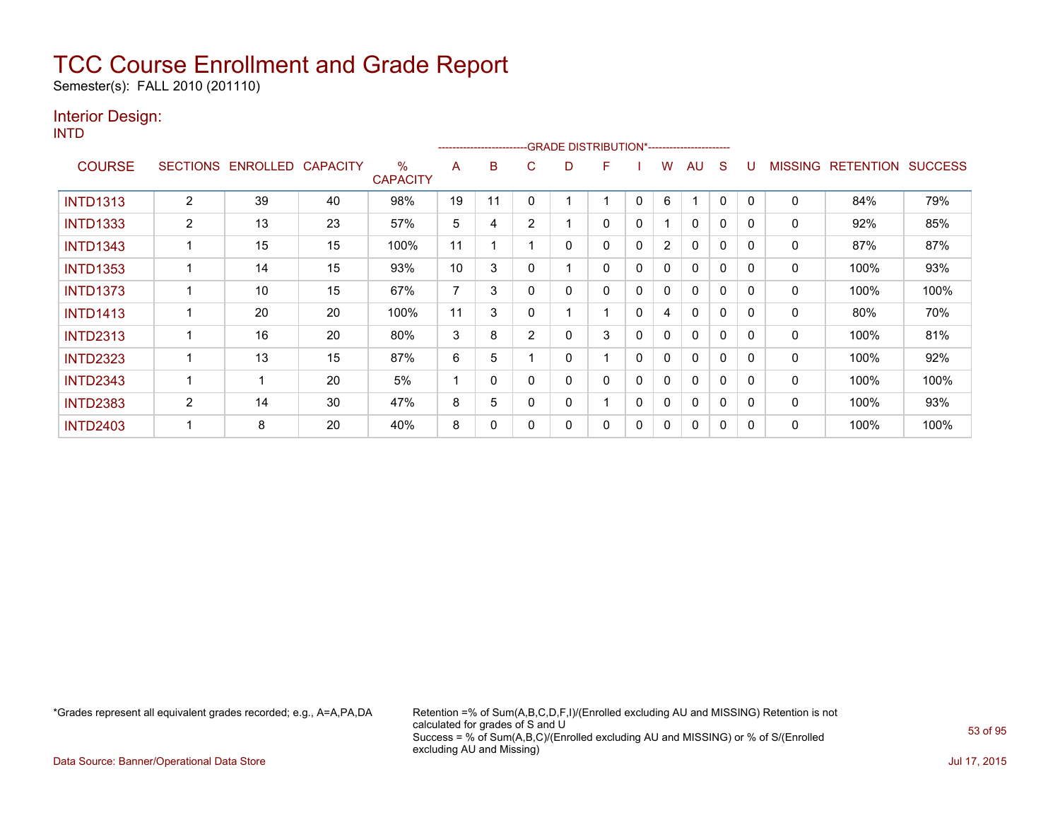# TCC Course Enrollment and Grade Report

Semester(s): FALL 2010 (201110)

## Interior Design:

INTD

| COURSE | SECTIONS | ENROLLED | CAPACITY | % CAPACITY | A | B | C | D | F | I | W | AU | S | U | MISSING | RETENTION | SUCCESS |
|---|---|---|---|---|---|---|---|---|---|---|---|---|---|---|---|---|---|
| | | | | | GRADE DISTRIBUTION* | | | | | | | | | | | | |
| INTD1313 | 2 | 39 | 40 | 98% | 19 | 11 | 0 | 1 | 1 | 0 | 6 | 1 | 0 | 0 | 0 | 84% | 79% |
| INTD1333 | 2 | 13 | 23 | 57% | 5 | 4 | 2 | 1 | 0 | 0 | 1 | 0 | 0 | 0 | 0 | 92% | 85% |
| INTD1343 | 1 | 15 | 15 | 100% | 11 | 1 | 1 | 0 | 0 | 0 | 2 | 0 | 0 | 0 | 0 | 87% | 87% |
| INTD1353 | 1 | 14 | 15 | 93% | 10 | 3 | 0 | 1 | 0 | 0 | 0 | 0 | 0 | 0 | 0 | 100% | 93% |
| INTD1373 | 1 | 10 | 15 | 67% | 7 | 3 | 0 | 0 | 0 | 0 | 0 | 0 | 0 | 0 | 0 | 100% | 100% |
| INTD1413 | 1 | 20 | 20 | 100% | 11 | 3 | 0 | 1 | 1 | 0 | 4 | 0 | 0 | 0 | 0 | 80% | 70% |
| INTD2313 | 1 | 16 | 20 | 80% | 3 | 8 | 2 | 0 | 3 | 0 | 0 | 0 | 0 | 0 | 0 | 100% | 81% |
| INTD2323 | 1 | 13 | 15 | 87% | 6 | 5 | 1 | 0 | 1 | 0 | 0 | 0 | 0 | 0 | 0 | 100% | 92% |
| INTD2343 | 1 | 1 | 20 | 5% | 1 | 0 | 0 | 0 | 0 | 0 | 0 | 0 | 0 | 0 | 0 | 100% | 100% |
| INTD2383 | 2 | 14 | 30 | 47% | 8 | 5 | 0 | 0 | 1 | 0 | 0 | 0 | 0 | 0 | 0 | 100% | 93% |
| INTD2403 | 1 | 8 | 20 | 40% | 8 | 0 | 0 | 0 | 0 | 0 | 0 | 0 | 0 | 0 | 0 | 100% | 100% |

*Grades represent all equivalent grades recorded; e.g., A=A,PA,DA

Retention =% of Sum(A,B,C,D,F,I)/(Enrolled excluding AU and MISSING) Retention is not calculated for grades of S and U
Success = % of Sum(A,B,C)/(Enrolled excluding AU and MISSING) or % of S/(Enrolled excluding AU and Missing)

Data Source: Banner/Operational Data Store

Jul 17, 2015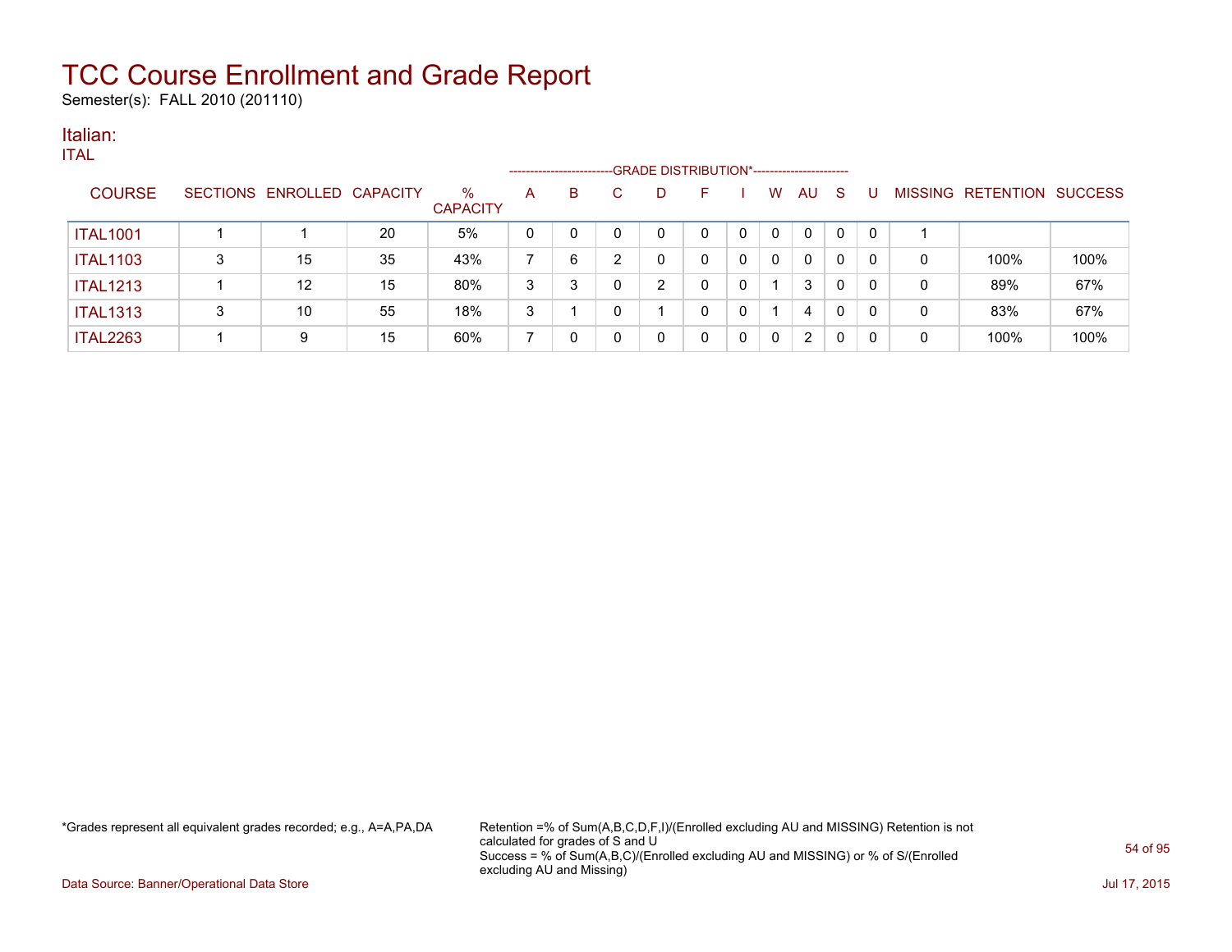# TCC Course Enrollment and Grade Report

Semester(s): FALL 2010 (201110)

## Italian:

ITAL

| COURSE | SECTIONS | ENROLLED | CAPACITY | % CAPACITY | A | B | C | D | F | I | W | AU | S | U | MISSING | RETENTION | SUCCESS |
|---|---|---|---|---|---|---|---|---|---|---|---|---|---|---|---|---|---|
| | | | | | GRADE DISTRIBUTION* | | | | | | | | | | | | |
| ITAL1001 | 1 | 1 | 20 | 5% | 0 | 0 | 0 | 0 | 0 | 0 | 0 | 0 | 0 | 0 | 1 | | |
| ITAL1103 | 3 | 15 | 35 | 43% | 7 | 6 | 2 | 0 | 0 | 0 | 0 | 0 | 0 | 0 | 0 | 100% | 100% |
| ITAL1213 | 1 | 12 | 15 | 80% | 3 | 3 | 0 | 2 | 0 | 0 | 1 | 3 | 0 | 0 | 0 | 89% | 67% |
| ITAL1313 | 3 | 10 | 55 | 18% | 3 | 1 | 0 | 1 | 0 | 0 | 1 | 4 | 0 | 0 | 0 | 83% | 67% |
| ITAL2263 | 1 | 9 | 15 | 60% | 7 | 0 | 0 | 0 | 0 | 0 | 0 | 2 | 0 | 0 | 0 | 100% | 100% |

*Grades represent all equivalent grades recorded; e.g., A=A,PA,DA

Retention =% of Sum(A,B,C,D,F,I)/(Enrolled excluding AU and MISSING) Retention is not calculated for grades of S and U
Success = % of Sum(A,B,C)/(Enrolled excluding AU and MISSING) or % of S/(Enrolled excluding AU and Missing)

Data Source: Banner/Operational Data Store

Jul 17, 2015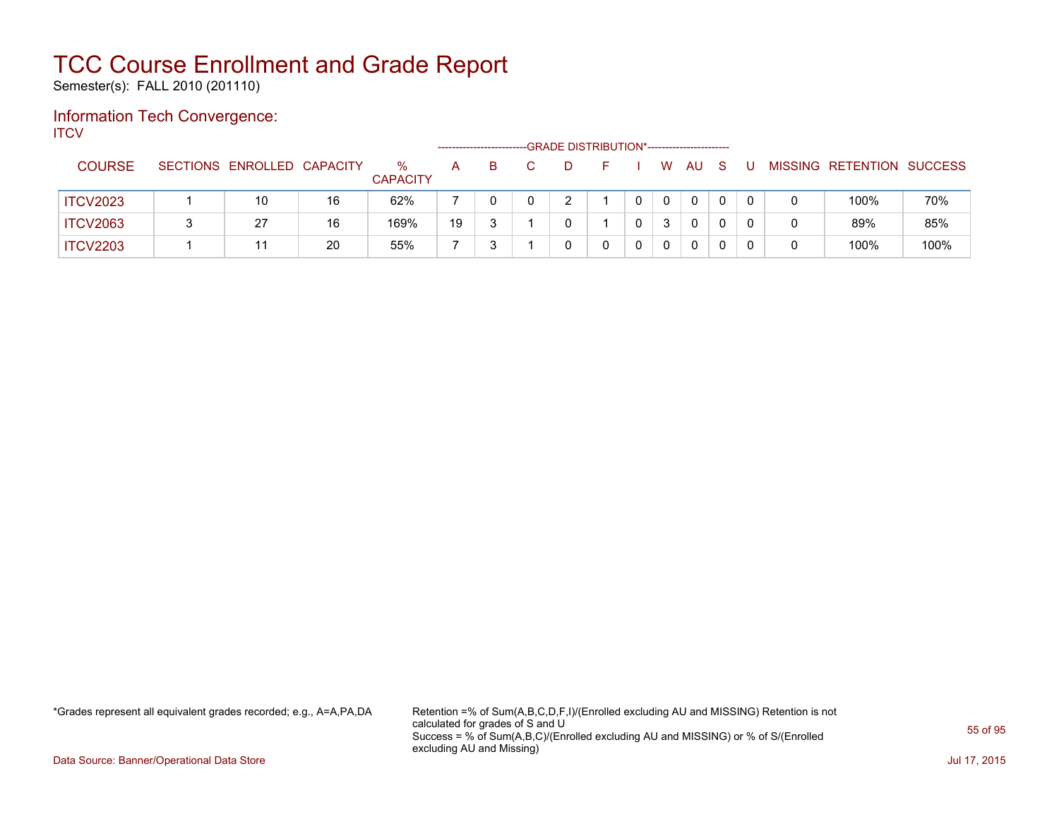# TCC Course Enrollment and Grade Report

Semester(s): FALL 2010 (201110)

## Information Tech Convergence:

ITCV

| COURSE | SECTIONS | ENROLLED | CAPACITY | % CAPACITY | A | B | C | D | F | I | W | AU | S | U | MISSING | RETENTION | SUCCESS |
|---|---|---|---|---|---|---|---|---|---|---|---|---|---|---|---|---|---|
| | | | | | GRADE DISTRIBUTION* | | | | | | | | | | | | |
| ITCV2023 | 1 | 10 | 16 | 62% | 7 | 0 | 0 | 2 | 1 | 0 | 0 | 0 | 0 | 0 | 0 | 100% | 70% |
| ITCV2063 | 3 | 27 | 16 | 169% | 19 | 3 | 1 | 0 | 1 | 0 | 3 | 0 | 0 | 0 | 0 | 89% | 85% |
| ITCV2203 | 1 | 11 | 20 | 55% | 7 | 3 | 1 | 0 | 0 | 0 | 0 | 0 | 0 | 0 | 0 | 100% | 100% |

*Grades represent all equivalent grades recorded; e.g., A=A,PA,DA

Retention =% of Sum(A,B,C,D,F,I)/(Enrolled excluding AU and MISSING) Retention is not calculated for grades of S and U
Success = % of Sum(A,B,C)/(Enrolled excluding AU and MISSING) or % of S/(Enrolled excluding AU and Missing)

Data Source: Banner/Operational Data Store

Jul 17, 2015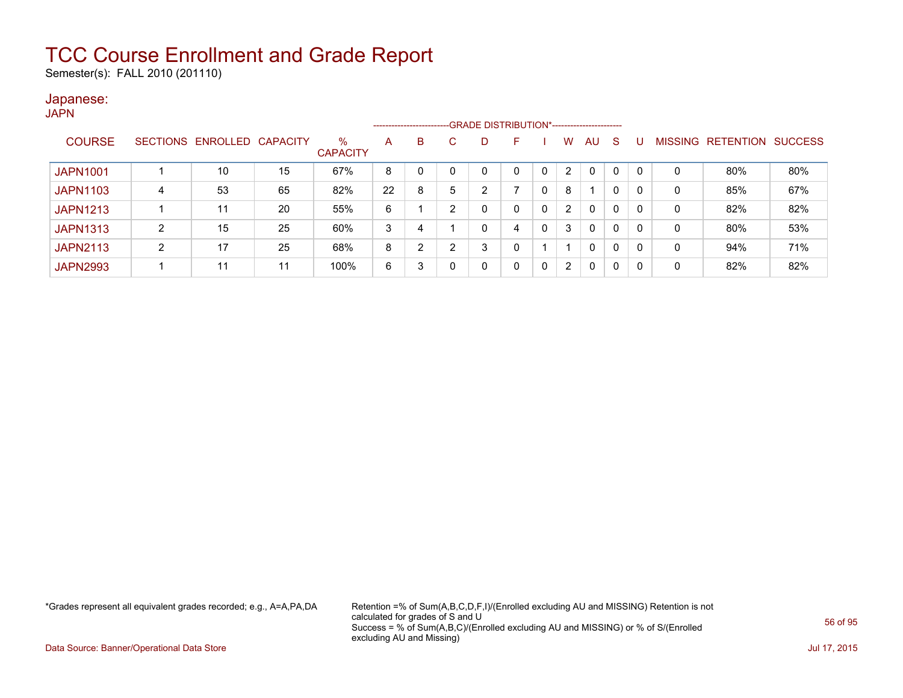# TCC Course Enrollment and Grade Report

Semester(s): FALL 2010 (201110)

## Japanese:

JAPN

| COURSE | SECTIONS | ENROLLED | CAPACITY | % CAPACITY | GRADE DISTRIBUTION* | | | | | | | | | | MISSING | RETENTION | SUCCESS |
|---|---|---|---|---|---|---|---|---|---|---|---|---|---|---|---|---|---|
| | | | | | A | B | C | D | F | I | W | AU | S | U | | | |
| JAPN1001 | 1 | 10 | 15 | 67% | 8 | 0 | 0 | 0 | 0 | 0 | 2 | 0 | 0 | 0 | 0 | 80% | 80% |
| JAPN1103 | 4 | 53 | 65 | 82% | 22 | 8 | 5 | 2 | 7 | 0 | 8 | 1 | 0 | 0 | 0 | 85% | 67% |
| JAPN1213 | 1 | 11 | 20 | 55% | 6 | 1 | 2 | 0 | 0 | 0 | 2 | 0 | 0 | 0 | 0 | 82% | 82% |
| JAPN1313 | 2 | 15 | 25 | 60% | 3 | 4 | 1 | 0 | 4 | 0 | 3 | 0 | 0 | 0 | 0 | 80% | 53% |
| JAPN2113 | 2 | 17 | 25 | 68% | 8 | 2 | 2 | 3 | 0 | 1 | 1 | 0 | 0 | 0 | 0 | 94% | 71% |
| JAPN2993 | 1 | 11 | 11 | 100% | 6 | 3 | 0 | 0 | 0 | 0 | 2 | 0 | 0 | 0 | 0 | 82% | 82% |

*Grades represent all equivalent grades recorded; e.g., A=A,PA,DA

Retention =% of Sum(A,B,C,D,F,I)/(Enrolled excluding AU and MISSING) Retention is not calculated for grades of S and U
Success = % of Sum(A,B,C)/(Enrolled excluding AU and MISSING) or % of S/(Enrolled excluding AU and Missing)

Data Source: Banner/Operational Data Store

Jul 17, 2015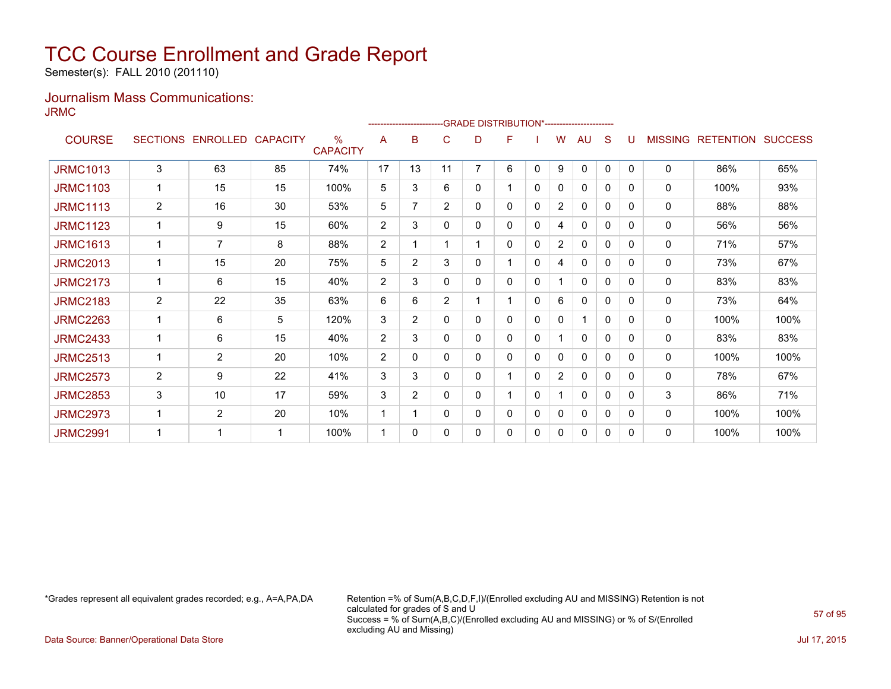# TCC Course Enrollment and Grade Report

Semester(s): FALL 2010 (201110)

## Journalism Mass Communications:

JRMC

| COURSE | SECTIONS | ENROLLED | CAPACITY | % CAPACITY | A | B | C | D | F | I | W | AU | S | U | MISSING | RETENTION | SUCCESS |
|---|---|---|---|---|---|---|---|---|---|---|---|---|---|---|---|---|---|
| | | | | | GRADE DISTRIBUTION* | | | | | | | | | | | | |
| JRMC1013 | 3 | 63 | 85 | 74% | 17 | 13 | 11 | 7 | 6 | 0 | 9 | 0 | 0 | 0 | 0 | 86% | 65% |
| JRMC1103 | 1 | 15 | 15 | 100% | 5 | 3 | 6 | 0 | 1 | 0 | 0 | 0 | 0 | 0 | 0 | 100% | 93% |
| JRMC1113 | 2 | 16 | 30 | 53% | 5 | 7 | 2 | 0 | 0 | 0 | 2 | 0 | 0 | 0 | 0 | 88% | 88% |
| JRMC1123 | 1 | 9 | 15 | 60% | 2 | 3 | 0 | 0 | 0 | 0 | 4 | 0 | 0 | 0 | 0 | 56% | 56% |
| JRMC1613 | 1 | 7 | 8 | 88% | 2 | 1 | 1 | 1 | 0 | 0 | 2 | 0 | 0 | 0 | 0 | 71% | 57% |
| JRMC2013 | 1 | 15 | 20 | 75% | 5 | 2 | 3 | 0 | 1 | 0 | 4 | 0 | 0 | 0 | 0 | 73% | 67% |
| JRMC2173 | 1 | 6 | 15 | 40% | 2 | 3 | 0 | 0 | 0 | 0 | 1 | 0 | 0 | 0 | 0 | 83% | 83% |
| JRMC2183 | 2 | 22 | 35 | 63% | 6 | 6 | 2 | 1 | 1 | 0 | 6 | 0 | 0 | 0 | 0 | 73% | 64% |
| JRMC2263 | 1 | 6 | 5 | 120% | 3 | 2 | 0 | 0 | 0 | 0 | 0 | 1 | 0 | 0 | 0 | 100% | 100% |
| JRMC2433 | 1 | 6 | 15 | 40% | 2 | 3 | 0 | 0 | 0 | 0 | 1 | 0 | 0 | 0 | 0 | 83% | 83% |
| JRMC2513 | 1 | 2 | 20 | 10% | 2 | 0 | 0 | 0 | 0 | 0 | 0 | 0 | 0 | 0 | 0 | 100% | 100% |
| JRMC2573 | 2 | 9 | 22 | 41% | 3 | 3 | 0 | 0 | 1 | 0 | 2 | 0 | 0 | 0 | 0 | 78% | 67% |
| JRMC2853 | 3 | 10 | 17 | 59% | 3 | 2 | 0 | 0 | 1 | 0 | 1 | 0 | 0 | 0 | 3 | 86% | 71% |
| JRMC2973 | 1 | 2 | 20 | 10% | 1 | 1 | 0 | 0 | 0 | 0 | 0 | 0 | 0 | 0 | 0 | 100% | 100% |
| JRMC2991 | 1 | 1 | 1 | 100% | 1 | 0 | 0 | 0 | 0 | 0 | 0 | 0 | 0 | 0 | 0 | 100% | 100% |

*Grades represent all equivalent grades recorded; e.g., A=A,PA,DA

Retention =% of Sum(A,B,C,D,F,I)/(Enrolled excluding AU and MISSING) Retention is not calculated for grades of S and U
Success = % of Sum(A,B,C)/(Enrolled excluding AU and MISSING) or % of S/(Enrolled excluding AU and Missing)

Data Source: Banner/Operational Data Store

Jul 17, 2015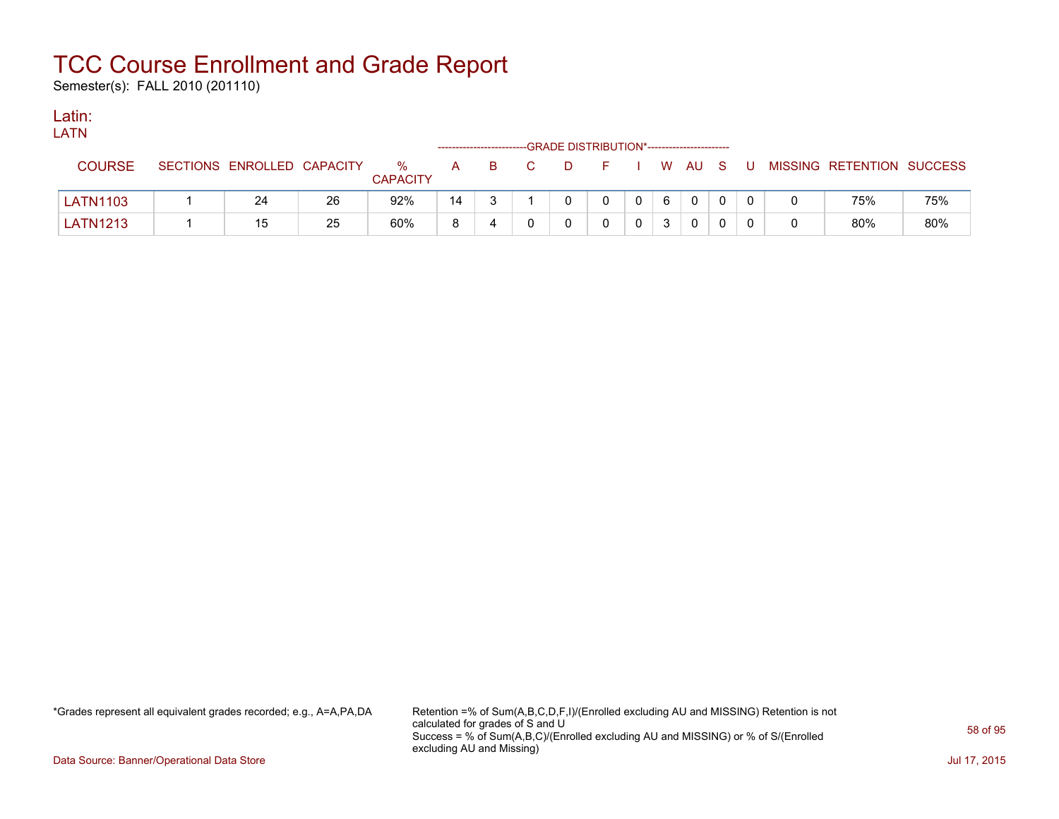# TCC Course Enrollment and Grade Report

Semester(s): FALL 2010 (201110)

## Latin:

LATN

| COURSE | SECTIONS | ENROLLED | CAPACITY | % CAPACITY | A | B | C | D | F | I | W | AU | S | U | MISSING | RETENTION | SUCCESS |
|---|---|---|---|---|---|---|---|---|---|---|---|---|---|---|---|---|---|
| | | | | | -------------------------GRADE DISTRIBUTION* | | | | | | | | | ----------------------- | | | |
| LATN1103 | 1 | 24 | 26 | 92% | 14 | 3 | 1 | 0 | 0 | 0 | 6 | 0 | 0 | 0 | 0 | 75% | 75% |
| LATN1213 | 1 | 15 | 25 | 60% | 8 | 4 | 0 | 0 | 0 | 0 | 3 | 0 | 0 | 0 | 0 | 80% | 80% |

*Grades represent all equivalent grades recorded; e.g., A=A,PA,DA

Retention =% of Sum(A,B,C,D,F,I)/(Enrolled excluding AU and MISSING) Retention is not calculated for grades of S and U
Success = % of Sum(A,B,C)/(Enrolled excluding AU and MISSING) or % of S/(Enrolled excluding AU and Missing)

Data Source: Banner/Operational Data Store

Jul 17, 2015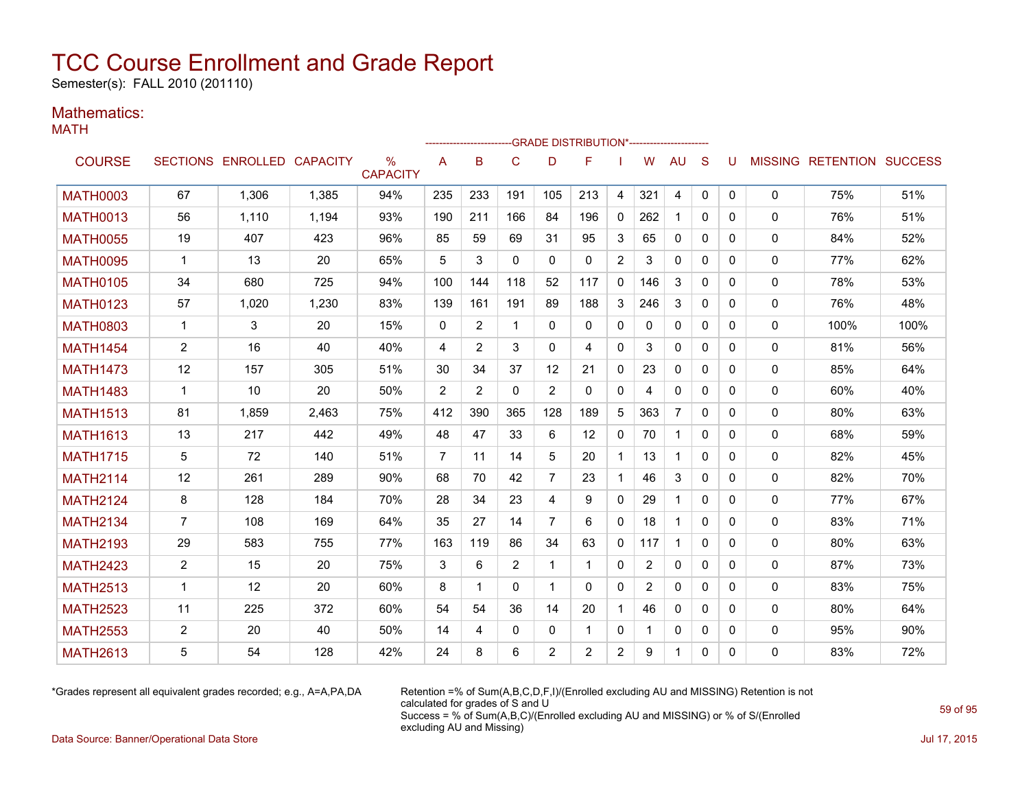# TCC Course Enrollment and Grade Report

Semester(s): FALL 2010 (201110)

## Mathematics:

### MATH

| COURSE | SECTIONS | ENROLLED | CAPACITY | % CAPACITY | A | B | C | D | F | I | W | AU | S | U | MISSING | RETENTION | SUCCESS |
|---|---|---|---|---|---|---|---|---|---|---|---|---|---|---|---|---|---|
| | | | | | GRADE DISTRIBUTION* | | | | | | | | | | | | |
| MATH0003 | 67 | 1,306 | 1,385 | 94% | 235 | 233 | 191 | 105 | 213 | 4 | 321 | 4 | 0 | 0 | 0 | 75% | 51% |
| MATH0013 | 56 | 1,110 | 1,194 | 93% | 190 | 211 | 166 | 84 | 196 | 0 | 262 | 1 | 0 | 0 | 0 | 76% | 51% |
| MATH0055 | 19 | 407 | 423 | 96% | 85 | 59 | 69 | 31 | 95 | 3 | 65 | 0 | 0 | 0 | 0 | 84% | 52% |
| MATH0095 | 1 | 13 | 20 | 65% | 5 | 3 | 0 | 0 | 0 | 2 | 3 | 0 | 0 | 0 | 0 | 77% | 62% |
| MATH0105 | 34 | 680 | 725 | 94% | 100 | 144 | 118 | 52 | 117 | 0 | 146 | 3 | 0 | 0 | 0 | 78% | 53% |
| MATH0123 | 57 | 1,020 | 1,230 | 83% | 139 | 161 | 191 | 89 | 188 | 3 | 246 | 3 | 0 | 0 | 0 | 76% | 48% |
| MATH0803 | 1 | 3 | 20 | 15% | 0 | 2 | 1 | 0 | 0 | 0 | 0 | 0 | 0 | 0 | 0 | 100% | 100% |
| MATH1454 | 2 | 16 | 40 | 40% | 4 | 2 | 3 | 0 | 4 | 0 | 3 | 0 | 0 | 0 | 0 | 81% | 56% |
| MATH1473 | 12 | 157 | 305 | 51% | 30 | 34 | 37 | 12 | 21 | 0 | 23 | 0 | 0 | 0 | 0 | 85% | 64% |
| MATH1483 | 1 | 10 | 20 | 50% | 2 | 2 | 0 | 2 | 0 | 0 | 4 | 0 | 0 | 0 | 0 | 60% | 40% |
| MATH1513 | 81 | 1,859 | 2,463 | 75% | 412 | 390 | 365 | 128 | 189 | 5 | 363 | 7 | 0 | 0 | 0 | 80% | 63% |
| MATH1613 | 13 | 217 | 442 | 49% | 48 | 47 | 33 | 6 | 12 | 0 | 70 | 1 | 0 | 0 | 0 | 68% | 59% |
| MATH1715 | 5 | 72 | 140 | 51% | 7 | 11 | 14 | 5 | 20 | 1 | 13 | 1 | 0 | 0 | 0 | 82% | 45% |
| MATH2114 | 12 | 261 | 289 | 90% | 68 | 70 | 42 | 7 | 23 | 1 | 46 | 3 | 0 | 0 | 0 | 82% | 70% |
| MATH2124 | 8 | 128 | 184 | 70% | 28 | 34 | 23 | 4 | 9 | 0 | 29 | 1 | 0 | 0 | 0 | 77% | 67% |
| MATH2134 | 7 | 108 | 169 | 64% | 35 | 27 | 14 | 7 | 6 | 0 | 18 | 1 | 0 | 0 | 0 | 83% | 71% |
| MATH2193 | 29 | 583 | 755 | 77% | 163 | 119 | 86 | 34 | 63 | 0 | 117 | 1 | 0 | 0 | 0 | 80% | 63% |
| MATH2423 | 2 | 15 | 20 | 75% | 3 | 6 | 2 | 1 | 1 | 0 | 2 | 0 | 0 | 0 | 0 | 87% | 73% |
| MATH2513 | 1 | 12 | 20 | 60% | 8 | 1 | 0 | 1 | 0 | 0 | 2 | 0 | 0 | 0 | 0 | 83% | 75% |
| MATH2523 | 11 | 225 | 372 | 60% | 54 | 54 | 36 | 14 | 20 | 1 | 46 | 0 | 0 | 0 | 0 | 80% | 64% |
| MATH2553 | 2 | 20 | 40 | 50% | 14 | 4 | 0 | 0 | 1 | 0 | 1 | 0 | 0 | 0 | 0 | 95% | 90% |
| MATH2613 | 5 | 54 | 128 | 42% | 24 | 8 | 6 | 2 | 2 | 2 | 9 | 1 | 0 | 0 | 0 | 83% | 72% |

*Grades represent all equivalent grades recorded; e.g., A=A,PA,DA

Retention =% of Sum(A,B,C,D,F,I)/(Enrolled excluding AU and MISSING) Retention is not calculated for grades of S and U
Success = % of Sum(A,B,C)/(Enrolled excluding AU and MISSING) or % of S/(Enrolled excluding AU and Missing)

Data Source: Banner/Operational Data Store

Jul 17, 2015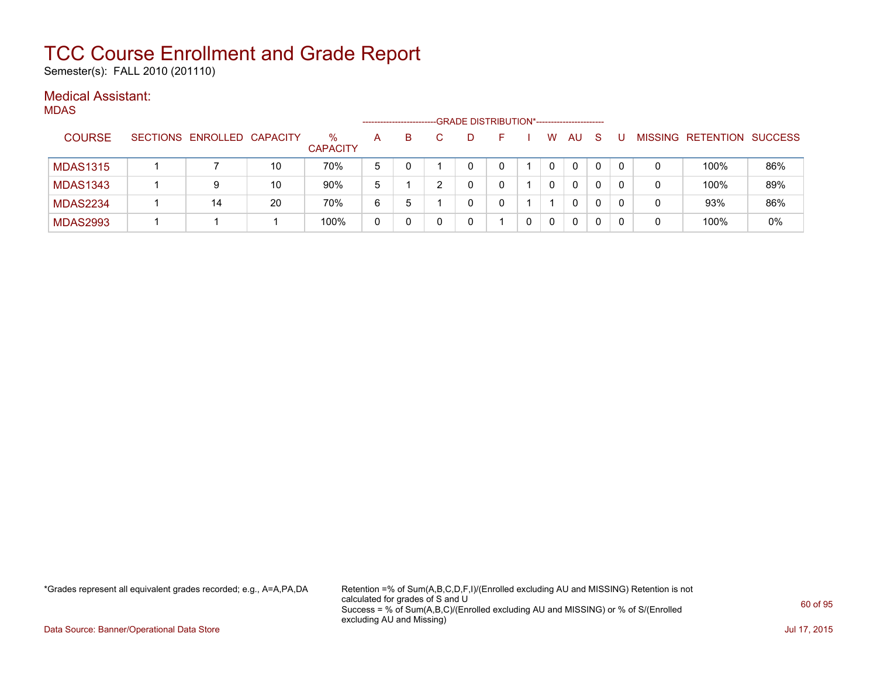# TCC Course Enrollment and Grade Report

Semester(s): FALL 2010 (201110)

## Medical Assistant:

MDAS

| COURSE | SECTIONS | ENROLLED | CAPACITY | % CAPACITY | A | B | C | D | F | I | W | AU | S | U | MISSING | RETENTION | SUCCESS |
|---|---|---|---|---|---|---|---|---|---|---|---|---|---|---|---|---|---|
| | | | | | GRADE DISTRIBUTION* | | | | | | | | | | | | |
| MDAS1315 | 1 | 7 | 10 | 70% | 5 | 0 | 1 | 0 | 0 | 1 | 0 | 0 | 0 | 0 | 0 | 100% | 86% |
| MDAS1343 | 1 | 9 | 10 | 90% | 5 | 1 | 2 | 0 | 0 | 1 | 0 | 0 | 0 | 0 | 0 | 100% | 89% |
| MDAS2234 | 1 | 14 | 20 | 70% | 6 | 5 | 1 | 0 | 0 | 1 | 1 | 0 | 0 | 0 | 0 | 93% | 86% |
| MDAS2993 | 1 | 1 | 1 | 100% | 0 | 0 | 0 | 0 | 1 | 0 | 0 | 0 | 0 | 0 | 0 | 100% | 0% |

*Grades represent all equivalent grades recorded; e.g., A=A,PA,DA

Retention =% of Sum(A,B,C,D,F,I)/(Enrolled excluding AU and MISSING) Retention is not calculated for grades of S and U
Success = % of Sum(A,B,C)/(Enrolled excluding AU and MISSING) or % of S/(Enrolled excluding AU and Missing)

Data Source: Banner/Operational Data Store

Jul 17, 2015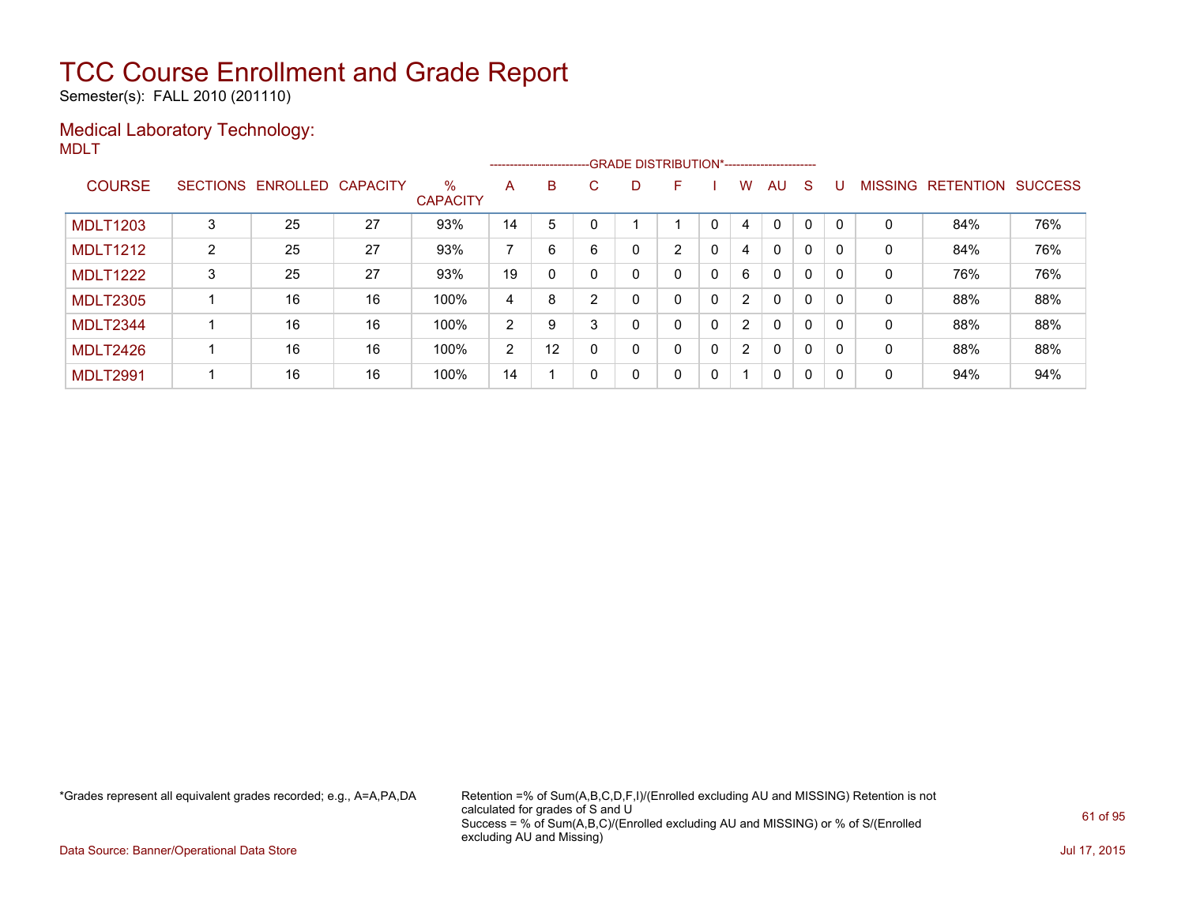# TCC Course Enrollment and Grade Report

Semester(s): FALL 2010 (201110)

## Medical Laboratory Technology:

MDLT

| COURSE | SECTIONS | ENROLLED | CAPACITY | % CAPACITY | GRADE DISTRIBUTION* | | | | | | | | | | MISSING | RETENTION | SUCCESS |
|---|---|---|---|---|---|---|---|---|---|---|---|---|---|---|---|---|---|
| | | | | | A | B | C | D | F | I | W | AU | S | U | | | |
| MDLT1203 | 3 | 25 | 27 | 93% | 14 | 5 | 0 | 1 | 1 | 0 | 4 | 0 | 0 | 0 | 0 | 84% | 76% |
| MDLT1212 | 2 | 25 | 27 | 93% | 7 | 6 | 6 | 0 | 2 | 0 | 4 | 0 | 0 | 0 | 0 | 84% | 76% |
| MDLT1222 | 3 | 25 | 27 | 93% | 19 | 0 | 0 | 0 | 0 | 0 | 6 | 0 | 0 | 0 | 0 | 76% | 76% |
| MDLT2305 | 1 | 16 | 16 | 100% | 4 | 8 | 2 | 0 | 0 | 0 | 2 | 0 | 0 | 0 | 0 | 88% | 88% |
| MDLT2344 | 1 | 16 | 16 | 100% | 2 | 9 | 3 | 0 | 0 | 0 | 2 | 0 | 0 | 0 | 0 | 88% | 88% |
| MDLT2426 | 1 | 16 | 16 | 100% | 2 | 12 | 0 | 0 | 0 | 0 | 2 | 0 | 0 | 0 | 0 | 88% | 88% |
| MDLT2991 | 1 | 16 | 16 | 100% | 14 | 1 | 0 | 0 | 0 | 0 | 1 | 0 | 0 | 0 | 0 | 94% | 94% |

*Grades represent all equivalent grades recorded; e.g., A=A,PA,DA

Retention =% of Sum(A,B,C,D,F,I)/(Enrolled excluding AU and MISSING) Retention is not calculated for grades of S and U
Success = % of Sum(A,B,C)/(Enrolled excluding AU and MISSING) or % of S/(Enrolled excluding AU and Missing)

Data Source: Banner/Operational Data Store

Jul 17, 2015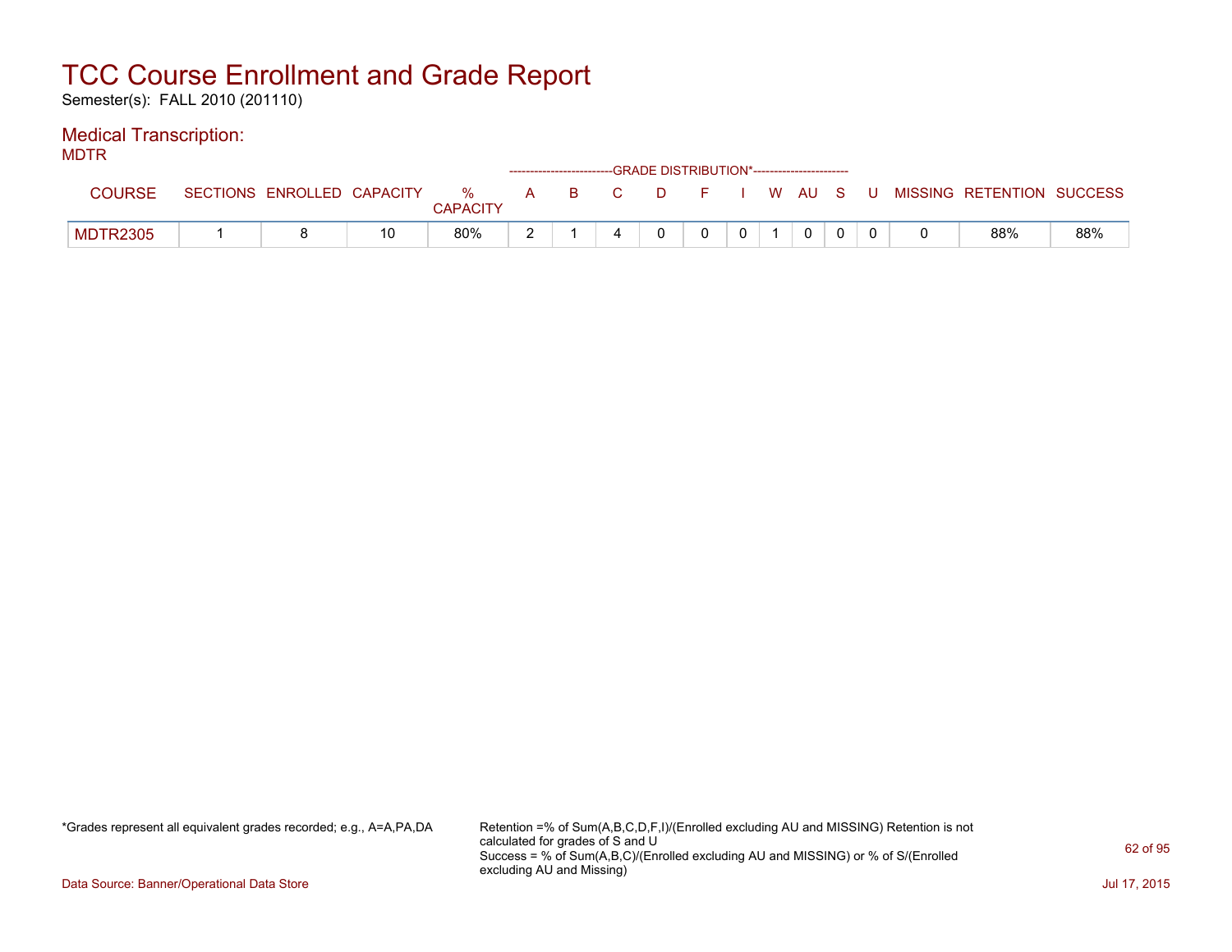# TCC Course Enrollment and Grade Report

Semester(s): FALL 2010 (201110)

## Medical Transcription:

MDTR

| COURSE | SECTIONS | ENROLLED | CAPACITY | % CAPACITY | A | B | C | D | F | I | W | AU | S | U | MISSING | RETENTION | SUCCESS |
|---|---|---|---|---|---|---|---|---|---|---|---|---|---|---|---|---|---|
| | | | | | GRADE DISTRIBUTION* | | | | | | | | | | | | |
| MDTR2305 | 1 | 8 | 10 | 80% | 2 | 1 | 4 | 0 | 0 | 0 | 1 | 0 | 0 | 0 | 0 | 88% | 88% |

*Grades represent all equivalent grades recorded; e.g., A=A,PA,DA

Retention =% of Sum(A,B,C,D,F,I)/(Enrolled excluding AU and MISSING) Retention is not calculated for grades of S and U
Success = % of Sum(A,B,C)/(Enrolled excluding AU and MISSING) or % of S/(Enrolled excluding AU and Missing)

Data Source: Banner/Operational Data Store

Jul 17, 2015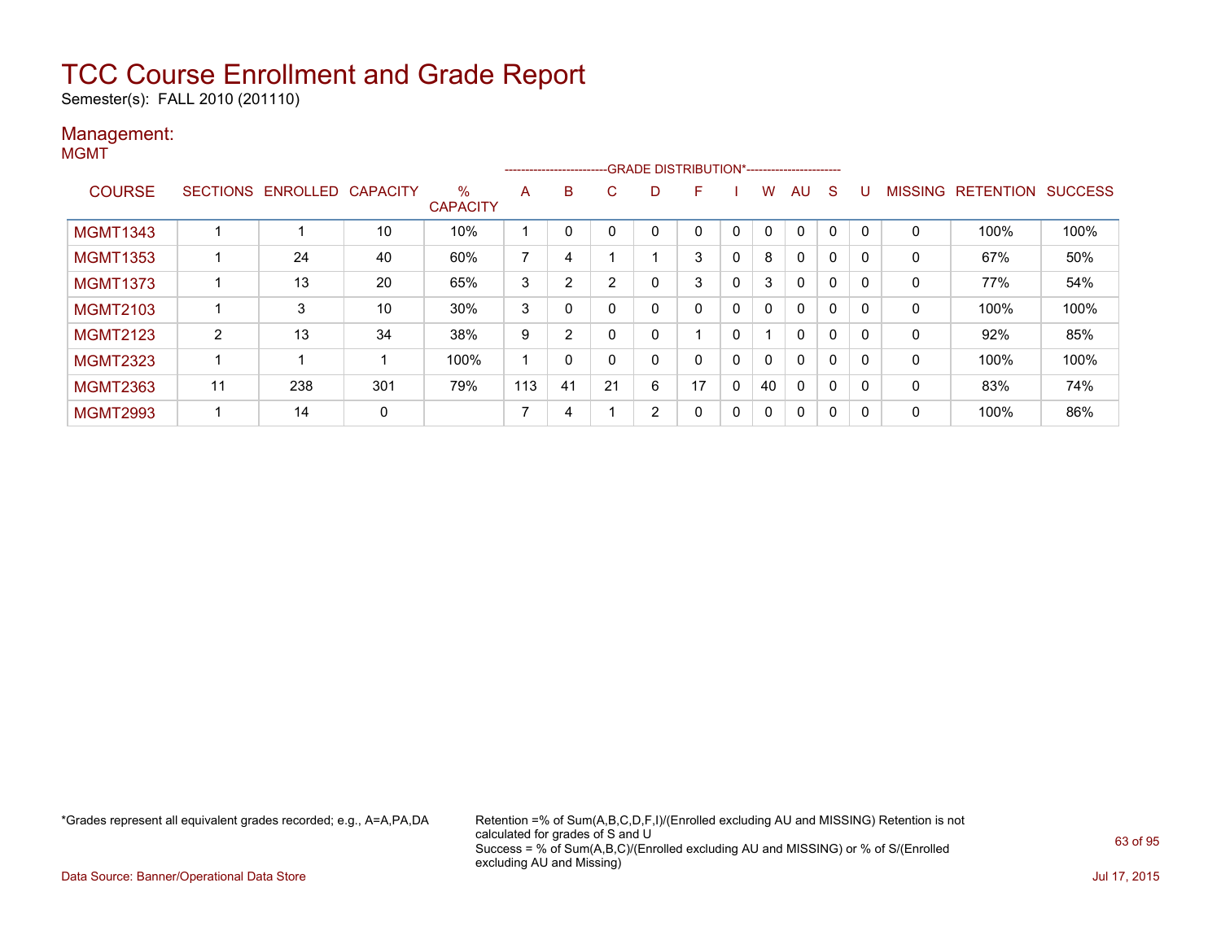# TCC Course Enrollment and Grade Report

Semester(s): FALL 2010 (201110)

## Management:

MGMT

| COURSE | SECTIONS | ENROLLED | CAPACITY | % CAPACITY | A | B | C | D | F | I | W | AU | S | U | MISSING | RETENTION | SUCCESS |
|---|---|---|---|---|---|---|---|---|---|---|---|---|---|---|---|---|---|
| | | | | | GRADE DISTRIBUTION* | | | | | | | | | | | | |
| MGMT1343 | 1 | 1 | 10 | 10% | 1 | 0 | 0 | 0 | 0 | 0 | 0 | 0 | 0 | 0 | 0 | 100% | 100% |
| MGMT1353 | 1 | 24 | 40 | 60% | 7 | 4 | 1 | 1 | 3 | 0 | 8 | 0 | 0 | 0 | 0 | 67% | 50% |
| MGMT1373 | 1 | 13 | 20 | 65% | 3 | 2 | 2 | 0 | 3 | 0 | 3 | 0 | 0 | 0 | 0 | 77% | 54% |
| MGMT2103 | 1 | 3 | 10 | 30% | 3 | 0 | 0 | 0 | 0 | 0 | 0 | 0 | 0 | 0 | 0 | 100% | 100% |
| MGMT2123 | 2 | 13 | 34 | 38% | 9 | 2 | 0 | 0 | 1 | 0 | 1 | 0 | 0 | 0 | 0 | 92% | 85% |
| MGMT2323 | 1 | 1 | 1 | 100% | 1 | 0 | 0 | 0 | 0 | 0 | 0 | 0 | 0 | 0 | 0 | 100% | 100% |
| MGMT2363 | 11 | 238 | 301 | 79% | 113 | 41 | 21 | 6 | 17 | 0 | 40 | 0 | 0 | 0 | 0 | 83% | 74% |
| MGMT2993 | 1 | 14 | 0 | | 7 | 4 | 1 | 2 | 0 | 0 | 0 | 0 | 0 | 0 | 0 | 100% | 86% |

*Grades represent all equivalent grades recorded; e.g., A=A,PA,DA

Retention =% of Sum(A,B,C,D,F,I)/(Enrolled excluding AU and MISSING) Retention is not calculated for grades of S and U
Success = % of Sum(A,B,C)/(Enrolled excluding AU and MISSING) or % of S/(Enrolled excluding AU and Missing)

Data Source: Banner/Operational Data Store

Jul 17, 2015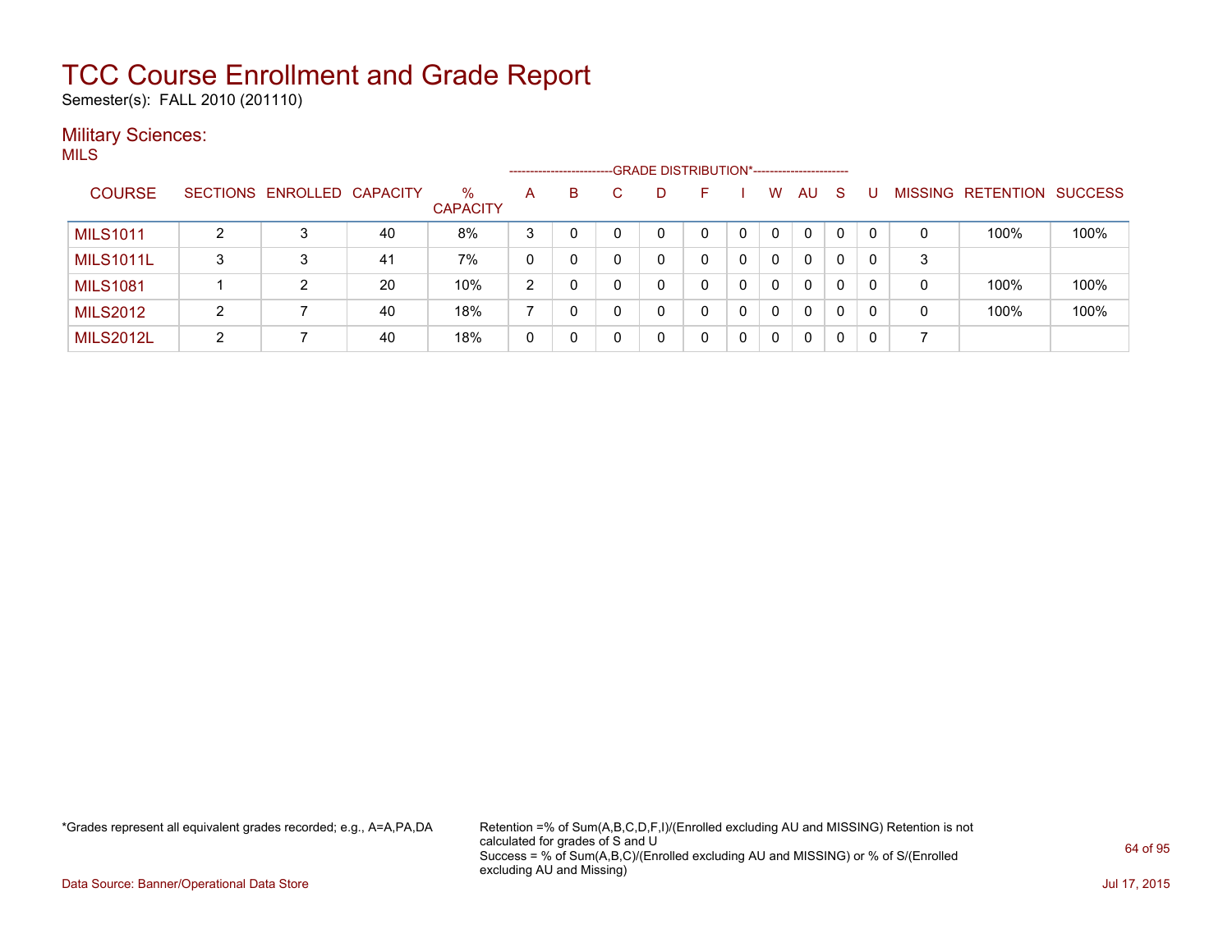# TCC Course Enrollment and Grade Report

Semester(s): FALL 2010 (201110)

## Military Sciences:

MILS

| COURSE | SECTIONS | ENROLLED | CAPACITY | % CAPACITY | A | B | C | D | F | I | W | AU | S | U | MISSING | RETENTION | SUCCESS |
|---|---|---|---|---|---|---|---|---|---|---|---|---|---|---|---|---|---|
| | | | | | GRADE DISTRIBUTION* | | | | | | | | | | | | |
| MILS1011 | 2 | 3 | 40 | 8% | 3 | 0 | 0 | 0 | 0 | 0 | 0 | 0 | 0 | 0 | 0 | 100% | 100% |
| MILS1011L | 3 | 3 | 41 | 7% | 0 | 0 | 0 | 0 | 0 | 0 | 0 | 0 | 0 | 0 | 3 | | |
| MILS1081 | 1 | 2 | 20 | 10% | 2 | 0 | 0 | 0 | 0 | 0 | 0 | 0 | 0 | 0 | 0 | 100% | 100% |
| MILS2012 | 2 | 7 | 40 | 18% | 7 | 0 | 0 | 0 | 0 | 0 | 0 | 0 | 0 | 0 | 0 | 100% | 100% |
| MILS2012L | 2 | 7 | 40 | 18% | 0 | 0 | 0 | 0 | 0 | 0 | 0 | 0 | 0 | 0 | 7 | | |

*Grades represent all equivalent grades recorded; e.g., A=A,PA,DA

Retention =% of Sum(A,B,C,D,F,I)/(Enrolled excluding AU and MISSING) Retention is not calculated for grades of S and U
Success = % of Sum(A,B,C)/(Enrolled excluding AU and MISSING) or % of S/(Enrolled excluding AU and Missing)

Data Source: Banner/Operational Data Store

Jul 17, 2015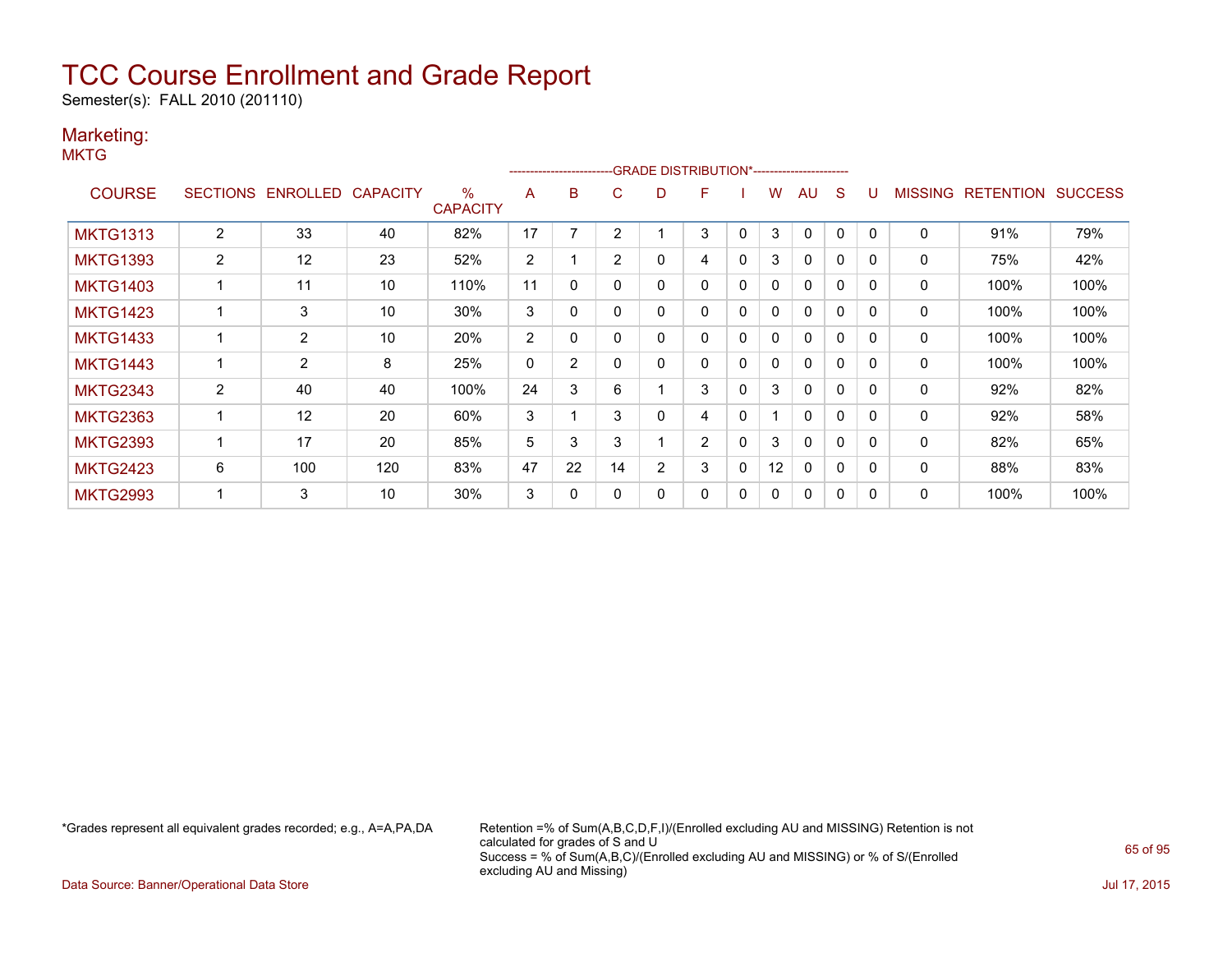# TCC Course Enrollment and Grade Report

Semester(s): FALL 2010 (201110)

## Marketing:

MKTG

| COURSE | SECTIONS | ENROLLED | CAPACITY | % CAPACITY | A | B | C | D | F | I | W | AU | S | U | MISSING | RETENTION | SUCCESS |
|---|---|---|---|---|---|---|---|---|---|---|---|---|---|---|---|---|---|
| | | | | | GRADE DISTRIBUTION* | | | | | | | | | | | | |
| MKTG1313 | 2 | 33 | 40 | 82% | 17 | 7 | 2 | 1 | 3 | 0 | 3 | 0 | 0 | 0 | 0 | 91% | 79% |
| MKTG1393 | 2 | 12 | 23 | 52% | 2 | 1 | 2 | 0 | 4 | 0 | 3 | 0 | 0 | 0 | 0 | 75% | 42% |
| MKTG1403 | 1 | 11 | 10 | 110% | 11 | 0 | 0 | 0 | 0 | 0 | 0 | 0 | 0 | 0 | 0 | 100% | 100% |
| MKTG1423 | 1 | 3 | 10 | 30% | 3 | 0 | 0 | 0 | 0 | 0 | 0 | 0 | 0 | 0 | 0 | 100% | 100% |
| MKTG1433 | 1 | 2 | 10 | 20% | 2 | 0 | 0 | 0 | 0 | 0 | 0 | 0 | 0 | 0 | 0 | 100% | 100% |
| MKTG1443 | 1 | 2 | 8 | 25% | 0 | 2 | 0 | 0 | 0 | 0 | 0 | 0 | 0 | 0 | 0 | 100% | 100% |
| MKTG2343 | 2 | 40 | 40 | 100% | 24 | 3 | 6 | 1 | 3 | 0 | 3 | 0 | 0 | 0 | 0 | 92% | 82% |
| MKTG2363 | 1 | 12 | 20 | 60% | 3 | 1 | 3 | 0 | 4 | 0 | 1 | 0 | 0 | 0 | 0 | 92% | 58% |
| MKTG2393 | 1 | 17 | 20 | 85% | 5 | 3 | 3 | 1 | 2 | 0 | 3 | 0 | 0 | 0 | 0 | 82% | 65% |
| MKTG2423 | 6 | 100 | 120 | 83% | 47 | 22 | 14 | 2 | 3 | 0 | 12 | 0 | 0 | 0 | 0 | 88% | 83% |
| MKTG2993 | 1 | 3 | 10 | 30% | 3 | 0 | 0 | 0 | 0 | 0 | 0 | 0 | 0 | 0 | 0 | 100% | 100% |

*Grades represent all equivalent grades recorded; e.g., A=A,PA,DA

Retention =% of Sum(A,B,C,D,F,I)/(Enrolled excluding AU and MISSING) Retention is not calculated for grades of S and U

Success = % of Sum(A,B,C)/(Enrolled excluding AU and MISSING) or % of S/(Enrolled excluding AU and Missing)

Data Source: Banner/Operational Data Store

Jul 17, 2015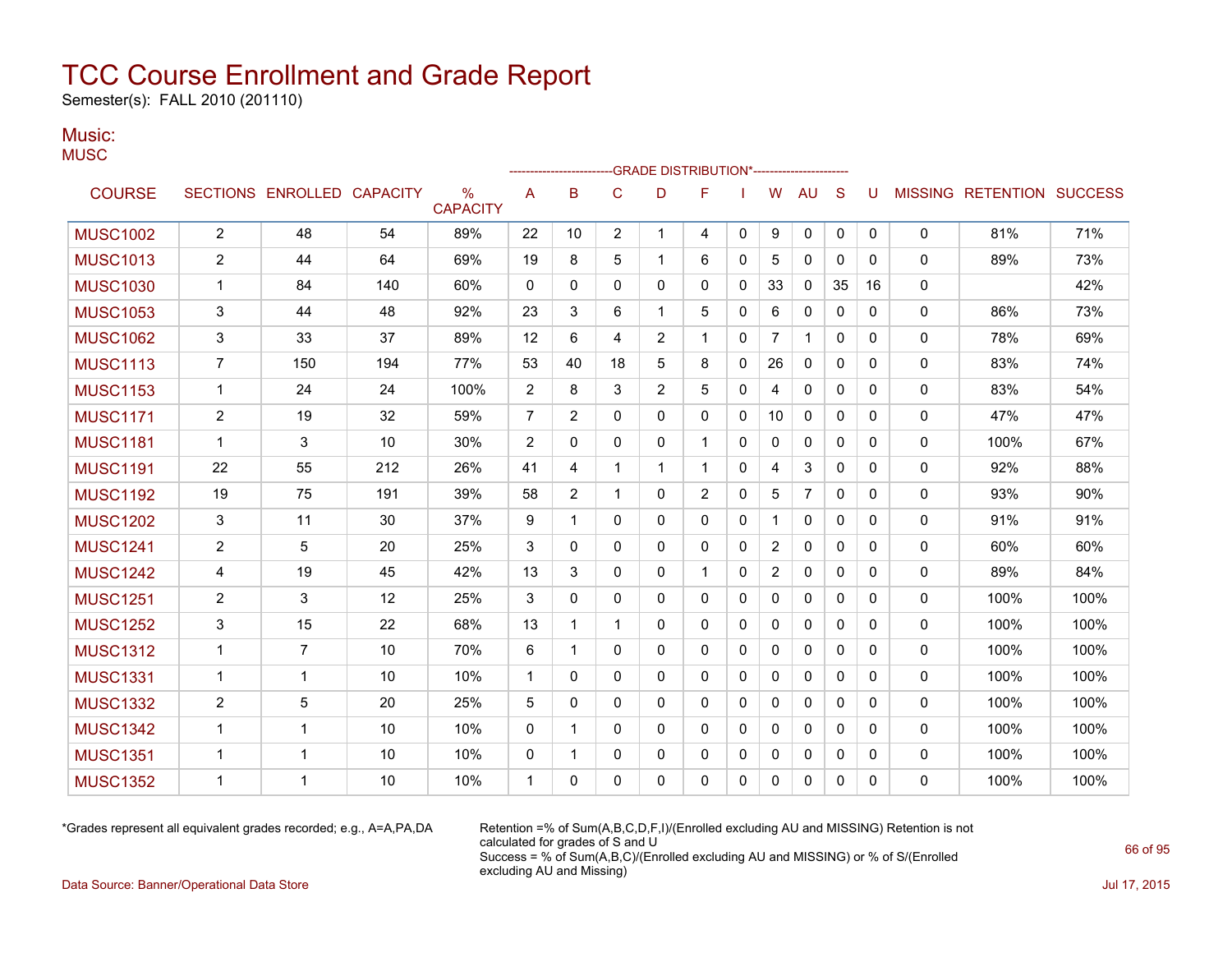# TCC Course Enrollment and Grade Report

Semester(s): FALL 2010 (201110)

## Music:

MUSC

| COURSE | SECTIONS | ENROLLED | CAPACITY | % CAPACITY | A | B | C | D | F | I | W | AU | S | U | MISSING | RETENTION | SUCCESS |
|---|---|---|---|---|---|---|---|---|---|---|---|---|---|---|---|---|---|
| | | | | | GRADE DISTRIBUTION* | | | | | | | | | | | | |
| MUSC1002 | 2 | 48 | 54 | 89% | 22 | 10 | 2 | 1 | 4 | 0 | 9 | 0 | 0 | 0 | 0 | 81% | 71% |
| MUSC1013 | 2 | 44 | 64 | 69% | 19 | 8 | 5 | 1 | 6 | 0 | 5 | 0 | 0 | 0 | 0 | 89% | 73% |
| MUSC1030 | 1 | 84 | 140 | 60% | 0 | 0 | 0 | 0 | 0 | 0 | 33 | 0 | 35 | 16 | 0 | | 42% |
| MUSC1053 | 3 | 44 | 48 | 92% | 23 | 3 | 6 | 1 | 5 | 0 | 6 | 0 | 0 | 0 | 0 | 86% | 73% |
| MUSC1062 | 3 | 33 | 37 | 89% | 12 | 6 | 4 | 2 | 1 | 0 | 7 | 1 | 0 | 0 | 0 | 78% | 69% |
| MUSC1113 | 7 | 150 | 194 | 77% | 53 | 40 | 18 | 5 | 8 | 0 | 26 | 0 | 0 | 0 | 0 | 83% | 74% |
| MUSC1153 | 1 | 24 | 24 | 100% | 2 | 8 | 3 | 2 | 5 | 0 | 4 | 0 | 0 | 0 | 0 | 83% | 54% |
| MUSC1171 | 2 | 19 | 32 | 59% | 7 | 2 | 0 | 0 | 0 | 0 | 10 | 0 | 0 | 0 | 0 | 47% | 47% |
| MUSC1181 | 1 | 3 | 10 | 30% | 2 | 0 | 0 | 0 | 1 | 0 | 0 | 0 | 0 | 0 | 0 | 100% | 67% |
| MUSC1191 | 22 | 55 | 212 | 26% | 41 | 4 | 1 | 1 | 1 | 0 | 4 | 3 | 0 | 0 | 0 | 92% | 88% |
| MUSC1192 | 19 | 75 | 191 | 39% | 58 | 2 | 1 | 0 | 2 | 0 | 5 | 7 | 0 | 0 | 0 | 93% | 90% |
| MUSC1202 | 3 | 11 | 30 | 37% | 9 | 1 | 0 | 0 | 0 | 0 | 1 | 0 | 0 | 0 | 0 | 91% | 91% |
| MUSC1241 | 2 | 5 | 20 | 25% | 3 | 0 | 0 | 0 | 0 | 0 | 2 | 0 | 0 | 0 | 0 | 60% | 60% |
| MUSC1242 | 4 | 19 | 45 | 42% | 13 | 3 | 0 | 0 | 1 | 0 | 2 | 0 | 0 | 0 | 0 | 89% | 84% |
| MUSC1251 | 2 | 3 | 12 | 25% | 3 | 0 | 0 | 0 | 0 | 0 | 0 | 0 | 0 | 0 | 0 | 100% | 100% |
| MUSC1252 | 3 | 15 | 22 | 68% | 13 | 1 | 1 | 0 | 0 | 0 | 0 | 0 | 0 | 0 | 0 | 100% | 100% |
| MUSC1312 | 1 | 7 | 10 | 70% | 6 | 1 | 0 | 0 | 0 | 0 | 0 | 0 | 0 | 0 | 0 | 100% | 100% |
| MUSC1331 | 1 | 1 | 10 | 10% | 1 | 0 | 0 | 0 | 0 | 0 | 0 | 0 | 0 | 0 | 0 | 100% | 100% |
| MUSC1332 | 2 | 5 | 20 | 25% | 5 | 0 | 0 | 0 | 0 | 0 | 0 | 0 | 0 | 0 | 0 | 100% | 100% |
| MUSC1342 | 1 | 1 | 10 | 10% | 0 | 1 | 0 | 0 | 0 | 0 | 0 | 0 | 0 | 0 | 0 | 100% | 100% |
| MUSC1351 | 1 | 1 | 10 | 10% | 0 | 1 | 0 | 0 | 0 | 0 | 0 | 0 | 0 | 0 | 0 | 100% | 100% |
| MUSC1352 | 1 | 1 | 10 | 10% | 1 | 0 | 0 | 0 | 0 | 0 | 0 | 0 | 0 | 0 | 0 | 100% | 100% |

*Grades represent all equivalent grades recorded; e.g., A=A,PA,DA

Retention =% of Sum(A,B,C,D,F,I)/(Enrolled excluding AU and MISSING) Retention is not calculated for grades of S and U
Success = % of Sum(A,B,C)/(Enrolled excluding AU and MISSING) or % of S/(Enrolled excluding AU and Missing)

Data Source: Banner/Operational Data Store

Jul 17, 2015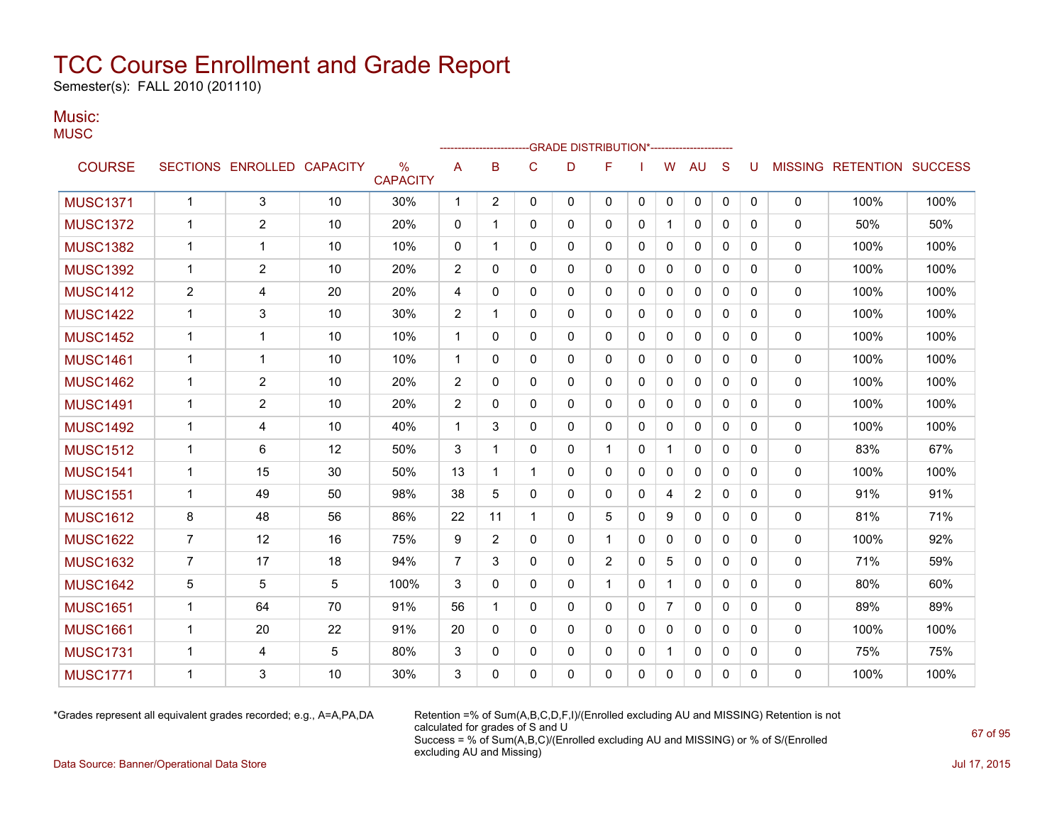# TCC Course Enrollment and Grade Report

Semester(s): FALL 2010 (201110)

## Music:

MUSC

| COURSE | SECTIONS | ENROLLED | CAPACITY | % CAPACITY | A | B | C | D | F | I | W | AU | S | U | MISSING | RETENTION | SUCCESS |
|---|---|---|---|---|---|---|---|---|---|---|---|---|---|---|---|---|---|
| | | | | | GRADE DISTRIBUTION* | | | | | | | | | | | | |
| MUSC1371 | 1 | 3 | 10 | 30% | 1 | 2 | 0 | 0 | 0 | 0 | 0 | 0 | 0 | 0 | 0 | 100% | 100% |
| MUSC1372 | 1 | 2 | 10 | 20% | 0 | 1 | 0 | 0 | 0 | 0 | 1 | 0 | 0 | 0 | 0 | 50% | 50% |
| MUSC1382 | 1 | 1 | 10 | 10% | 0 | 1 | 0 | 0 | 0 | 0 | 0 | 0 | 0 | 0 | 0 | 100% | 100% |
| MUSC1392 | 1 | 2 | 10 | 20% | 2 | 0 | 0 | 0 | 0 | 0 | 0 | 0 | 0 | 0 | 0 | 100% | 100% |
| MUSC1412 | 2 | 4 | 20 | 20% | 4 | 0 | 0 | 0 | 0 | 0 | 0 | 0 | 0 | 0 | 0 | 100% | 100% |
| MUSC1422 | 1 | 3 | 10 | 30% | 2 | 1 | 0 | 0 | 0 | 0 | 0 | 0 | 0 | 0 | 0 | 100% | 100% |
| MUSC1452 | 1 | 1 | 10 | 10% | 1 | 0 | 0 | 0 | 0 | 0 | 0 | 0 | 0 | 0 | 0 | 100% | 100% |
| MUSC1461 | 1 | 1 | 10 | 10% | 1 | 0 | 0 | 0 | 0 | 0 | 0 | 0 | 0 | 0 | 0 | 100% | 100% |
| MUSC1462 | 1 | 2 | 10 | 20% | 2 | 0 | 0 | 0 | 0 | 0 | 0 | 0 | 0 | 0 | 0 | 100% | 100% |
| MUSC1491 | 1 | 2 | 10 | 20% | 2 | 0 | 0 | 0 | 0 | 0 | 0 | 0 | 0 | 0 | 0 | 100% | 100% |
| MUSC1492 | 1 | 4 | 10 | 40% | 1 | 3 | 0 | 0 | 0 | 0 | 0 | 0 | 0 | 0 | 0 | 100% | 100% |
| MUSC1512 | 1 | 6 | 12 | 50% | 3 | 1 | 0 | 0 | 1 | 0 | 1 | 0 | 0 | 0 | 0 | 83% | 67% |
| MUSC1541 | 1 | 15 | 30 | 50% | 13 | 1 | 1 | 0 | 0 | 0 | 0 | 0 | 0 | 0 | 0 | 100% | 100% |
| MUSC1551 | 1 | 49 | 50 | 98% | 38 | 5 | 0 | 0 | 0 | 0 | 4 | 2 | 0 | 0 | 0 | 91% | 91% |
| MUSC1612 | 8 | 48 | 56 | 86% | 22 | 11 | 1 | 0 | 5 | 0 | 9 | 0 | 0 | 0 | 0 | 81% | 71% |
| MUSC1622 | 7 | 12 | 16 | 75% | 9 | 2 | 0 | 0 | 1 | 0 | 0 | 0 | 0 | 0 | 0 | 100% | 92% |
| MUSC1632 | 7 | 17 | 18 | 94% | 7 | 3 | 0 | 0 | 2 | 0 | 5 | 0 | 0 | 0 | 0 | 71% | 59% |
| MUSC1642 | 5 | 5 | 5 | 100% | 3 | 0 | 0 | 0 | 1 | 0 | 1 | 0 | 0 | 0 | 0 | 80% | 60% |
| MUSC1651 | 1 | 64 | 70 | 91% | 56 | 1 | 0 | 0 | 0 | 0 | 7 | 0 | 0 | 0 | 0 | 89% | 89% |
| MUSC1661 | 1 | 20 | 22 | 91% | 20 | 0 | 0 | 0 | 0 | 0 | 0 | 0 | 0 | 0 | 0 | 100% | 100% |
| MUSC1731 | 1 | 4 | 5 | 80% | 3 | 0 | 0 | 0 | 0 | 0 | 1 | 0 | 0 | 0 | 0 | 75% | 75% |
| MUSC1771 | 1 | 3 | 10 | 30% | 3 | 0 | 0 | 0 | 0 | 0 | 0 | 0 | 0 | 0 | 0 | 100% | 100% |

*Grades represent all equivalent grades recorded; e.g., A=A,PA,DA

Retention =% of Sum(A,B,C,D,F,I)/(Enrolled excluding AU and MISSING) Retention is not calculated for grades of S and U
Success = % of Sum(A,B,C)/(Enrolled excluding AU and MISSING) or % of S/(Enrolled excluding AU and Missing)

Data Source: Banner/Operational Data Store

Jul 17, 2015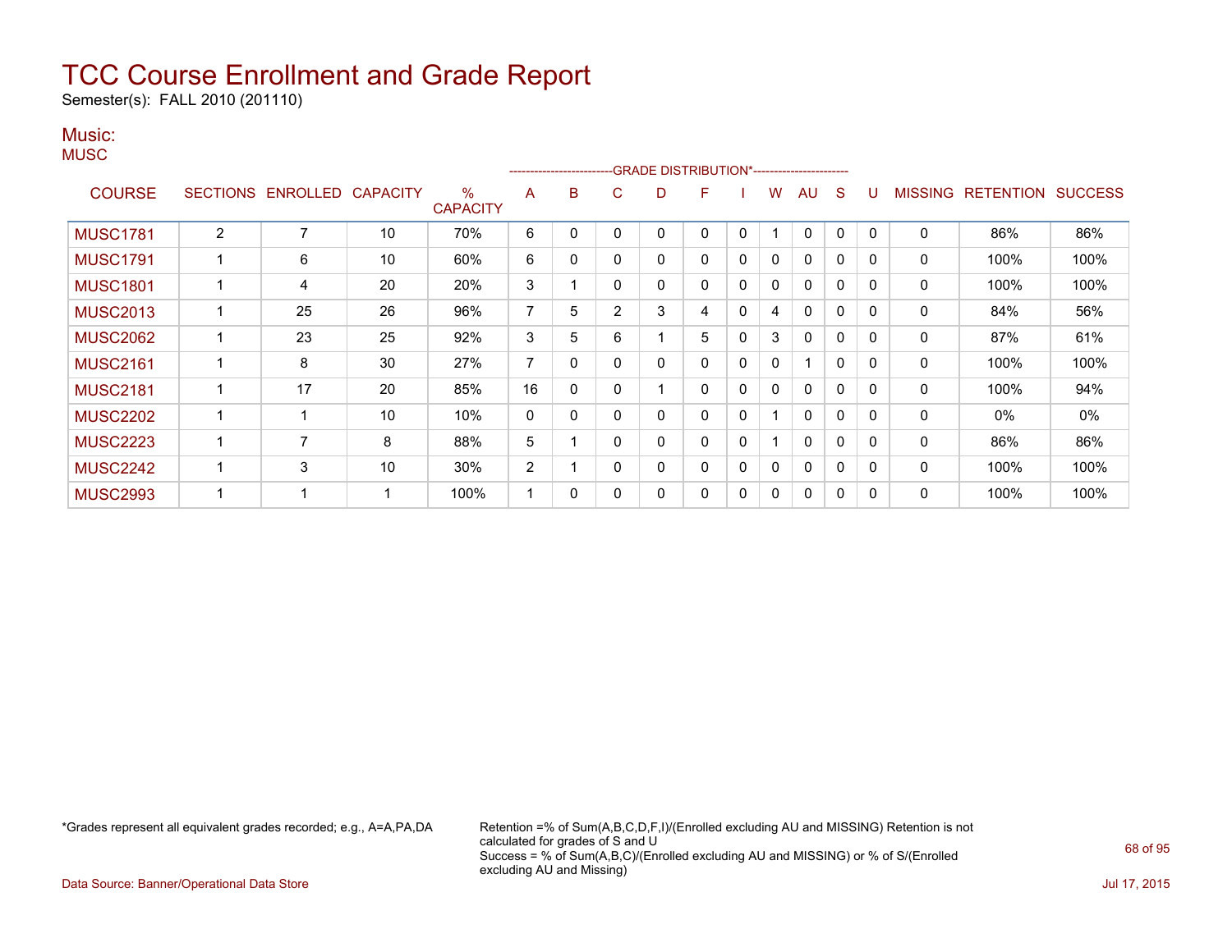# TCC Course Enrollment and Grade Report

Semester(s): FALL 2010 (201110)

## Music:

MUSC

| COURSE | SECTIONS | ENROLLED | CAPACITY | % CAPACITY | A | B | C | D | F | I | W | AU | S | U | MISSING | RETENTION | SUCCESS |
|---|---|---|---|---|---|---|---|---|---|---|---|---|---|---|---|---|---|
| | | | | | GRADE DISTRIBUTION* | | | | | | | | | | | | |
| MUSC1781 | 2 | 7 | 10 | 70% | 6 | 0 | 0 | 0 | 0 | 0 | 1 | 0 | 0 | 0 | 0 | 86% | 86% |
| MUSC1791 | 1 | 6 | 10 | 60% | 6 | 0 | 0 | 0 | 0 | 0 | 0 | 0 | 0 | 0 | 0 | 100% | 100% |
| MUSC1801 | 1 | 4 | 20 | 20% | 3 | 1 | 0 | 0 | 0 | 0 | 0 | 0 | 0 | 0 | 0 | 100% | 100% |
| MUSC2013 | 1 | 25 | 26 | 96% | 7 | 5 | 2 | 3 | 4 | 0 | 4 | 0 | 0 | 0 | 0 | 84% | 56% |
| MUSC2062 | 1 | 23 | 25 | 92% | 3 | 5 | 6 | 1 | 5 | 0 | 3 | 0 | 0 | 0 | 0 | 87% | 61% |
| MUSC2161 | 1 | 8 | 30 | 27% | 7 | 0 | 0 | 0 | 0 | 0 | 0 | 1 | 0 | 0 | 0 | 100% | 100% |
| MUSC2181 | 1 | 17 | 20 | 85% | 16 | 0 | 0 | 1 | 0 | 0 | 0 | 0 | 0 | 0 | 0 | 100% | 94% |
| MUSC2202 | 1 | 1 | 10 | 10% | 0 | 0 | 0 | 0 | 0 | 0 | 1 | 0 | 0 | 0 | 0 | 0% | 0% |
| MUSC2223 | 1 | 7 | 8 | 88% | 5 | 1 | 0 | 0 | 0 | 0 | 1 | 0 | 0 | 0 | 0 | 86% | 86% |
| MUSC2242 | 1 | 3 | 10 | 30% | 2 | 1 | 0 | 0 | 0 | 0 | 0 | 0 | 0 | 0 | 0 | 100% | 100% |
| MUSC2993 | 1 | 1 | 1 | 100% | 1 | 0 | 0 | 0 | 0 | 0 | 0 | 0 | 0 | 0 | 0 | 100% | 100% |

*Grades represent all equivalent grades recorded; e.g., A=A,PA,DA

Retention =% of Sum(A,B,C,D,F,I)/(Enrolled excluding AU and MISSING) Retention is not calculated for grades of S and U
Success = % of Sum(A,B,C)/(Enrolled excluding AU and MISSING) or % of S/(Enrolled excluding AU and Missing)

Data Source: Banner/Operational Data Store

Jul 17, 2015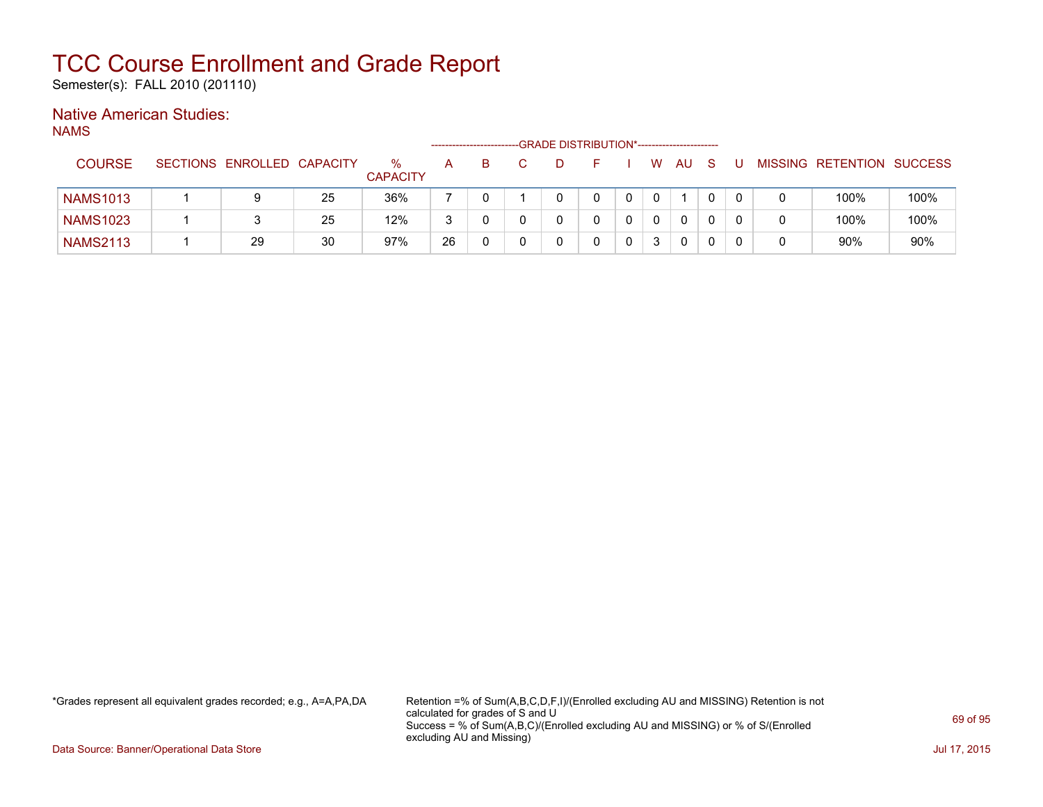# TCC Course Enrollment and Grade Report

Semester(s): FALL 2010 (201110)

## Native American Studies:

NAMS

| COURSE | SECTIONS | ENROLLED | CAPACITY | % CAPACITY | A | B | C | D | F | I | W | AU | S | U | MISSING | RETENTION | SUCCESS |
|---|---|---|---|---|---|---|---|---|---|---|---|---|---|---|---|---|---|
| | | | | | GRADE DISTRIBUTION* | | | | | | | | | | | | |
| NAMS1013 | 1 | 9 | 25 | 36% | 7 | 0 | 1 | 0 | 0 | 0 | 0 | 1 | 0 | 0 | 0 | 100% | 100% |
| NAMS1023 | 1 | 3 | 25 | 12% | 3 | 0 | 0 | 0 | 0 | 0 | 0 | 0 | 0 | 0 | 0 | 100% | 100% |
| NAMS2113 | 1 | 29 | 30 | 97% | 26 | 0 | 0 | 0 | 0 | 0 | 3 | 0 | 0 | 0 | 0 | 90% | 90% |

*Grades represent all equivalent grades recorded; e.g., A=A,PA,DA

Retention =% of Sum(A,B,C,D,F,I)/(Enrolled excluding AU and MISSING) Retention is not calculated for grades of S and U
Success = % of Sum(A,B,C)/(Enrolled excluding AU and MISSING) or % of S/(Enrolled excluding AU and Missing)

Data Source: Banner/Operational Data Store

Jul 17, 2015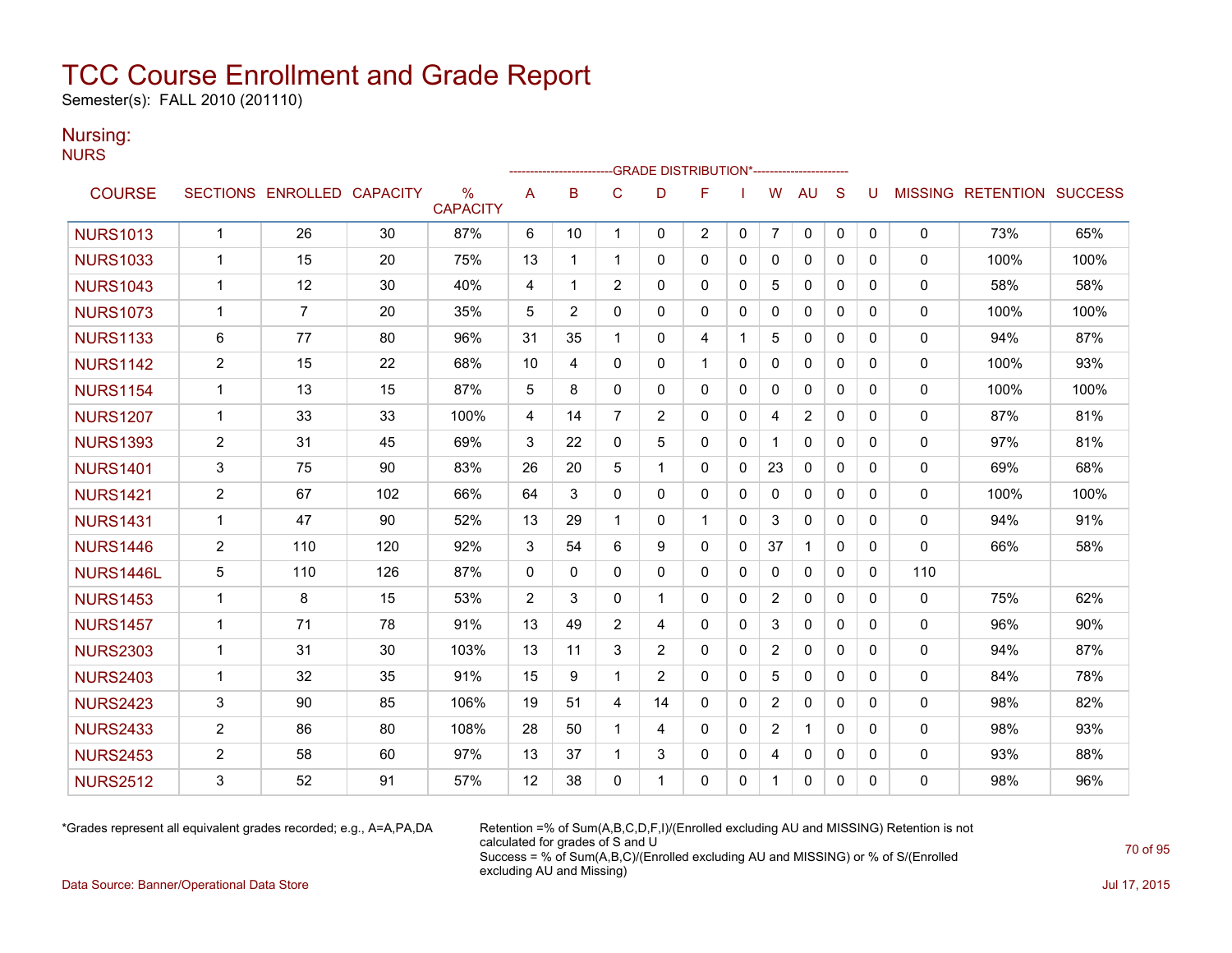# TCC Course Enrollment and Grade Report

Semester(s): FALL 2010 (201110)

## Nursing:

NURS

| COURSE | SECTIONS | ENROLLED | CAPACITY | % CAPACITY | A | B | C | D | F | I | W | AU | S | U | MISSING | RETENTION | SUCCESS |
|---|---|---|---|---|---|---|---|---|---|---|---|---|---|---|---|---|---|
| | | | | | GRADE DISTRIBUTION* | | | | | | | | | | | | |
| NURS1013 | 1 | 26 | 30 | 87% | 6 | 10 | 1 | 0 | 2 | 0 | 7 | 0 | 0 | 0 | 0 | 73% | 65% |
| NURS1033 | 1 | 15 | 20 | 75% | 13 | 1 | 1 | 0 | 0 | 0 | 0 | 0 | 0 | 0 | 0 | 100% | 100% |
| NURS1043 | 1 | 12 | 30 | 40% | 4 | 1 | 2 | 0 | 0 | 0 | 5 | 0 | 0 | 0 | 0 | 58% | 58% |
| NURS1073 | 1 | 7 | 20 | 35% | 5 | 2 | 0 | 0 | 0 | 0 | 0 | 0 | 0 | 0 | 0 | 100% | 100% |
| NURS1133 | 6 | 77 | 80 | 96% | 31 | 35 | 1 | 0 | 4 | 1 | 5 | 0 | 0 | 0 | 0 | 94% | 87% |
| NURS1142 | 2 | 15 | 22 | 68% | 10 | 4 | 0 | 0 | 1 | 0 | 0 | 0 | 0 | 0 | 0 | 100% | 93% |
| NURS1154 | 1 | 13 | 15 | 87% | 5 | 8 | 0 | 0 | 0 | 0 | 0 | 0 | 0 | 0 | 0 | 100% | 100% |
| NURS1207 | 1 | 33 | 33 | 100% | 4 | 14 | 7 | 2 | 0 | 0 | 4 | 2 | 0 | 0 | 0 | 87% | 81% |
| NURS1393 | 2 | 31 | 45 | 69% | 3 | 22 | 0 | 5 | 0 | 0 | 1 | 0 | 0 | 0 | 0 | 97% | 81% |
| NURS1401 | 3 | 75 | 90 | 83% | 26 | 20 | 5 | 1 | 0 | 0 | 23 | 0 | 0 | 0 | 0 | 69% | 68% |
| NURS1421 | 2 | 67 | 102 | 66% | 64 | 3 | 0 | 0 | 0 | 0 | 0 | 0 | 0 | 0 | 0 | 100% | 100% |
| NURS1431 | 1 | 47 | 90 | 52% | 13 | 29 | 1 | 0 | 1 | 0 | 3 | 0 | 0 | 0 | 0 | 94% | 91% |
| NURS1446 | 2 | 110 | 120 | 92% | 3 | 54 | 6 | 9 | 0 | 0 | 37 | 1 | 0 | 0 | 0 | 66% | 58% |
| NURS1446L | 5 | 110 | 126 | 87% | 0 | 0 | 0 | 0 | 0 | 0 | 0 | 0 | 0 | 0 | 110 | | |
| NURS1453 | 1 | 8 | 15 | 53% | 2 | 3 | 0 | 1 | 0 | 0 | 2 | 0 | 0 | 0 | 0 | 75% | 62% |
| NURS1457 | 1 | 71 | 78 | 91% | 13 | 49 | 2 | 4 | 0 | 0 | 3 | 0 | 0 | 0 | 0 | 96% | 90% |
| NURS2303 | 1 | 31 | 30 | 103% | 13 | 11 | 3 | 2 | 0 | 0 | 2 | 0 | 0 | 0 | 0 | 94% | 87% |
| NURS2403 | 1 | 32 | 35 | 91% | 15 | 9 | 1 | 2 | 0 | 0 | 5 | 0 | 0 | 0 | 0 | 84% | 78% |
| NURS2423 | 3 | 90 | 85 | 106% | 19 | 51 | 4 | 14 | 0 | 0 | 2 | 0 | 0 | 0 | 0 | 98% | 82% |
| NURS2433 | 2 | 86 | 80 | 108% | 28 | 50 | 1 | 4 | 0 | 0 | 2 | 1 | 0 | 0 | 0 | 98% | 93% |
| NURS2453 | 2 | 58 | 60 | 97% | 13 | 37 | 1 | 3 | 0 | 0 | 4 | 0 | 0 | 0 | 0 | 93% | 88% |
| NURS2512 | 3 | 52 | 91 | 57% | 12 | 38 | 0 | 1 | 0 | 0 | 1 | 0 | 0 | 0 | 0 | 98% | 96% |

*Grades represent all equivalent grades recorded; e.g., A=A,PA,DA

Retention =% of Sum(A,B,C,D,F,I)/(Enrolled excluding AU and MISSING) Retention is not calculated for grades of S and U

Success = % of Sum(A,B,C)/(Enrolled excluding AU and MISSING) or % of S/(Enrolled excluding AU and Missing)

Data Source: Banner/Operational Data Store

Jul 17, 2015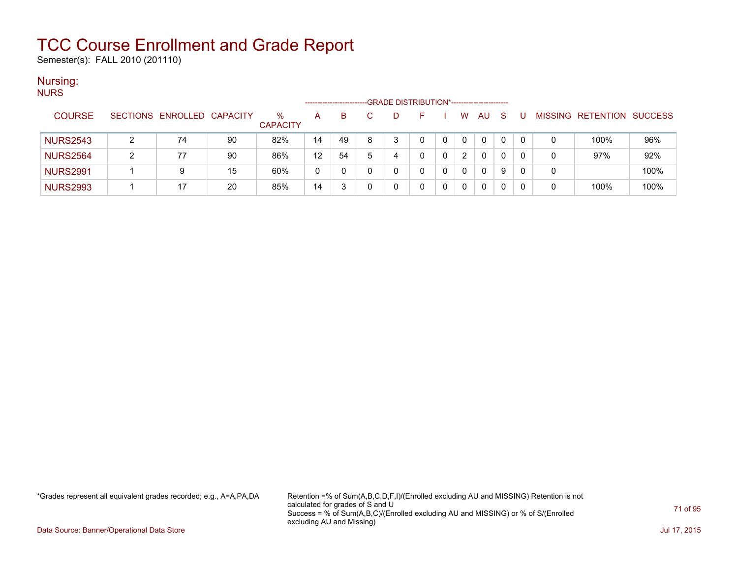# TCC Course Enrollment and Grade Report

Semester(s): FALL 2010 (201110)

## Nursing:

NURS

| COURSE | SECTIONS | ENROLLED | CAPACITY | % CAPACITY | A | B | C | D | F | I | W | AU | S | U | MISSING | RETENTION | SUCCESS |
|---|---|---|---|---|---|---|---|---|---|---|---|---|---|---|---|---|---|
| | | | | | GRADE DISTRIBUTION* | | | | | | | | | | | | |
| NURS2543 | 2 | 74 | 90 | 82% | 14 | 49 | 8 | 3 | 0 | 0 | 0 | 0 | 0 | 0 | 0 | 100% | 96% |
| NURS2564 | 2 | 77 | 90 | 86% | 12 | 54 | 5 | 4 | 0 | 0 | 2 | 0 | 0 | 0 | 0 | 97% | 92% |
| NURS2991 | 1 | 9 | 15 | 60% | 0 | 0 | 0 | 0 | 0 | 0 | 0 | 0 | 9 | 0 | 0 | | 100% |
| NURS2993 | 1 | 17 | 20 | 85% | 14 | 3 | 0 | 0 | 0 | 0 | 0 | 0 | 0 | 0 | 0 | 100% | 100% |

*Grades represent all equivalent grades recorded; e.g., A=A,PA,DA

Retention =% of Sum(A,B,C,D,F,I)/(Enrolled excluding AU and MISSING) Retention is not calculated for grades of S and U

Success = % of Sum(A,B,C)/(Enrolled excluding AU and MISSING) or % of S/(Enrolled excluding AU and Missing)

Data Source: Banner/Operational Data Store

Jul 17, 2015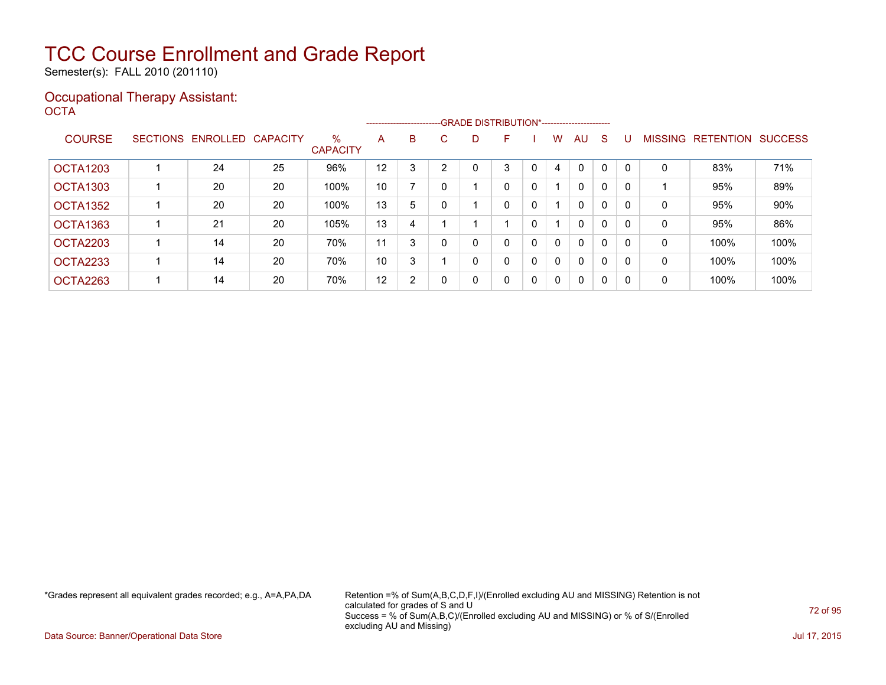# TCC Course Enrollment and Grade Report

Semester(s): FALL 2010 (201110)

## Occupational Therapy Assistant:

### OCTA

| COURSE | SECTIONS | ENROLLED | CAPACITY | % CAPACITY | A | B | C | D | F | I | W | AU | S | U | MISSING | RETENTION | SUCCESS |
|---|---|---|---|---|---|---|---|---|---|---|---|---|---|---|---|---|---|
| | | | | | GRADE DISTRIBUTION* | | | | | | | | | | | | |
| OCTA1203 | 1 | 24 | 25 | 96% | 12 | 3 | 2 | 0 | 3 | 0 | 4 | 0 | 0 | 0 | 0 | 83% | 71% |
| OCTA1303 | 1 | 20 | 20 | 100% | 10 | 7 | 0 | 1 | 0 | 0 | 1 | 0 | 0 | 0 | 1 | 95% | 89% |
| OCTA1352 | 1 | 20 | 20 | 100% | 13 | 5 | 0 | 1 | 0 | 0 | 1 | 0 | 0 | 0 | 0 | 95% | 90% |
| OCTA1363 | 1 | 21 | 20 | 105% | 13 | 4 | 1 | 1 | 1 | 0 | 1 | 0 | 0 | 0 | 0 | 95% | 86% |
| OCTA2203 | 1 | 14 | 20 | 70% | 11 | 3 | 0 | 0 | 0 | 0 | 0 | 0 | 0 | 0 | 0 | 100% | 100% |
| OCTA2233 | 1 | 14 | 20 | 70% | 10 | 3 | 1 | 0 | 0 | 0 | 0 | 0 | 0 | 0 | 0 | 100% | 100% |
| OCTA2263 | 1 | 14 | 20 | 70% | 12 | 2 | 0 | 0 | 0 | 0 | 0 | 0 | 0 | 0 | 0 | 100% | 100% |

*Grades represent all equivalent grades recorded; e.g., A=A,PA,DA

Retention =% of Sum(A,B,C,D,F,I)/(Enrolled excluding AU and MISSING) Retention is not calculated for grades of S and U
Success = % of Sum(A,B,C)/(Enrolled excluding AU and MISSING) or % of S/(Enrolled excluding AU and Missing)

Data Source: Banner/Operational Data Store

Jul 17, 2015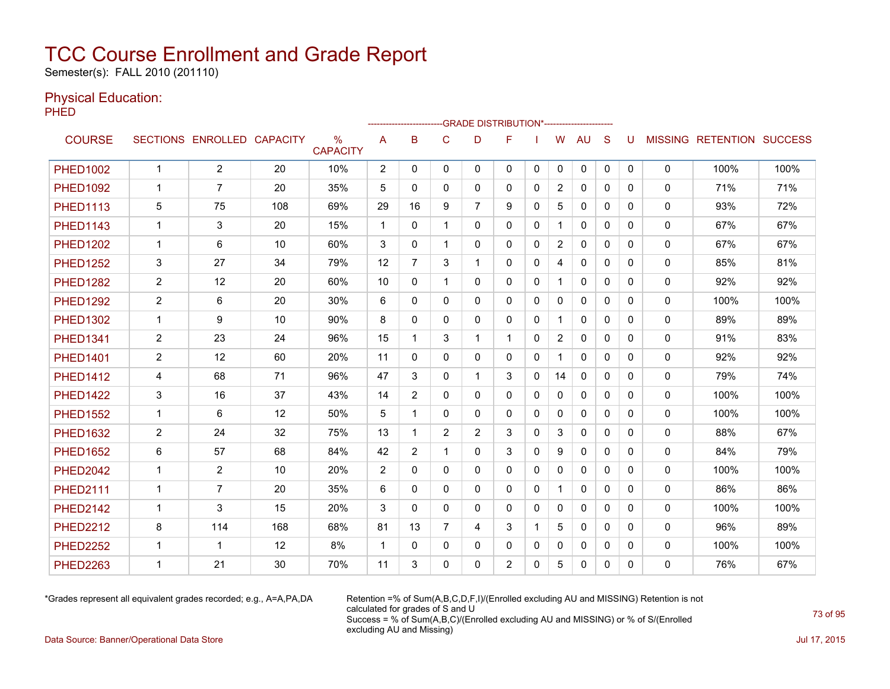# TCC Course Enrollment and Grade Report

Semester(s): FALL 2010 (201110)

## Physical Education:

PHED

| COURSE | SECTIONS | ENROLLED | CAPACITY | % CAPACITY | A | B | C | D | F | I | W | AU | S | U | MISSING | RETENTION | SUCCESS |
|---|---|---|---|---|---|---|---|---|---|---|---|---|---|---|---|---|---|
| | | | | | GRADE DISTRIBUTION* | | | | | | | | | | | | |
| PHED1002 | 1 | 2 | 20 | 10% | 2 | 0 | 0 | 0 | 0 | 0 | 0 | 0 | 0 | 0 | 0 | 100% | 100% |
| PHED1092 | 1 | 7 | 20 | 35% | 5 | 0 | 0 | 0 | 0 | 0 | 2 | 0 | 0 | 0 | 0 | 71% | 71% |
| PHED1113 | 5 | 75 | 108 | 69% | 29 | 16 | 9 | 7 | 9 | 0 | 5 | 0 | 0 | 0 | 0 | 93% | 72% |
| PHED1143 | 1 | 3 | 20 | 15% | 1 | 0 | 1 | 0 | 0 | 0 | 1 | 0 | 0 | 0 | 0 | 67% | 67% |
| PHED1202 | 1 | 6 | 10 | 60% | 3 | 0 | 1 | 0 | 0 | 0 | 2 | 0 | 0 | 0 | 0 | 67% | 67% |
| PHED1252 | 3 | 27 | 34 | 79% | 12 | 7 | 3 | 1 | 0 | 0 | 4 | 0 | 0 | 0 | 0 | 85% | 81% |
| PHED1282 | 2 | 12 | 20 | 60% | 10 | 0 | 1 | 0 | 0 | 0 | 1 | 0 | 0 | 0 | 0 | 92% | 92% |
| PHED1292 | 2 | 6 | 20 | 30% | 6 | 0 | 0 | 0 | 0 | 0 | 0 | 0 | 0 | 0 | 0 | 100% | 100% |
| PHED1302 | 1 | 9 | 10 | 90% | 8 | 0 | 0 | 0 | 0 | 0 | 1 | 0 | 0 | 0 | 0 | 89% | 89% |
| PHED1341 | 2 | 23 | 24 | 96% | 15 | 1 | 3 | 1 | 1 | 0 | 2 | 0 | 0 | 0 | 0 | 91% | 83% |
| PHED1401 | 2 | 12 | 60 | 20% | 11 | 0 | 0 | 0 | 0 | 0 | 1 | 0 | 0 | 0 | 0 | 92% | 92% |
| PHED1412 | 4 | 68 | 71 | 96% | 47 | 3 | 0 | 1 | 3 | 0 | 14 | 0 | 0 | 0 | 0 | 79% | 74% |
| PHED1422 | 3 | 16 | 37 | 43% | 14 | 2 | 0 | 0 | 0 | 0 | 0 | 0 | 0 | 0 | 0 | 100% | 100% |
| PHED1552 | 1 | 6 | 12 | 50% | 5 | 1 | 0 | 0 | 0 | 0 | 0 | 0 | 0 | 0 | 0 | 100% | 100% |
| PHED1632 | 2 | 24 | 32 | 75% | 13 | 1 | 2 | 2 | 3 | 0 | 3 | 0 | 0 | 0 | 0 | 88% | 67% |
| PHED1652 | 6 | 57 | 68 | 84% | 42 | 2 | 1 | 0 | 3 | 0 | 9 | 0 | 0 | 0 | 0 | 84% | 79% |
| PHED2042 | 1 | 2 | 10 | 20% | 2 | 0 | 0 | 0 | 0 | 0 | 0 | 0 | 0 | 0 | 0 | 100% | 100% |
| PHED2111 | 1 | 7 | 20 | 35% | 6 | 0 | 0 | 0 | 0 | 0 | 1 | 0 | 0 | 0 | 0 | 86% | 86% |
| PHED2142 | 1 | 3 | 15 | 20% | 3 | 0 | 0 | 0 | 0 | 0 | 0 | 0 | 0 | 0 | 0 | 100% | 100% |
| PHED2212 | 8 | 114 | 168 | 68% | 81 | 13 | 7 | 4 | 3 | 1 | 5 | 0 | 0 | 0 | 0 | 96% | 89% |
| PHED2252 | 1 | 1 | 12 | 8% | 1 | 0 | 0 | 0 | 0 | 0 | 0 | 0 | 0 | 0 | 0 | 100% | 100% |
| PHED2263 | 1 | 21 | 30 | 70% | 11 | 3 | 0 | 0 | 2 | 0 | 5 | 0 | 0 | 0 | 0 | 76% | 67% |

*Grades represent all equivalent grades recorded; e.g., A=A,PA,DA

Retention =% of Sum(A,B,C,D,F,I)/(Enrolled excluding AU and MISSING) Retention is not calculated for grades of S and U

Success = % of Sum(A,B,C)/(Enrolled excluding AU and MISSING) or % of S/(Enrolled excluding AU and Missing)

Data Source: Banner/Operational Data Store

Jul 17, 2015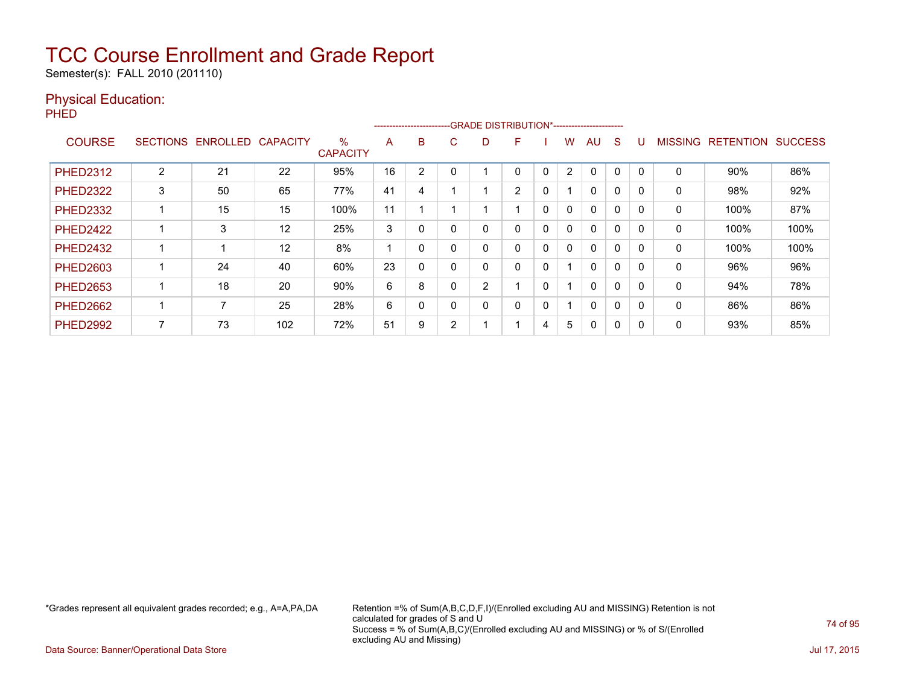# TCC Course Enrollment and Grade Report

Semester(s): FALL 2010 (201110)

## Physical Education:

### PHED

| COURSE | SECTIONS | ENROLLED | CAPACITY | % CAPACITY | A | B | C | D | F | I | W | AU | S | U | MISSING | RETENTION | SUCCESS |
|---|---|---|---|---|---|---|---|---|---|---|---|---|---|---|---|---|---|
| | | | | | GRADE DISTRIBUTION* | | | | | | | | | | | | |
| PHED2312 | 2 | 21 | 22 | 95% | 16 | 2 | 0 | 1 | 0 | 0 | 2 | 0 | 0 | 0 | 0 | 90% | 86% |
| PHED2322 | 3 | 50 | 65 | 77% | 41 | 4 | 1 | 1 | 2 | 0 | 1 | 0 | 0 | 0 | 0 | 98% | 92% |
| PHED2332 | 1 | 15 | 15 | 100% | 11 | 1 | 1 | 1 | 1 | 0 | 0 | 0 | 0 | 0 | 0 | 100% | 87% |
| PHED2422 | 1 | 3 | 12 | 25% | 3 | 0 | 0 | 0 | 0 | 0 | 0 | 0 | 0 | 0 | 0 | 100% | 100% |
| PHED2432 | 1 | 1 | 12 | 8% | 1 | 0 | 0 | 0 | 0 | 0 | 0 | 0 | 0 | 0 | 0 | 100% | 100% |
| PHED2603 | 1 | 24 | 40 | 60% | 23 | 0 | 0 | 0 | 0 | 0 | 1 | 0 | 0 | 0 | 0 | 96% | 96% |
| PHED2653 | 1 | 18 | 20 | 90% | 6 | 8 | 0 | 2 | 1 | 0 | 1 | 0 | 0 | 0 | 0 | 94% | 78% |
| PHED2662 | 1 | 7 | 25 | 28% | 6 | 0 | 0 | 0 | 0 | 0 | 1 | 0 | 0 | 0 | 0 | 86% | 86% |
| PHED2992 | 7 | 73 | 102 | 72% | 51 | 9 | 2 | 1 | 1 | 4 | 5 | 0 | 0 | 0 | 0 | 93% | 85% |

*Grades represent all equivalent grades recorded; e.g., A=A,PA,DA

Retention =% of Sum(A,B,C,D,F,I)/(Enrolled excluding AU and MISSING) Retention is not calculated for grades of S and U
Success = % of Sum(A,B,C)/(Enrolled excluding AU and MISSING) or % of S/(Enrolled excluding AU and Missing)

Data Source: Banner/Operational Data Store

Jul 17, 2015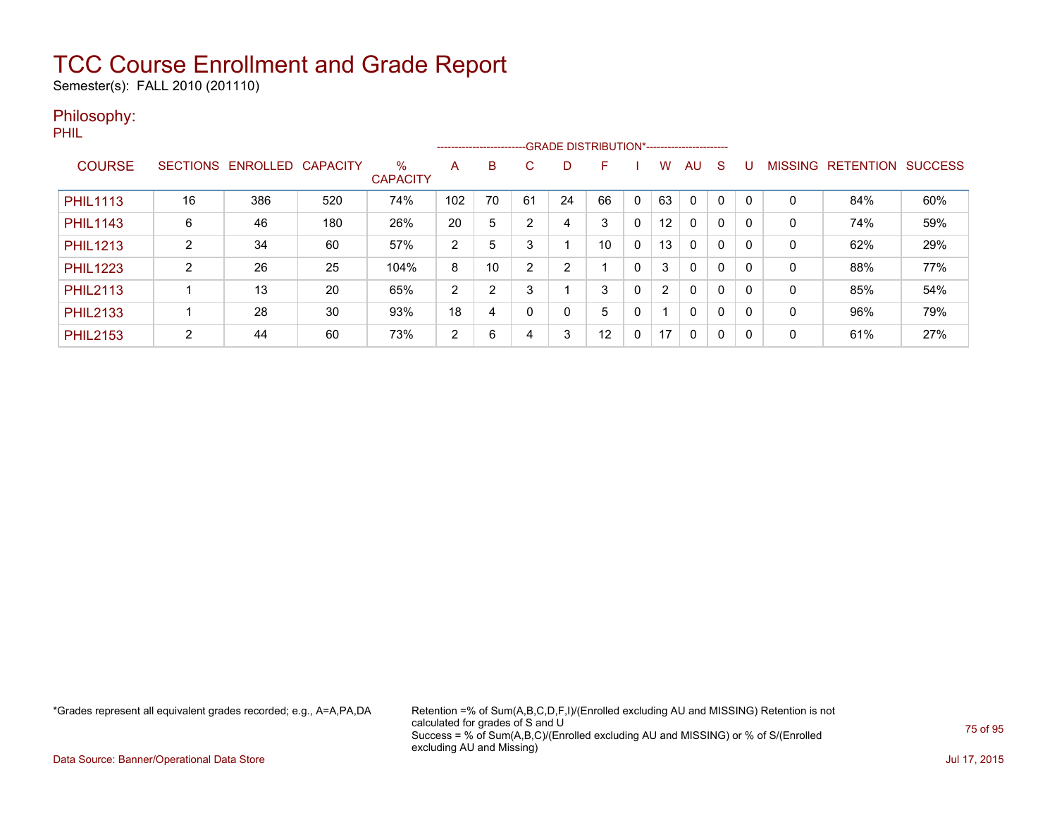# TCC Course Enrollment and Grade Report

Semester(s): FALL 2010 (201110)

## Philosophy:

PHIL

| COURSE | SECTIONS | ENROLLED | CAPACITY | % CAPACITY | A | B | C | D | F | I | W | AU | S | U | MISSING | RETENTION | SUCCESS |
|---|---|---|---|---|---|---|---|---|---|---|---|---|---|---|---|---|---|
| | | | | | GRADE DISTRIBUTION* | | | | | | | | | | | | |
| PHIL1113 | 16 | 386 | 520 | 74% | 102 | 70 | 61 | 24 | 66 | 0 | 63 | 0 | 0 | 0 | 0 | 84% | 60% |
| PHIL1143 | 6 | 46 | 180 | 26% | 20 | 5 | 2 | 4 | 3 | 0 | 12 | 0 | 0 | 0 | 0 | 74% | 59% |
| PHIL1213 | 2 | 34 | 60 | 57% | 2 | 5 | 3 | 1 | 10 | 0 | 13 | 0 | 0 | 0 | 0 | 62% | 29% |
| PHIL1223 | 2 | 26 | 25 | 104% | 8 | 10 | 2 | 2 | 1 | 0 | 3 | 0 | 0 | 0 | 0 | 88% | 77% |
| PHIL2113 | 1 | 13 | 20 | 65% | 2 | 2 | 3 | 1 | 3 | 0 | 2 | 0 | 0 | 0 | 0 | 85% | 54% |
| PHIL2133 | 1 | 28 | 30 | 93% | 18 | 4 | 0 | 0 | 5 | 0 | 1 | 0 | 0 | 0 | 0 | 96% | 79% |
| PHIL2153 | 2 | 44 | 60 | 73% | 2 | 6 | 4 | 3 | 12 | 0 | 17 | 0 | 0 | 0 | 0 | 61% | 27% |

*Grades represent all equivalent grades recorded; e.g., A=A,PA,DA

Retention =% of Sum(A,B,C,D,F,I)/(Enrolled excluding AU and MISSING) Retention is not calculated for grades of S and U
Success = % of Sum(A,B,C)/(Enrolled excluding AU and MISSING) or % of S/(Enrolled excluding AU and Missing)

Data Source: Banner/Operational Data Store

Jul 17, 2015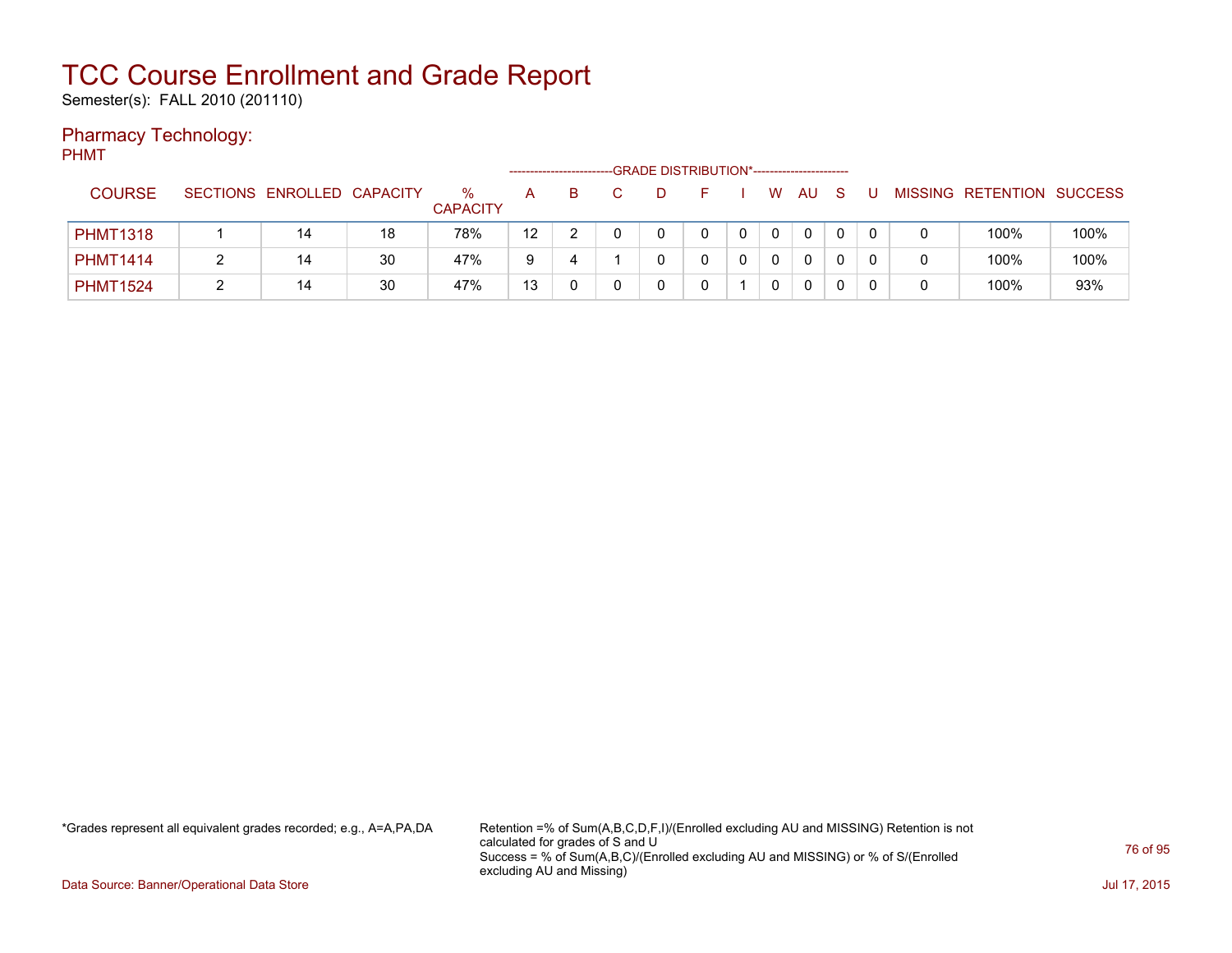# TCC Course Enrollment and Grade Report

Semester(s): FALL 2010 (201110)

## Pharmacy Technology:

PHMT

| COURSE | SECTIONS | ENROLLED | CAPACITY | % CAPACITY | A | B | C | D | F | I | W | AU | S | U | MISSING | RETENTION | SUCCESS |
|---|---|---|---|---|---|---|---|---|---|---|---|---|---|---|---|---|---|
| | | | | | GRADE DISTRIBUTION* | | | | | | | | | | | | |
| PHMT1318 | 1 | 14 | 18 | 78% | 12 | 2 | 0 | 0 | 0 | 0 | 0 | 0 | 0 | 0 | 0 | 100% | 100% |
| PHMT1414 | 2 | 14 | 30 | 47% | 9 | 4 | 1 | 0 | 0 | 0 | 0 | 0 | 0 | 0 | 0 | 100% | 100% |
| PHMT1524 | 2 | 14 | 30 | 47% | 13 | 0 | 0 | 0 | 0 | 1 | 0 | 0 | 0 | 0 | 0 | 100% | 93% |

*Grades represent all equivalent grades recorded; e.g., A=A,PA,DA

Retention =% of Sum(A,B,C,D,F,I)/(Enrolled excluding AU and MISSING) Retention is not calculated for grades of S and U
Success = % of Sum(A,B,C)/(Enrolled excluding AU and MISSING) or % of S/(Enrolled excluding AU and Missing)

Data Source: Banner/Operational Data Store

Jul 17, 2015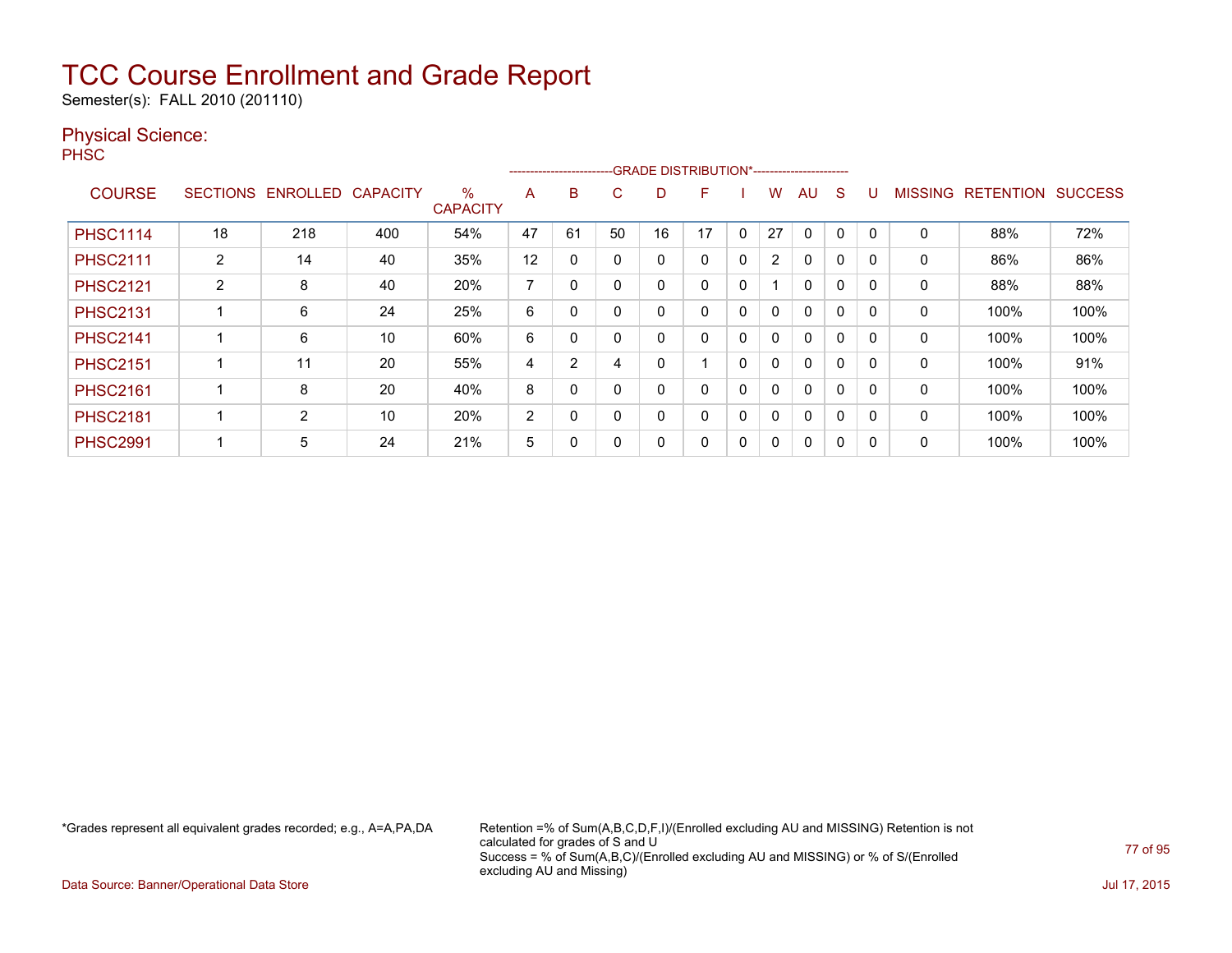# TCC Course Enrollment and Grade Report

Semester(s): FALL 2010 (201110)

## Physical Science:

PHSC

| COURSE | SECTIONS | ENROLLED | CAPACITY | % CAPACITY | A | B | C | D | F | I | W | AU | S | U | MISSING | RETENTION | SUCCESS |
|---|---|---|---|---|---|---|---|---|---|---|---|---|---|---|---|---|---|
| | | | | | GRADE DISTRIBUTION* | | | | | | | | | | | | |
| PHSC1114 | 18 | 218 | 400 | 54% | 47 | 61 | 50 | 16 | 17 | 0 | 27 | 0 | 0 | 0 | 0 | 88% | 72% |
| PHSC2111 | 2 | 14 | 40 | 35% | 12 | 0 | 0 | 0 | 0 | 0 | 2 | 0 | 0 | 0 | 0 | 86% | 86% |
| PHSC2121 | 2 | 8 | 40 | 20% | 7 | 0 | 0 | 0 | 0 | 0 | 1 | 0 | 0 | 0 | 0 | 88% | 88% |
| PHSC2131 | 1 | 6 | 24 | 25% | 6 | 0 | 0 | 0 | 0 | 0 | 0 | 0 | 0 | 0 | 0 | 100% | 100% |
| PHSC2141 | 1 | 6 | 10 | 60% | 6 | 0 | 0 | 0 | 0 | 0 | 0 | 0 | 0 | 0 | 0 | 100% | 100% |
| PHSC2151 | 1 | 11 | 20 | 55% | 4 | 2 | 4 | 0 | 1 | 0 | 0 | 0 | 0 | 0 | 0 | 100% | 91% |
| PHSC2161 | 1 | 8 | 20 | 40% | 8 | 0 | 0 | 0 | 0 | 0 | 0 | 0 | 0 | 0 | 0 | 100% | 100% |
| PHSC2181 | 1 | 2 | 10 | 20% | 2 | 0 | 0 | 0 | 0 | 0 | 0 | 0 | 0 | 0 | 0 | 100% | 100% |
| PHSC2991 | 1 | 5 | 24 | 21% | 5 | 0 | 0 | 0 | 0 | 0 | 0 | 0 | 0 | 0 | 0 | 100% | 100% |

*Grades represent all equivalent grades recorded; e.g., A=A,PA,DA

Retention =% of Sum(A,B,C,D,F,I)/(Enrolled excluding AU and MISSING) Retention is not calculated for grades of S and U
Success = % of Sum(A,B,C)/(Enrolled excluding AU and MISSING) or % of S/(Enrolled excluding AU and Missing)

Data Source: Banner/Operational Data Store

Jul 17, 2015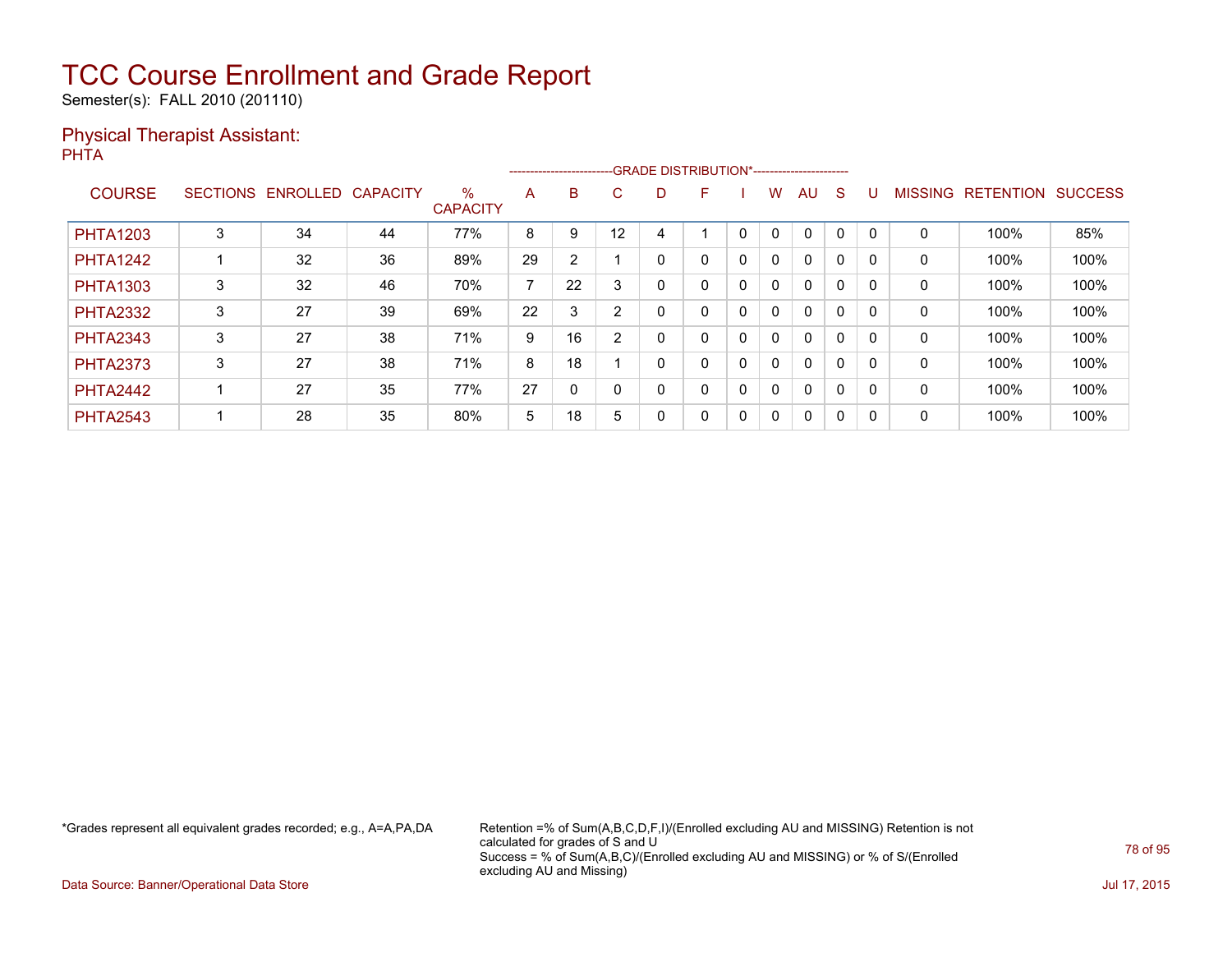# TCC Course Enrollment and Grade Report

Semester(s): FALL 2010 (201110)

## Physical Therapist Assistant:

PHTA

| COURSE | SECTIONS | ENROLLED | CAPACITY | % CAPACITY | A | B | C | D | F | I | W | AU | S | U | MISSING | RETENTION | SUCCESS |
|---|---|---|---|---|---|---|---|---|---|---|---|---|---|---|---|---|---|
| | | | | | ---GRADE DISTRIBUTION*--- | | | | | | | | | | | | |
| PHTA1203 | 3 | 34 | 44 | 77% | 8 | 9 | 12 | 4 | 1 | 0 | 0 | 0 | 0 | 0 | 0 | 100% | 85% |
| PHTA1242 | 1 | 32 | 36 | 89% | 29 | 2 | 1 | 0 | 0 | 0 | 0 | 0 | 0 | 0 | 0 | 100% | 100% |
| PHTA1303 | 3 | 32 | 46 | 70% | 7 | 22 | 3 | 0 | 0 | 0 | 0 | 0 | 0 | 0 | 0 | 100% | 100% |
| PHTA2332 | 3 | 27 | 39 | 69% | 22 | 3 | 2 | 0 | 0 | 0 | 0 | 0 | 0 | 0 | 0 | 100% | 100% |
| PHTA2343 | 3 | 27 | 38 | 71% | 9 | 16 | 2 | 0 | 0 | 0 | 0 | 0 | 0 | 0 | 0 | 100% | 100% |
| PHTA2373 | 3 | 27 | 38 | 71% | 8 | 18 | 1 | 0 | 0 | 0 | 0 | 0 | 0 | 0 | 0 | 100% | 100% |
| PHTA2442 | 1 | 27 | 35 | 77% | 27 | 0 | 0 | 0 | 0 | 0 | 0 | 0 | 0 | 0 | 0 | 100% | 100% |
| PHTA2543 | 1 | 28 | 35 | 80% | 5 | 18 | 5 | 0 | 0 | 0 | 0 | 0 | 0 | 0 | 0 | 100% | 100% |

*Grades represent all equivalent grades recorded; e.g., A=A,PA,DA

Retention =% of Sum(A,B,C,D,F,I)/(Enrolled excluding AU and MISSING) Retention is not calculated for grades of S and U
Success = % of Sum(A,B,C)/(Enrolled excluding AU and MISSING) or % of S/(Enrolled excluding AU and Missing)

Data Source: Banner/Operational Data Store

Jul 17, 2015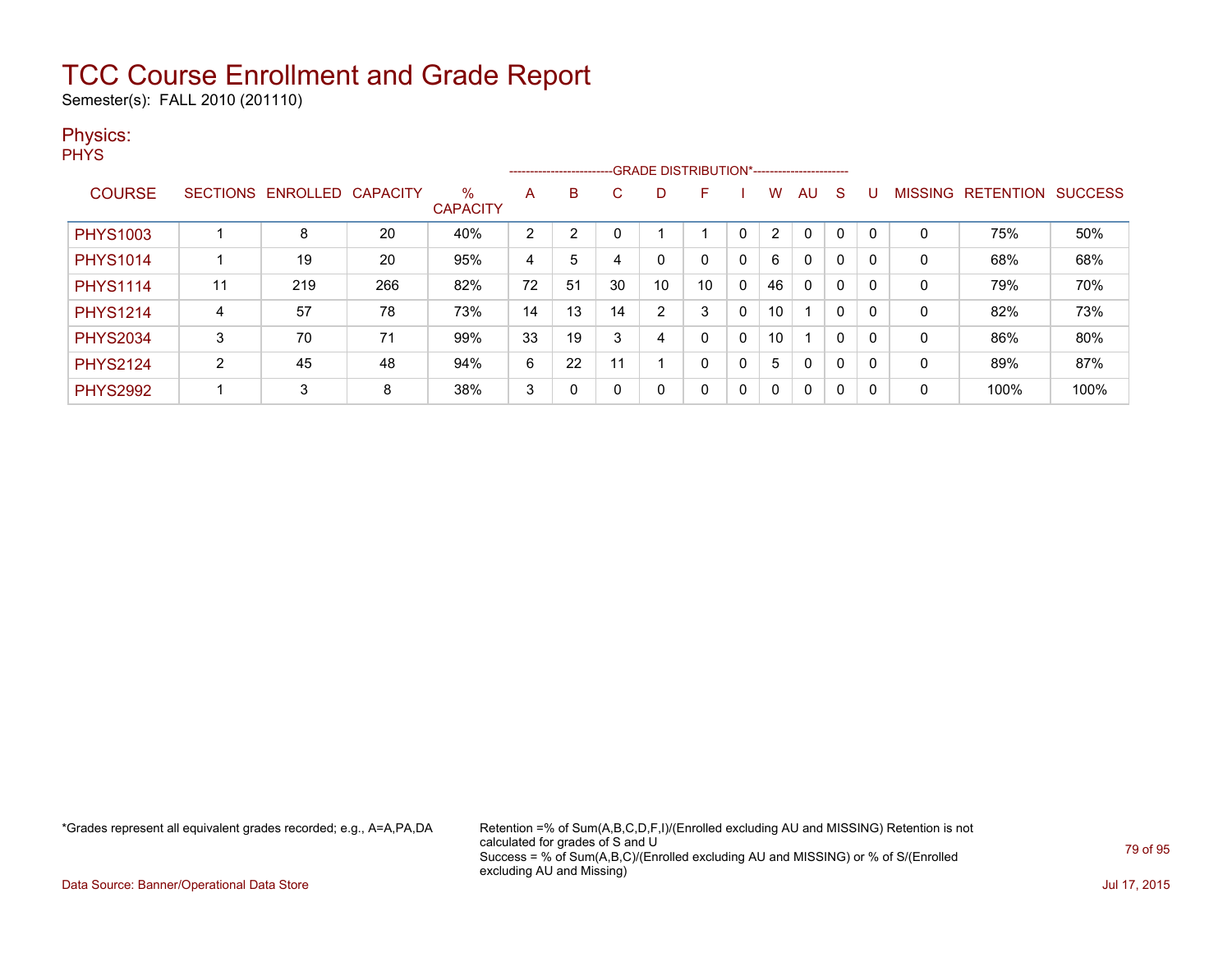# TCC Course Enrollment and Grade Report

Semester(s): FALL 2010 (201110)

## Physics:

PHYS

| COURSE | SECTIONS | ENROLLED | CAPACITY | % CAPACITY | A | B | C | D | F | I | W | AU | S | U | MISSING | RETENTION | SUCCESS |
|---|---|---|---|---|---|---|---|---|---|---|---|---|---|---|---|---|---|
| PHYS1003 | 1 | 8 | 20 | 40% | 2 | 2 | 0 | 1 | 1 | 0 | 2 | 0 | 0 | 0 | 0 | 75% | 50% |
| PHYS1014 | 1 | 19 | 20 | 95% | 4 | 5 | 4 | 0 | 0 | 0 | 6 | 0 | 0 | 0 | 0 | 68% | 68% |
| PHYS1114 | 11 | 219 | 266 | 82% | 72 | 51 | 30 | 10 | 10 | 0 | 46 | 0 | 0 | 0 | 0 | 79% | 70% |
| PHYS1214 | 4 | 57 | 78 | 73% | 14 | 13 | 14 | 2 | 3 | 0 | 10 | 1 | 0 | 0 | 0 | 82% | 73% |
| PHYS2034 | 3 | 70 | 71 | 99% | 33 | 19 | 3 | 4 | 0 | 0 | 10 | 1 | 0 | 0 | 0 | 86% | 80% |
| PHYS2124 | 2 | 45 | 48 | 94% | 6 | 22 | 11 | 1 | 0 | 0 | 5 | 0 | 0 | 0 | 0 | 89% | 87% |
| PHYS2992 | 1 | 3 | 8 | 38% | 3 | 0 | 0 | 0 | 0 | 0 | 0 | 0 | 0 | 0 | 0 | 100% | 100% |

(Columns A through U: GRADE DISTRIBUTION*)

*Grades represent all equivalent grades recorded; e.g., A=A,PA,DA

Retention =% of Sum(A,B,C,D,F,I)/(Enrolled excluding AU and MISSING) Retention is not calculated for grades of S and U
Success = % of Sum(A,B,C)/(Enrolled excluding AU and MISSING) or % of S/(Enrolled excluding AU and Missing)

Data Source: Banner/Operational Data Store

Jul 17, 2015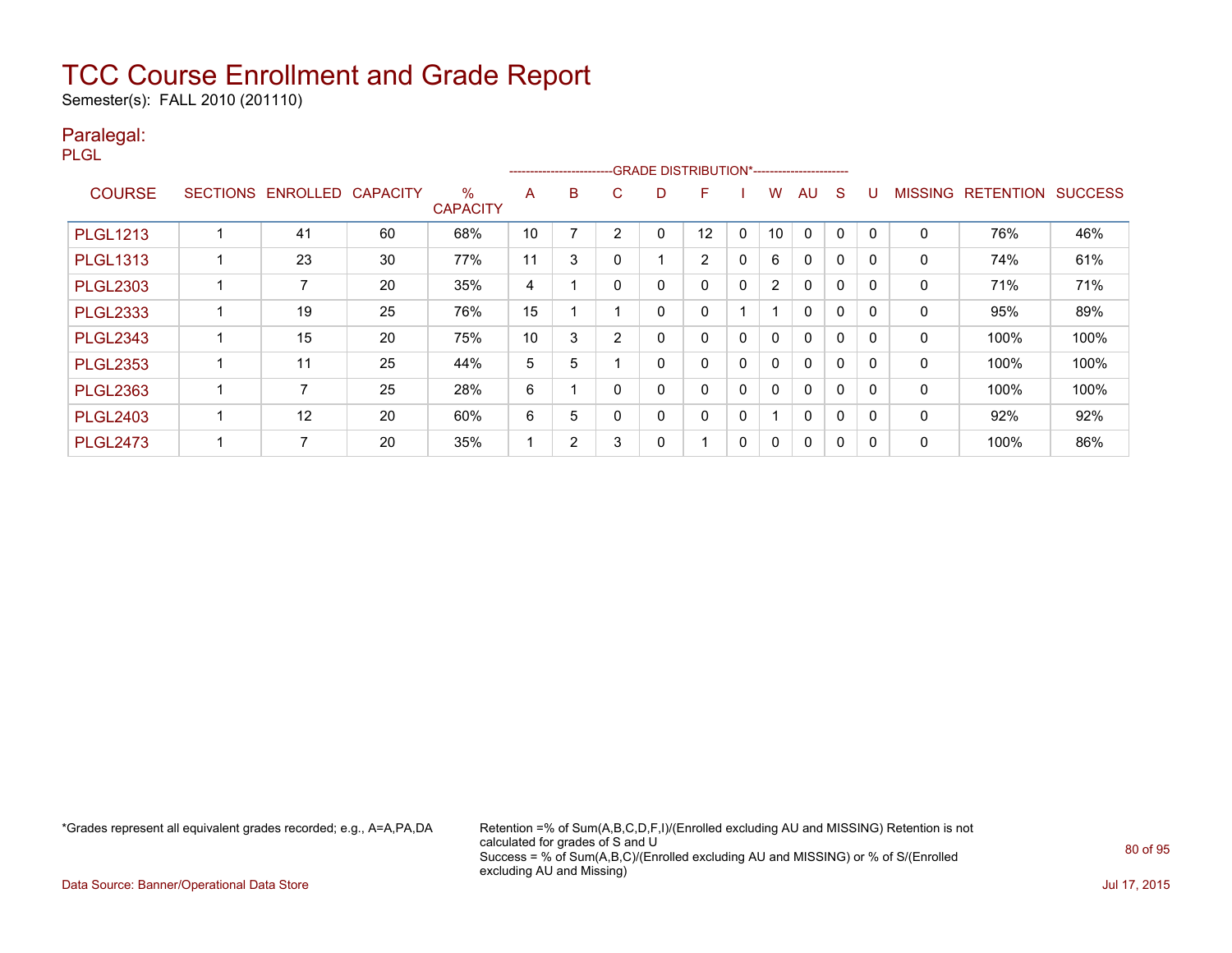# TCC Course Enrollment and Grade Report

Semester(s): FALL 2010 (201110)

## Paralegal:

PLGL

| COURSE | SECTIONS | ENROLLED | CAPACITY | % CAPACITY | A | B | C | D | F | I | W | AU | S | U | MISSING | RETENTION | SUCCESS |
|---|---|---|---|---|---|---|---|---|---|---|---|---|---|---|---|---|---|
| | | | | | GRADE DISTRIBUTION* | | | | | | | | | | | | |
| PLGL1213 | 1 | 41 | 60 | 68% | 10 | 7 | 2 | 0 | 12 | 0 | 10 | 0 | 0 | 0 | 0 | 76% | 46% |
| PLGL1313 | 1 | 23 | 30 | 77% | 11 | 3 | 0 | 1 | 2 | 0 | 6 | 0 | 0 | 0 | 0 | 74% | 61% |
| PLGL2303 | 1 | 7 | 20 | 35% | 4 | 1 | 0 | 0 | 0 | 0 | 2 | 0 | 0 | 0 | 0 | 71% | 71% |
| PLGL2333 | 1 | 19 | 25 | 76% | 15 | 1 | 1 | 0 | 0 | 1 | 1 | 0 | 0 | 0 | 0 | 95% | 89% |
| PLGL2343 | 1 | 15 | 20 | 75% | 10 | 3 | 2 | 0 | 0 | 0 | 0 | 0 | 0 | 0 | 0 | 100% | 100% |
| PLGL2353 | 1 | 11 | 25 | 44% | 5 | 5 | 1 | 0 | 0 | 0 | 0 | 0 | 0 | 0 | 0 | 100% | 100% |
| PLGL2363 | 1 | 7 | 25 | 28% | 6 | 1 | 0 | 0 | 0 | 0 | 0 | 0 | 0 | 0 | 0 | 100% | 100% |
| PLGL2403 | 1 | 12 | 20 | 60% | 6 | 5 | 0 | 0 | 0 | 0 | 1 | 0 | 0 | 0 | 0 | 92% | 92% |
| PLGL2473 | 1 | 7 | 20 | 35% | 1 | 2 | 3 | 0 | 1 | 0 | 0 | 0 | 0 | 0 | 0 | 100% | 86% |

*Grades represent all equivalent grades recorded; e.g., A=A,PA,DA

Retention =% of Sum(A,B,C,D,F,I)/(Enrolled excluding AU and MISSING) Retention is not calculated for grades of S and U

Success = % of Sum(A,B,C)/(Enrolled excluding AU and MISSING) or % of S/(Enrolled excluding AU and Missing)

Data Source: Banner/Operational Data Store

Jul 17, 2015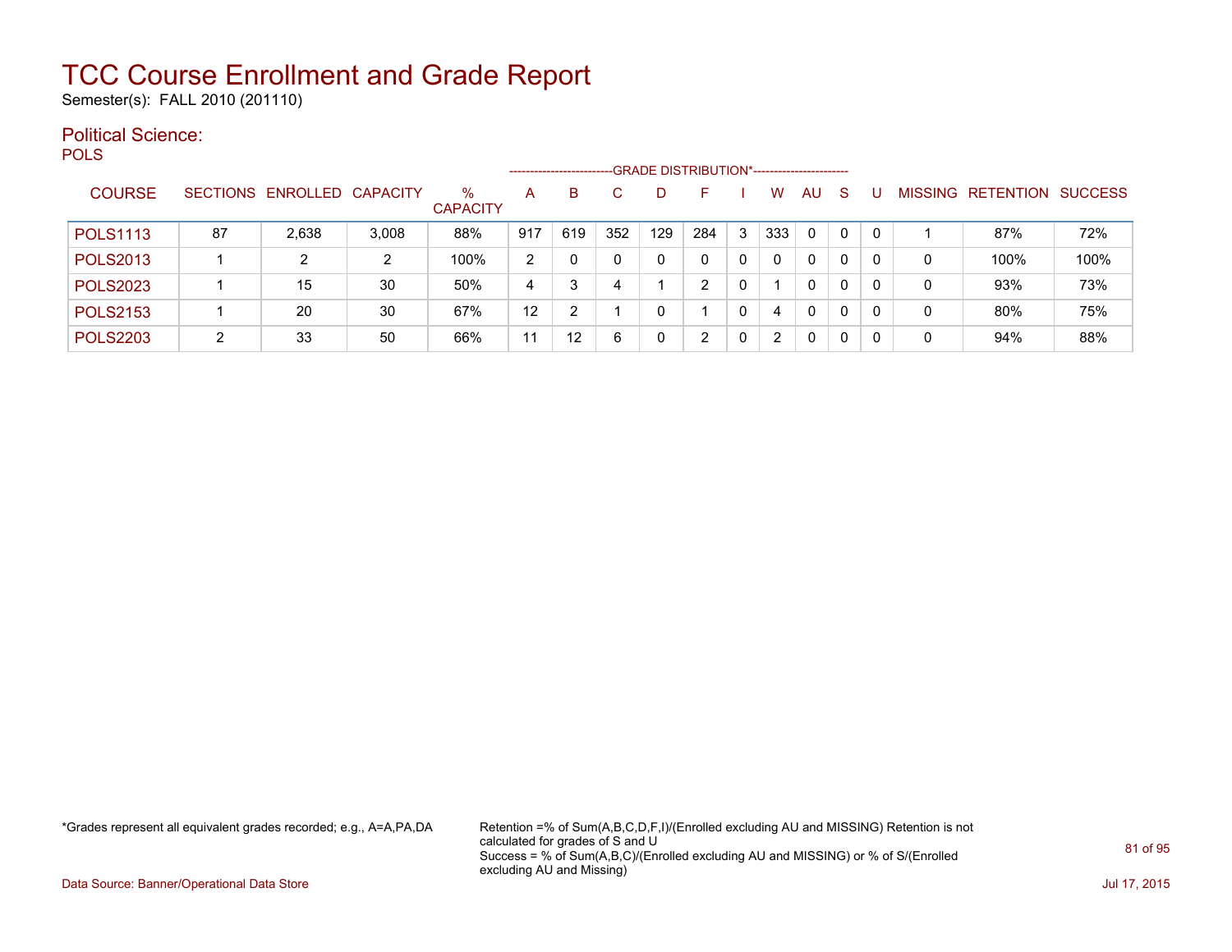# TCC Course Enrollment and Grade Report

Semester(s): FALL 2010 (201110)

## Political Science:

POLS

| COURSE | SECTIONS | ENROLLED | CAPACITY | % CAPACITY | A | B | C | D | F | I | W | AU | S | U | MISSING | RETENTION | SUCCESS |
|---|---|---|---|---|---|---|---|---|---|---|---|---|---|---|---|---|---|
| | | | | | GRADE DISTRIBUTION* | | | | | | | | | | | | |
| POLS1113 | 87 | 2,638 | 3,008 | 88% | 917 | 619 | 352 | 129 | 284 | 3 | 333 | 0 | 0 | 0 | 1 | 87% | 72% |
| POLS2013 | 1 | 2 | 2 | 100% | 2 | 0 | 0 | 0 | 0 | 0 | 0 | 0 | 0 | 0 | 0 | 100% | 100% |
| POLS2023 | 1 | 15 | 30 | 50% | 4 | 3 | 4 | 1 | 2 | 0 | 1 | 0 | 0 | 0 | 0 | 93% | 73% |
| POLS2153 | 1 | 20 | 30 | 67% | 12 | 2 | 1 | 0 | 1 | 0 | 4 | 0 | 0 | 0 | 0 | 80% | 75% |
| POLS2203 | 2 | 33 | 50 | 66% | 11 | 12 | 6 | 0 | 2 | 0 | 2 | 0 | 0 | 0 | 0 | 94% | 88% |

*Grades represent all equivalent grades recorded; e.g., A=A,PA,DA

Retention =% of Sum(A,B,C,D,F,I)/(Enrolled excluding AU and MISSING) Retention is not calculated for grades of S and U
Success = % of Sum(A,B,C)/(Enrolled excluding AU and MISSING) or % of S/(Enrolled excluding AU and Missing)

Data Source: Banner/Operational Data Store

Jul 17, 2015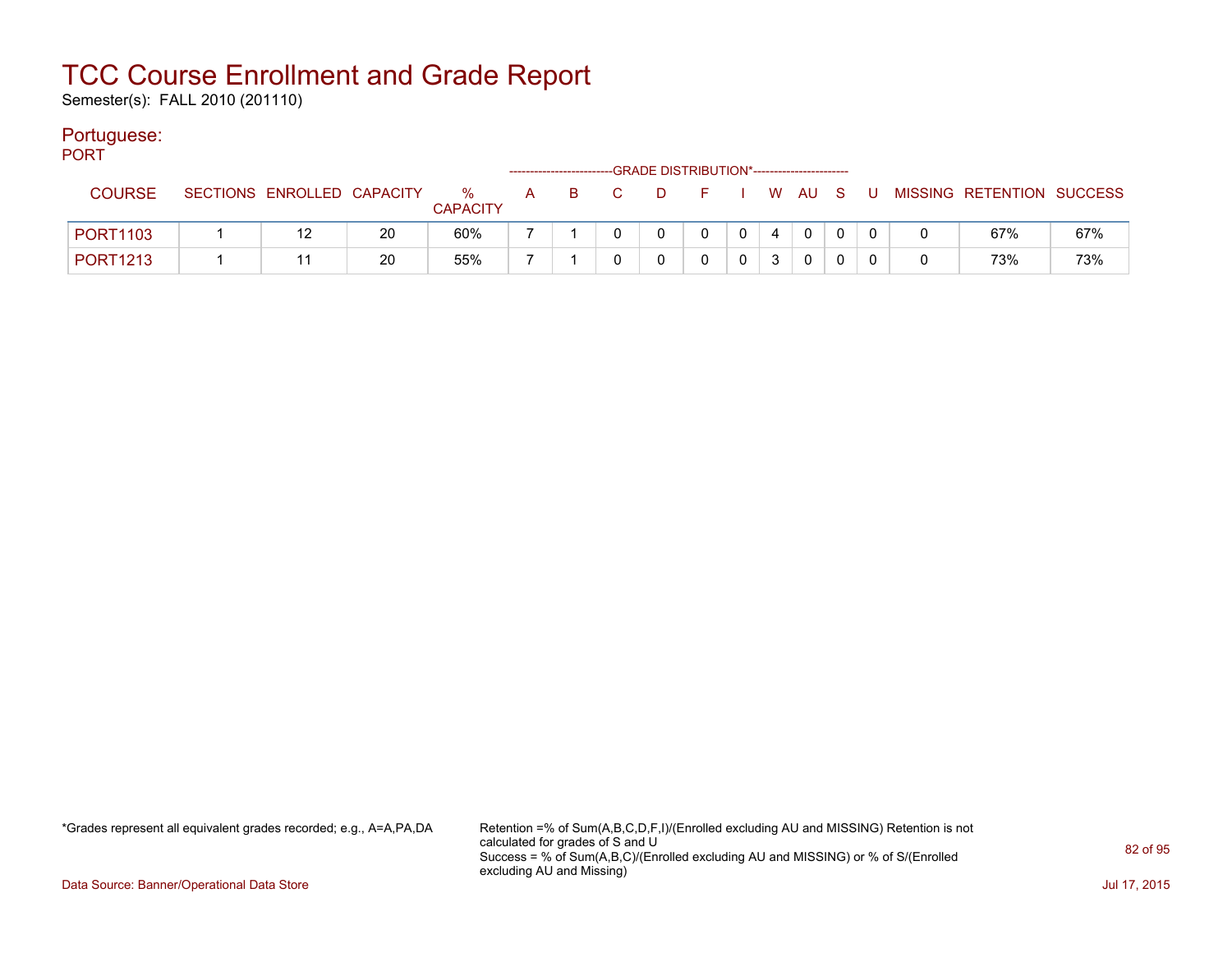# TCC Course Enrollment and Grade Report

Semester(s): FALL 2010 (201110)

## Portuguese:

PORT

| COURSE | SECTIONS | ENROLLED | CAPACITY | % CAPACITY | A | B | C | D | F | I | W | AU | S | U | MISSING | RETENTION | SUCCESS |
|---|---|---|---|---|---|---|---|---|---|---|---|---|---|---|---|---|---|
| | | | | | GRADE DISTRIBUTION* | | | | | | | | | | | | |
| PORT1103 | 1 | 12 | 20 | 60% | 7 | 1 | 0 | 0 | 0 | 0 | 4 | 0 | 0 | 0 | 0 | 67% | 67% |
| PORT1213 | 1 | 11 | 20 | 55% | 7 | 1 | 0 | 0 | 0 | 0 | 3 | 0 | 0 | 0 | 0 | 73% | 73% |

*Grades represent all equivalent grades recorded; e.g., A=A,PA,DA

Retention =% of Sum(A,B,C,D,F,I)/(Enrolled excluding AU and MISSING) Retention is not calculated for grades of S and U
Success = % of Sum(A,B,C)/(Enrolled excluding AU and MISSING) or % of S/(Enrolled excluding AU and Missing)

Data Source: Banner/Operational Data Store

Jul 17, 2015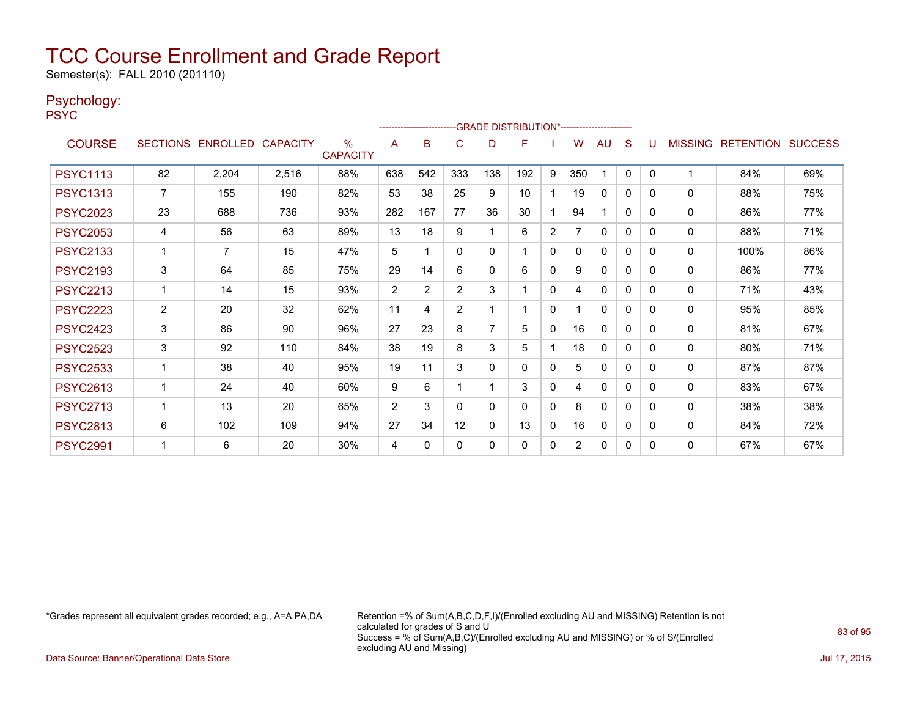# TCC Course Enrollment and Grade Report

Semester(s): FALL 2010 (201110)

## Psychology:

PSYC

| COURSE | SECTIONS | ENROLLED | CAPACITY | % CAPACITY | A | B | C | D | F | I | W | AU | S | U | MISSING | RETENTION | SUCCESS |
|---|---|---|---|---|---|---|---|---|---|---|---|---|---|---|---|---|---|
| | | | | | GRADE DISTRIBUTION* | | | | | | | | | | | | |
| PSYC1113 | 82 | 2,204 | 2,516 | 88% | 638 | 542 | 333 | 138 | 192 | 9 | 350 | 1 | 0 | 0 | 1 | 84% | 69% |
| PSYC1313 | 7 | 155 | 190 | 82% | 53 | 38 | 25 | 9 | 10 | 1 | 19 | 0 | 0 | 0 | 0 | 88% | 75% |
| PSYC2023 | 23 | 688 | 736 | 93% | 282 | 167 | 77 | 36 | 30 | 1 | 94 | 1 | 0 | 0 | 0 | 86% | 77% |
| PSYC2053 | 4 | 56 | 63 | 89% | 13 | 18 | 9 | 1 | 6 | 2 | 7 | 0 | 0 | 0 | 0 | 88% | 71% |
| PSYC2133 | 1 | 7 | 15 | 47% | 5 | 1 | 0 | 0 | 1 | 0 | 0 | 0 | 0 | 0 | 0 | 100% | 86% |
| PSYC2193 | 3 | 64 | 85 | 75% | 29 | 14 | 6 | 0 | 6 | 0 | 9 | 0 | 0 | 0 | 0 | 86% | 77% |
| PSYC2213 | 1 | 14 | 15 | 93% | 2 | 2 | 2 | 3 | 1 | 0 | 4 | 0 | 0 | 0 | 0 | 71% | 43% |
| PSYC2223 | 2 | 20 | 32 | 62% | 11 | 4 | 2 | 1 | 1 | 0 | 1 | 0 | 0 | 0 | 0 | 95% | 85% |
| PSYC2423 | 3 | 86 | 90 | 96% | 27 | 23 | 8 | 7 | 5 | 0 | 16 | 0 | 0 | 0 | 0 | 81% | 67% |
| PSYC2523 | 3 | 92 | 110 | 84% | 38 | 19 | 8 | 3 | 5 | 1 | 18 | 0 | 0 | 0 | 0 | 80% | 71% |
| PSYC2533 | 1 | 38 | 40 | 95% | 19 | 11 | 3 | 0 | 0 | 0 | 5 | 0 | 0 | 0 | 0 | 87% | 87% |
| PSYC2613 | 1 | 24 | 40 | 60% | 9 | 6 | 1 | 1 | 3 | 0 | 4 | 0 | 0 | 0 | 0 | 83% | 67% |
| PSYC2713 | 1 | 13 | 20 | 65% | 2 | 3 | 0 | 0 | 0 | 0 | 8 | 0 | 0 | 0 | 0 | 38% | 38% |
| PSYC2813 | 6 | 102 | 109 | 94% | 27 | 34 | 12 | 0 | 13 | 0 | 16 | 0 | 0 | 0 | 0 | 84% | 72% |
| PSYC2991 | 1 | 6 | 20 | 30% | 4 | 0 | 0 | 0 | 0 | 0 | 2 | 0 | 0 | 0 | 0 | 67% | 67% |

*Grades represent all equivalent grades recorded; e.g., A=A,PA,DA

Retention =% of Sum(A,B,C,D,F,I)/(Enrolled excluding AU and MISSING) Retention is not calculated for grades of S and U
Success = % of Sum(A,B,C)/(Enrolled excluding AU and MISSING) or % of S/(Enrolled excluding AU and Missing)

Data Source: Banner/Operational Data Store

Jul 17, 2015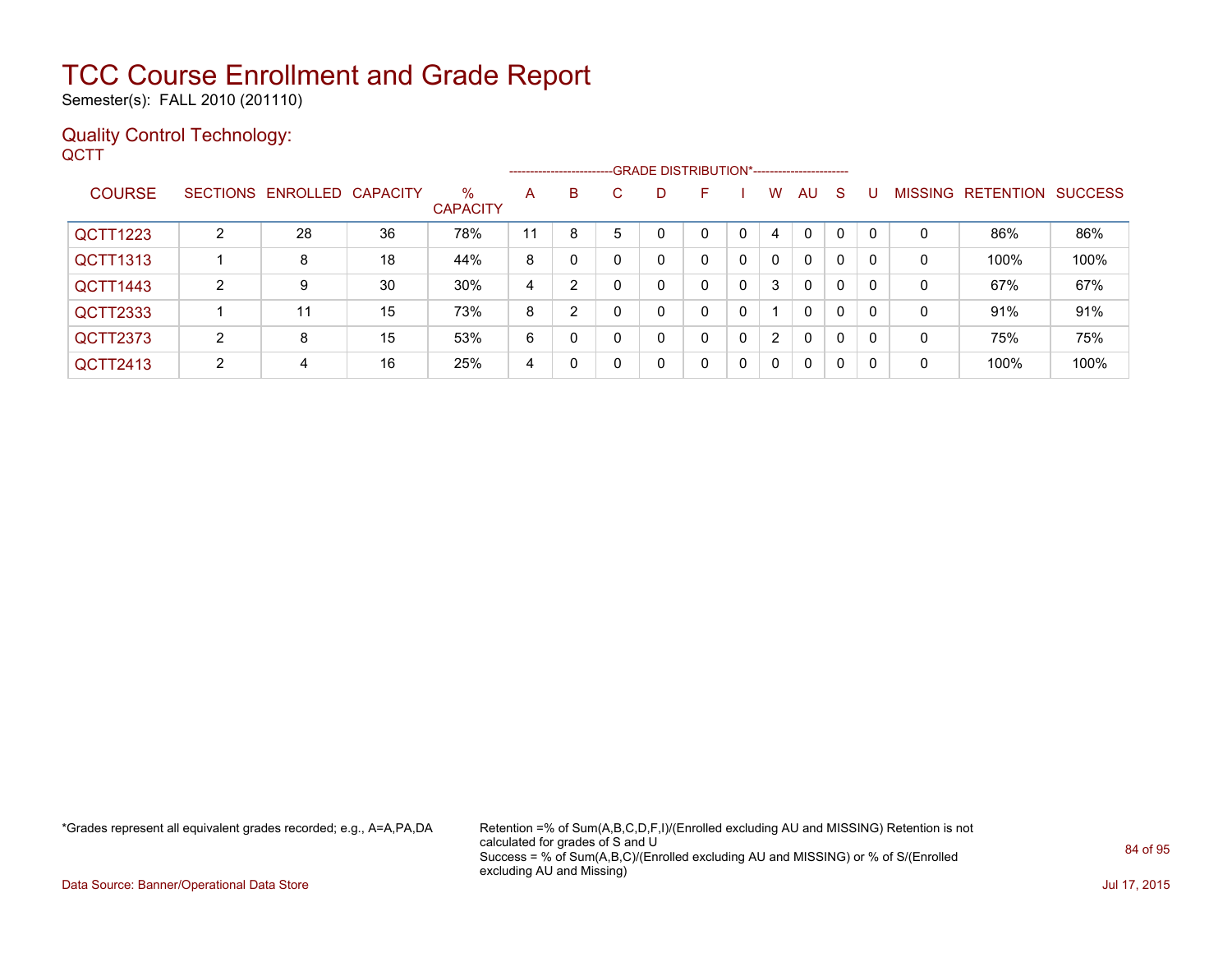# TCC Course Enrollment and Grade Report

Semester(s): FALL 2010 (201110)

## Quality Control Technology:

QCTT

| COURSE | SECTIONS | ENROLLED | CAPACITY | % CAPACITY | A | B | C | D | F | I | W | AU | S | U | MISSING | RETENTION | SUCCESS |
|---|---|---|---|---|---|---|---|---|---|---|---|---|---|---|---|---|---|
| | | | | | GRADE DISTRIBUTION* | | | | | | | | | | | | |
| QCTT1223 | 2 | 28 | 36 | 78% | 11 | 8 | 5 | 0 | 0 | 0 | 4 | 0 | 0 | 0 | 0 | 86% | 86% |
| QCTT1313 | 1 | 8 | 18 | 44% | 8 | 0 | 0 | 0 | 0 | 0 | 0 | 0 | 0 | 0 | 0 | 100% | 100% |
| QCTT1443 | 2 | 9 | 30 | 30% | 4 | 2 | 0 | 0 | 0 | 0 | 3 | 0 | 0 | 0 | 0 | 67% | 67% |
| QCTT2333 | 1 | 11 | 15 | 73% | 8 | 2 | 0 | 0 | 0 | 0 | 1 | 0 | 0 | 0 | 0 | 91% | 91% |
| QCTT2373 | 2 | 8 | 15 | 53% | 6 | 0 | 0 | 0 | 0 | 0 | 2 | 0 | 0 | 0 | 0 | 75% | 75% |
| QCTT2413 | 2 | 4 | 16 | 25% | 4 | 0 | 0 | 0 | 0 | 0 | 0 | 0 | 0 | 0 | 0 | 100% | 100% |

*Grades represent all equivalent grades recorded; e.g., A=A,PA,DA

Retention =% of Sum(A,B,C,D,F,I)/(Enrolled excluding AU and MISSING) Retention is not calculated for grades of S and U
Success = % of Sum(A,B,C)/(Enrolled excluding AU and MISSING) or % of S/(Enrolled excluding AU and Missing)

Data Source: Banner/Operational Data Store

Jul 17, 2015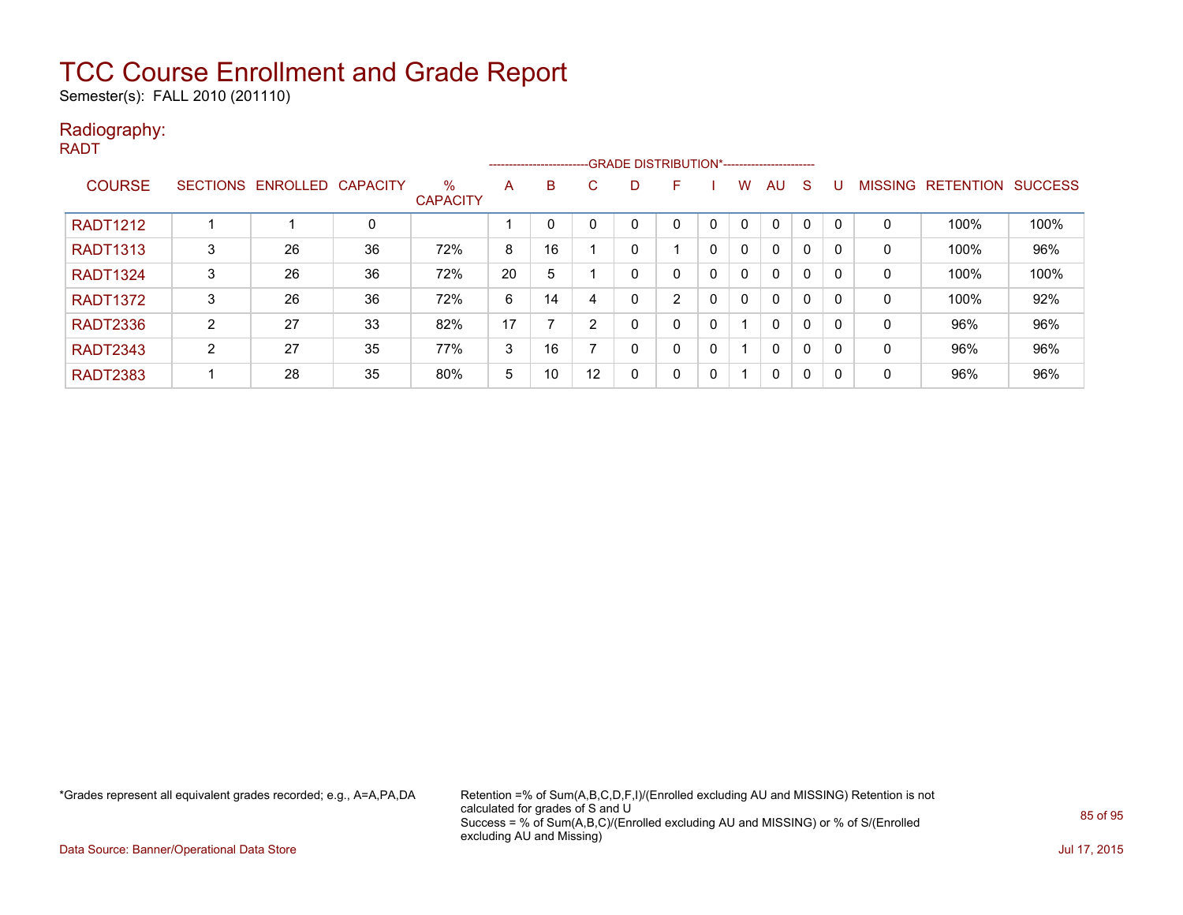# TCC Course Enrollment and Grade Report

Semester(s): FALL 2010 (201110)

## Radiography:

RADT

| COURSE | SECTIONS | ENROLLED | CAPACITY | % CAPACITY | A | B | C | D | F | I | W | AU | S | U | MISSING | RETENTION | SUCCESS |
|---|---|---|---|---|---|---|---|---|---|---|---|---|---|---|---|---|---|
| | | | | | GRADE DISTRIBUTION* | | | | | | | | | | | | |
| RADT1212 | 1 | 1 | 0 | | 1 | 0 | 0 | 0 | 0 | 0 | 0 | 0 | 0 | 0 | 0 | 100% | 100% |
| RADT1313 | 3 | 26 | 36 | 72% | 8 | 16 | 1 | 0 | 1 | 0 | 0 | 0 | 0 | 0 | 0 | 100% | 96% |
| RADT1324 | 3 | 26 | 36 | 72% | 20 | 5 | 1 | 0 | 0 | 0 | 0 | 0 | 0 | 0 | 0 | 100% | 100% |
| RADT1372 | 3 | 26 | 36 | 72% | 6 | 14 | 4 | 0 | 2 | 0 | 0 | 0 | 0 | 0 | 0 | 100% | 92% |
| RADT2336 | 2 | 27 | 33 | 82% | 17 | 7 | 2 | 0 | 0 | 0 | 1 | 0 | 0 | 0 | 0 | 96% | 96% |
| RADT2343 | 2 | 27 | 35 | 77% | 3 | 16 | 7 | 0 | 0 | 0 | 1 | 0 | 0 | 0 | 0 | 96% | 96% |
| RADT2383 | 1 | 28 | 35 | 80% | 5 | 10 | 12 | 0 | 0 | 0 | 1 | 0 | 0 | 0 | 0 | 96% | 96% |

*Grades represent all equivalent grades recorded; e.g., A=A,PA,DA

Retention =% of Sum(A,B,C,D,F,I)/(Enrolled excluding AU and MISSING) Retention is not calculated for grades of S and U
Success = % of Sum(A,B,C)/(Enrolled excluding AU and MISSING) or % of S/(Enrolled excluding AU and Missing)

Data Source: Banner/Operational Data Store

Jul 17, 2015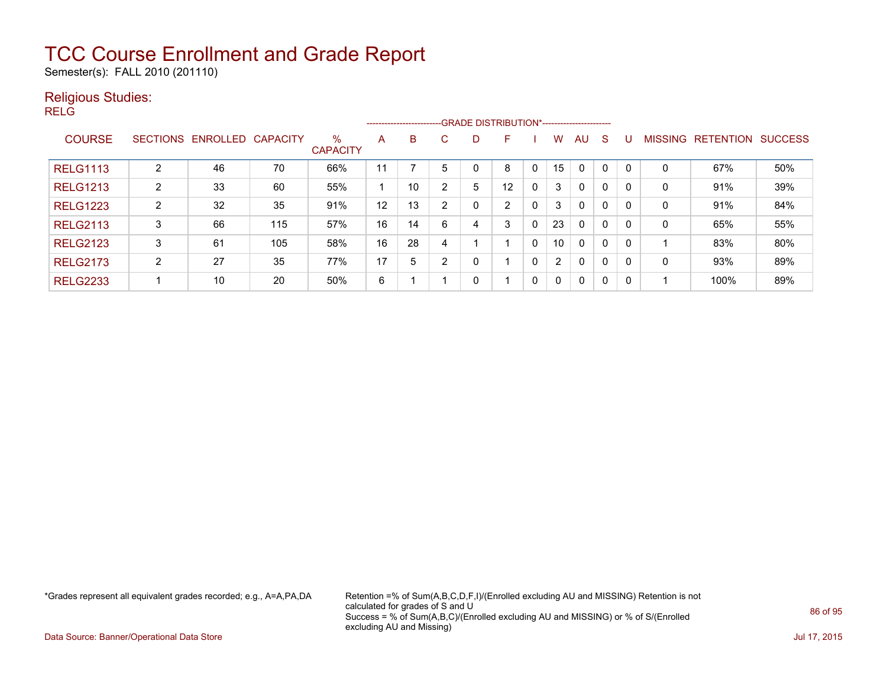# TCC Course Enrollment and Grade Report

Semester(s): FALL 2010 (201110)

## Religious Studies:

RELG

| COURSE | SECTIONS | ENROLLED | CAPACITY | % CAPACITY | GRADE DISTRIBUTION* A | B | C | D | F | I | W | AU | S | U | MISSING | RETENTION | SUCCESS |
|---|---|---|---|---|---|---|---|---|---|---|---|---|---|---|---|---|---|
| RELG1113 | 2 | 46 | 70 | 66% | 11 | 7 | 5 | 0 | 8 | 0 | 15 | 0 | 0 | 0 | 0 | 67% | 50% |
| RELG1213 | 2 | 33 | 60 | 55% | 1 | 10 | 2 | 5 | 12 | 0 | 3 | 0 | 0 | 0 | 0 | 91% | 39% |
| RELG1223 | 2 | 32 | 35 | 91% | 12 | 13 | 2 | 0 | 2 | 0 | 3 | 0 | 0 | 0 | 0 | 91% | 84% |
| RELG2113 | 3 | 66 | 115 | 57% | 16 | 14 | 6 | 4 | 3 | 0 | 23 | 0 | 0 | 0 | 0 | 65% | 55% |
| RELG2123 | 3 | 61 | 105 | 58% | 16 | 28 | 4 | 1 | 1 | 0 | 10 | 0 | 0 | 0 | 1 | 83% | 80% |
| RELG2173 | 2 | 27 | 35 | 77% | 17 | 5 | 2 | 0 | 1 | 0 | 2 | 0 | 0 | 0 | 0 | 93% | 89% |
| RELG2233 | 1 | 10 | 20 | 50% | 6 | 1 | 1 | 0 | 1 | 0 | 0 | 0 | 0 | 0 | 1 | 100% | 89% |

*Grades represent all equivalent grades recorded; e.g., A=A,PA,DA

Retention =% of Sum(A,B,C,D,F,I)/(Enrolled excluding AU and MISSING) Retention is not calculated for grades of S and U
Success = % of Sum(A,B,C)/(Enrolled excluding AU and MISSING) or % of S/(Enrolled excluding AU and Missing)

Data Source: Banner/Operational Data Store

Jul 17, 2015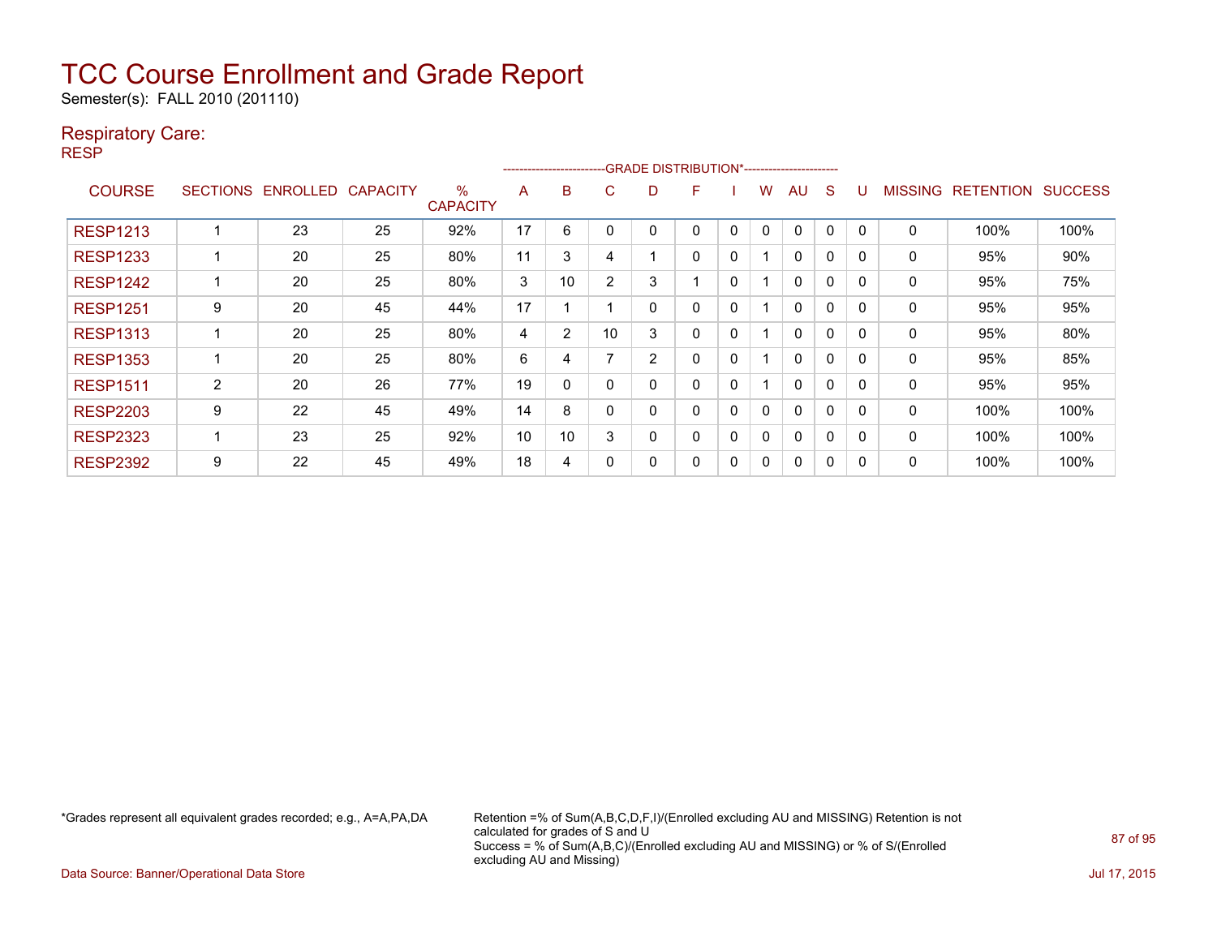# TCC Course Enrollment and Grade Report

Semester(s): FALL 2010 (201110)

## Respiratory Care:

RESP

| COURSE | SECTIONS | ENROLLED | CAPACITY | % CAPACITY | A | B | C | D | F | I | W | AU | S | U | MISSING | RETENTION | SUCCESS |
|---|---|---|---|---|---|---|---|---|---|---|---|---|---|---|---|---|---|
| | | | | | GRADE DISTRIBUTION* | | | | | | | | | | | | |
| RESP1213 | 1 | 23 | 25 | 92% | 17 | 6 | 0 | 0 | 0 | 0 | 0 | 0 | 0 | 0 | 0 | 100% | 100% |
| RESP1233 | 1 | 20 | 25 | 80% | 11 | 3 | 4 | 1 | 0 | 0 | 1 | 0 | 0 | 0 | 0 | 95% | 90% |
| RESP1242 | 1 | 20 | 25 | 80% | 3 | 10 | 2 | 3 | 1 | 0 | 1 | 0 | 0 | 0 | 0 | 95% | 75% |
| RESP1251 | 9 | 20 | 45 | 44% | 17 | 1 | 1 | 0 | 0 | 0 | 1 | 0 | 0 | 0 | 0 | 95% | 95% |
| RESP1313 | 1 | 20 | 25 | 80% | 4 | 2 | 10 | 3 | 0 | 0 | 1 | 0 | 0 | 0 | 0 | 95% | 80% |
| RESP1353 | 1 | 20 | 25 | 80% | 6 | 4 | 7 | 2 | 0 | 0 | 1 | 0 | 0 | 0 | 0 | 95% | 85% |
| RESP1511 | 2 | 20 | 26 | 77% | 19 | 0 | 0 | 0 | 0 | 0 | 1 | 0 | 0 | 0 | 0 | 95% | 95% |
| RESP2203 | 9 | 22 | 45 | 49% | 14 | 8 | 0 | 0 | 0 | 0 | 0 | 0 | 0 | 0 | 0 | 100% | 100% |
| RESP2323 | 1 | 23 | 25 | 92% | 10 | 10 | 3 | 0 | 0 | 0 | 0 | 0 | 0 | 0 | 0 | 100% | 100% |
| RESP2392 | 9 | 22 | 45 | 49% | 18 | 4 | 0 | 0 | 0 | 0 | 0 | 0 | 0 | 0 | 0 | 100% | 100% |

*Grades represent all equivalent grades recorded; e.g., A=A,PA,DA

Retention =% of Sum(A,B,C,D,F,I)/(Enrolled excluding AU and MISSING) Retention is not calculated for grades of S and U
Success = % of Sum(A,B,C)/(Enrolled excluding AU and MISSING) or % of S/(Enrolled excluding AU and Missing)

Data Source: Banner/Operational Data Store

Jul 17, 2015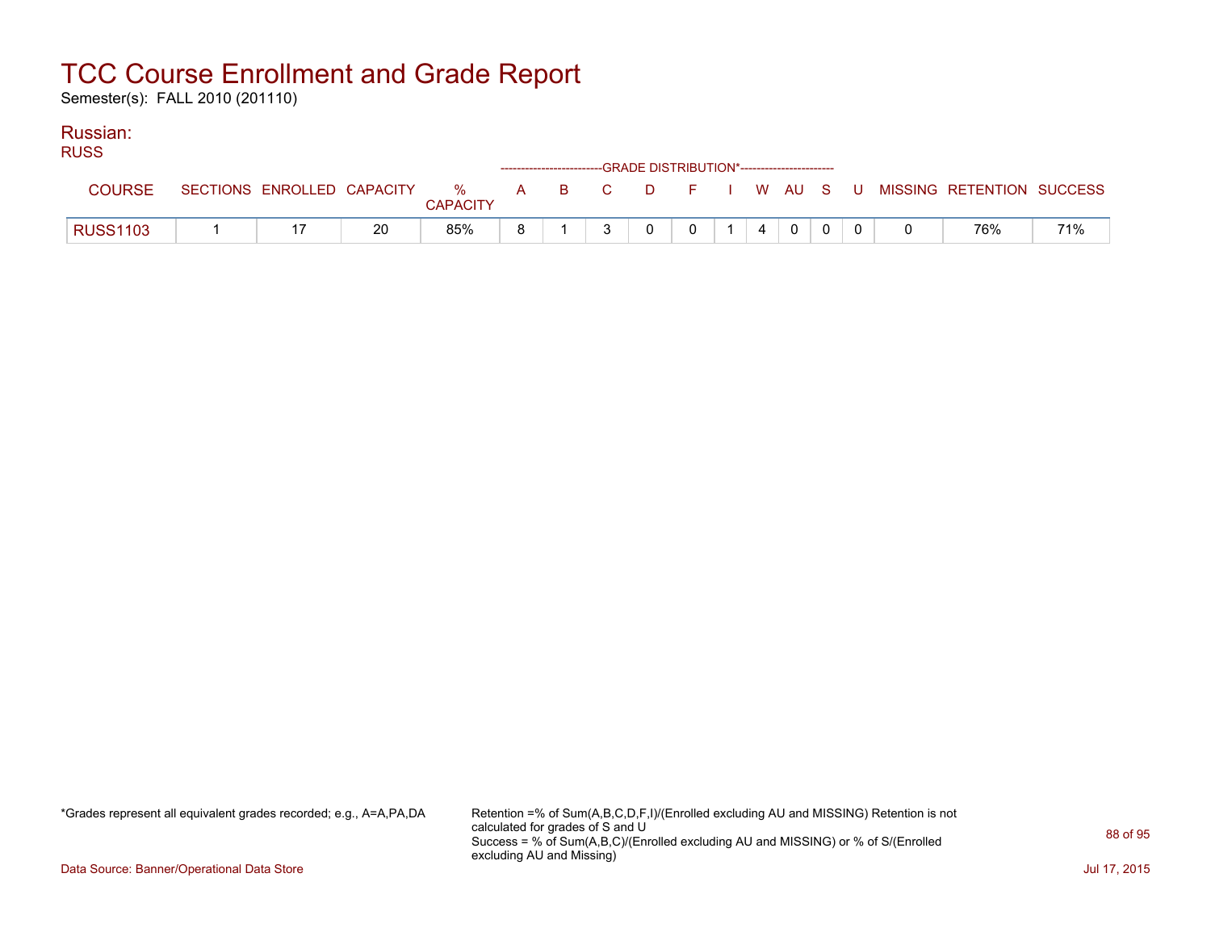# TCC Course Enrollment and Grade Report

Semester(s): FALL 2010 (201110)

## Russian:

RUSS

| COURSE | SECTIONS | ENROLLED | CAPACITY | % CAPACITY | A | B | C | D | F | I | W | AU | S | U | MISSING | RETENTION | SUCCESS |
|---|---|---|---|---|---|---|---|---|---|---|---|---|---|---|---|---|---|
| | | | | | GRADE DISTRIBUTION* | | | | | | | | | | | | |
| RUSS1103 | 1 | 17 | 20 | 85% | 8 | 1 | 3 | 0 | 0 | 1 | 4 | 0 | 0 | 0 | 0 | 76% | 71% |

*Grades represent all equivalent grades recorded; e.g., A=A,PA,DA

Retention =% of Sum(A,B,C,D,F,I)/(Enrolled excluding AU and MISSING) Retention is not calculated for grades of S and U
Success = % of Sum(A,B,C)/(Enrolled excluding AU and MISSING) or % of S/(Enrolled excluding AU and Missing)

Data Source: Banner/Operational Data Store

Jul 17, 2015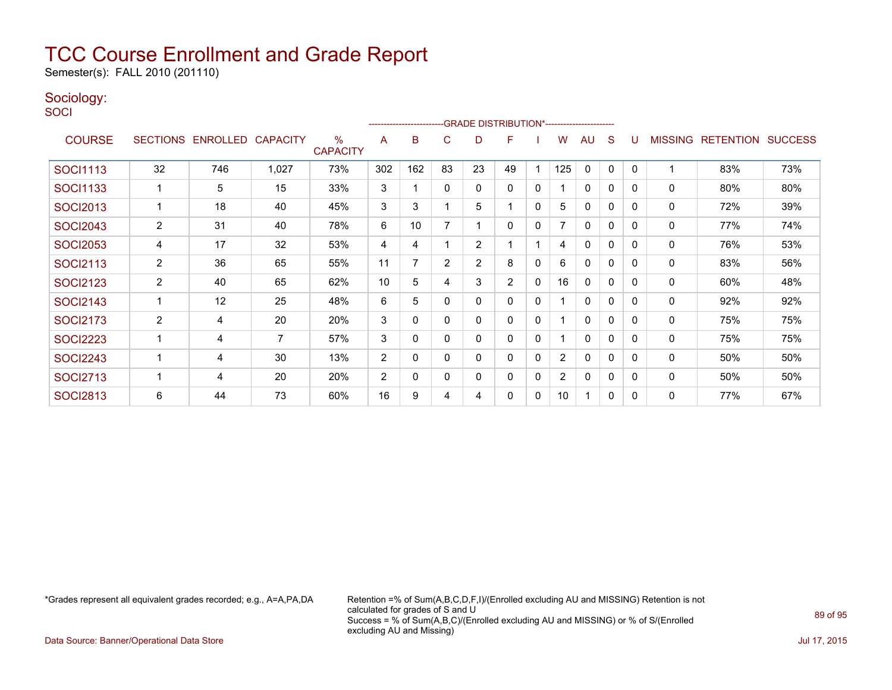# TCC Course Enrollment and Grade Report

Semester(s): FALL 2010 (201110)

## Sociology:

SOCI

| COURSE | SECTIONS | ENROLLED | CAPACITY | % CAPACITY | A | B | C | D | F | I | W | AU | S | U | MISSING | RETENTION | SUCCESS |
|---|---|---|---|---|---|---|---|---|---|---|---|---|---|---|---|---|---|
| | | | | | GRADE DISTRIBUTION* | | | | | | | | | | | | |
| SOCI1113 | 32 | 746 | 1,027 | 73% | 302 | 162 | 83 | 23 | 49 | 1 | 125 | 0 | 0 | 0 | 1 | 83% | 73% |
| SOCI1133 | 1 | 5 | 15 | 33% | 3 | 1 | 0 | 0 | 0 | 0 | 1 | 0 | 0 | 0 | 0 | 80% | 80% |
| SOCI2013 | 1 | 18 | 40 | 45% | 3 | 3 | 1 | 5 | 1 | 0 | 5 | 0 | 0 | 0 | 0 | 72% | 39% |
| SOCI2043 | 2 | 31 | 40 | 78% | 6 | 10 | 7 | 1 | 0 | 0 | 7 | 0 | 0 | 0 | 0 | 77% | 74% |
| SOCI2053 | 4 | 17 | 32 | 53% | 4 | 4 | 1 | 2 | 1 | 1 | 4 | 0 | 0 | 0 | 0 | 76% | 53% |
| SOCI2113 | 2 | 36 | 65 | 55% | 11 | 7 | 2 | 2 | 8 | 0 | 6 | 0 | 0 | 0 | 0 | 83% | 56% |
| SOCI2123 | 2 | 40 | 65 | 62% | 10 | 5 | 4 | 3 | 2 | 0 | 16 | 0 | 0 | 0 | 0 | 60% | 48% |
| SOCI2143 | 1 | 12 | 25 | 48% | 6 | 5 | 0 | 0 | 0 | 0 | 1 | 0 | 0 | 0 | 0 | 92% | 92% |
| SOCI2173 | 2 | 4 | 20 | 20% | 3 | 0 | 0 | 0 | 0 | 0 | 1 | 0 | 0 | 0 | 0 | 75% | 75% |
| SOCI2223 | 1 | 4 | 7 | 57% | 3 | 0 | 0 | 0 | 0 | 0 | 1 | 0 | 0 | 0 | 0 | 75% | 75% |
| SOCI2243 | 1 | 4 | 30 | 13% | 2 | 0 | 0 | 0 | 0 | 0 | 2 | 0 | 0 | 0 | 0 | 50% | 50% |
| SOCI2713 | 1 | 4 | 20 | 20% | 2 | 0 | 0 | 0 | 0 | 0 | 2 | 0 | 0 | 0 | 0 | 50% | 50% |
| SOCI2813 | 6 | 44 | 73 | 60% | 16 | 9 | 4 | 4 | 0 | 0 | 10 | 1 | 0 | 0 | 0 | 77% | 67% |

*Grades represent all equivalent grades recorded; e.g., A=A,PA,DA

Retention =% of Sum(A,B,C,D,F,I)/(Enrolled excluding AU and MISSING) Retention is not calculated for grades of S and U

Success = % of Sum(A,B,C)/(Enrolled excluding AU and MISSING) or % of S/(Enrolled excluding AU and Missing)

Data Source: Banner/Operational Data Store

Jul 17, 2015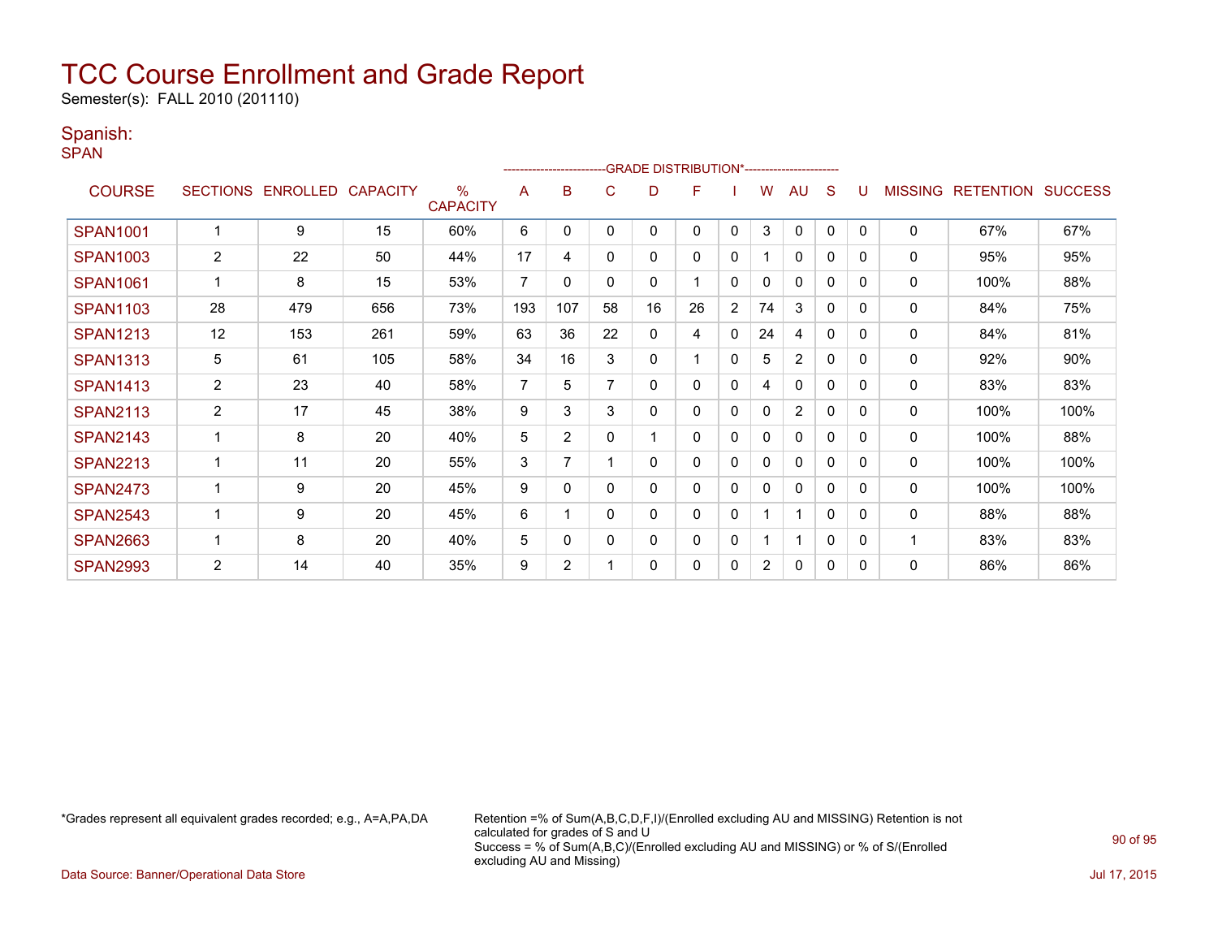# TCC Course Enrollment and Grade Report

Semester(s): FALL 2010 (201110)

## Spanish:

SPAN

| COURSE | SECTIONS | ENROLLED | CAPACITY | % CAPACITY | A | B | C | D | F | I | W | AU | S | U | MISSING | RETENTION | SUCCESS |
|---|---|---|---|---|---|---|---|---|---|---|---|---|---|---|---|---|---|
| | | | | | GRADE DISTRIBUTION* | | | | | | | | | | | | |
| SPAN1001 | 1 | 9 | 15 | 60% | 6 | 0 | 0 | 0 | 0 | 0 | 3 | 0 | 0 | 0 | 0 | 67% | 67% |
| SPAN1003 | 2 | 22 | 50 | 44% | 17 | 4 | 0 | 0 | 0 | 0 | 1 | 0 | 0 | 0 | 0 | 95% | 95% |
| SPAN1061 | 1 | 8 | 15 | 53% | 7 | 0 | 0 | 0 | 1 | 0 | 0 | 0 | 0 | 0 | 0 | 100% | 88% |
| SPAN1103 | 28 | 479 | 656 | 73% | 193 | 107 | 58 | 16 | 26 | 2 | 74 | 3 | 0 | 0 | 0 | 84% | 75% |
| SPAN1213 | 12 | 153 | 261 | 59% | 63 | 36 | 22 | 0 | 4 | 0 | 24 | 4 | 0 | 0 | 0 | 84% | 81% |
| SPAN1313 | 5 | 61 | 105 | 58% | 34 | 16 | 3 | 0 | 1 | 0 | 5 | 2 | 0 | 0 | 0 | 92% | 90% |
| SPAN1413 | 2 | 23 | 40 | 58% | 7 | 5 | 7 | 0 | 0 | 0 | 4 | 0 | 0 | 0 | 0 | 83% | 83% |
| SPAN2113 | 2 | 17 | 45 | 38% | 9 | 3 | 3 | 0 | 0 | 0 | 0 | 2 | 0 | 0 | 0 | 100% | 100% |
| SPAN2143 | 1 | 8 | 20 | 40% | 5 | 2 | 0 | 1 | 0 | 0 | 0 | 0 | 0 | 0 | 0 | 100% | 88% |
| SPAN2213 | 1 | 11 | 20 | 55% | 3 | 7 | 1 | 0 | 0 | 0 | 0 | 0 | 0 | 0 | 0 | 100% | 100% |
| SPAN2473 | 1 | 9 | 20 | 45% | 9 | 0 | 0 | 0 | 0 | 0 | 0 | 0 | 0 | 0 | 0 | 100% | 100% |
| SPAN2543 | 1 | 9 | 20 | 45% | 6 | 1 | 0 | 0 | 0 | 0 | 1 | 1 | 0 | 0 | 0 | 88% | 88% |
| SPAN2663 | 1 | 8 | 20 | 40% | 5 | 0 | 0 | 0 | 0 | 0 | 1 | 1 | 0 | 0 | 1 | 83% | 83% |
| SPAN2993 | 2 | 14 | 40 | 35% | 9 | 2 | 1 | 0 | 0 | 0 | 2 | 0 | 0 | 0 | 0 | 86% | 86% |

*Grades represent all equivalent grades recorded; e.g., A=A,PA,DA

Retention =% of Sum(A,B,C,D,F,I)/(Enrolled excluding AU and MISSING) Retention is not calculated for grades of S and U
Success = % of Sum(A,B,C)/(Enrolled excluding AU and MISSING) or % of S/(Enrolled excluding AU and Missing)

Data Source: Banner/Operational Data Store

Jul 17, 2015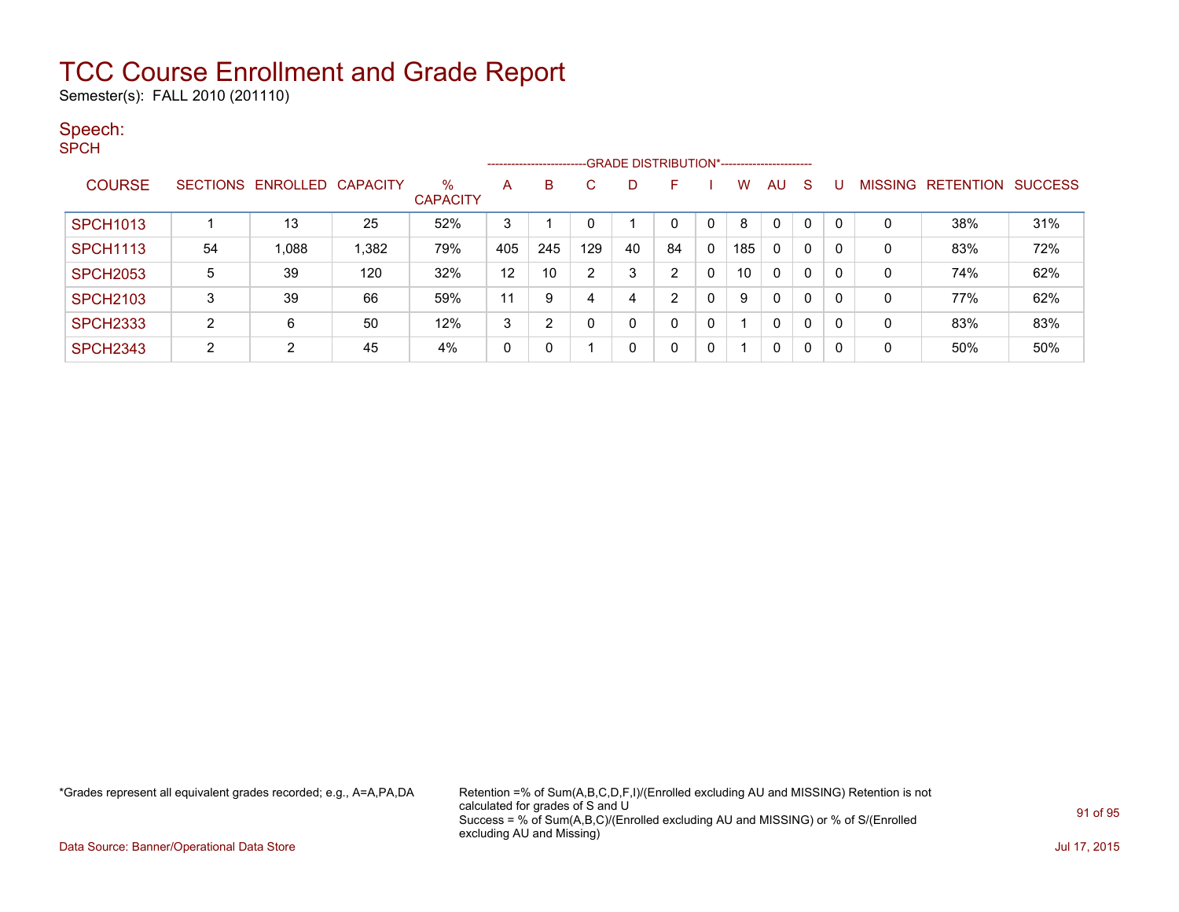# TCC Course Enrollment and Grade Report

Semester(s): FALL 2010 (201110)

## Speech:

SPCH

| COURSE | SECTIONS | ENROLLED | CAPACITY | % CAPACITY | A | B | C | D | F | I | W | AU | S | U | MISSING | RETENTION | SUCCESS |
|---|---|---|---|---|---|---|---|---|---|---|---|---|---|---|---|---|---|
| | | | | | GRADE DISTRIBUTION* | | | | | | | | | | | | |
| SPCH1013 | 1 | 13 | 25 | 52% | 3 | 1 | 0 | 1 | 0 | 0 | 8 | 0 | 0 | 0 | 0 | 38% | 31% |
| SPCH1113 | 54 | 1,088 | 1,382 | 79% | 405 | 245 | 129 | 40 | 84 | 0 | 185 | 0 | 0 | 0 | 0 | 83% | 72% |
| SPCH2053 | 5 | 39 | 120 | 32% | 12 | 10 | 2 | 3 | 2 | 0 | 10 | 0 | 0 | 0 | 0 | 74% | 62% |
| SPCH2103 | 3 | 39 | 66 | 59% | 11 | 9 | 4 | 4 | 2 | 0 | 9 | 0 | 0 | 0 | 0 | 77% | 62% |
| SPCH2333 | 2 | 6 | 50 | 12% | 3 | 2 | 0 | 0 | 0 | 0 | 1 | 0 | 0 | 0 | 0 | 83% | 83% |
| SPCH2343 | 2 | 2 | 45 | 4% | 0 | 0 | 1 | 0 | 0 | 0 | 1 | 0 | 0 | 0 | 0 | 50% | 50% |

*Grades represent all equivalent grades recorded; e.g., A=A,PA,DA

Retention =% of Sum(A,B,C,D,F,I)/(Enrolled excluding AU and MISSING) Retention is not calculated for grades of S and U
Success = % of Sum(A,B,C)/(Enrolled excluding AU and MISSING) or % of S/(Enrolled excluding AU and Missing)

Data Source: Banner/Operational Data Store

Jul 17, 2015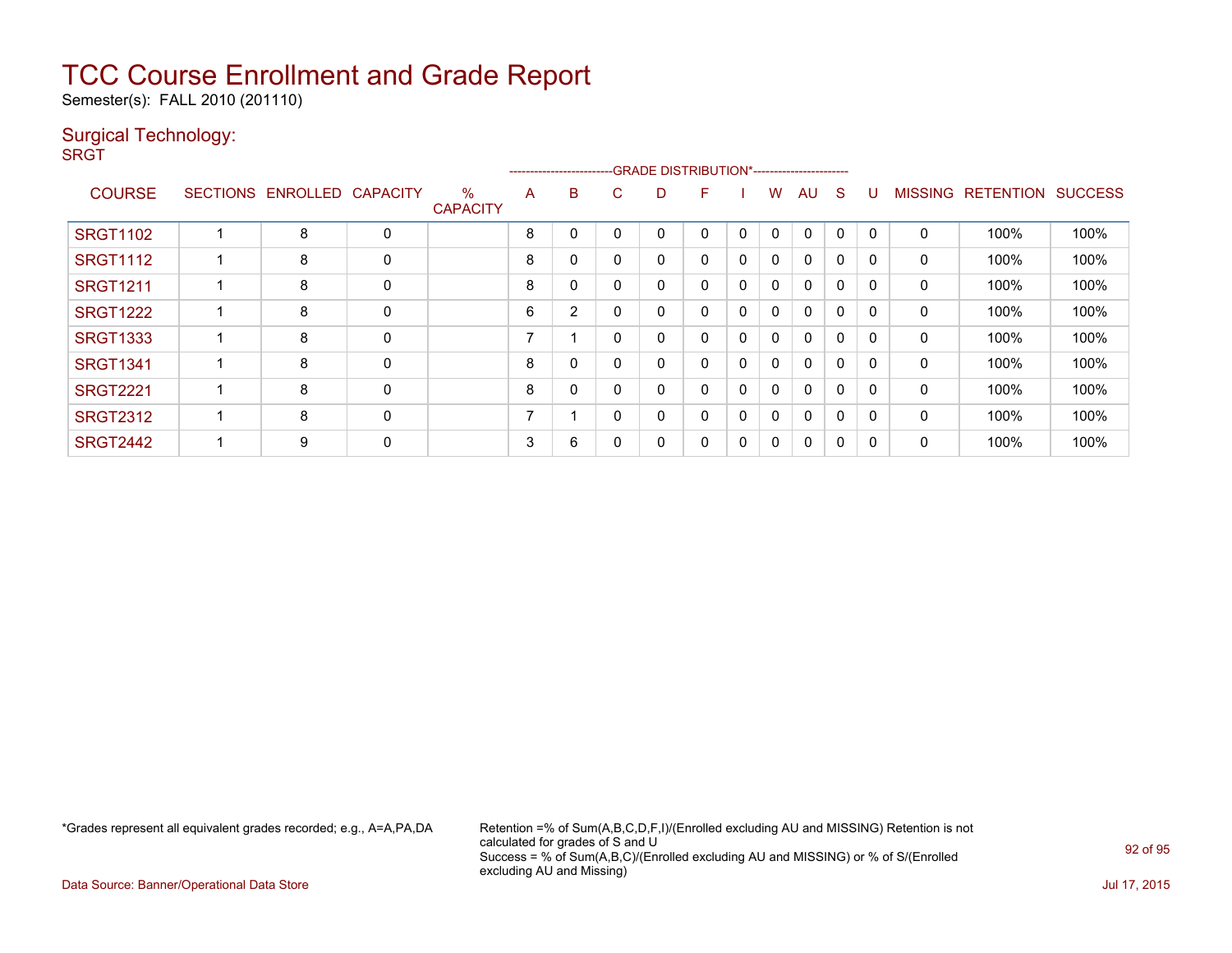# TCC Course Enrollment and Grade Report

Semester(s): FALL 2010 (201110)

## Surgical Technology:

SRGT

| COURSE | SECTIONS | ENROLLED | CAPACITY | % CAPACITY | A | B | C | D | F | I | W | AU | S | U | MISSING | RETENTION | SUCCESS |
|---|---|---|---|---|---|---|---|---|---|---|---|---|---|---|---|---|---|
| | | | | | GRADE DISTRIBUTION* | | | | | | | | | | | | |
| SRGT1102 | 1 | 8 | 0 | | 8 | 0 | 0 | 0 | 0 | 0 | 0 | 0 | 0 | 0 | 0 | 100% | 100% |
| SRGT1112 | 1 | 8 | 0 | | 8 | 0 | 0 | 0 | 0 | 0 | 0 | 0 | 0 | 0 | 0 | 100% | 100% |
| SRGT1211 | 1 | 8 | 0 | | 8 | 0 | 0 | 0 | 0 | 0 | 0 | 0 | 0 | 0 | 0 | 100% | 100% |
| SRGT1222 | 1 | 8 | 0 | | 6 | 2 | 0 | 0 | 0 | 0 | 0 | 0 | 0 | 0 | 0 | 100% | 100% |
| SRGT1333 | 1 | 8 | 0 | | 7 | 1 | 0 | 0 | 0 | 0 | 0 | 0 | 0 | 0 | 0 | 100% | 100% |
| SRGT1341 | 1 | 8 | 0 | | 8 | 0 | 0 | 0 | 0 | 0 | 0 | 0 | 0 | 0 | 0 | 100% | 100% |
| SRGT2221 | 1 | 8 | 0 | | 8 | 0 | 0 | 0 | 0 | 0 | 0 | 0 | 0 | 0 | 0 | 100% | 100% |
| SRGT2312 | 1 | 8 | 0 | | 7 | 1 | 0 | 0 | 0 | 0 | 0 | 0 | 0 | 0 | 0 | 100% | 100% |
| SRGT2442 | 1 | 9 | 0 | | 3 | 6 | 0 | 0 | 0 | 0 | 0 | 0 | 0 | 0 | 0 | 100% | 100% |

*Grades represent all equivalent grades recorded; e.g., A=A,PA,DA

Retention =% of Sum(A,B,C,D,F,I)/(Enrolled excluding AU and MISSING) Retention is not calculated for grades of S and U
Success = % of Sum(A,B,C)/(Enrolled excluding AU and MISSING) or % of S/(Enrolled excluding AU and Missing)

Data Source: Banner/Operational Data Store

Jul 17, 2015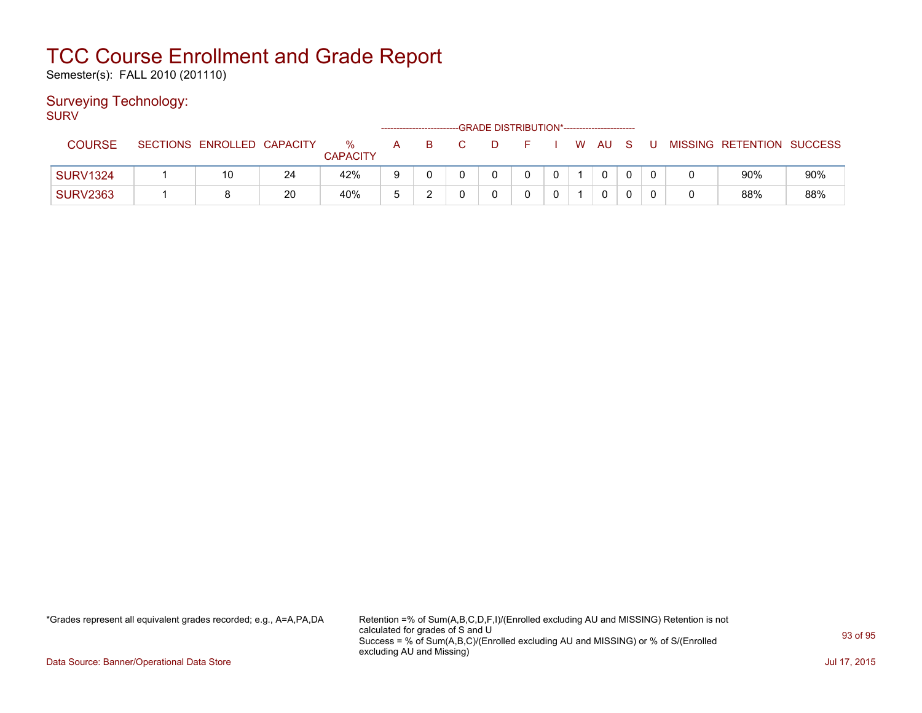# TCC Course Enrollment and Grade Report

Semester(s): FALL 2010 (201110)

## Surveying Technology:

SURV

| COURSE | SECTIONS | ENROLLED | CAPACITY | % CAPACITY | A | B | C | D | F | I | W | AU | S | U | MISSING | RETENTION | SUCCESS |
|---|---|---|---|---|---|---|---|---|---|---|---|---|---|---|---|---|---|
| | | | | | GRADE DISTRIBUTION* | | | | | | | | | | | | |
| SURV1324 | 1 | 10 | 24 | 42% | 9 | 0 | 0 | 0 | 0 | 0 | 1 | 0 | 0 | 0 | 0 | 90% | 90% |
| SURV2363 | 1 | 8 | 20 | 40% | 5 | 2 | 0 | 0 | 0 | 0 | 1 | 0 | 0 | 0 | 0 | 88% | 88% |

*Grades represent all equivalent grades recorded; e.g., A=A,PA,DA

Retention =% of Sum(A,B,C,D,F,I)/(Enrolled excluding AU and MISSING) Retention is not calculated for grades of S and U
Success = % of Sum(A,B,C)/(Enrolled excluding AU and MISSING) or % of S/(Enrolled excluding AU and Missing)

Data Source: Banner/Operational Data Store

Jul 17, 2015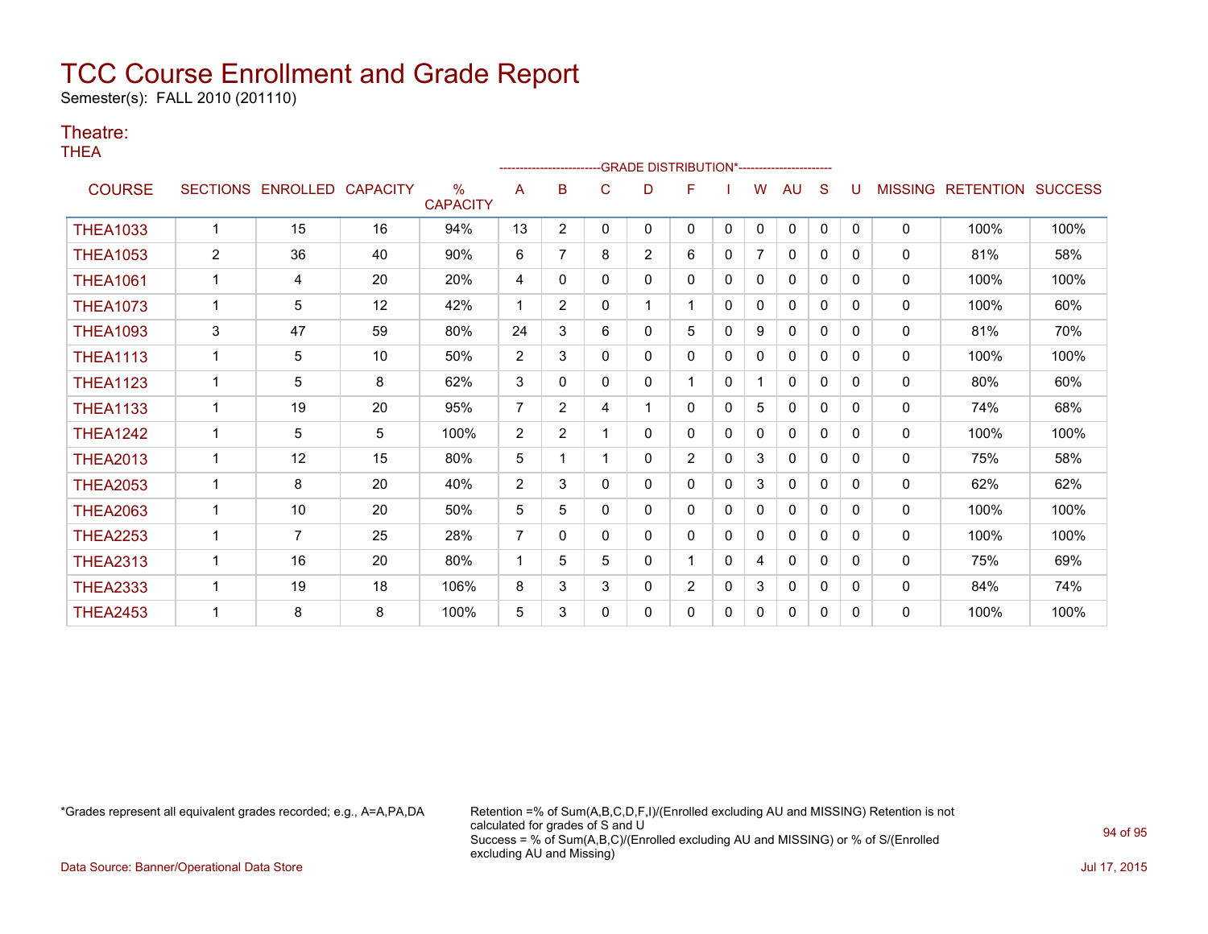# TCC Course Enrollment and Grade Report

Semester(s): FALL 2010 (201110)

## Theatre:

THEA

| COURSE | SECTIONS | ENROLLED | CAPACITY | % CAPACITY | A | B | C | D | F | I | W | AU | S | U | MISSING | RETENTION | SUCCESS |
|---|---|---|---|---|---|---|---|---|---|---|---|---|---|---|---|---|---|
| | | | | | GRADE DISTRIBUTION* | | | | | | | | | | | | |
| THEA1033 | 1 | 15 | 16 | 94% | 13 | 2 | 0 | 0 | 0 | 0 | 0 | 0 | 0 | 0 | 0 | 100% | 100% |
| THEA1053 | 2 | 36 | 40 | 90% | 6 | 7 | 8 | 2 | 6 | 0 | 7 | 0 | 0 | 0 | 0 | 81% | 58% |
| THEA1061 | 1 | 4 | 20 | 20% | 4 | 0 | 0 | 0 | 0 | 0 | 0 | 0 | 0 | 0 | 0 | 100% | 100% |
| THEA1073 | 1 | 5 | 12 | 42% | 1 | 2 | 0 | 1 | 1 | 0 | 0 | 0 | 0 | 0 | 0 | 100% | 60% |
| THEA1093 | 3 | 47 | 59 | 80% | 24 | 3 | 6 | 0 | 5 | 0 | 9 | 0 | 0 | 0 | 0 | 81% | 70% |
| THEA1113 | 1 | 5 | 10 | 50% | 2 | 3 | 0 | 0 | 0 | 0 | 0 | 0 | 0 | 0 | 0 | 100% | 100% |
| THEA1123 | 1 | 5 | 8 | 62% | 3 | 0 | 0 | 0 | 1 | 0 | 1 | 0 | 0 | 0 | 0 | 80% | 60% |
| THEA1133 | 1 | 19 | 20 | 95% | 7 | 2 | 4 | 1 | 0 | 0 | 5 | 0 | 0 | 0 | 0 | 74% | 68% |
| THEA1242 | 1 | 5 | 5 | 100% | 2 | 2 | 1 | 0 | 0 | 0 | 0 | 0 | 0 | 0 | 0 | 100% | 100% |
| THEA2013 | 1 | 12 | 15 | 80% | 5 | 1 | 1 | 0 | 2 | 0 | 3 | 0 | 0 | 0 | 0 | 75% | 58% |
| THEA2053 | 1 | 8 | 20 | 40% | 2 | 3 | 0 | 0 | 0 | 0 | 3 | 0 | 0 | 0 | 0 | 62% | 62% |
| THEA2063 | 1 | 10 | 20 | 50% | 5 | 5 | 0 | 0 | 0 | 0 | 0 | 0 | 0 | 0 | 0 | 100% | 100% |
| THEA2253 | 1 | 7 | 25 | 28% | 7 | 0 | 0 | 0 | 0 | 0 | 0 | 0 | 0 | 0 | 0 | 100% | 100% |
| THEA2313 | 1 | 16 | 20 | 80% | 1 | 5 | 5 | 0 | 1 | 0 | 4 | 0 | 0 | 0 | 0 | 75% | 69% |
| THEA2333 | 1 | 19 | 18 | 106% | 8 | 3 | 3 | 0 | 2 | 0 | 3 | 0 | 0 | 0 | 0 | 84% | 74% |
| THEA2453 | 1 | 8 | 8 | 100% | 5 | 3 | 0 | 0 | 0 | 0 | 0 | 0 | 0 | 0 | 0 | 100% | 100% |

*Grades represent all equivalent grades recorded; e.g., A=A,PA,DA

Retention =% of Sum(A,B,C,D,F,I)/(Enrolled excluding AU and MISSING) Retention is not calculated for grades of S and U
Success = % of Sum(A,B,C)/(Enrolled excluding AU and MISSING) or % of S/(Enrolled excluding AU and Missing)

Data Source: Banner/Operational Data Store

Jul 17, 2015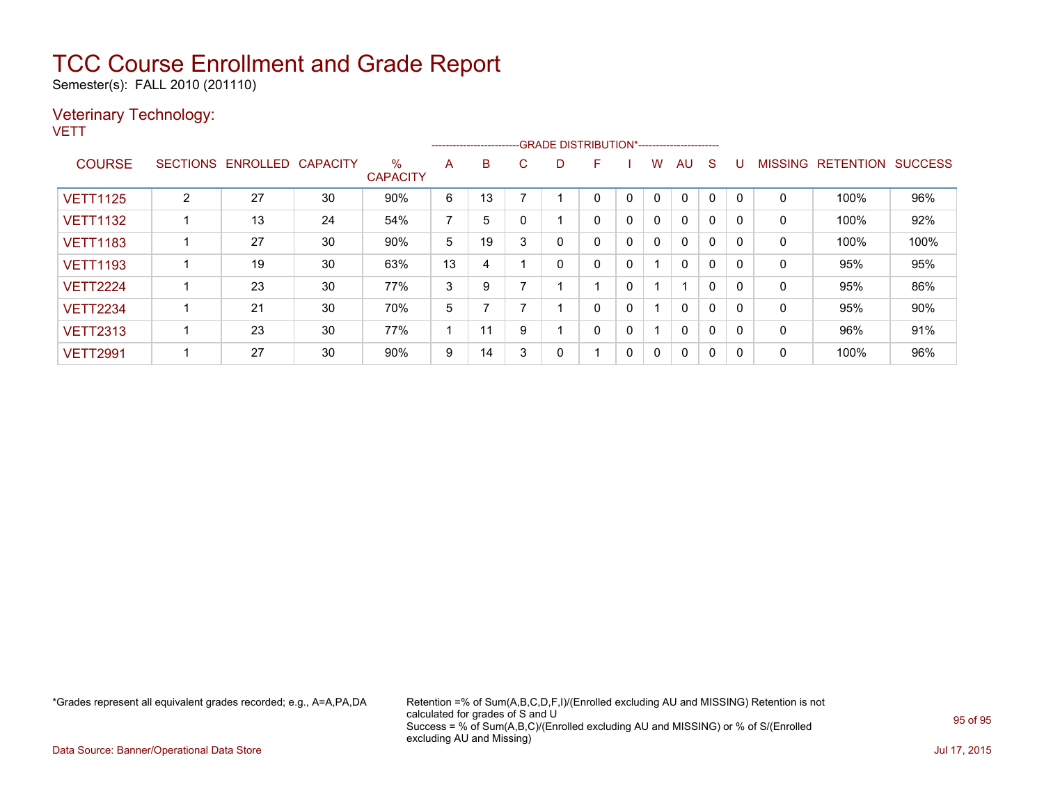# TCC Course Enrollment and Grade Report

Semester(s): FALL 2010 (201110)

## Veterinary Technology:

VETT

| COURSE | SECTIONS | ENROLLED | CAPACITY | % CAPACITY | -----GRADE DISTRIBUTION*----- A | B | C | D | F | I | W | AU | S | U | MISSING | RETENTION | SUCCESS |
|---|---|---|---|---|---|---|---|---|---|---|---|---|---|---|---|---|---|
| VETT1125 | 2 | 27 | 30 | 90% | 6 | 13 | 7 | 1 | 0 | 0 | 0 | 0 | 0 | 0 | 0 | 100% | 96% |
| VETT1132 | 1 | 13 | 24 | 54% | 7 | 5 | 0 | 1 | 0 | 0 | 0 | 0 | 0 | 0 | 0 | 100% | 92% |
| VETT1183 | 1 | 27 | 30 | 90% | 5 | 19 | 3 | 0 | 0 | 0 | 0 | 0 | 0 | 0 | 0 | 100% | 100% |
| VETT1193 | 1 | 19 | 30 | 63% | 13 | 4 | 1 | 0 | 0 | 0 | 1 | 0 | 0 | 0 | 0 | 95% | 95% |
| VETT2224 | 1 | 23 | 30 | 77% | 3 | 9 | 7 | 1 | 1 | 0 | 1 | 1 | 0 | 0 | 0 | 95% | 86% |
| VETT2234 | 1 | 21 | 30 | 70% | 5 | 7 | 7 | 1 | 0 | 0 | 1 | 0 | 0 | 0 | 0 | 95% | 90% |
| VETT2313 | 1 | 23 | 30 | 77% | 1 | 11 | 9 | 1 | 0 | 0 | 1 | 0 | 0 | 0 | 0 | 96% | 91% |
| VETT2991 | 1 | 27 | 30 | 90% | 9 | 14 | 3 | 0 | 1 | 0 | 0 | 0 | 0 | 0 | 0 | 100% | 96% |

*Grades represent all equivalent grades recorded; e.g., A=A,PA,DA

Retention =% of Sum(A,B,C,D,F,I)/(Enrolled excluding AU and MISSING) Retention is not calculated for grades of S and U
Success = % of Sum(A,B,C)/(Enrolled excluding AU and MISSING) or % of S/(Enrolled excluding AU and Missing)

Data Source: Banner/Operational Data Store

Jul 17, 2015